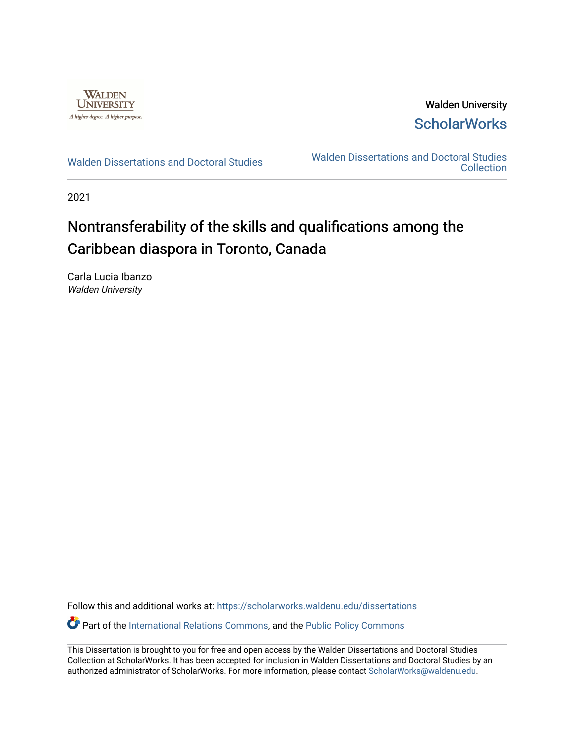Walden University

ScholarWorks

Walden Dissertations and Doctoral Studies

Walden Dissertations and Doctoral Studies Collection

2021

# Nontransferability of the skills and qualifications among the Caribbean diaspora in Toronto, Canada

Carla Lucia Ibanzo
*Walden University*

Follow this and additional works at: https://scholarworks.waldenu.edu/dissertations

Part of the International Relations Commons, and the Public Policy Commons

This Dissertation is brought to you for free and open access by the Walden Dissertations and Doctoral Studies Collection at ScholarWorks. It has been accepted for inclusion in Walden Dissertations and Doctoral Studies by an authorized administrator of ScholarWorks. For more information, please contact ScholarWorks@waldenu.edu.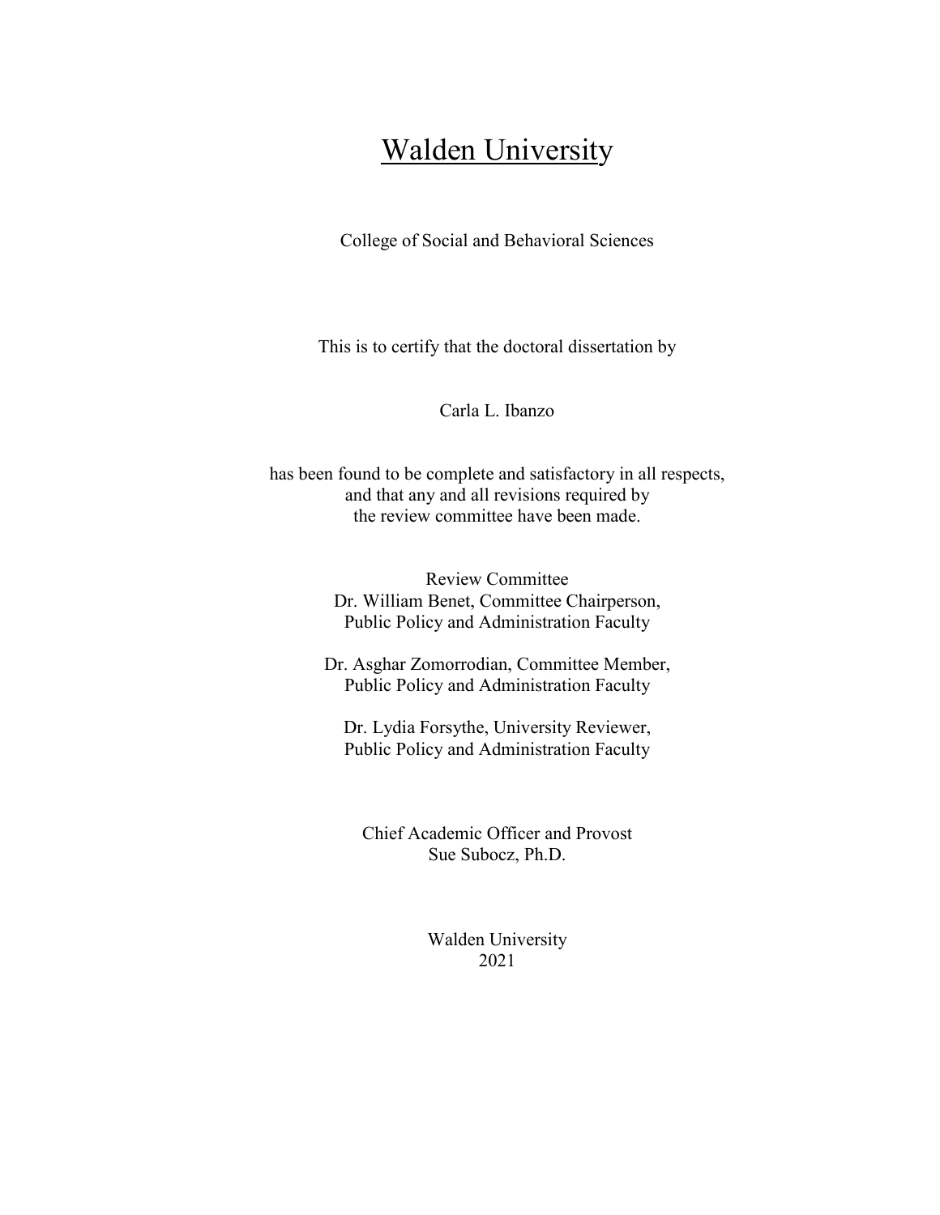# Walden University

College of Social and Behavioral Sciences

This is to certify that the doctoral dissertation by

Carla L. Ibanzo

has been found to be complete and satisfactory in all respects,
and that any and all revisions required by
the review committee have been made.

Review Committee
Dr. William Benet, Committee Chairperson,
Public Policy and Administration Faculty

Dr. Asghar Zomorrodian, Committee Member,
Public Policy and Administration Faculty

Dr. Lydia Forsythe, University Reviewer,
Public Policy and Administration Faculty

Chief Academic Officer and Provost
Sue Subocz, Ph.D.

Walden University
2021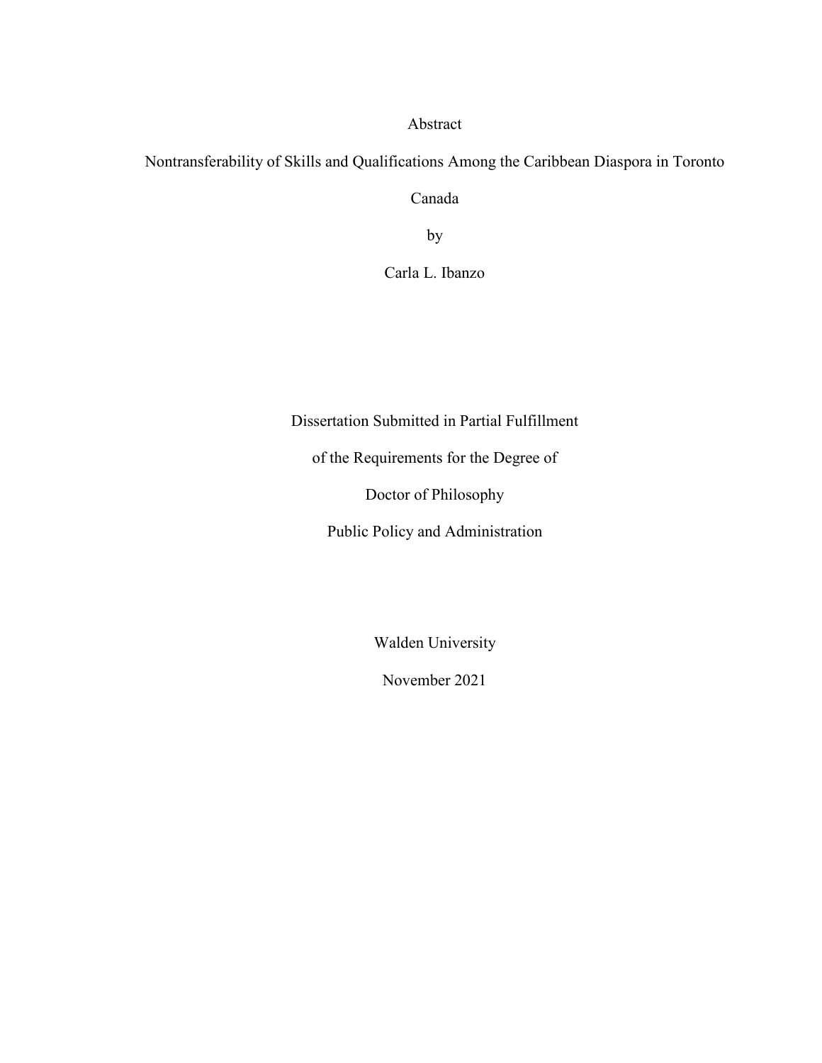Abstract

Nontransferability of Skills and Qualifications Among the Caribbean Diaspora in Toronto Canada

by

Carla L. Ibanzo

Dissertation Submitted in Partial Fulfillment

of the Requirements for the Degree of

Doctor of Philosophy

Public Policy and Administration

Walden University

November 2021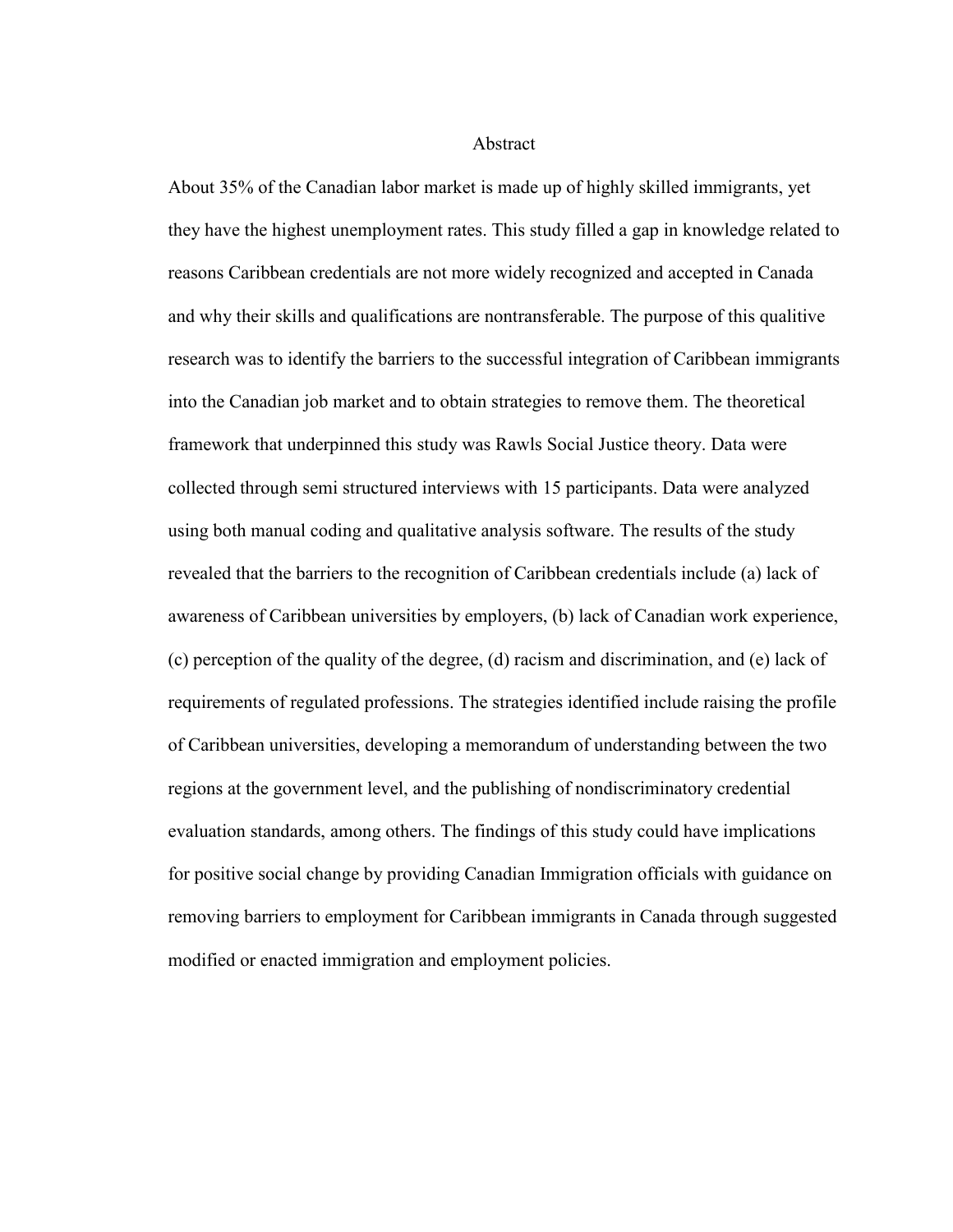# Abstract

About 35% of the Canadian labor market is made up of highly skilled immigrants, yet they have the highest unemployment rates. This study filled a gap in knowledge related to reasons Caribbean credentials are not more widely recognized and accepted in Canada and why their skills and qualifications are nontransferable. The purpose of this qualitive research was to identify the barriers to the successful integration of Caribbean immigrants into the Canadian job market and to obtain strategies to remove them. The theoretical framework that underpinned this study was Rawls Social Justice theory. Data were collected through semi structured interviews with 15 participants. Data were analyzed using both manual coding and qualitative analysis software. The results of the study revealed that the barriers to the recognition of Caribbean credentials include (a) lack of awareness of Caribbean universities by employers, (b) lack of Canadian work experience, (c) perception of the quality of the degree, (d) racism and discrimination, and (e) lack of requirements of regulated professions. The strategies identified include raising the profile of Caribbean universities, developing a memorandum of understanding between the two regions at the government level, and the publishing of nondiscriminatory credential evaluation standards, among others. The findings of this study could have implications for positive social change by providing Canadian Immigration officials with guidance on removing barriers to employment for Caribbean immigrants in Canada through suggested modified or enacted immigration and employment policies.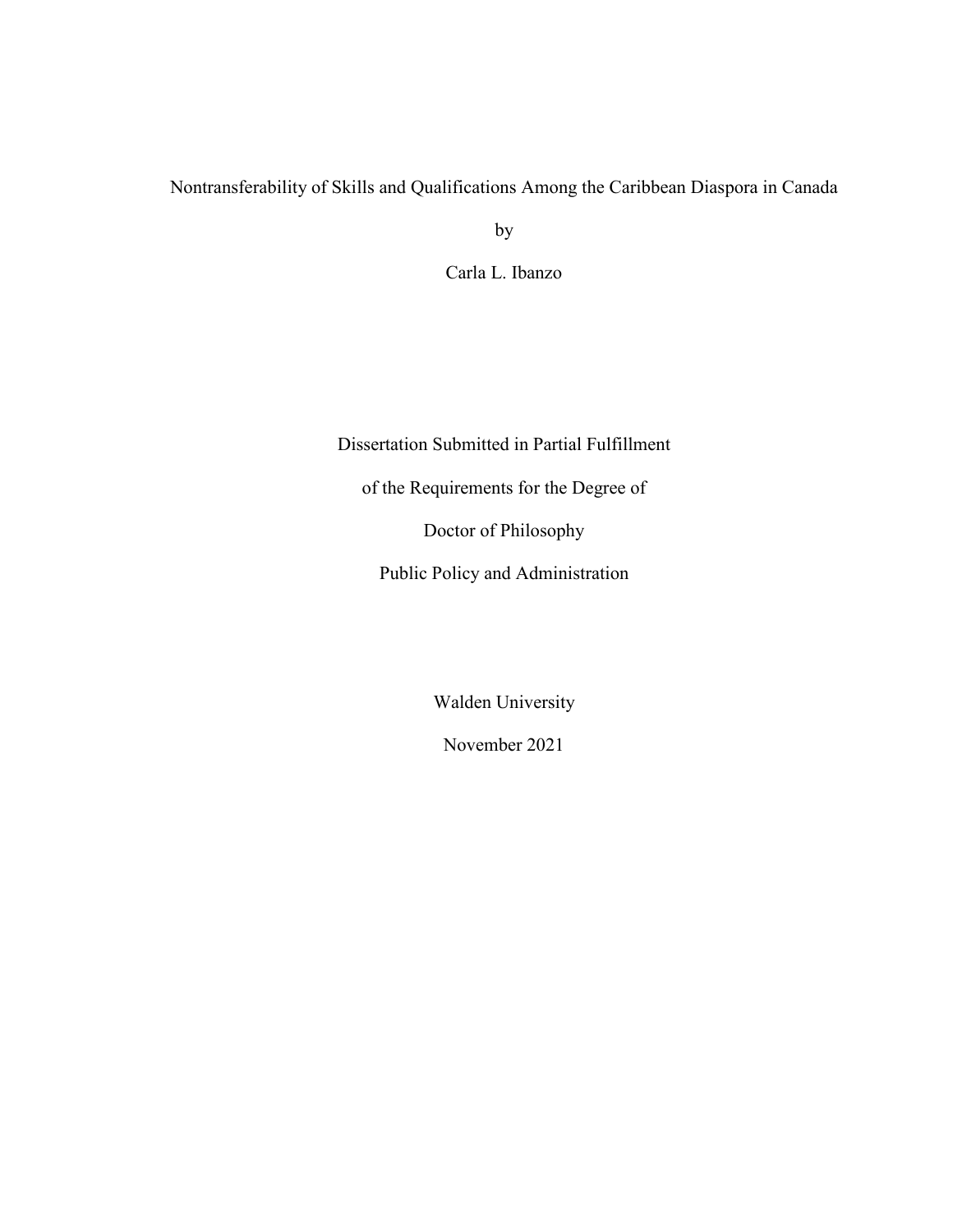Nontransferability of Skills and Qualifications Among the Caribbean Diaspora in Canada

by

Carla L. Ibanzo

Dissertation Submitted in Partial Fulfillment

of the Requirements for the Degree of

Doctor of Philosophy

Public Policy and Administration

Walden University

November 2021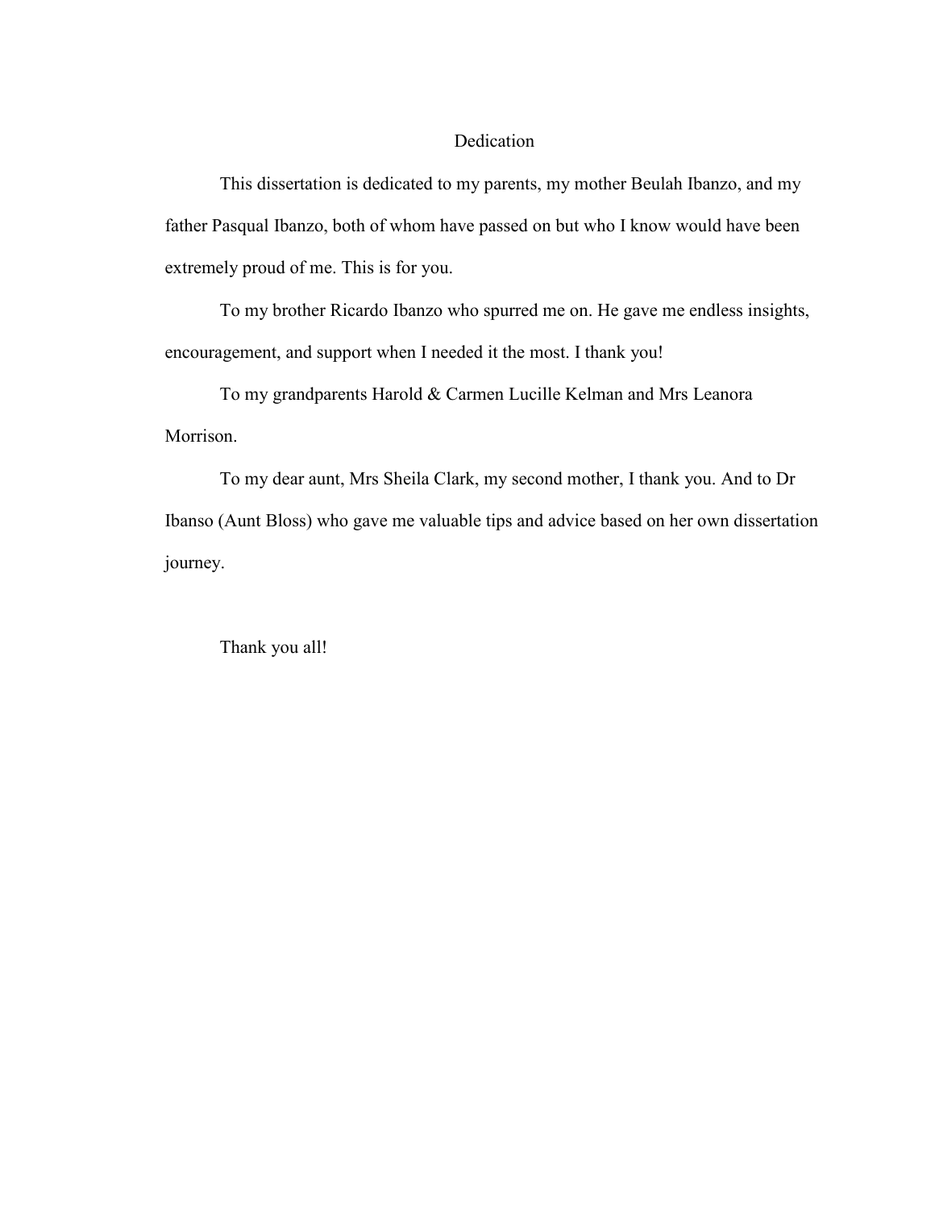# Dedication

This dissertation is dedicated to my parents, my mother Beulah Ibanzo, and my father Pasqual Ibanzo, both of whom have passed on but who I know would have been extremely proud of me. This is for you.

To my brother Ricardo Ibanzo who spurred me on. He gave me endless insights, encouragement, and support when I needed it the most. I thank you!

To my grandparents Harold & Carmen Lucille Kelman and Mrs Leanora Morrison.

To my dear aunt, Mrs Sheila Clark, my second mother, I thank you. And to Dr Ibanso (Aunt Bloss) who gave me valuable tips and advice based on her own dissertation journey.

Thank you all!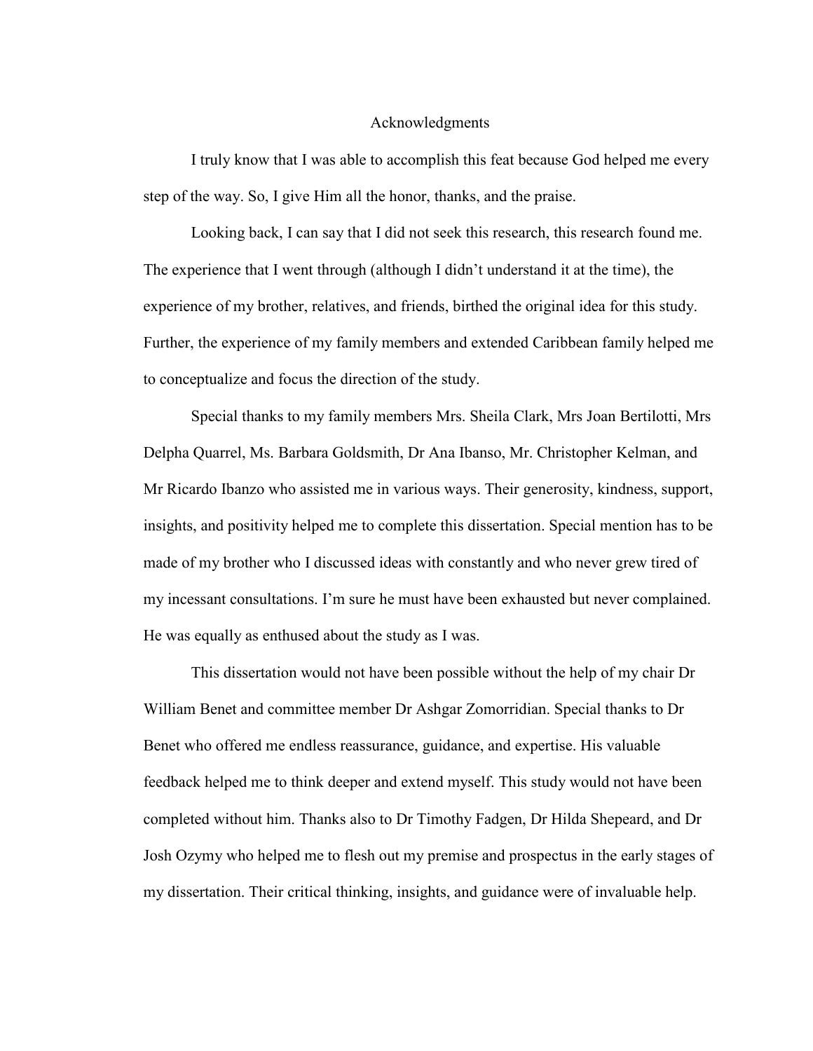# Acknowledgments

I truly know that I was able to accomplish this feat because God helped me every step of the way. So, I give Him all the honor, thanks, and the praise.

Looking back, I can say that I did not seek this research, this research found me. The experience that I went through (although I didn't understand it at the time), the experience of my brother, relatives, and friends, birthed the original idea for this study. Further, the experience of my family members and extended Caribbean family helped me to conceptualize and focus the direction of the study.

Special thanks to my family members Mrs. Sheila Clark, Mrs Joan Bertilotti, Mrs Delpha Quarrel, Ms. Barbara Goldsmith, Dr Ana Ibanso, Mr. Christopher Kelman, and Mr Ricardo Ibanzo who assisted me in various ways. Their generosity, kindness, support, insights, and positivity helped me to complete this dissertation. Special mention has to be made of my brother who I discussed ideas with constantly and who never grew tired of my incessant consultations. I'm sure he must have been exhausted but never complained. He was equally as enthused about the study as I was.

This dissertation would not have been possible without the help of my chair Dr William Benet and committee member Dr Ashgar Zomorridian. Special thanks to Dr Benet who offered me endless reassurance, guidance, and expertise. His valuable feedback helped me to think deeper and extend myself. This study would not have been completed without him. Thanks also to Dr Timothy Fadgen, Dr Hilda Shepeard, and Dr Josh Ozymy who helped me to flesh out my premise and prospectus in the early stages of my dissertation. Their critical thinking, insights, and guidance were of invaluable help.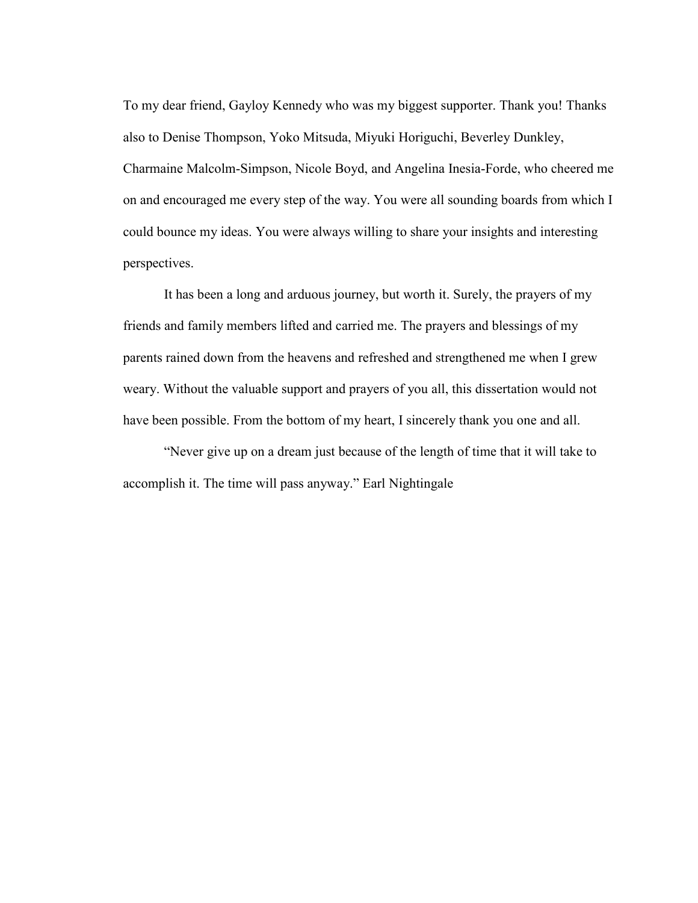To my dear friend, Gayloy Kennedy who was my biggest supporter. Thank you! Thanks also to Denise Thompson, Yoko Mitsuda, Miyuki Horiguchi, Beverley Dunkley, Charmaine Malcolm-Simpson, Nicole Boyd, and Angelina Inesia-Forde, who cheered me on and encouraged me every step of the way. You were all sounding boards from which I could bounce my ideas. You were always willing to share your insights and interesting perspectives.

It has been a long and arduous journey, but worth it. Surely, the prayers of my friends and family members lifted and carried me. The prayers and blessings of my parents rained down from the heavens and refreshed and strengthened me when I grew weary. Without the valuable support and prayers of you all, this dissertation would not have been possible. From the bottom of my heart, I sincerely thank you one and all.

"Never give up on a dream just because of the length of time that it will take to accomplish it. The time will pass anyway." Earl Nightingale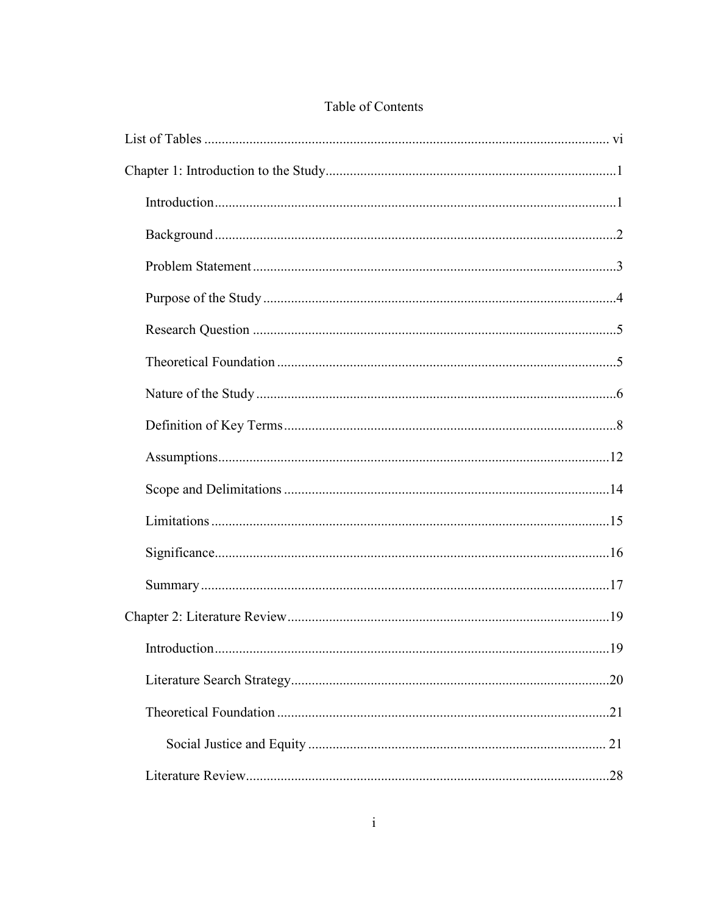# Table of Contents

List of Tables ..................................................................................................................... vi

Chapter 1: Introduction to the Study....................................................................................1

- Introduction....................................................................................................................1
- Background ....................................................................................................................2
- Problem Statement .........................................................................................................3
- Purpose of the Study ......................................................................................................4
- Research Question .........................................................................................................5
- Theoretical Foundation ..................................................................................................5
- Nature of the Study ........................................................................................................6
- Definition of Key Terms ................................................................................................8
- Assumptions.................................................................................................................12
- Scope and Delimitations ..............................................................................................14
- Limitations ...................................................................................................................15
- Significance..................................................................................................................16
- Summary ......................................................................................................................17

Chapter 2: Literature Review.............................................................................................19

- Introduction..................................................................................................................19
- Literature Search Strategy............................................................................................20
- Theoretical Foundation ................................................................................................21
  - Social Justice and Equity ...................................................................................... 21
- Literature Review.........................................................................................................28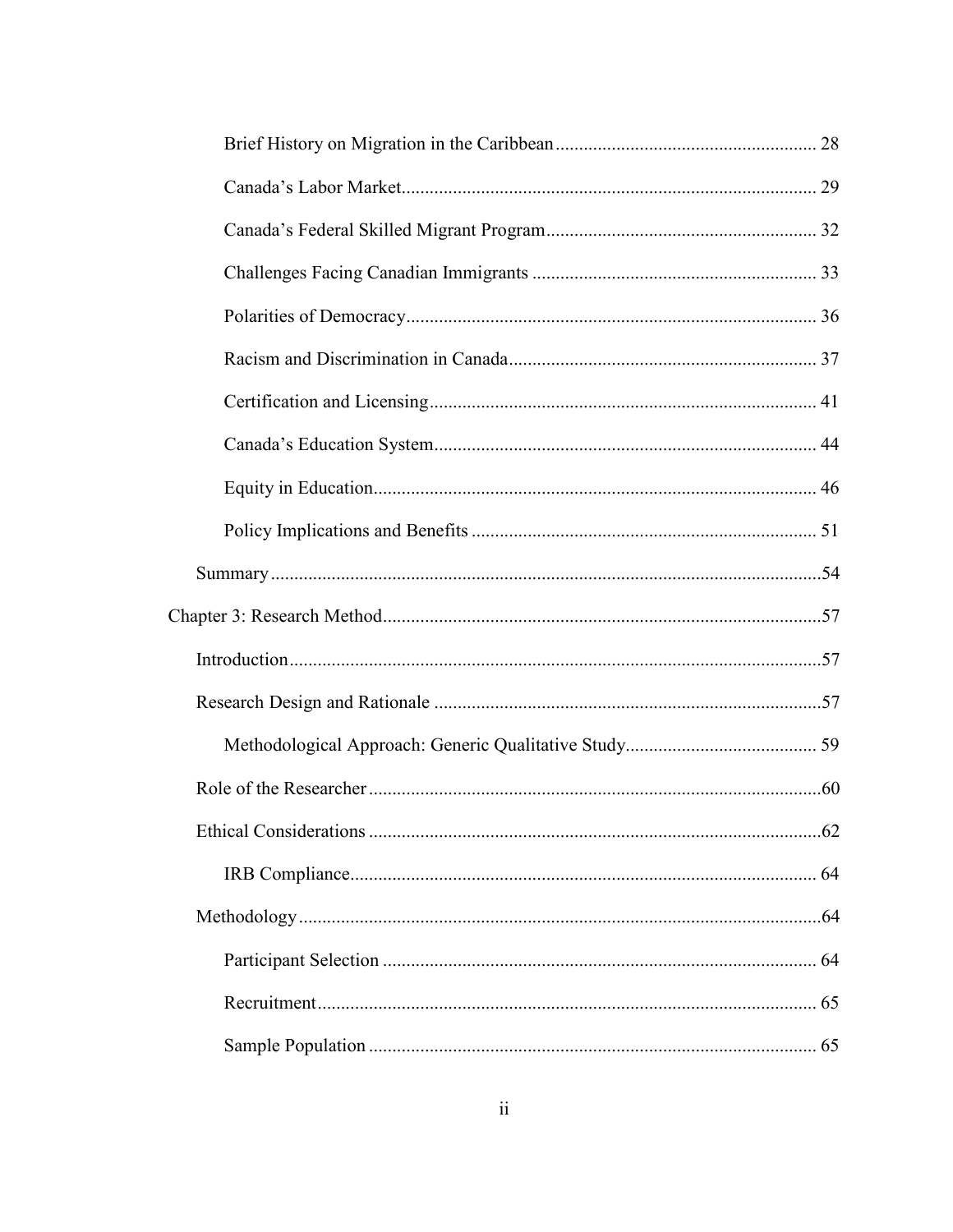Brief History on Migration in the Caribbean ........................................................ 28

Canada's Labor Market ........................................................................................ 29

Canada's Federal Skilled Migrant Program .......................................................... 32

Challenges Facing Canadian Immigrants ............................................................. 33

Polarities of Democracy ....................................................................................... 36

Racism and Discrimination in Canada ................................................................. 37

Certification and Licensing .................................................................................. 41

Canada's Education System ................................................................................. 44

Equity in Education .............................................................................................. 46

Policy Implications and Benefits .......................................................................... 51

Summary ..................................................................................................................... 54

Chapter 3: Research Method ............................................................................................ 57

Introduction ................................................................................................................. 57

Research Design and Rationale ................................................................................... 57

Methodological Approach: Generic Qualitative Study ......................................... 59

Role of the Researcher ................................................................................................. 60

Ethical Considerations ................................................................................................. 62

IRB Compliance .................................................................................................... 64

Methodology ............................................................................................................... 64

Participant Selection ............................................................................................. 64

Recruitment ........................................................................................................... 65

Sample Population ................................................................................................ 65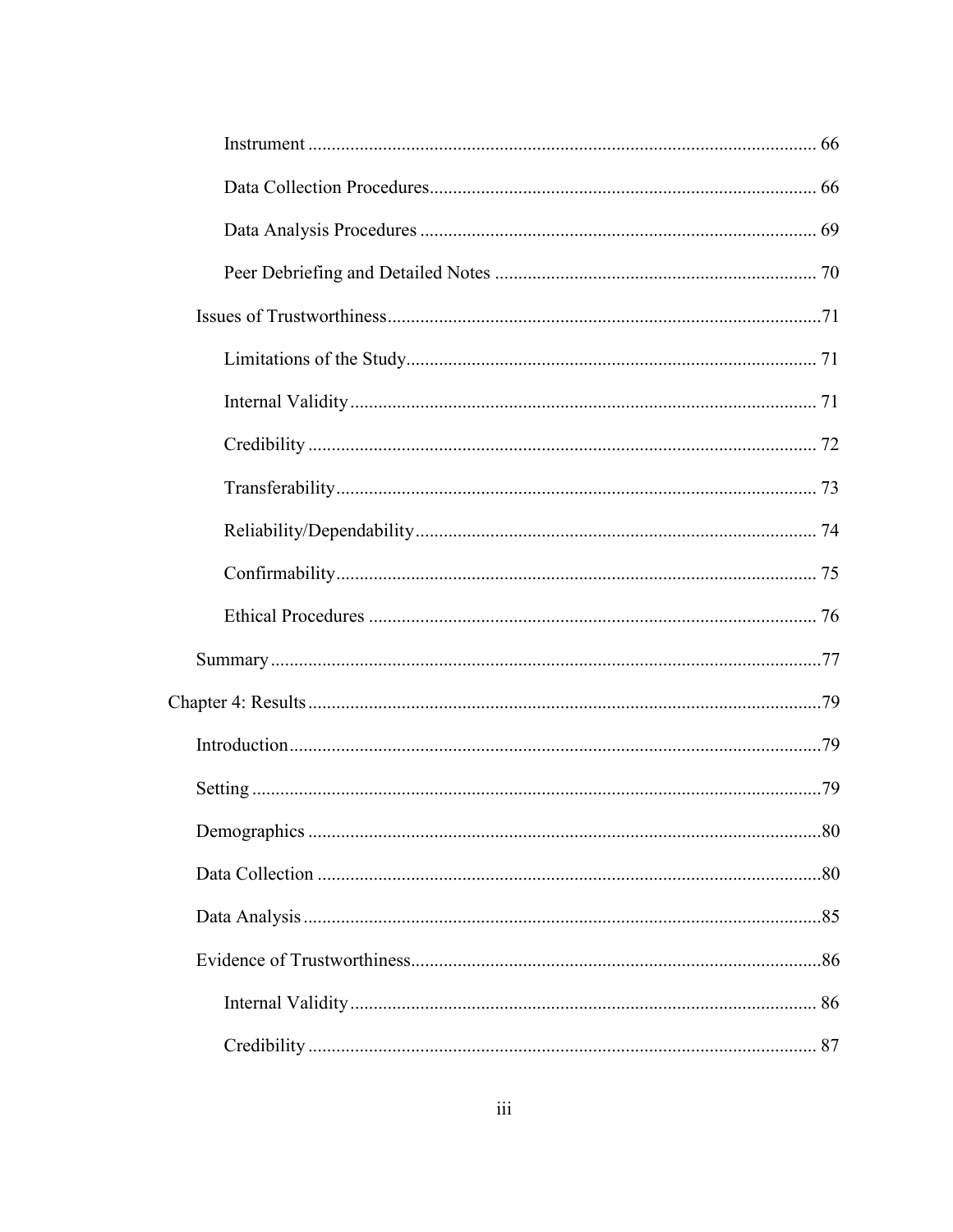Instrument ........................................................................................................ 66

Data Collection Procedures............................................................................... 66

Data Analysis Procedures ................................................................................. 69

Peer Debriefing and Detailed Notes .................................................................. 70

Issues of Trustworthiness..........................................................................................71

Limitations of the Study.................................................................................... 71

Internal Validity................................................................................................ 71

Credibility ........................................................................................................ 72

Transferability................................................................................................... 73

Reliability/Dependability.................................................................................. 74

Confirmability................................................................................................... 75

Ethical Procedures ............................................................................................ 76

Summary ...................................................................................................................77

Chapter 4: Results ...........................................................................................................79

Introduction...............................................................................................................79

Setting .......................................................................................................................79

Demographics ...........................................................................................................80

Data Collection .........................................................................................................80

Data Analysis ............................................................................................................85

Evidence of Trustworthiness.....................................................................................86

Internal Validity................................................................................................ 86

Credibility ........................................................................................................ 87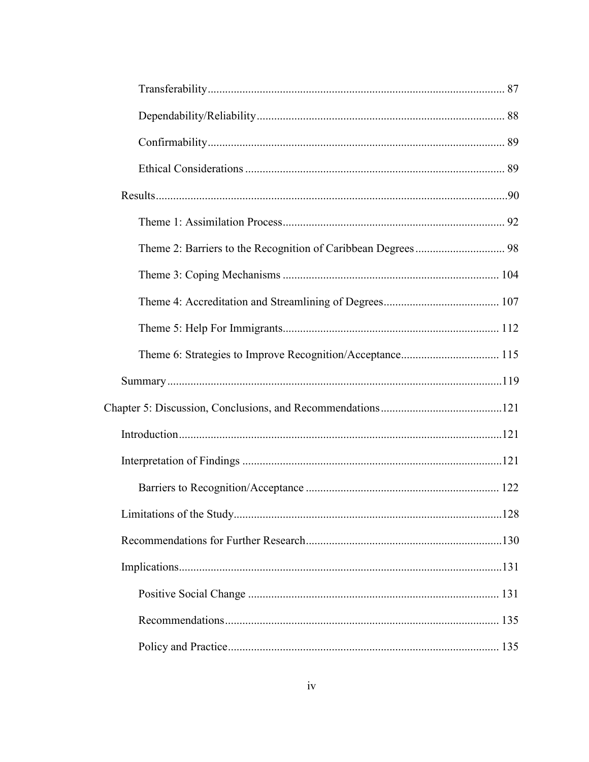Transferability ..................................................................................................... 87

Dependability/Reliability .................................................................................... 88

Confirmability ..................................................................................................... 89

Ethical Considerations ........................................................................................ 89

Results .......................................................................................................................90

Theme 1: Assimilation Process ........................................................................... 92

Theme 2: Barriers to the Recognition of Caribbean Degrees .............................. 98

Theme 3: Coping Mechanisms .......................................................................... 104

Theme 4: Accreditation and Streamlining of Degrees ....................................... 107

Theme 5: Help For Immigrants .......................................................................... 112

Theme 6: Strategies to Improve Recognition/Acceptance .................................. 115

Summary ..................................................................................................................119

Chapter 5: Discussion, Conclusions, and Recommendations ..........................................121

Introduction ..............................................................................................................121

Interpretation of Findings .........................................................................................121

Barriers to Recognition/Acceptance .................................................................. 122

Limitations of the Study ...........................................................................................128

Recommendations for Further Research ..................................................................130

Implications ..............................................................................................................131

Positive Social Change ...................................................................................... 131

Recommendations .............................................................................................. 135

Policy and Practice ............................................................................................. 135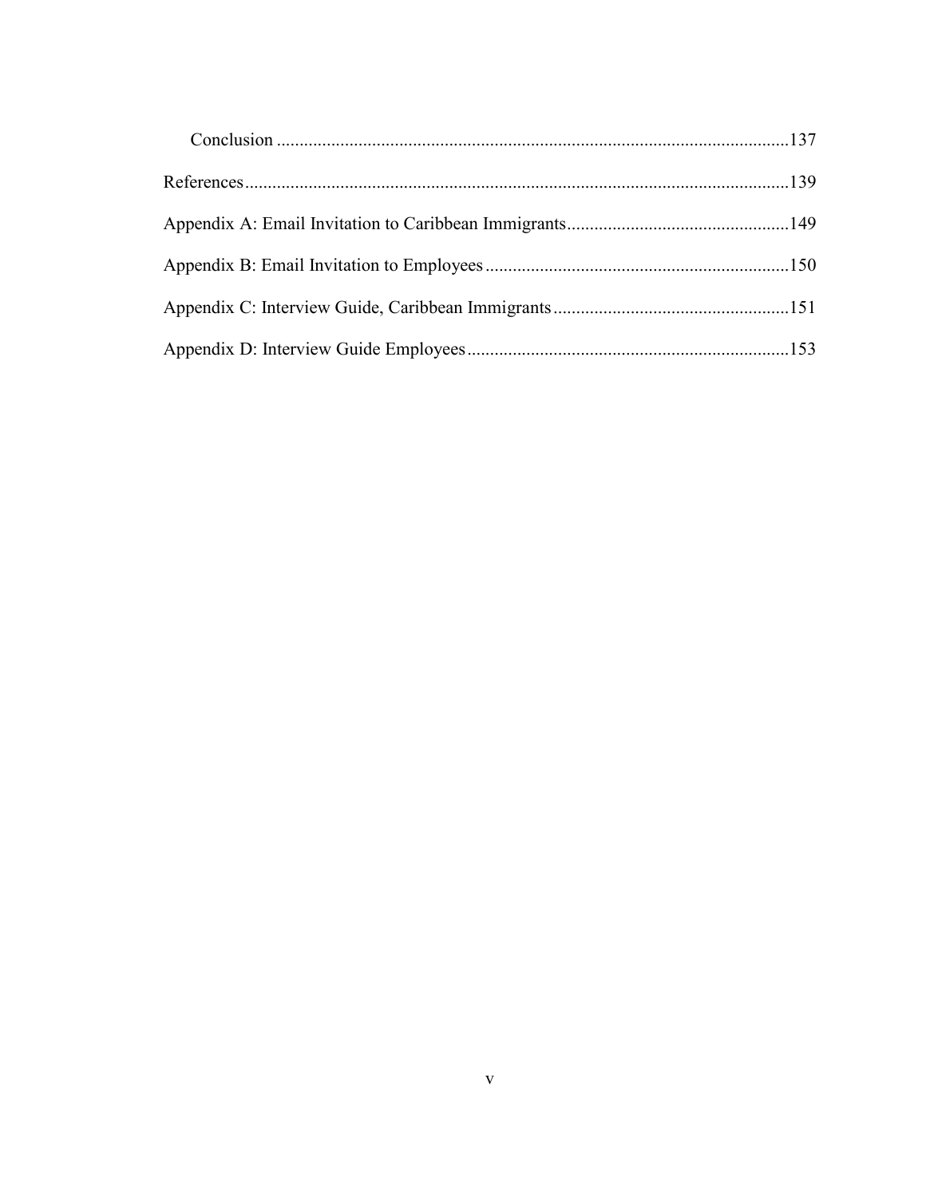Conclusion ................................................................................................................137

References......................................................................................................................139

Appendix A: Email Invitation to Caribbean Immigrants................................................149

Appendix B: Email Invitation to Employees..................................................................150

Appendix C: Interview Guide, Caribbean Immigrants...................................................151

Appendix D: Interview Guide Employees......................................................................153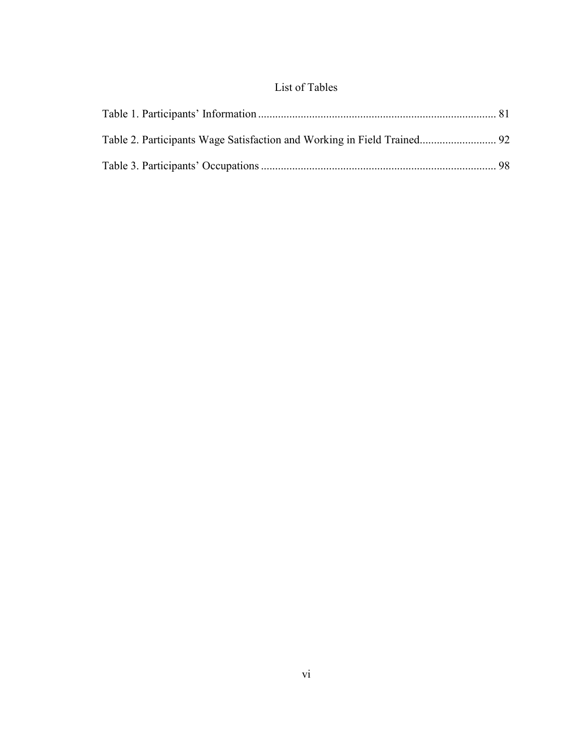# List of Tables

Table 1. Participants' Information .................................................................................. 81

Table 2. Participants Wage Satisfaction and Working in Field Trained........................... 92

Table 3. Participants' Occupations .................................................................................. 98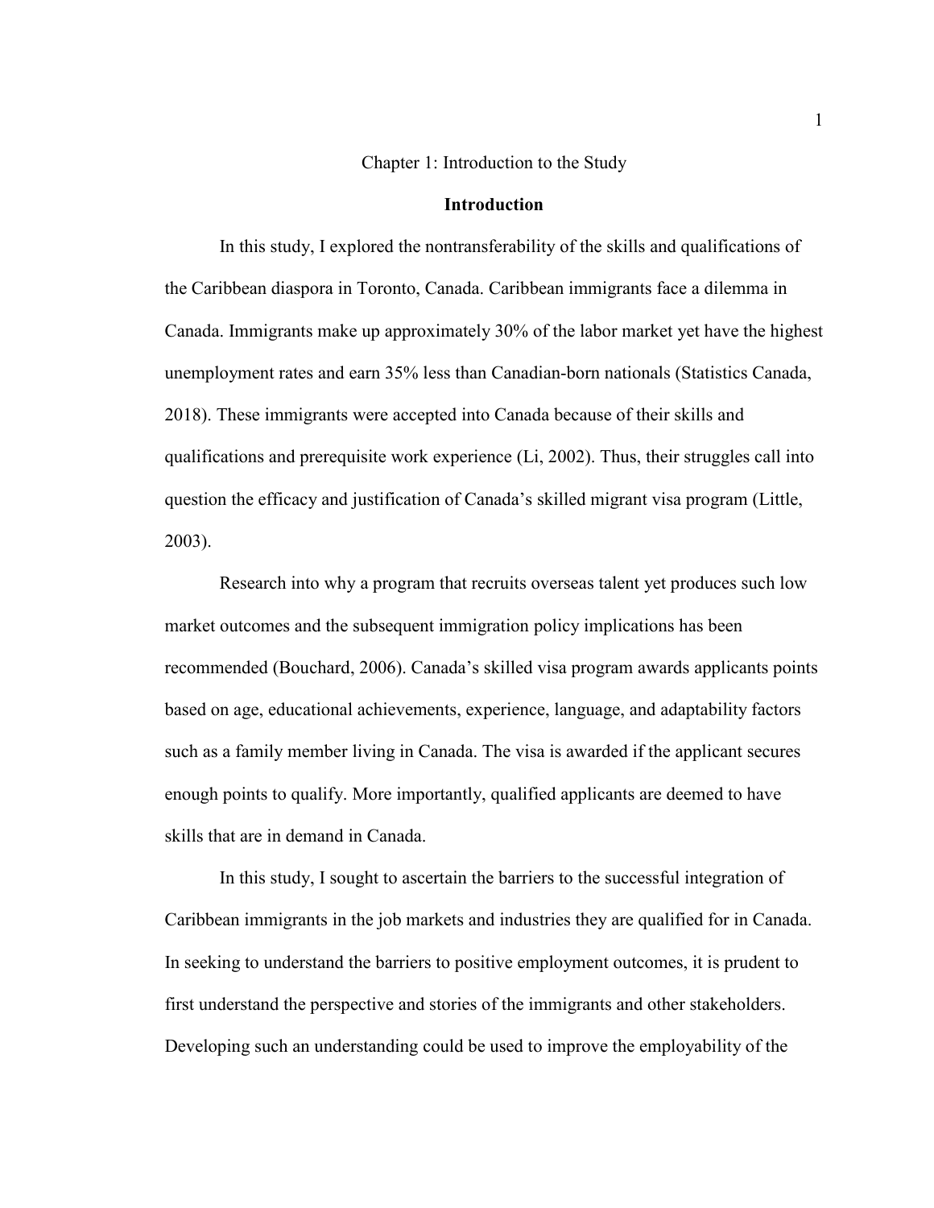# Chapter 1: Introduction to the Study

## Introduction

In this study, I explored the nontransferability of the skills and qualifications of the Caribbean diaspora in Toronto, Canada. Caribbean immigrants face a dilemma in Canada. Immigrants make up approximately 30% of the labor market yet have the highest unemployment rates and earn 35% less than Canadian-born nationals (Statistics Canada, 2018). These immigrants were accepted into Canada because of their skills and qualifications and prerequisite work experience (Li, 2002). Thus, their struggles call into question the efficacy and justification of Canada's skilled migrant visa program (Little, 2003).

Research into why a program that recruits overseas talent yet produces such low market outcomes and the subsequent immigration policy implications has been recommended (Bouchard, 2006). Canada's skilled visa program awards applicants points based on age, educational achievements, experience, language, and adaptability factors such as a family member living in Canada. The visa is awarded if the applicant secures enough points to qualify. More importantly, qualified applicants are deemed to have skills that are in demand in Canada.

In this study, I sought to ascertain the barriers to the successful integration of Caribbean immigrants in the job markets and industries they are qualified for in Canada. In seeking to understand the barriers to positive employment outcomes, it is prudent to first understand the perspective and stories of the immigrants and other stakeholders. Developing such an understanding could be used to improve the employability of the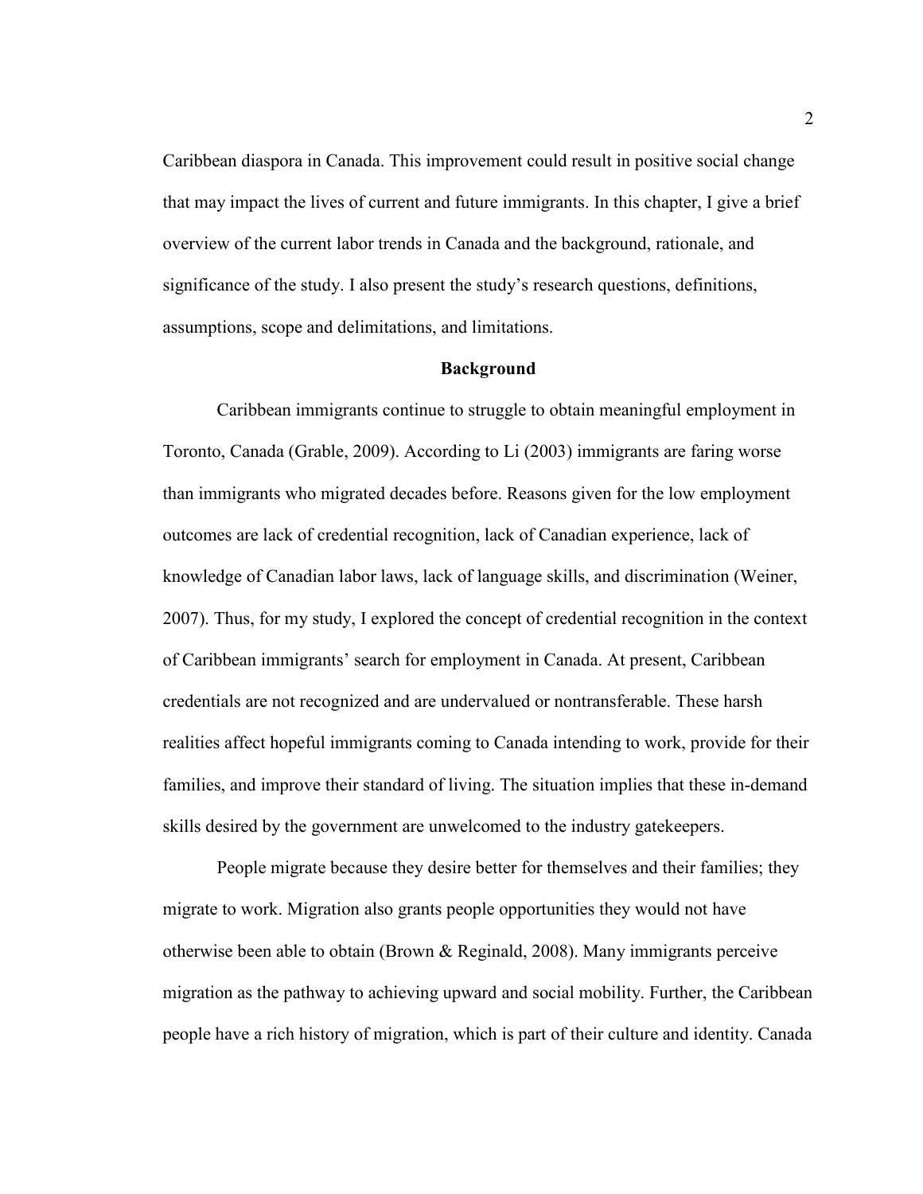Caribbean diaspora in Canada. This improvement could result in positive social change that may impact the lives of current and future immigrants. In this chapter, I give a brief overview of the current labor trends in Canada and the background, rationale, and significance of the study. I also present the study's research questions, definitions, assumptions, scope and delimitations, and limitations.

## Background

Caribbean immigrants continue to struggle to obtain meaningful employment in Toronto, Canada (Grable, 2009). According to Li (2003) immigrants are faring worse than immigrants who migrated decades before. Reasons given for the low employment outcomes are lack of credential recognition, lack of Canadian experience, lack of knowledge of Canadian labor laws, lack of language skills, and discrimination (Weiner, 2007). Thus, for my study, I explored the concept of credential recognition in the context of Caribbean immigrants' search for employment in Canada. At present, Caribbean credentials are not recognized and are undervalued or nontransferable. These harsh realities affect hopeful immigrants coming to Canada intending to work, provide for their families, and improve their standard of living. The situation implies that these in-demand skills desired by the government are unwelcomed to the industry gatekeepers.

People migrate because they desire better for themselves and their families; they migrate to work. Migration also grants people opportunities they would not have otherwise been able to obtain (Brown & Reginald, 2008). Many immigrants perceive migration as the pathway to achieving upward and social mobility. Further, the Caribbean people have a rich history of migration, which is part of their culture and identity. Canada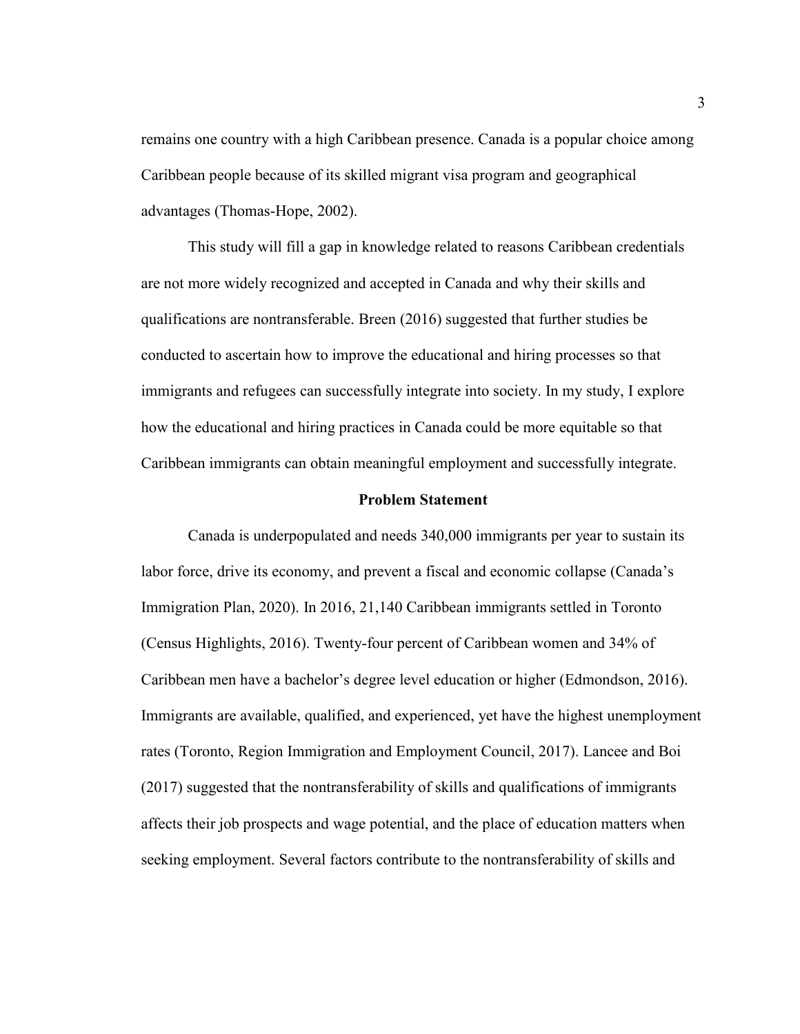remains one country with a high Caribbean presence. Canada is a popular choice among Caribbean people because of its skilled migrant visa program and geographical advantages (Thomas-Hope, 2002).

This study will fill a gap in knowledge related to reasons Caribbean credentials are not more widely recognized and accepted in Canada and why their skills and qualifications are nontransferable. Breen (2016) suggested that further studies be conducted to ascertain how to improve the educational and hiring processes so that immigrants and refugees can successfully integrate into society. In my study, I explore how the educational and hiring practices in Canada could be more equitable so that Caribbean immigrants can obtain meaningful employment and successfully integrate.

## Problem Statement

Canada is underpopulated and needs 340,000 immigrants per year to sustain its labor force, drive its economy, and prevent a fiscal and economic collapse (Canada's Immigration Plan, 2020). In 2016, 21,140 Caribbean immigrants settled in Toronto (Census Highlights, 2016). Twenty-four percent of Caribbean women and 34% of Caribbean men have a bachelor's degree level education or higher (Edmondson, 2016). Immigrants are available, qualified, and experienced, yet have the highest unemployment rates (Toronto, Region Immigration and Employment Council, 2017). Lancee and Boi (2017) suggested that the nontransferability of skills and qualifications of immigrants affects their job prospects and wage potential, and the place of education matters when seeking employment. Several factors contribute to the nontransferability of skills and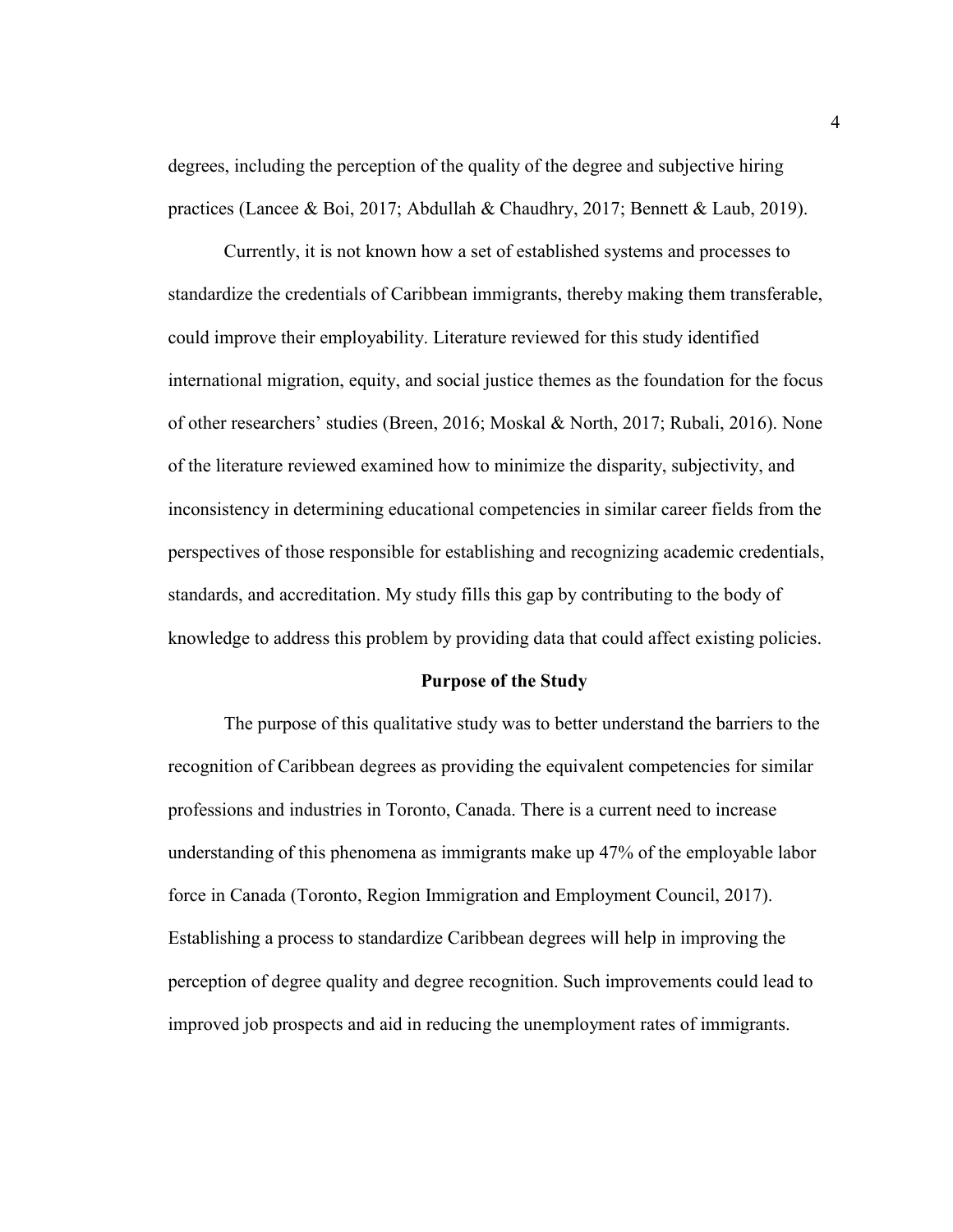degrees, including the perception of the quality of the degree and subjective hiring practices (Lancee & Boi, 2017; Abdullah & Chaudhry, 2017; Bennett & Laub, 2019).

Currently, it is not known how a set of established systems and processes to standardize the credentials of Caribbean immigrants, thereby making them transferable, could improve their employability. Literature reviewed for this study identified international migration, equity, and social justice themes as the foundation for the focus of other researchers' studies (Breen, 2016; Moskal & North, 2017; Rubali, 2016). None of the literature reviewed examined how to minimize the disparity, subjectivity, and inconsistency in determining educational competencies in similar career fields from the perspectives of those responsible for establishing and recognizing academic credentials, standards, and accreditation. My study fills this gap by contributing to the body of knowledge to address this problem by providing data that could affect existing policies.

## Purpose of the Study

The purpose of this qualitative study was to better understand the barriers to the recognition of Caribbean degrees as providing the equivalent competencies for similar professions and industries in Toronto, Canada. There is a current need to increase understanding of this phenomena as immigrants make up 47% of the employable labor force in Canada (Toronto, Region Immigration and Employment Council, 2017). Establishing a process to standardize Caribbean degrees will help in improving the perception of degree quality and degree recognition. Such improvements could lead to improved job prospects and aid in reducing the unemployment rates of immigrants.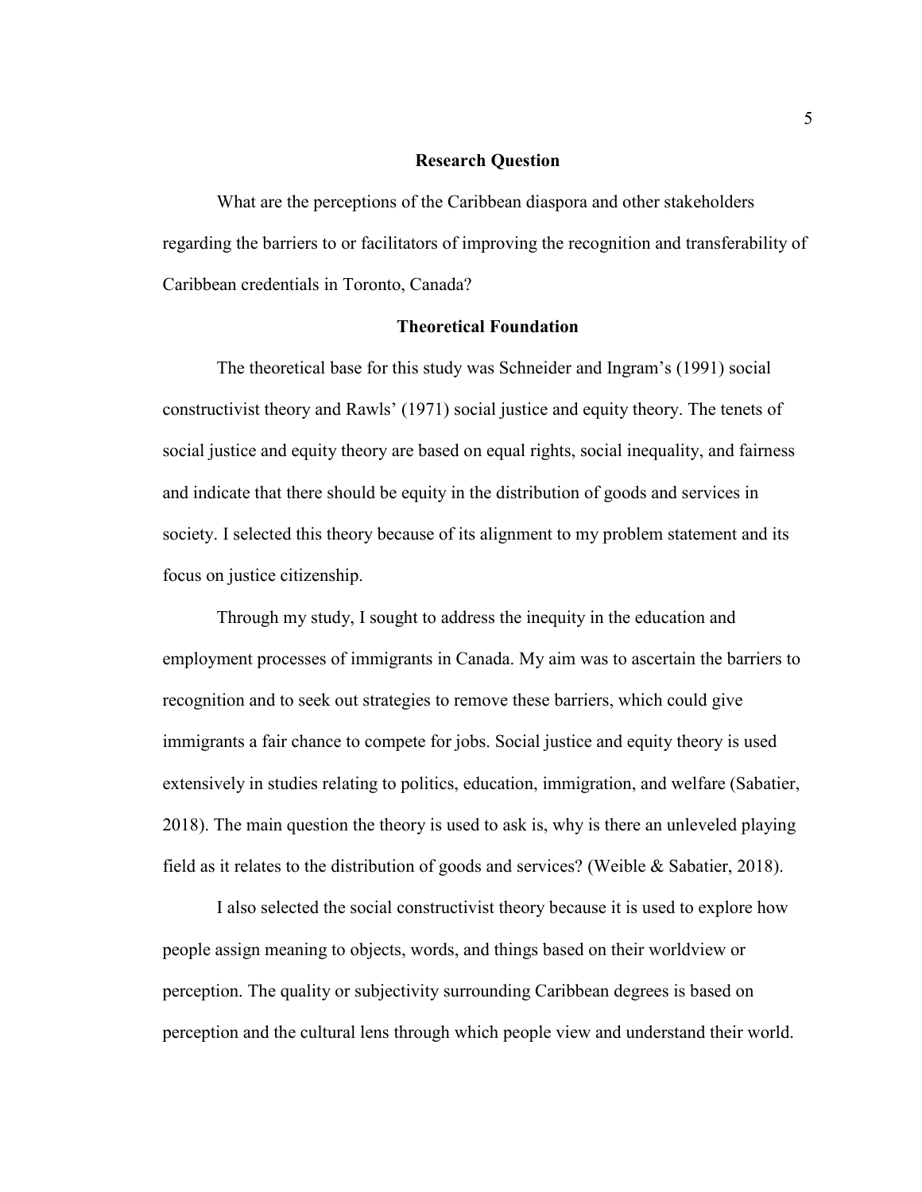## Research Question

What are the perceptions of the Caribbean diaspora and other stakeholders regarding the barriers to or facilitators of improving the recognition and transferability of Caribbean credentials in Toronto, Canada?

## Theoretical Foundation

The theoretical base for this study was Schneider and Ingram's (1991) social constructivist theory and Rawls' (1971) social justice and equity theory. The tenets of social justice and equity theory are based on equal rights, social inequality, and fairness and indicate that there should be equity in the distribution of goods and services in society. I selected this theory because of its alignment to my problem statement and its focus on justice citizenship.

Through my study, I sought to address the inequity in the education and employment processes of immigrants in Canada. My aim was to ascertain the barriers to recognition and to seek out strategies to remove these barriers, which could give immigrants a fair chance to compete for jobs. Social justice and equity theory is used extensively in studies relating to politics, education, immigration, and welfare (Sabatier, 2018). The main question the theory is used to ask is, why is there an unleveled playing field as it relates to the distribution of goods and services? (Weible & Sabatier, 2018).

I also selected the social constructivist theory because it is used to explore how people assign meaning to objects, words, and things based on their worldview or perception. The quality or subjectivity surrounding Caribbean degrees is based on perception and the cultural lens through which people view and understand their world.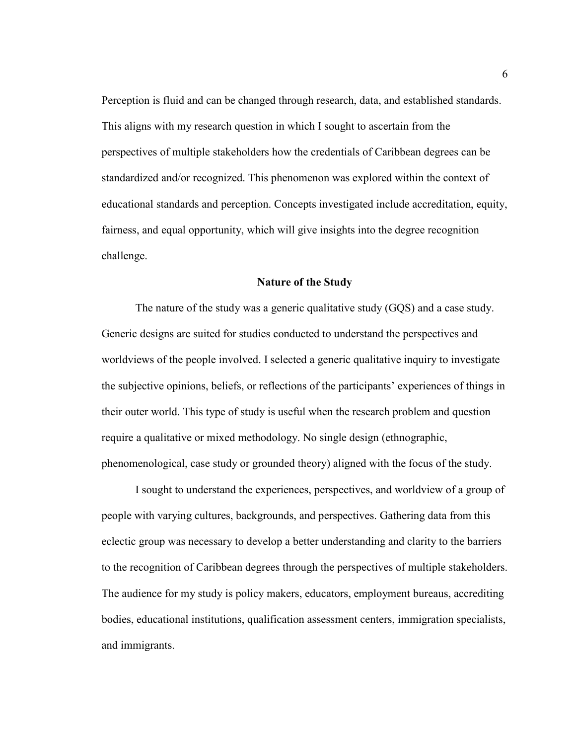Perception is fluid and can be changed through research, data, and established standards. This aligns with my research question in which I sought to ascertain from the perspectives of multiple stakeholders how the credentials of Caribbean degrees can be standardized and/or recognized. This phenomenon was explored within the context of educational standards and perception. Concepts investigated include accreditation, equity, fairness, and equal opportunity, which will give insights into the degree recognition challenge.

## Nature of the Study

The nature of the study was a generic qualitative study (GQS) and a case study. Generic designs are suited for studies conducted to understand the perspectives and worldviews of the people involved. I selected a generic qualitative inquiry to investigate the subjective opinions, beliefs, or reflections of the participants' experiences of things in their outer world. This type of study is useful when the research problem and question require a qualitative or mixed methodology. No single design (ethnographic, phenomenological, case study or grounded theory) aligned with the focus of the study.

I sought to understand the experiences, perspectives, and worldview of a group of people with varying cultures, backgrounds, and perspectives. Gathering data from this eclectic group was necessary to develop a better understanding and clarity to the barriers to the recognition of Caribbean degrees through the perspectives of multiple stakeholders. The audience for my study is policy makers, educators, employment bureaus, accrediting bodies, educational institutions, qualification assessment centers, immigration specialists, and immigrants.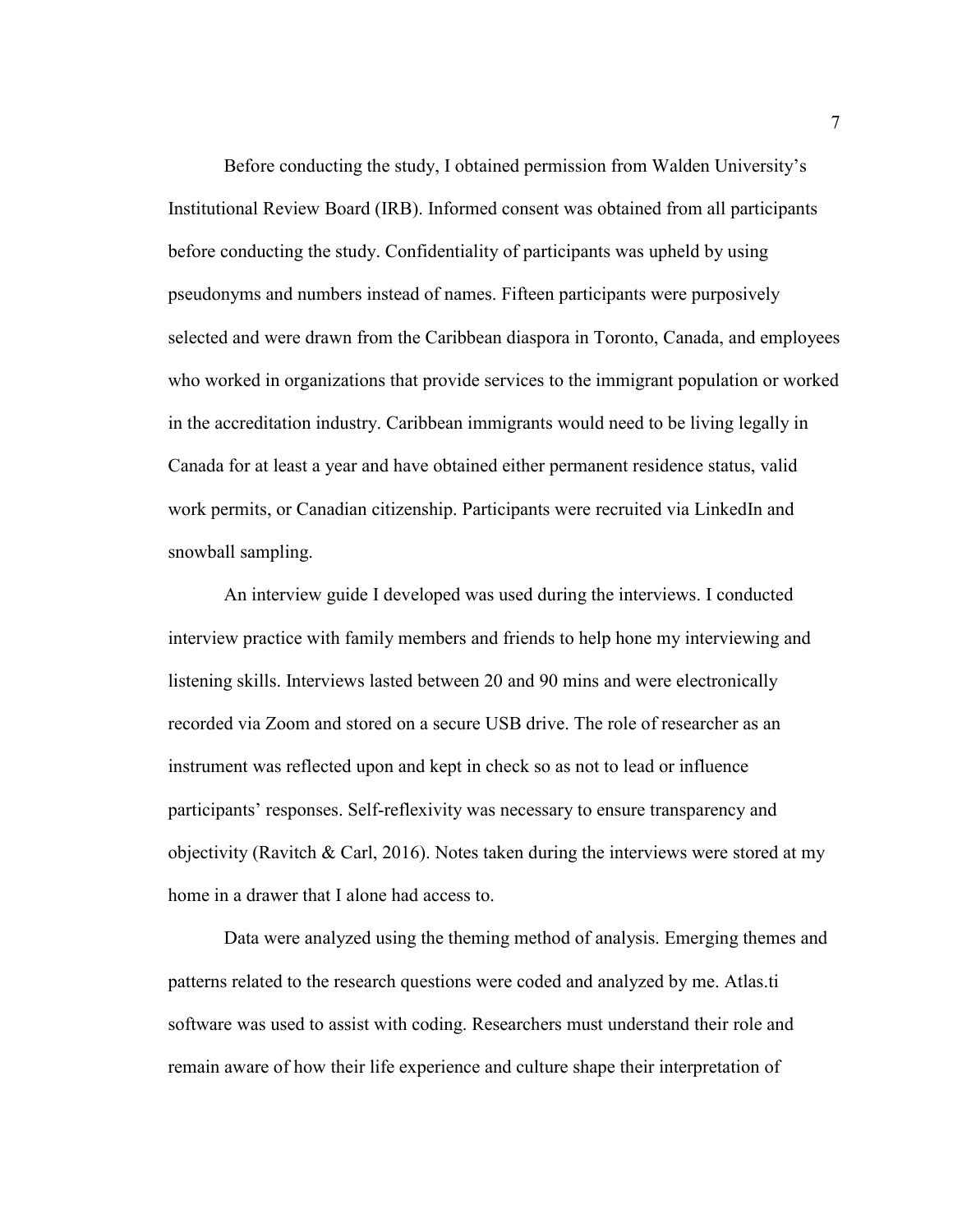Before conducting the study, I obtained permission from Walden University's Institutional Review Board (IRB). Informed consent was obtained from all participants before conducting the study. Confidentiality of participants was upheld by using pseudonyms and numbers instead of names. Fifteen participants were purposively selected and were drawn from the Caribbean diaspora in Toronto, Canada, and employees who worked in organizations that provide services to the immigrant population or worked in the accreditation industry. Caribbean immigrants would need to be living legally in Canada for at least a year and have obtained either permanent residence status, valid work permits, or Canadian citizenship. Participants were recruited via LinkedIn and snowball sampling.

An interview guide I developed was used during the interviews. I conducted interview practice with family members and friends to help hone my interviewing and listening skills. Interviews lasted between 20 and 90 mins and were electronically recorded via Zoom and stored on a secure USB drive. The role of researcher as an instrument was reflected upon and kept in check so as not to lead or influence participants' responses. Self-reflexivity was necessary to ensure transparency and objectivity (Ravitch & Carl, 2016). Notes taken during the interviews were stored at my home in a drawer that I alone had access to.

Data were analyzed using the theming method of analysis. Emerging themes and patterns related to the research questions were coded and analyzed by me. Atlas.ti software was used to assist with coding. Researchers must understand their role and remain aware of how their life experience and culture shape their interpretation of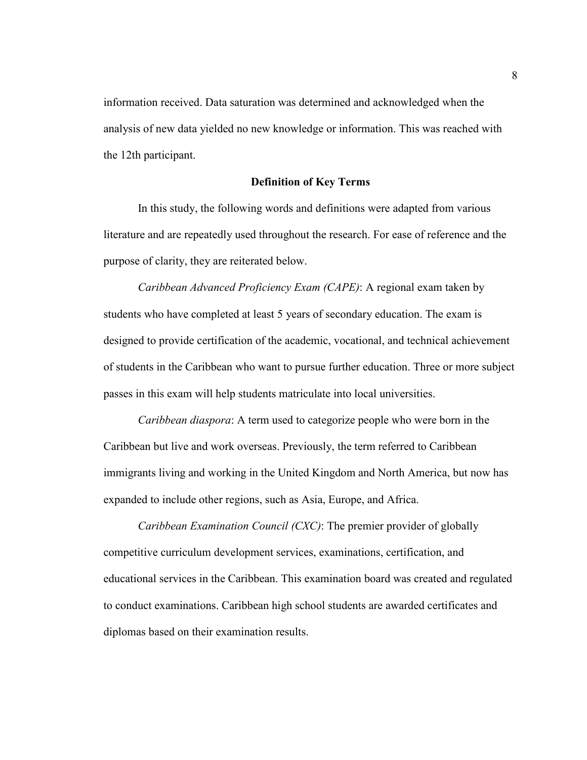information received. Data saturation was determined and acknowledged when the analysis of new data yielded no new knowledge or information. This was reached with the 12th participant.

## Definition of Key Terms

In this study, the following words and definitions were adapted from various literature and are repeatedly used throughout the research. For ease of reference and the purpose of clarity, they are reiterated below.

*Caribbean Advanced Proficiency Exam (CAPE)*: A regional exam taken by students who have completed at least 5 years of secondary education. The exam is designed to provide certification of the academic, vocational, and technical achievement of students in the Caribbean who want to pursue further education. Three or more subject passes in this exam will help students matriculate into local universities.

*Caribbean diaspora*: A term used to categorize people who were born in the Caribbean but live and work overseas. Previously, the term referred to Caribbean immigrants living and working in the United Kingdom and North America, but now has expanded to include other regions, such as Asia, Europe, and Africa.

*Caribbean Examination Council (CXC)*: The premier provider of globally competitive curriculum development services, examinations, certification, and educational services in the Caribbean. This examination board was created and regulated to conduct examinations. Caribbean high school students are awarded certificates and diplomas based on their examination results.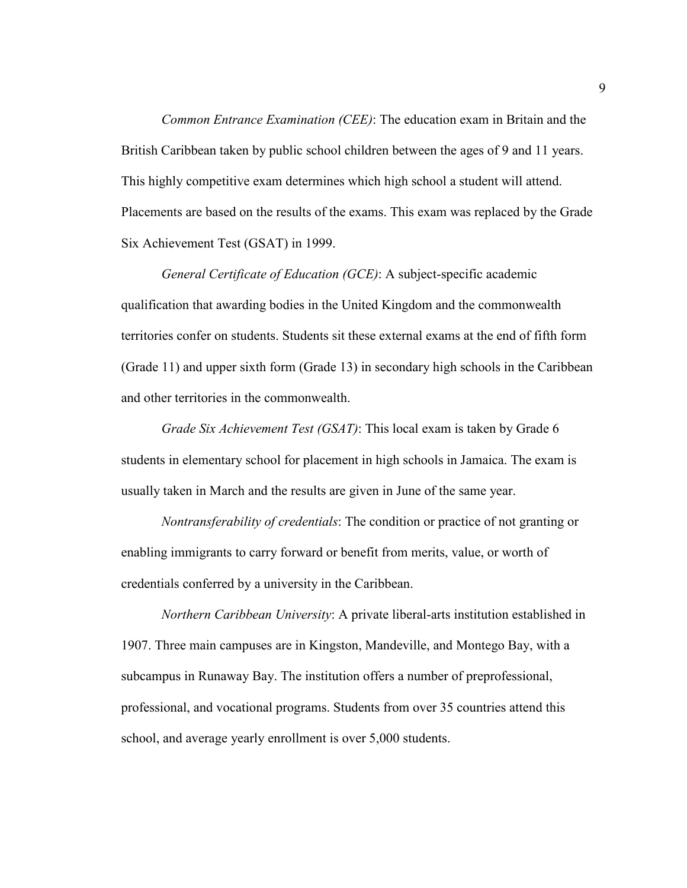*Common Entrance Examination (CEE)*: The education exam in Britain and the British Caribbean taken by public school children between the ages of 9 and 11 years. This highly competitive exam determines which high school a student will attend. Placements are based on the results of the exams. This exam was replaced by the Grade Six Achievement Test (GSAT) in 1999.

*General Certificate of Education (GCE)*: A subject-specific academic qualification that awarding bodies in the United Kingdom and the commonwealth territories confer on students. Students sit these external exams at the end of fifth form (Grade 11) and upper sixth form (Grade 13) in secondary high schools in the Caribbean and other territories in the commonwealth.

*Grade Six Achievement Test (GSAT)*: This local exam is taken by Grade 6 students in elementary school for placement in high schools in Jamaica. The exam is usually taken in March and the results are given in June of the same year.

*Nontransferability of credentials*: The condition or practice of not granting or enabling immigrants to carry forward or benefit from merits, value, or worth of credentials conferred by a university in the Caribbean.

*Northern Caribbean University*: A private liberal-arts institution established in 1907. Three main campuses are in Kingston, Mandeville, and Montego Bay, with a subcampus in Runaway Bay. The institution offers a number of preprofessional, professional, and vocational programs. Students from over 35 countries attend this school, and average yearly enrollment is over 5,000 students.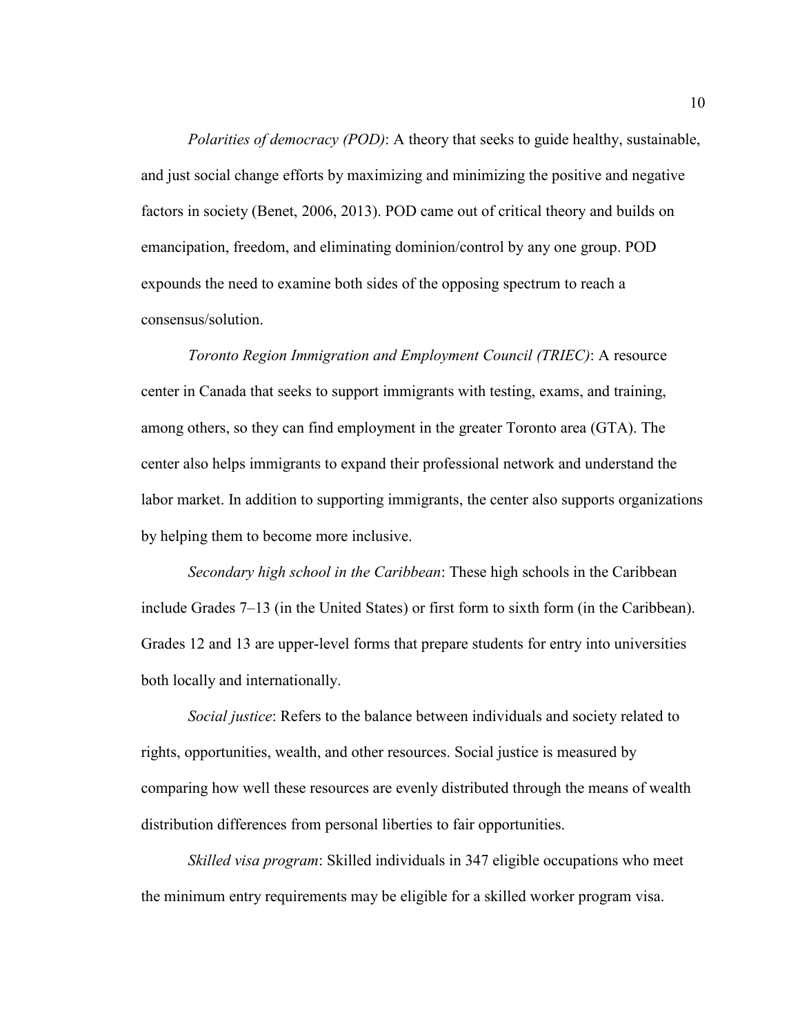*Polarities of democracy (POD)*: A theory that seeks to guide healthy, sustainable, and just social change efforts by maximizing and minimizing the positive and negative factors in society (Benet, 2006, 2013). POD came out of critical theory and builds on emancipation, freedom, and eliminating dominion/control by any one group. POD expounds the need to examine both sides of the opposing spectrum to reach a consensus/solution.

*Toronto Region Immigration and Employment Council (TRIEC)*: A resource center in Canada that seeks to support immigrants with testing, exams, and training, among others, so they can find employment in the greater Toronto area (GTA). The center also helps immigrants to expand their professional network and understand the labor market. In addition to supporting immigrants, the center also supports organizations by helping them to become more inclusive.

*Secondary high school in the Caribbean*: These high schools in the Caribbean include Grades 7–13 (in the United States) or first form to sixth form (in the Caribbean). Grades 12 and 13 are upper-level forms that prepare students for entry into universities both locally and internationally.

*Social justice*: Refers to the balance between individuals and society related to rights, opportunities, wealth, and other resources. Social justice is measured by comparing how well these resources are evenly distributed through the means of wealth distribution differences from personal liberties to fair opportunities.

*Skilled visa program*: Skilled individuals in 347 eligible occupations who meet the minimum entry requirements may be eligible for a skilled worker program visa.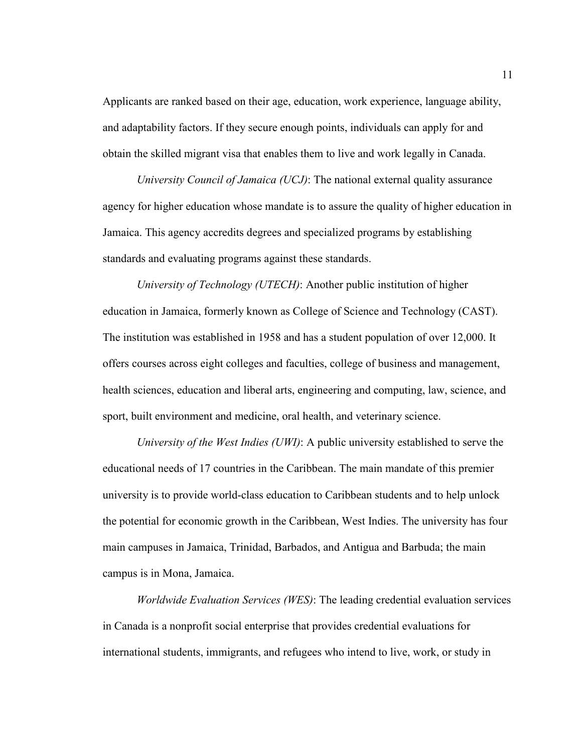Applicants are ranked based on their age, education, work experience, language ability, and adaptability factors. If they secure enough points, individuals can apply for and obtain the skilled migrant visa that enables them to live and work legally in Canada.

*University Council of Jamaica (UCJ)*: The national external quality assurance agency for higher education whose mandate is to assure the quality of higher education in Jamaica. This agency accredits degrees and specialized programs by establishing standards and evaluating programs against these standards.

*University of Technology (UTECH)*: Another public institution of higher education in Jamaica, formerly known as College of Science and Technology (CAST). The institution was established in 1958 and has a student population of over 12,000. It offers courses across eight colleges and faculties, college of business and management, health sciences, education and liberal arts, engineering and computing, law, science, and sport, built environment and medicine, oral health, and veterinary science.

*University of the West Indies (UWI)*: A public university established to serve the educational needs of 17 countries in the Caribbean. The main mandate of this premier university is to provide world-class education to Caribbean students and to help unlock the potential for economic growth in the Caribbean, West Indies. The university has four main campuses in Jamaica, Trinidad, Barbados, and Antigua and Barbuda; the main campus is in Mona, Jamaica.

*Worldwide Evaluation Services (WES)*: The leading credential evaluation services in Canada is a nonprofit social enterprise that provides credential evaluations for international students, immigrants, and refugees who intend to live, work, or study in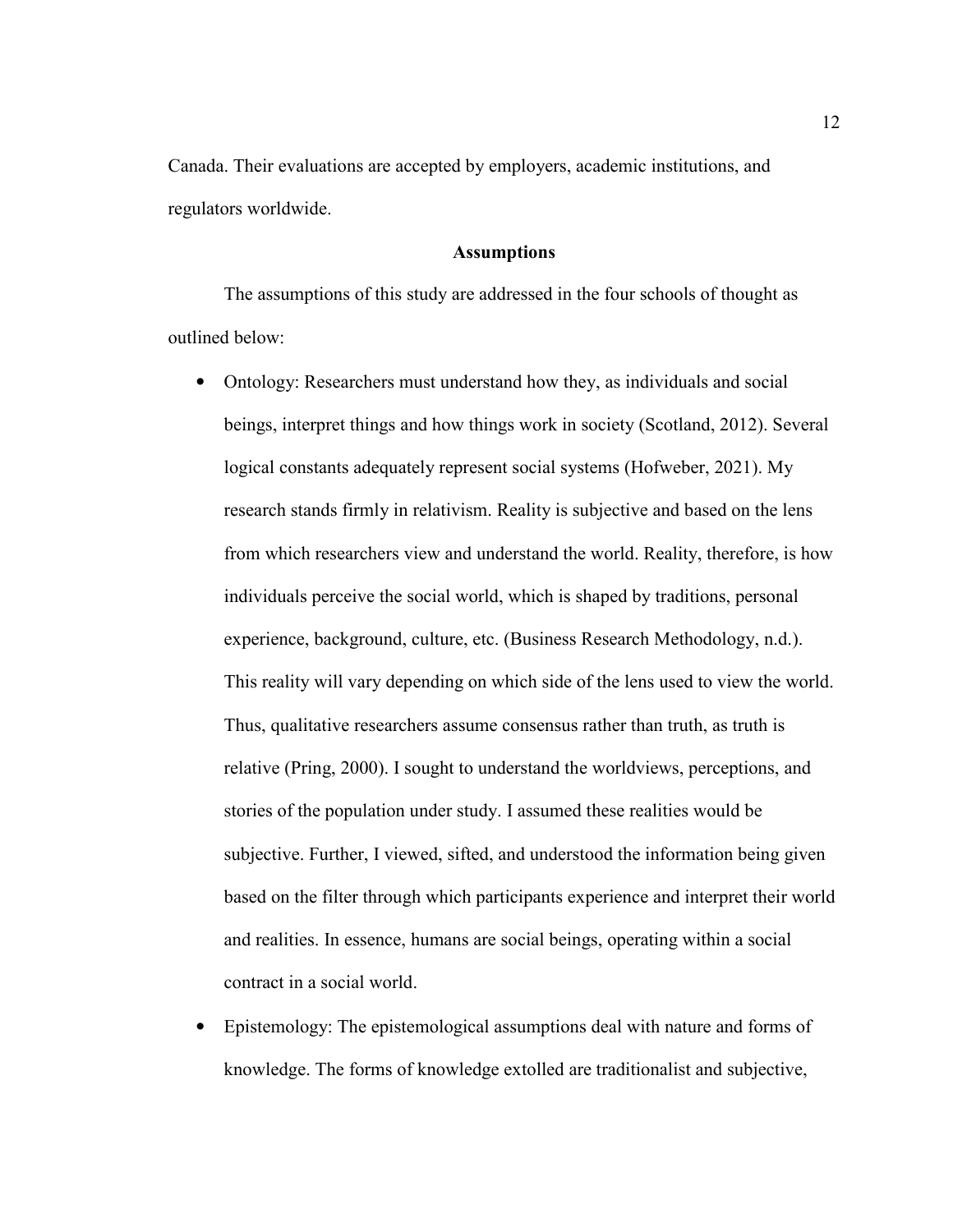Canada. Their evaluations are accepted by employers, academic institutions, and regulators worldwide.

## Assumptions

The assumptions of this study are addressed in the four schools of thought as outlined below:

- Ontology: Researchers must understand how they, as individuals and social beings, interpret things and how things work in society (Scotland, 2012). Several logical constants adequately represent social systems (Hofweber, 2021). My research stands firmly in relativism. Reality is subjective and based on the lens from which researchers view and understand the world. Reality, therefore, is how individuals perceive the social world, which is shaped by traditions, personal experience, background, culture, etc. (Business Research Methodology, n.d.). This reality will vary depending on which side of the lens used to view the world. Thus, qualitative researchers assume consensus rather than truth, as truth is relative (Pring, 2000). I sought to understand the worldviews, perceptions, and stories of the population under study. I assumed these realities would be subjective. Further, I viewed, sifted, and understood the information being given based on the filter through which participants experience and interpret their world and realities. In essence, humans are social beings, operating within a social contract in a social world.
- Epistemology: The epistemological assumptions deal with nature and forms of knowledge. The forms of knowledge extolled are traditionalist and subjective,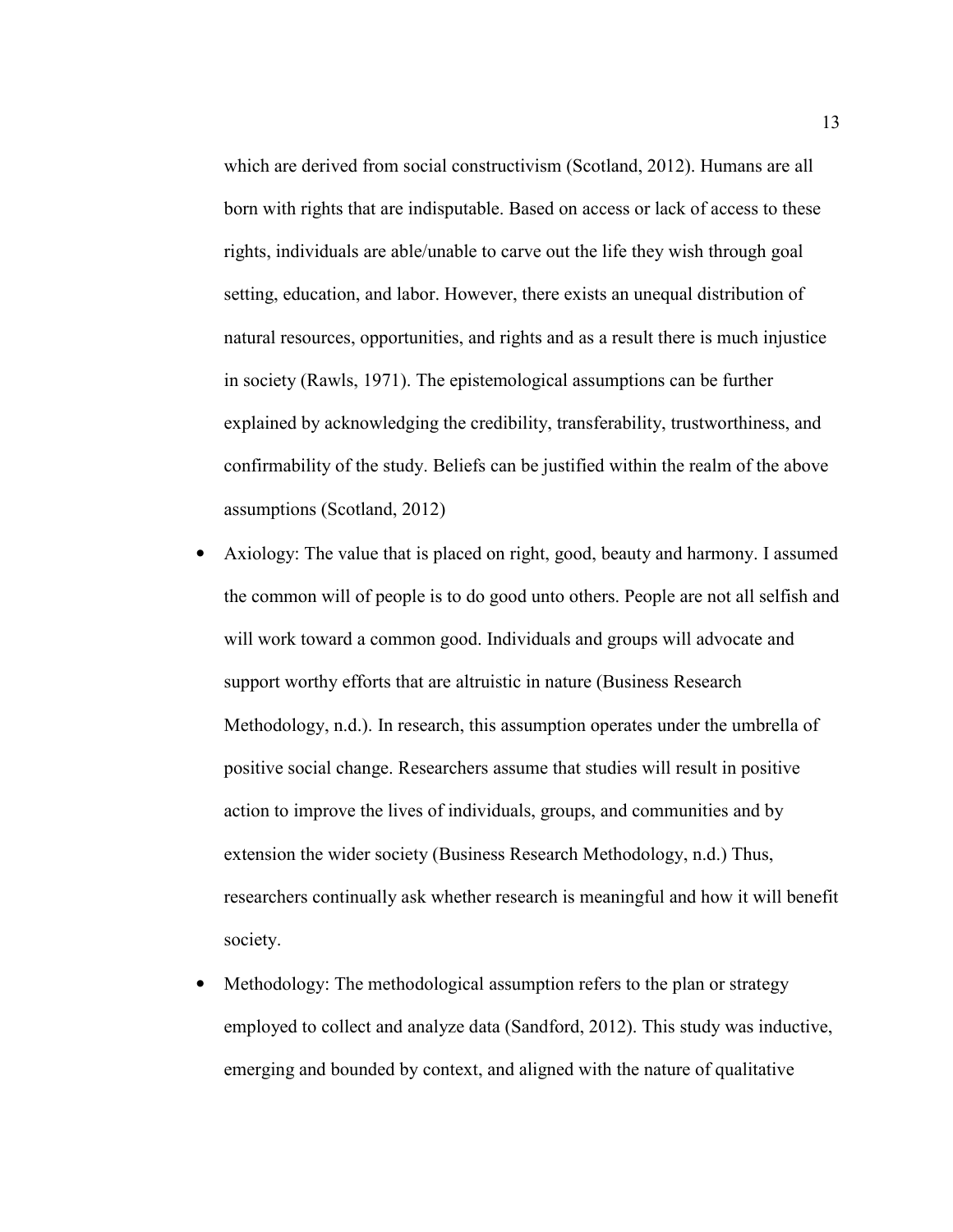which are derived from social constructivism (Scotland, 2012). Humans are all born with rights that are indisputable. Based on access or lack of access to these rights, individuals are able/unable to carve out the life they wish through goal setting, education, and labor. However, there exists an unequal distribution of natural resources, opportunities, and rights and as a result there is much injustice in society (Rawls, 1971). The epistemological assumptions can be further explained by acknowledging the credibility, transferability, trustworthiness, and confirmability of the study. Beliefs can be justified within the realm of the above assumptions (Scotland, 2012)

- Axiology: The value that is placed on right, good, beauty and harmony. I assumed the common will of people is to do good unto others. People are not all selfish and will work toward a common good. Individuals and groups will advocate and support worthy efforts that are altruistic in nature (Business Research Methodology, n.d.). In research, this assumption operates under the umbrella of positive social change. Researchers assume that studies will result in positive action to improve the lives of individuals, groups, and communities and by extension the wider society (Business Research Methodology, n.d.) Thus, researchers continually ask whether research is meaningful and how it will benefit society.
- Methodology: The methodological assumption refers to the plan or strategy employed to collect and analyze data (Sandford, 2012). This study was inductive, emerging and bounded by context, and aligned with the nature of qualitative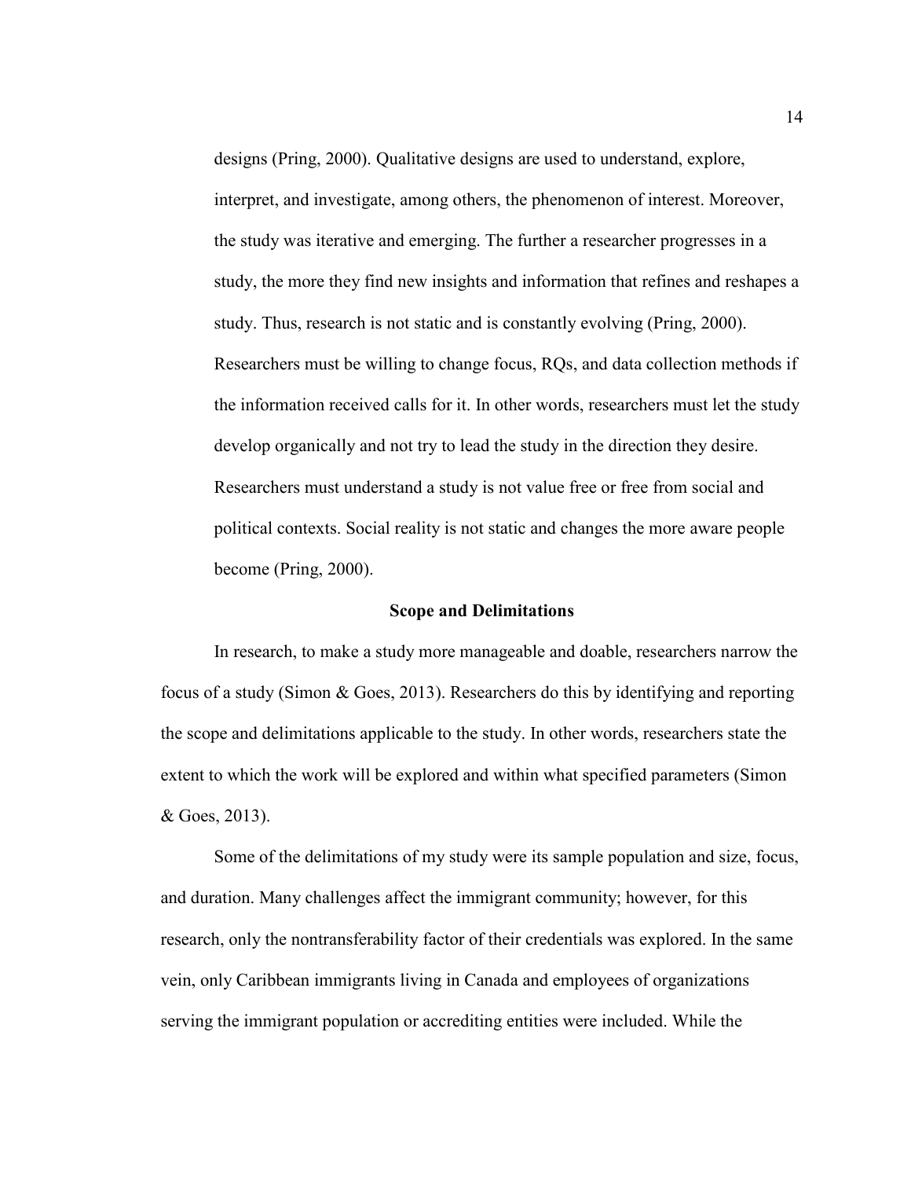designs (Pring, 2000). Qualitative designs are used to understand, explore, interpret, and investigate, among others, the phenomenon of interest. Moreover, the study was iterative and emerging. The further a researcher progresses in a study, the more they find new insights and information that refines and reshapes a study. Thus, research is not static and is constantly evolving (Pring, 2000). Researchers must be willing to change focus, RQs, and data collection methods if the information received calls for it. In other words, researchers must let the study develop organically and not try to lead the study in the direction they desire. Researchers must understand a study is not value free or free from social and political contexts. Social reality is not static and changes the more aware people become (Pring, 2000).

## Scope and Delimitations

In research, to make a study more manageable and doable, researchers narrow the focus of a study (Simon & Goes, 2013). Researchers do this by identifying and reporting the scope and delimitations applicable to the study. In other words, researchers state the extent to which the work will be explored and within what specified parameters (Simon & Goes, 2013).

Some of the delimitations of my study were its sample population and size, focus, and duration. Many challenges affect the immigrant community; however, for this research, only the nontransferability factor of their credentials was explored. In the same vein, only Caribbean immigrants living in Canada and employees of organizations serving the immigrant population or accrediting entities were included. While the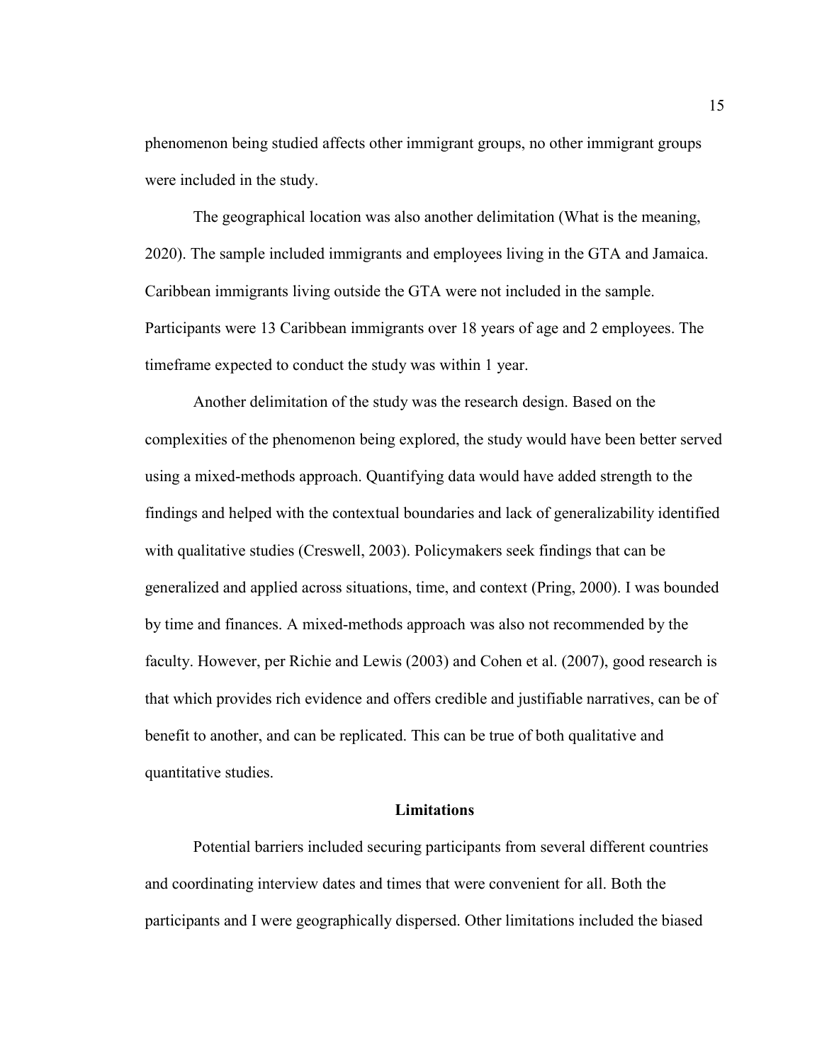phenomenon being studied affects other immigrant groups, no other immigrant groups were included in the study.

The geographical location was also another delimitation (What is the meaning, 2020). The sample included immigrants and employees living in the GTA and Jamaica. Caribbean immigrants living outside the GTA were not included in the sample. Participants were 13 Caribbean immigrants over 18 years of age and 2 employees. The timeframe expected to conduct the study was within 1 year.

Another delimitation of the study was the research design. Based on the complexities of the phenomenon being explored, the study would have been better served using a mixed-methods approach. Quantifying data would have added strength to the findings and helped with the contextual boundaries and lack of generalizability identified with qualitative studies (Creswell, 2003). Policymakers seek findings that can be generalized and applied across situations, time, and context (Pring, 2000). I was bounded by time and finances. A mixed-methods approach was also not recommended by the faculty. However, per Richie and Lewis (2003) and Cohen et al. (2007), good research is that which provides rich evidence and offers credible and justifiable narratives, can be of benefit to another, and can be replicated. This can be true of both qualitative and quantitative studies.

## Limitations

Potential barriers included securing participants from several different countries and coordinating interview dates and times that were convenient for all. Both the participants and I were geographically dispersed. Other limitations included the biased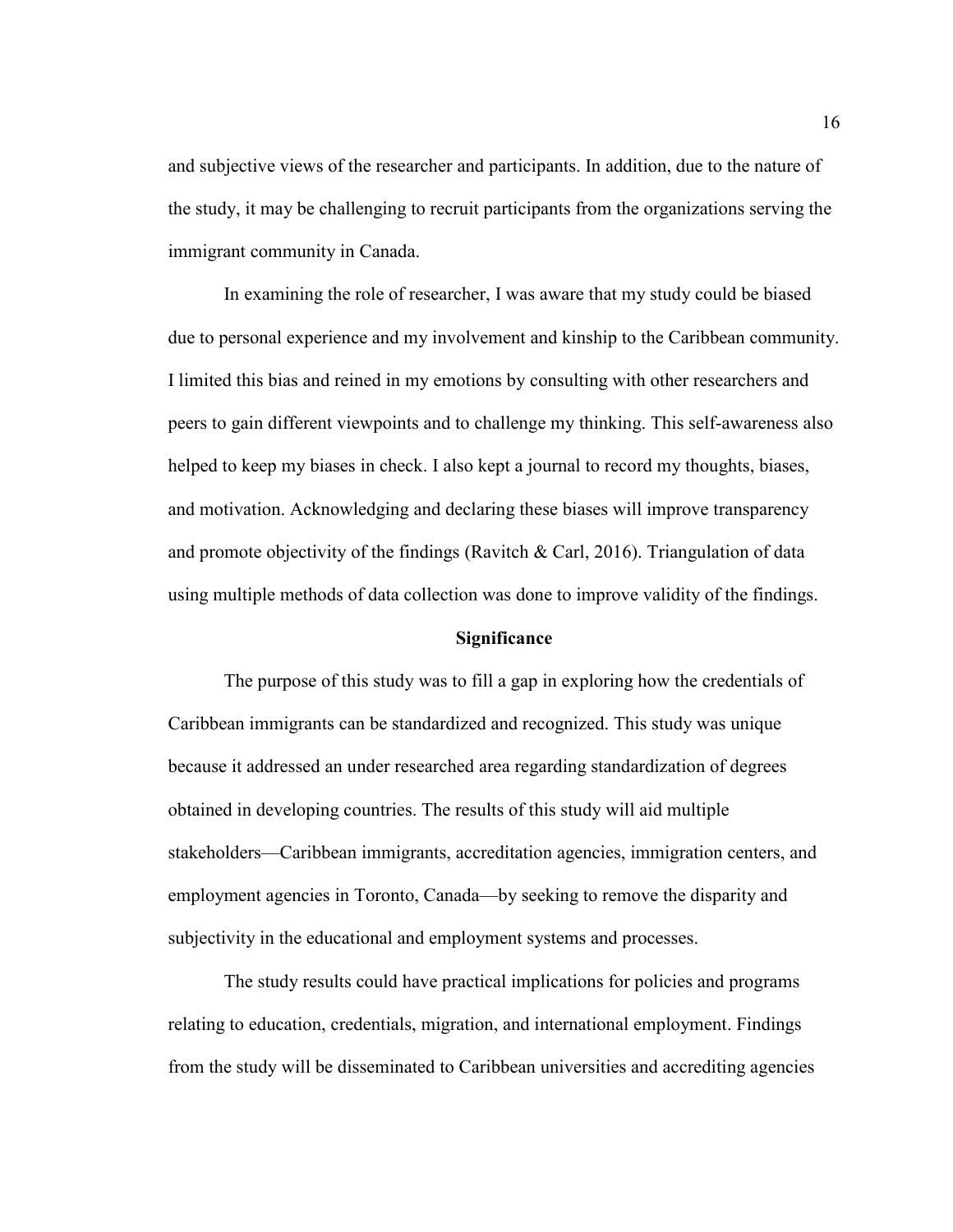and subjective views of the researcher and participants. In addition, due to the nature of the study, it may be challenging to recruit participants from the organizations serving the immigrant community in Canada.

In examining the role of researcher, I was aware that my study could be biased due to personal experience and my involvement and kinship to the Caribbean community. I limited this bias and reined in my emotions by consulting with other researchers and peers to gain different viewpoints and to challenge my thinking. This self-awareness also helped to keep my biases in check. I also kept a journal to record my thoughts, biases, and motivation. Acknowledging and declaring these biases will improve transparency and promote objectivity of the findings (Ravitch & Carl, 2016). Triangulation of data using multiple methods of data collection was done to improve validity of the findings.

## Significance

The purpose of this study was to fill a gap in exploring how the credentials of Caribbean immigrants can be standardized and recognized. This study was unique because it addressed an under researched area regarding standardization of degrees obtained in developing countries. The results of this study will aid multiple stakeholders—Caribbean immigrants, accreditation agencies, immigration centers, and employment agencies in Toronto, Canada—by seeking to remove the disparity and subjectivity in the educational and employment systems and processes.

The study results could have practical implications for policies and programs relating to education, credentials, migration, and international employment. Findings from the study will be disseminated to Caribbean universities and accrediting agencies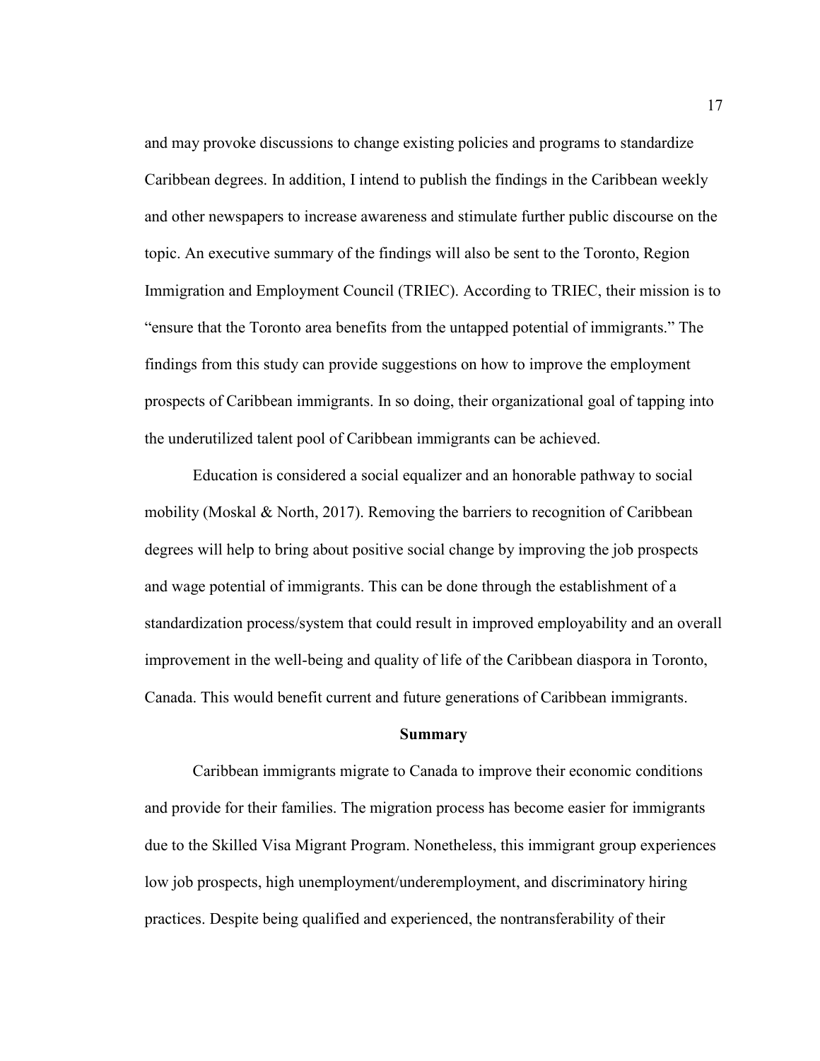and may provoke discussions to change existing policies and programs to standardize Caribbean degrees. In addition, I intend to publish the findings in the Caribbean weekly and other newspapers to increase awareness and stimulate further public discourse on the topic. An executive summary of the findings will also be sent to the Toronto, Region Immigration and Employment Council (TRIEC). According to TRIEC, their mission is to "ensure that the Toronto area benefits from the untapped potential of immigrants." The findings from this study can provide suggestions on how to improve the employment prospects of Caribbean immigrants. In so doing, their organizational goal of tapping into the underutilized talent pool of Caribbean immigrants can be achieved.

Education is considered a social equalizer and an honorable pathway to social mobility (Moskal & North, 2017). Removing the barriers to recognition of Caribbean degrees will help to bring about positive social change by improving the job prospects and wage potential of immigrants. This can be done through the establishment of a standardization process/system that could result in improved employability and an overall improvement in the well-being and quality of life of the Caribbean diaspora in Toronto, Canada. This would benefit current and future generations of Caribbean immigrants.

## Summary

Caribbean immigrants migrate to Canada to improve their economic conditions and provide for their families. The migration process has become easier for immigrants due to the Skilled Visa Migrant Program. Nonetheless, this immigrant group experiences low job prospects, high unemployment/underemployment, and discriminatory hiring practices. Despite being qualified and experienced, the nontransferability of their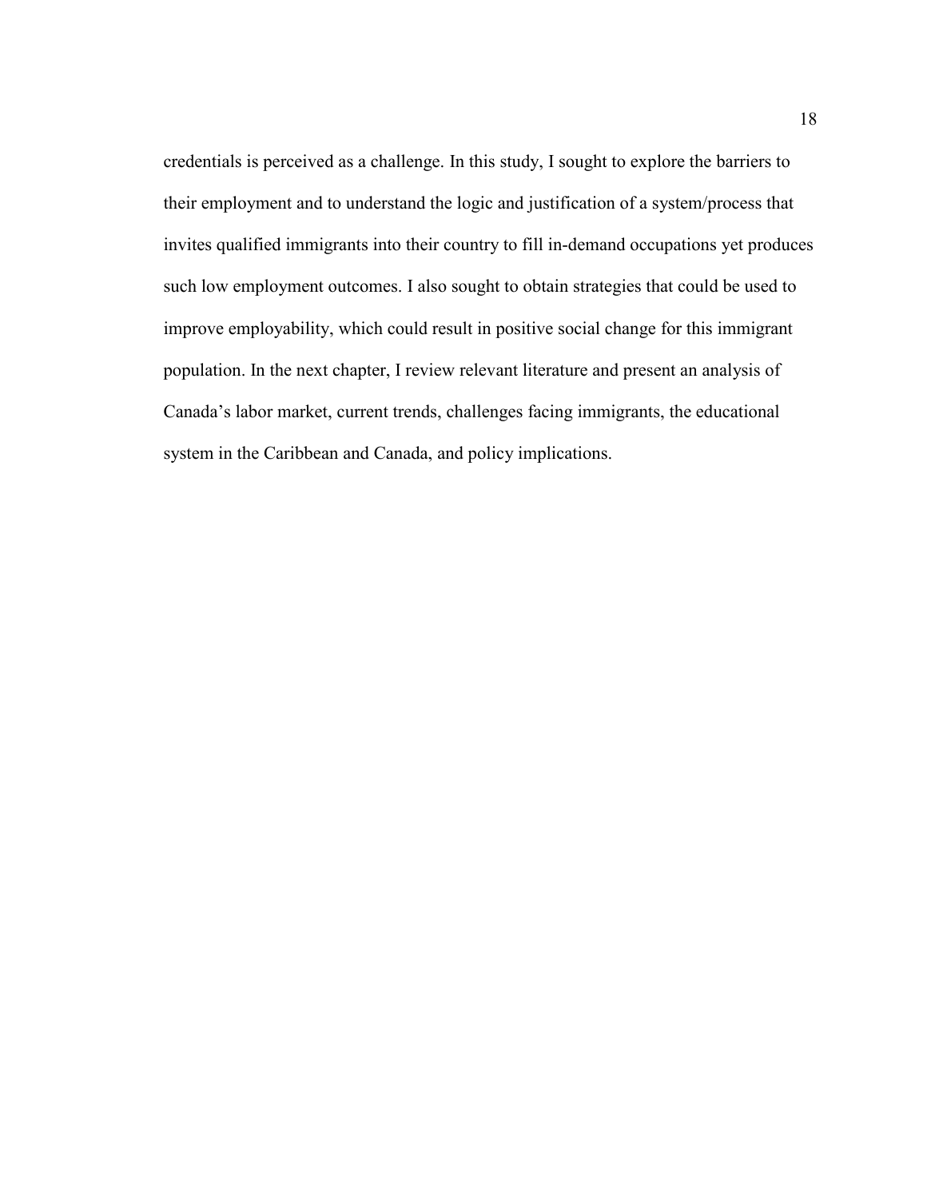credentials is perceived as a challenge. In this study, I sought to explore the barriers to their employment and to understand the logic and justification of a system/process that invites qualified immigrants into their country to fill in-demand occupations yet produces such low employment outcomes. I also sought to obtain strategies that could be used to improve employability, which could result in positive social change for this immigrant population. In the next chapter, I review relevant literature and present an analysis of Canada's labor market, current trends, challenges facing immigrants, the educational system in the Caribbean and Canada, and policy implications.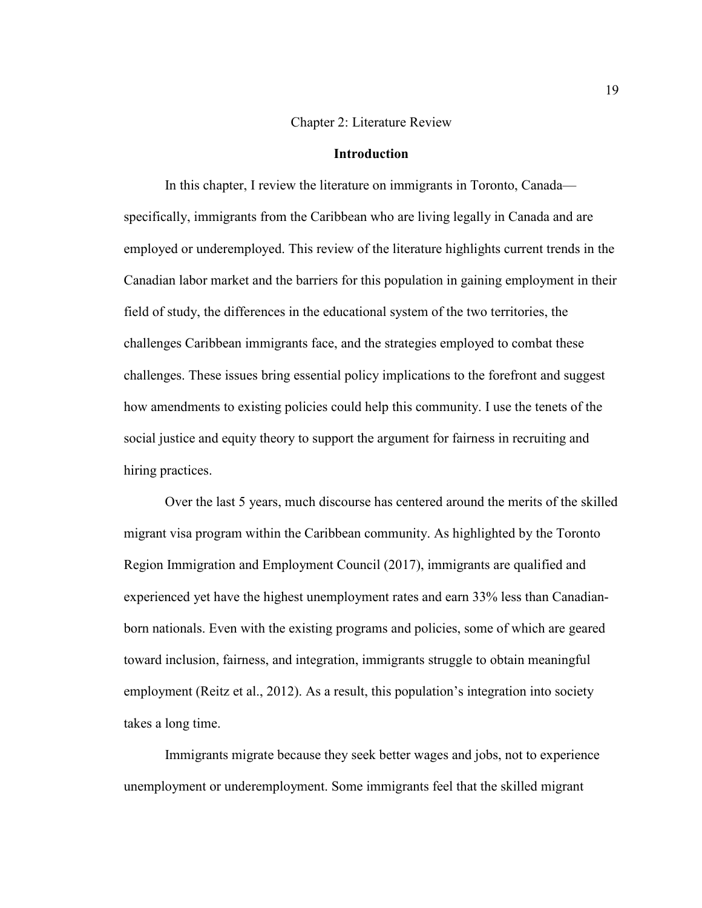# Chapter 2: Literature Review

## Introduction

In this chapter, I review the literature on immigrants in Toronto, Canada—specifically, immigrants from the Caribbean who are living legally in Canada and are employed or underemployed. This review of the literature highlights current trends in the Canadian labor market and the barriers for this population in gaining employment in their field of study, the differences in the educational system of the two territories, the challenges Caribbean immigrants face, and the strategies employed to combat these challenges. These issues bring essential policy implications to the forefront and suggest how amendments to existing policies could help this community. I use the tenets of the social justice and equity theory to support the argument for fairness in recruiting and hiring practices.

Over the last 5 years, much discourse has centered around the merits of the skilled migrant visa program within the Caribbean community. As highlighted by the Toronto Region Immigration and Employment Council (2017), immigrants are qualified and experienced yet have the highest unemployment rates and earn 33% less than Canadian-born nationals. Even with the existing programs and policies, some of which are geared toward inclusion, fairness, and integration, immigrants struggle to obtain meaningful employment (Reitz et al., 2012). As a result, this population's integration into society takes a long time.

Immigrants migrate because they seek better wages and jobs, not to experience unemployment or underemployment. Some immigrants feel that the skilled migrant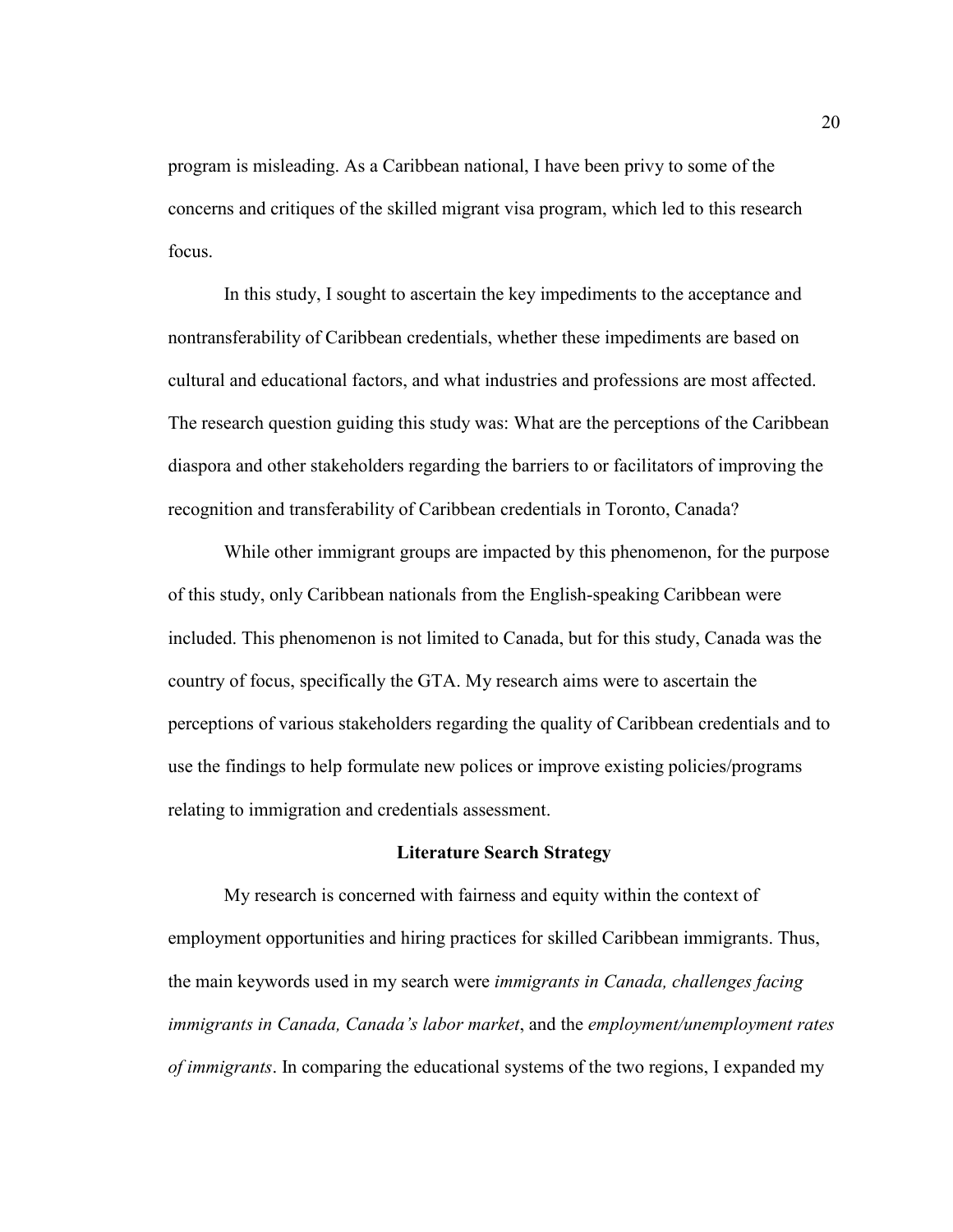program is misleading. As a Caribbean national, I have been privy to some of the concerns and critiques of the skilled migrant visa program, which led to this research focus.

In this study, I sought to ascertain the key impediments to the acceptance and nontransferability of Caribbean credentials, whether these impediments are based on cultural and educational factors, and what industries and professions are most affected. The research question guiding this study was: What are the perceptions of the Caribbean diaspora and other stakeholders regarding the barriers to or facilitators of improving the recognition and transferability of Caribbean credentials in Toronto, Canada?

While other immigrant groups are impacted by this phenomenon, for the purpose of this study, only Caribbean nationals from the English-speaking Caribbean were included. This phenomenon is not limited to Canada, but for this study, Canada was the country of focus, specifically the GTA. My research aims were to ascertain the perceptions of various stakeholders regarding the quality of Caribbean credentials and to use the findings to help formulate new polices or improve existing policies/programs relating to immigration and credentials assessment.

## Literature Search Strategy

My research is concerned with fairness and equity within the context of employment opportunities and hiring practices for skilled Caribbean immigrants. Thus, the main keywords used in my search were *immigrants in Canada, challenges facing immigrants in Canada, Canada's labor market*, and the *employment/unemployment rates of immigrants*. In comparing the educational systems of the two regions, I expanded my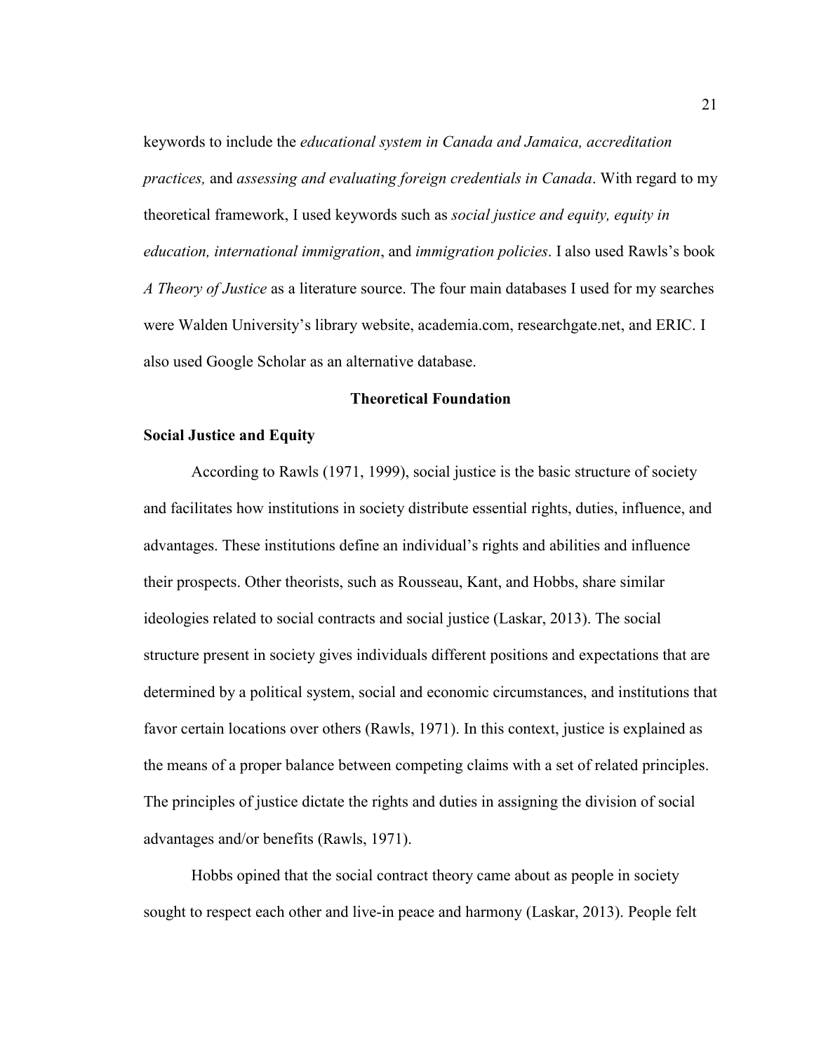keywords to include the *educational system in Canada and Jamaica, accreditation practices,* and *assessing and evaluating foreign credentials in Canada*. With regard to my theoretical framework, I used keywords such as *social justice and equity, equity in education, international immigration*, and *immigration policies*. I also used Rawls's book *A Theory of Justice* as a literature source. The four main databases I used for my searches were Walden University's library website, academia.com, researchgate.net, and ERIC. I also used Google Scholar as an alternative database.

## Theoretical Foundation

### Social Justice and Equity

According to Rawls (1971, 1999), social justice is the basic structure of society and facilitates how institutions in society distribute essential rights, duties, influence, and advantages. These institutions define an individual's rights and abilities and influence their prospects. Other theorists, such as Rousseau, Kant, and Hobbs, share similar ideologies related to social contracts and social justice (Laskar, 2013). The social structure present in society gives individuals different positions and expectations that are determined by a political system, social and economic circumstances, and institutions that favor certain locations over others (Rawls, 1971). In this context, justice is explained as the means of a proper balance between competing claims with a set of related principles. The principles of justice dictate the rights and duties in assigning the division of social advantages and/or benefits (Rawls, 1971).

Hobbs opined that the social contract theory came about as people in society sought to respect each other and live-in peace and harmony (Laskar, 2013). People felt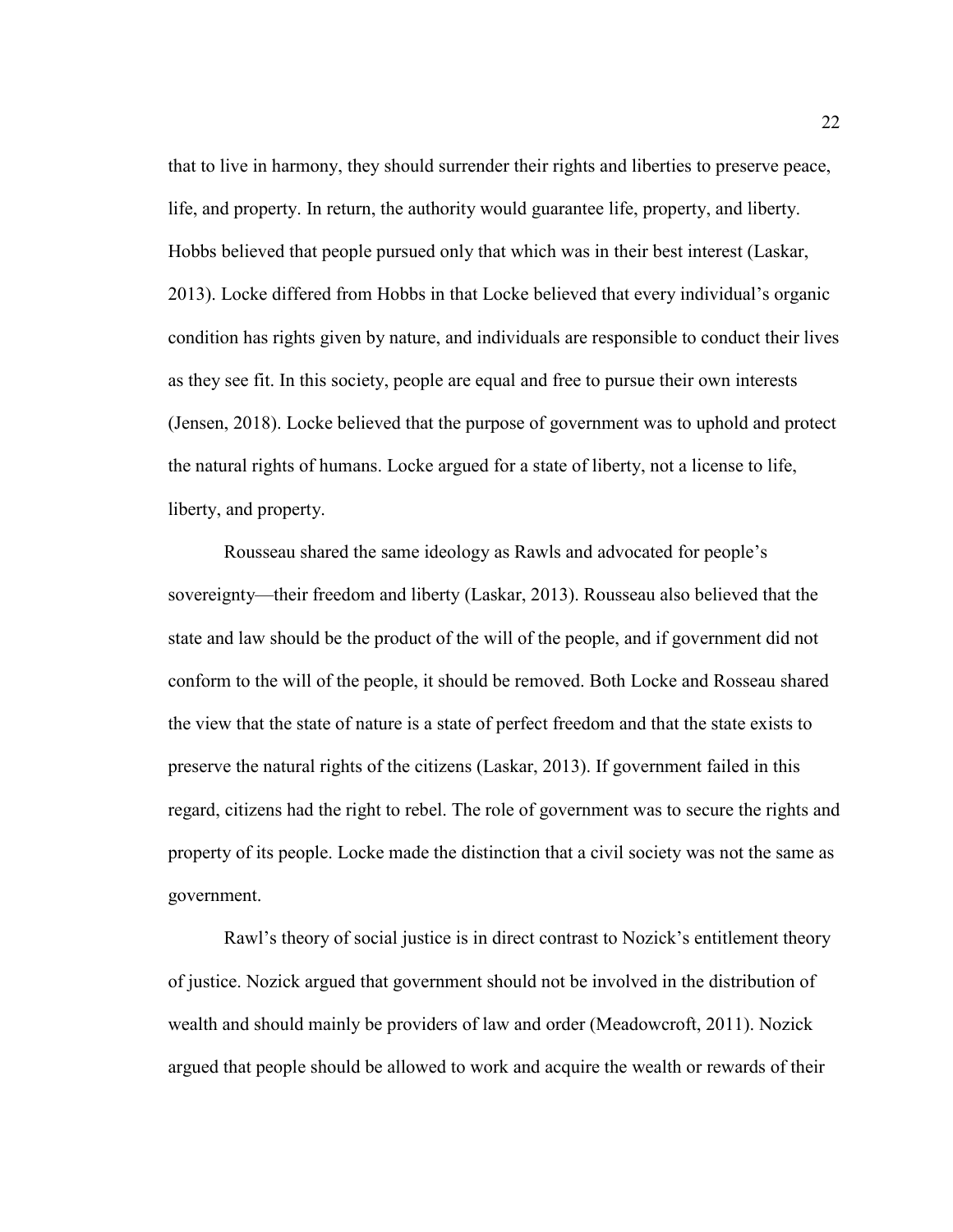that to live in harmony, they should surrender their rights and liberties to preserve peace, life, and property. In return, the authority would guarantee life, property, and liberty. Hobbs believed that people pursued only that which was in their best interest (Laskar, 2013). Locke differed from Hobbs in that Locke believed that every individual's organic condition has rights given by nature, and individuals are responsible to conduct their lives as they see fit. In this society, people are equal and free to pursue their own interests (Jensen, 2018). Locke believed that the purpose of government was to uphold and protect the natural rights of humans. Locke argued for a state of liberty, not a license to life, liberty, and property.

Rousseau shared the same ideology as Rawls and advocated for people's sovereignty—their freedom and liberty (Laskar, 2013). Rousseau also believed that the state and law should be the product of the will of the people, and if government did not conform to the will of the people, it should be removed. Both Locke and Rosseau shared the view that the state of nature is a state of perfect freedom and that the state exists to preserve the natural rights of the citizens (Laskar, 2013). If government failed in this regard, citizens had the right to rebel. The role of government was to secure the rights and property of its people. Locke made the distinction that a civil society was not the same as government.

Rawl's theory of social justice is in direct contrast to Nozick's entitlement theory of justice. Nozick argued that government should not be involved in the distribution of wealth and should mainly be providers of law and order (Meadowcroft, 2011). Nozick argued that people should be allowed to work and acquire the wealth or rewards of their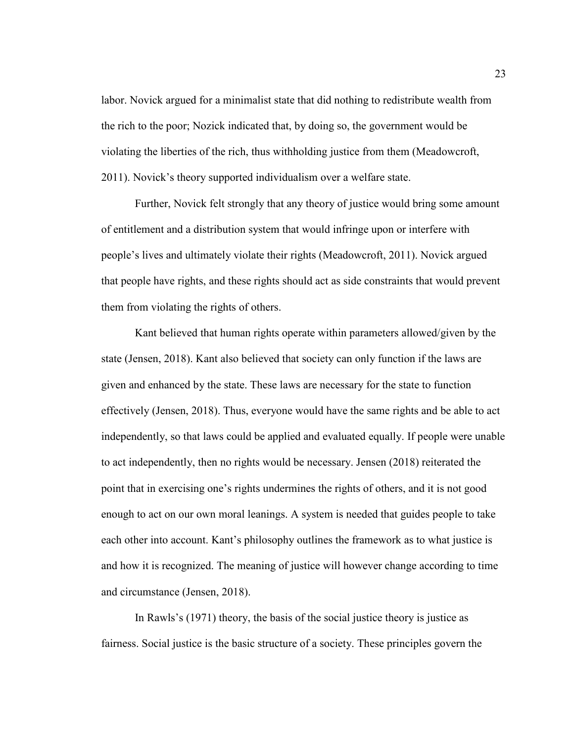labor. Novick argued for a minimalist state that did nothing to redistribute wealth from the rich to the poor; Nozick indicated that, by doing so, the government would be violating the liberties of the rich, thus withholding justice from them (Meadowcroft, 2011). Novick's theory supported individualism over a welfare state.

Further, Novick felt strongly that any theory of justice would bring some amount of entitlement and a distribution system that would infringe upon or interfere with people's lives and ultimately violate their rights (Meadowcroft, 2011). Novick argued that people have rights, and these rights should act as side constraints that would prevent them from violating the rights of others.

Kant believed that human rights operate within parameters allowed/given by the state (Jensen, 2018). Kant also believed that society can only function if the laws are given and enhanced by the state. These laws are necessary for the state to function effectively (Jensen, 2018). Thus, everyone would have the same rights and be able to act independently, so that laws could be applied and evaluated equally. If people were unable to act independently, then no rights would be necessary. Jensen (2018) reiterated the point that in exercising one's rights undermines the rights of others, and it is not good enough to act on our own moral leanings. A system is needed that guides people to take each other into account. Kant's philosophy outlines the framework as to what justice is and how it is recognized. The meaning of justice will however change according to time and circumstance (Jensen, 2018).

In Rawls's (1971) theory, the basis of the social justice theory is justice as fairness. Social justice is the basic structure of a society. These principles govern the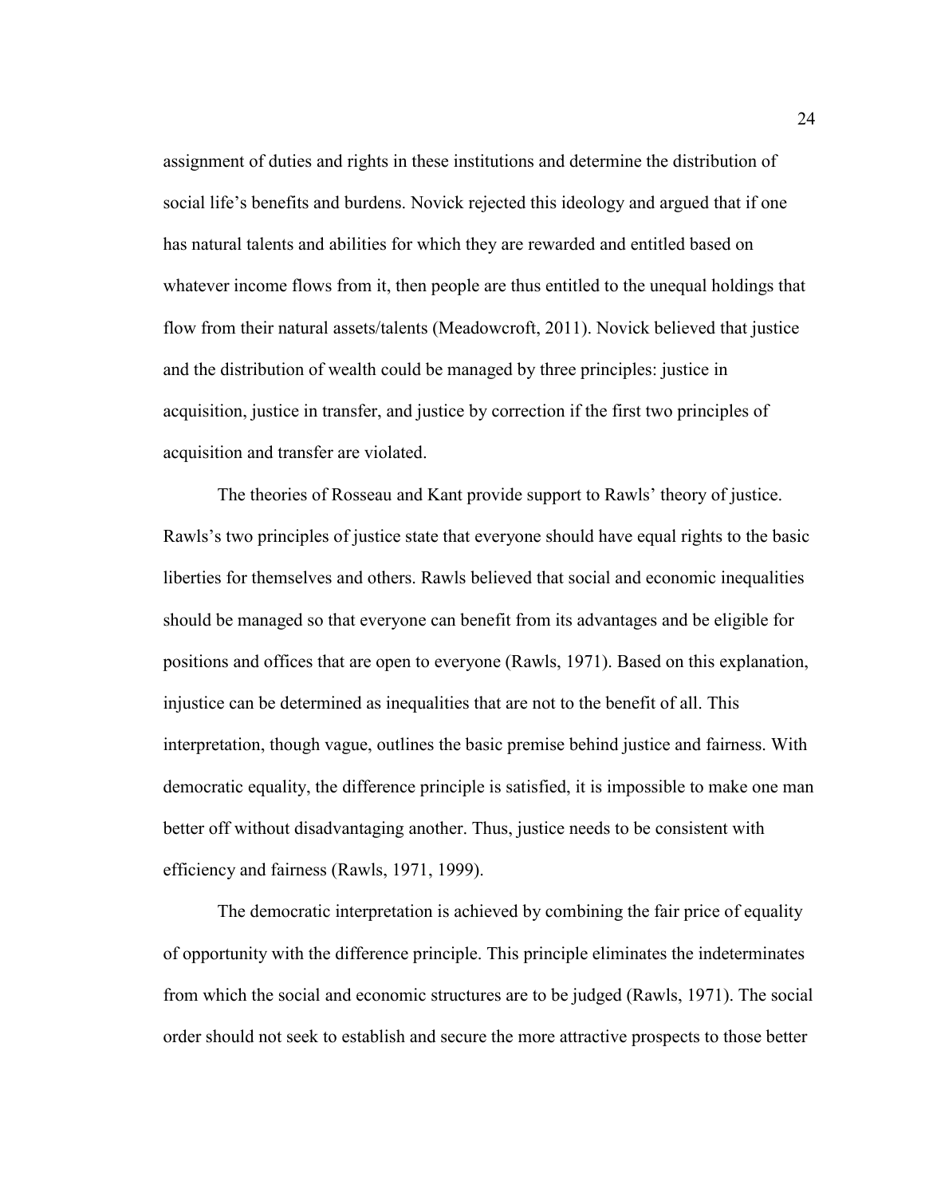assignment of duties and rights in these institutions and determine the distribution of social life's benefits and burdens. Novick rejected this ideology and argued that if one has natural talents and abilities for which they are rewarded and entitled based on whatever income flows from it, then people are thus entitled to the unequal holdings that flow from their natural assets/talents (Meadowcroft, 2011). Novick believed that justice and the distribution of wealth could be managed by three principles: justice in acquisition, justice in transfer, and justice by correction if the first two principles of acquisition and transfer are violated.

The theories of Rosseau and Kant provide support to Rawls' theory of justice. Rawls's two principles of justice state that everyone should have equal rights to the basic liberties for themselves and others. Rawls believed that social and economic inequalities should be managed so that everyone can benefit from its advantages and be eligible for positions and offices that are open to everyone (Rawls, 1971). Based on this explanation, injustice can be determined as inequalities that are not to the benefit of all. This interpretation, though vague, outlines the basic premise behind justice and fairness. With democratic equality, the difference principle is satisfied, it is impossible to make one man better off without disadvantaging another. Thus, justice needs to be consistent with efficiency and fairness (Rawls, 1971, 1999).

The democratic interpretation is achieved by combining the fair price of equality of opportunity with the difference principle. This principle eliminates the indeterminates from which the social and economic structures are to be judged (Rawls, 1971). The social order should not seek to establish and secure the more attractive prospects to those better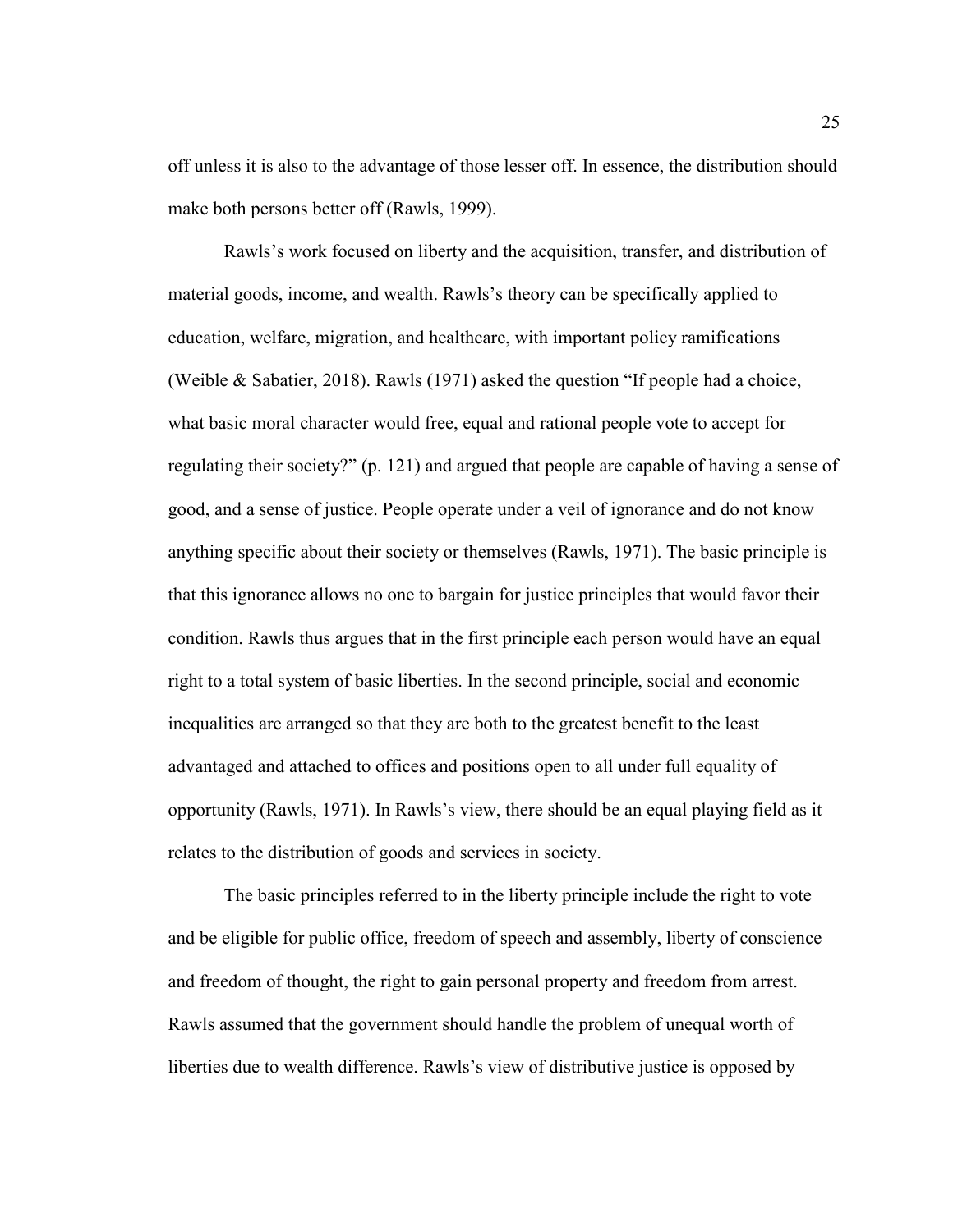off unless it is also to the advantage of those lesser off. In essence, the distribution should make both persons better off (Rawls, 1999).

Rawls's work focused on liberty and the acquisition, transfer, and distribution of material goods, income, and wealth. Rawls's theory can be specifically applied to education, welfare, migration, and healthcare, with important policy ramifications (Weible & Sabatier, 2018). Rawls (1971) asked the question "If people had a choice, what basic moral character would free, equal and rational people vote to accept for regulating their society?" (p. 121) and argued that people are capable of having a sense of good, and a sense of justice. People operate under a veil of ignorance and do not know anything specific about their society or themselves (Rawls, 1971). The basic principle is that this ignorance allows no one to bargain for justice principles that would favor their condition. Rawls thus argues that in the first principle each person would have an equal right to a total system of basic liberties. In the second principle, social and economic inequalities are arranged so that they are both to the greatest benefit to the least advantaged and attached to offices and positions open to all under full equality of opportunity (Rawls, 1971). In Rawls's view, there should be an equal playing field as it relates to the distribution of goods and services in society.

The basic principles referred to in the liberty principle include the right to vote and be eligible for public office, freedom of speech and assembly, liberty of conscience and freedom of thought, the right to gain personal property and freedom from arrest. Rawls assumed that the government should handle the problem of unequal worth of liberties due to wealth difference. Rawls's view of distributive justice is opposed by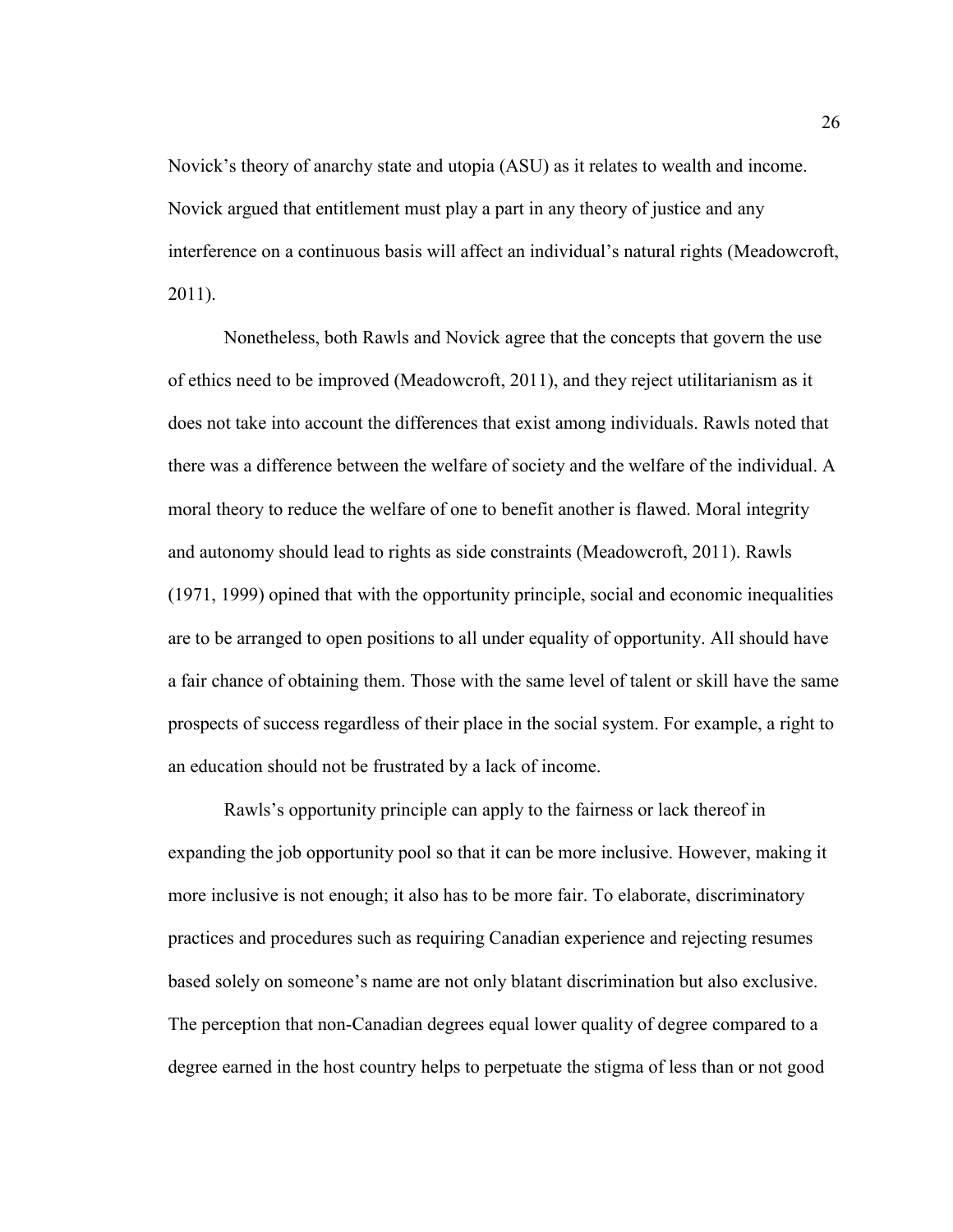Novick's theory of anarchy state and utopia (ASU) as it relates to wealth and income. Novick argued that entitlement must play a part in any theory of justice and any interference on a continuous basis will affect an individual's natural rights (Meadowcroft, 2011).

Nonetheless, both Rawls and Novick agree that the concepts that govern the use of ethics need to be improved (Meadowcroft, 2011), and they reject utilitarianism as it does not take into account the differences that exist among individuals. Rawls noted that there was a difference between the welfare of society and the welfare of the individual. A moral theory to reduce the welfare of one to benefit another is flawed. Moral integrity and autonomy should lead to rights as side constraints (Meadowcroft, 2011). Rawls (1971, 1999) opined that with the opportunity principle, social and economic inequalities are to be arranged to open positions to all under equality of opportunity. All should have a fair chance of obtaining them. Those with the same level of talent or skill have the same prospects of success regardless of their place in the social system. For example, a right to an education should not be frustrated by a lack of income.

Rawls's opportunity principle can apply to the fairness or lack thereof in expanding the job opportunity pool so that it can be more inclusive. However, making it more inclusive is not enough; it also has to be more fair. To elaborate, discriminatory practices and procedures such as requiring Canadian experience and rejecting resumes based solely on someone's name are not only blatant discrimination but also exclusive. The perception that non-Canadian degrees equal lower quality of degree compared to a degree earned in the host country helps to perpetuate the stigma of less than or not good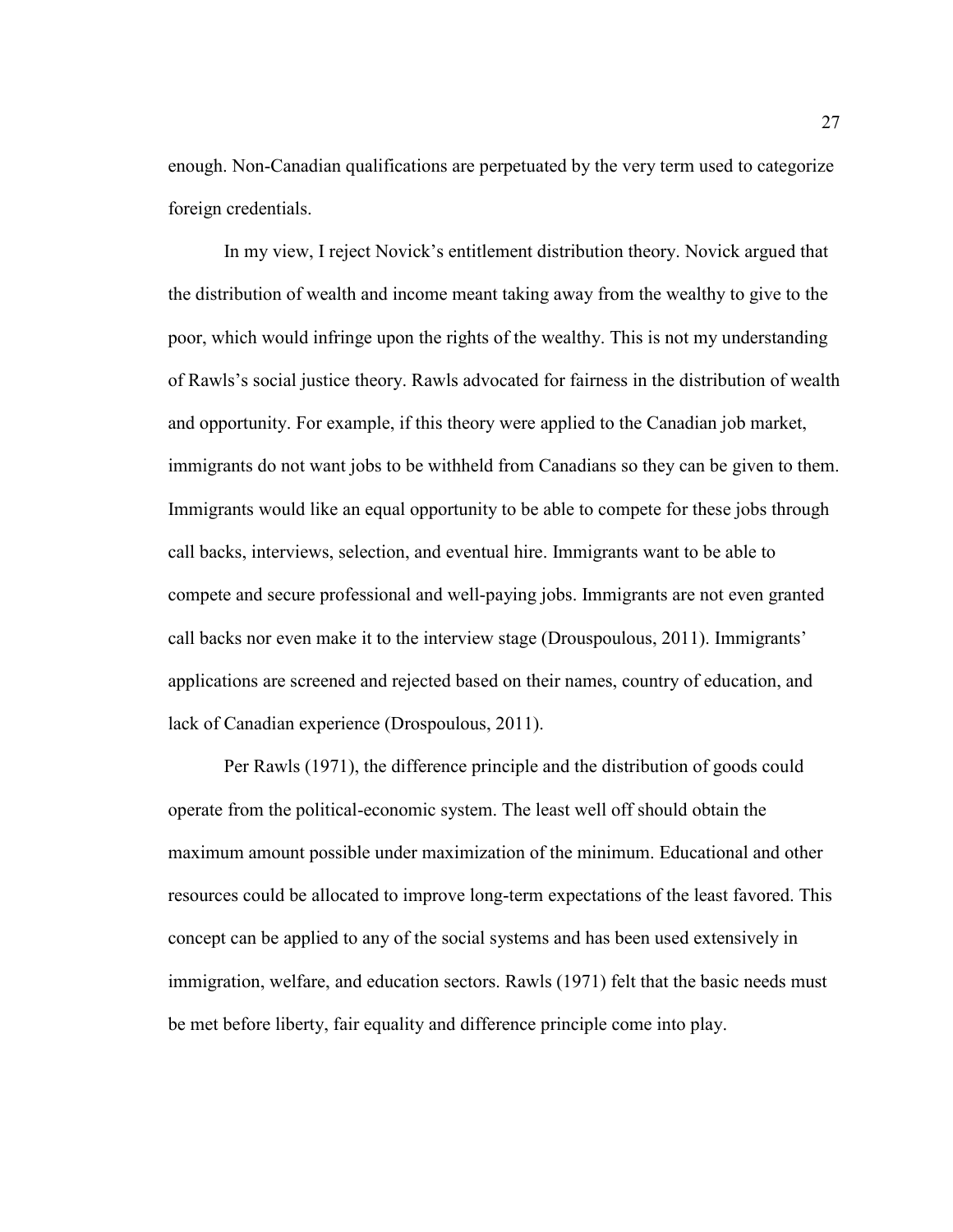enough. Non-Canadian qualifications are perpetuated by the very term used to categorize foreign credentials.

In my view, I reject Novick's entitlement distribution theory. Novick argued that the distribution of wealth and income meant taking away from the wealthy to give to the poor, which would infringe upon the rights of the wealthy. This is not my understanding of Rawls's social justice theory. Rawls advocated for fairness in the distribution of wealth and opportunity. For example, if this theory were applied to the Canadian job market, immigrants do not want jobs to be withheld from Canadians so they can be given to them. Immigrants would like an equal opportunity to be able to compete for these jobs through call backs, interviews, selection, and eventual hire. Immigrants want to be able to compete and secure professional and well-paying jobs. Immigrants are not even granted call backs nor even make it to the interview stage (Drouspoulous, 2011). Immigrants' applications are screened and rejected based on their names, country of education, and lack of Canadian experience (Drospoulous, 2011).

Per Rawls (1971), the difference principle and the distribution of goods could operate from the political-economic system. The least well off should obtain the maximum amount possible under maximization of the minimum. Educational and other resources could be allocated to improve long-term expectations of the least favored. This concept can be applied to any of the social systems and has been used extensively in immigration, welfare, and education sectors. Rawls (1971) felt that the basic needs must be met before liberty, fair equality and difference principle come into play.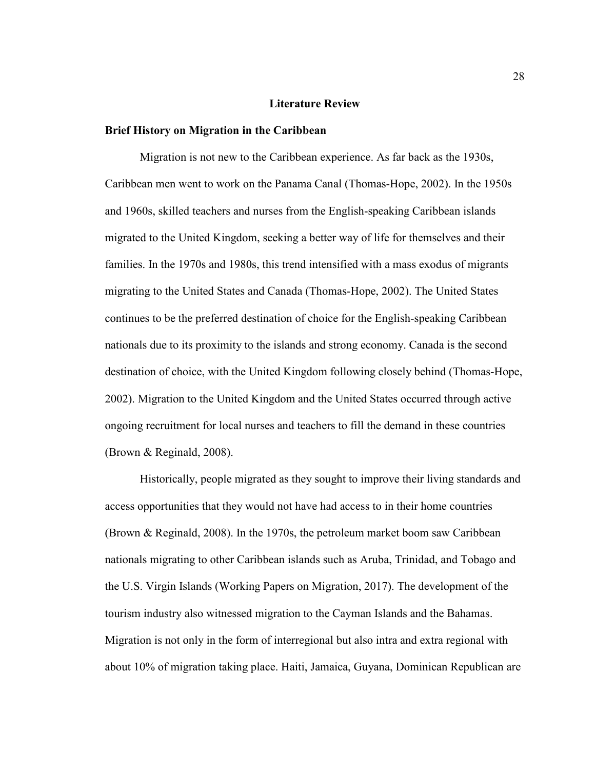# Literature Review

## Brief History on Migration in the Caribbean

Migration is not new to the Caribbean experience. As far back as the 1930s, Caribbean men went to work on the Panama Canal (Thomas-Hope, 2002). In the 1950s and 1960s, skilled teachers and nurses from the English-speaking Caribbean islands migrated to the United Kingdom, seeking a better way of life for themselves and their families. In the 1970s and 1980s, this trend intensified with a mass exodus of migrants migrating to the United States and Canada (Thomas-Hope, 2002). The United States continues to be the preferred destination of choice for the English-speaking Caribbean nationals due to its proximity to the islands and strong economy. Canada is the second destination of choice, with the United Kingdom following closely behind (Thomas-Hope, 2002). Migration to the United Kingdom and the United States occurred through active ongoing recruitment for local nurses and teachers to fill the demand in these countries (Brown & Reginald, 2008).

Historically, people migrated as they sought to improve their living standards and access opportunities that they would not have had access to in their home countries (Brown & Reginald, 2008). In the 1970s, the petroleum market boom saw Caribbean nationals migrating to other Caribbean islands such as Aruba, Trinidad, and Tobago and the U.S. Virgin Islands (Working Papers on Migration, 2017). The development of the tourism industry also witnessed migration to the Cayman Islands and the Bahamas. Migration is not only in the form of interregional but also intra and extra regional with about 10% of migration taking place. Haiti, Jamaica, Guyana, Dominican Republican are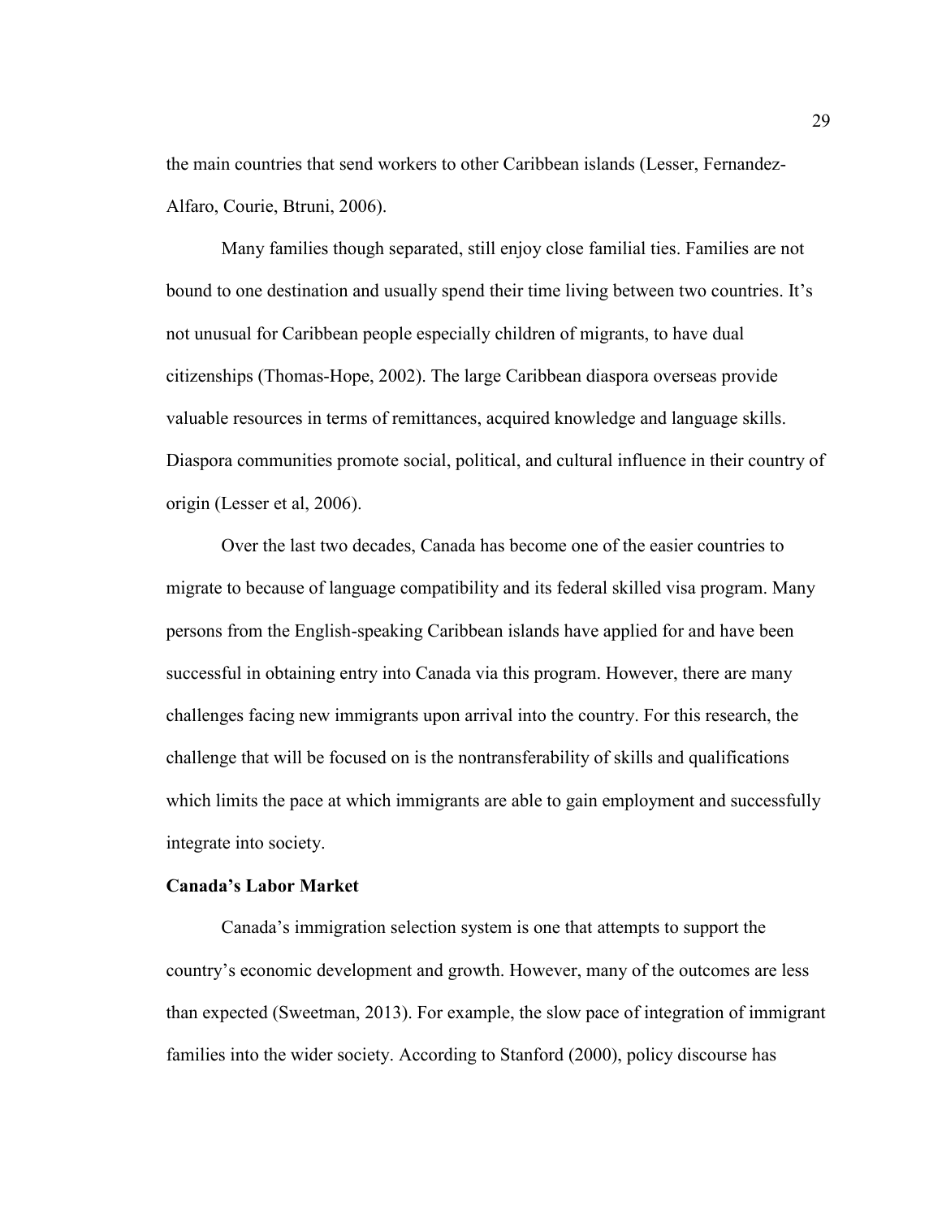the main countries that send workers to other Caribbean islands (Lesser, Fernandez-Alfaro, Courie, Btruni, 2006).

Many families though separated, still enjoy close familial ties. Families are not bound to one destination and usually spend their time living between two countries. It's not unusual for Caribbean people especially children of migrants, to have dual citizenships (Thomas-Hope, 2002). The large Caribbean diaspora overseas provide valuable resources in terms of remittances, acquired knowledge and language skills. Diaspora communities promote social, political, and cultural influence in their country of origin (Lesser et al, 2006).

Over the last two decades, Canada has become one of the easier countries to migrate to because of language compatibility and its federal skilled visa program. Many persons from the English-speaking Caribbean islands have applied for and have been successful in obtaining entry into Canada via this program. However, there are many challenges facing new immigrants upon arrival into the country. For this research, the challenge that will be focused on is the nontransferability of skills and qualifications which limits the pace at which immigrants are able to gain employment and successfully integrate into society.

**Canada's Labor Market**

Canada's immigration selection system is one that attempts to support the country's economic development and growth. However, many of the outcomes are less than expected (Sweetman, 2013). For example, the slow pace of integration of immigrant families into the wider society. According to Stanford (2000), policy discourse has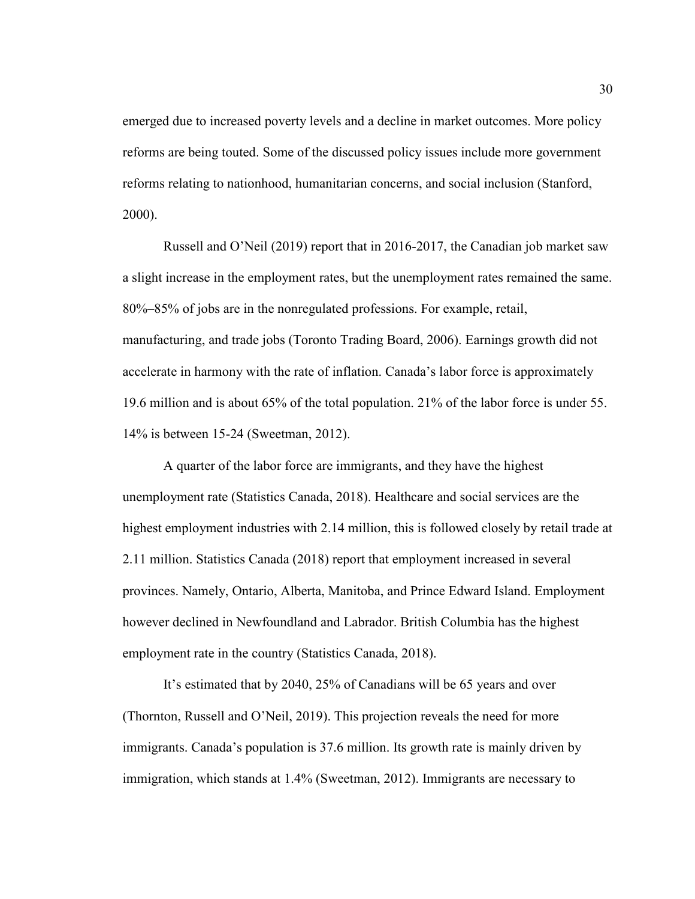emerged due to increased poverty levels and a decline in market outcomes. More policy reforms are being touted. Some of the discussed policy issues include more government reforms relating to nationhood, humanitarian concerns, and social inclusion (Stanford, 2000).

Russell and O'Neil (2019) report that in 2016-2017, the Canadian job market saw a slight increase in the employment rates, but the unemployment rates remained the same. 80%–85% of jobs are in the nonregulated professions. For example, retail, manufacturing, and trade jobs (Toronto Trading Board, 2006). Earnings growth did not accelerate in harmony with the rate of inflation. Canada's labor force is approximately 19.6 million and is about 65% of the total population. 21% of the labor force is under 55. 14% is between 15-24 (Sweetman, 2012).

A quarter of the labor force are immigrants, and they have the highest unemployment rate (Statistics Canada, 2018). Healthcare and social services are the highest employment industries with 2.14 million, this is followed closely by retail trade at 2.11 million. Statistics Canada (2018) report that employment increased in several provinces. Namely, Ontario, Alberta, Manitoba, and Prince Edward Island. Employment however declined in Newfoundland and Labrador. British Columbia has the highest employment rate in the country (Statistics Canada, 2018).

It's estimated that by 2040, 25% of Canadians will be 65 years and over (Thornton, Russell and O'Neil, 2019). This projection reveals the need for more immigrants. Canada's population is 37.6 million. Its growth rate is mainly driven by immigration, which stands at 1.4% (Sweetman, 2012). Immigrants are necessary to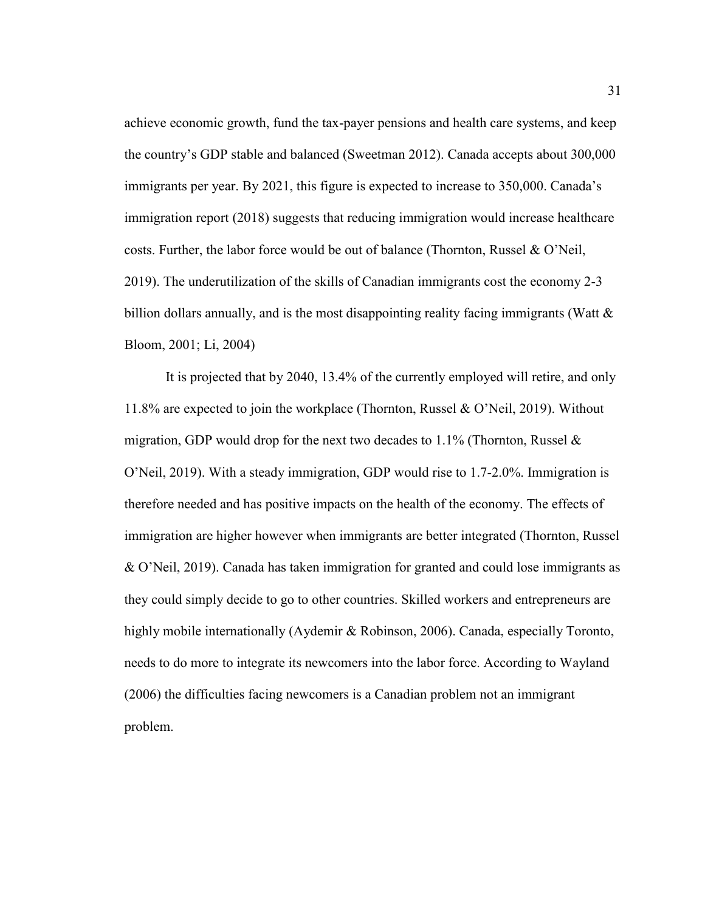achieve economic growth, fund the tax-payer pensions and health care systems, and keep the country's GDP stable and balanced (Sweetman 2012). Canada accepts about 300,000 immigrants per year. By 2021, this figure is expected to increase to 350,000. Canada's immigration report (2018) suggests that reducing immigration would increase healthcare costs. Further, the labor force would be out of balance (Thornton, Russel & O'Neil, 2019). The underutilization of the skills of Canadian immigrants cost the economy 2-3 billion dollars annually, and is the most disappointing reality facing immigrants (Watt & Bloom, 2001; Li, 2004)

It is projected that by 2040, 13.4% of the currently employed will retire, and only 11.8% are expected to join the workplace (Thornton, Russel & O'Neil, 2019). Without migration, GDP would drop for the next two decades to 1.1% (Thornton, Russel & O'Neil, 2019). With a steady immigration, GDP would rise to 1.7-2.0%. Immigration is therefore needed and has positive impacts on the health of the economy. The effects of immigration are higher however when immigrants are better integrated (Thornton, Russel & O'Neil, 2019). Canada has taken immigration for granted and could lose immigrants as they could simply decide to go to other countries. Skilled workers and entrepreneurs are highly mobile internationally (Aydemir & Robinson, 2006). Canada, especially Toronto, needs to do more to integrate its newcomers into the labor force. According to Wayland (2006) the difficulties facing newcomers is a Canadian problem not an immigrant problem.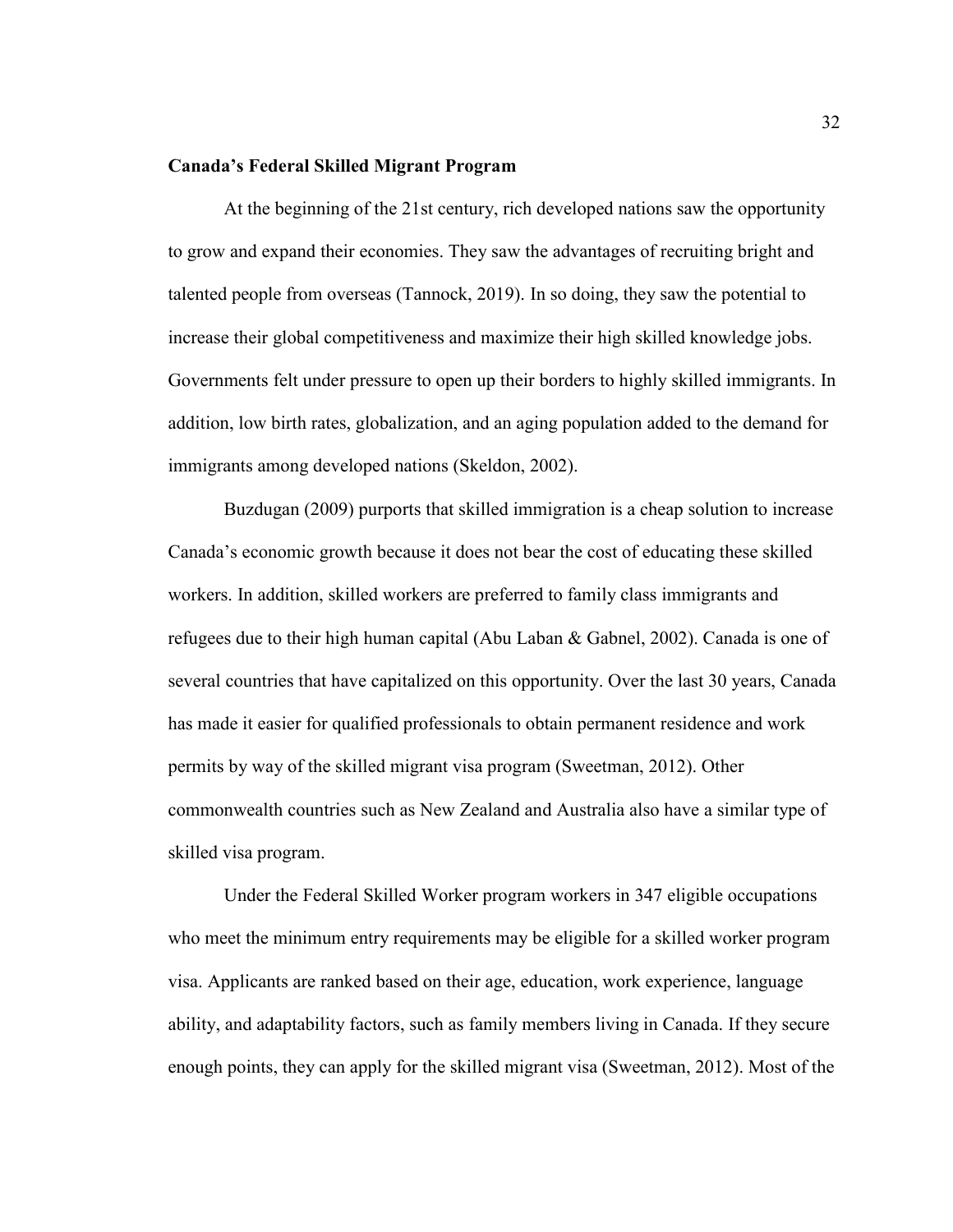**Canada's Federal Skilled Migrant Program**

At the beginning of the 21st century, rich developed nations saw the opportunity to grow and expand their economies. They saw the advantages of recruiting bright and talented people from overseas (Tannock, 2019). In so doing, they saw the potential to increase their global competitiveness and maximize their high skilled knowledge jobs. Governments felt under pressure to open up their borders to highly skilled immigrants. In addition, low birth rates, globalization, and an aging population added to the demand for immigrants among developed nations (Skeldon, 2002).

Buzdugan (2009) purports that skilled immigration is a cheap solution to increase Canada's economic growth because it does not bear the cost of educating these skilled workers. In addition, skilled workers are preferred to family class immigrants and refugees due to their high human capital (Abu Laban & Gabnel, 2002). Canada is one of several countries that have capitalized on this opportunity. Over the last 30 years, Canada has made it easier for qualified professionals to obtain permanent residence and work permits by way of the skilled migrant visa program (Sweetman, 2012). Other commonwealth countries such as New Zealand and Australia also have a similar type of skilled visa program.

Under the Federal Skilled Worker program workers in 347 eligible occupations who meet the minimum entry requirements may be eligible for a skilled worker program visa. Applicants are ranked based on their age, education, work experience, language ability, and adaptability factors, such as family members living in Canada. If they secure enough points, they can apply for the skilled migrant visa (Sweetman, 2012). Most of the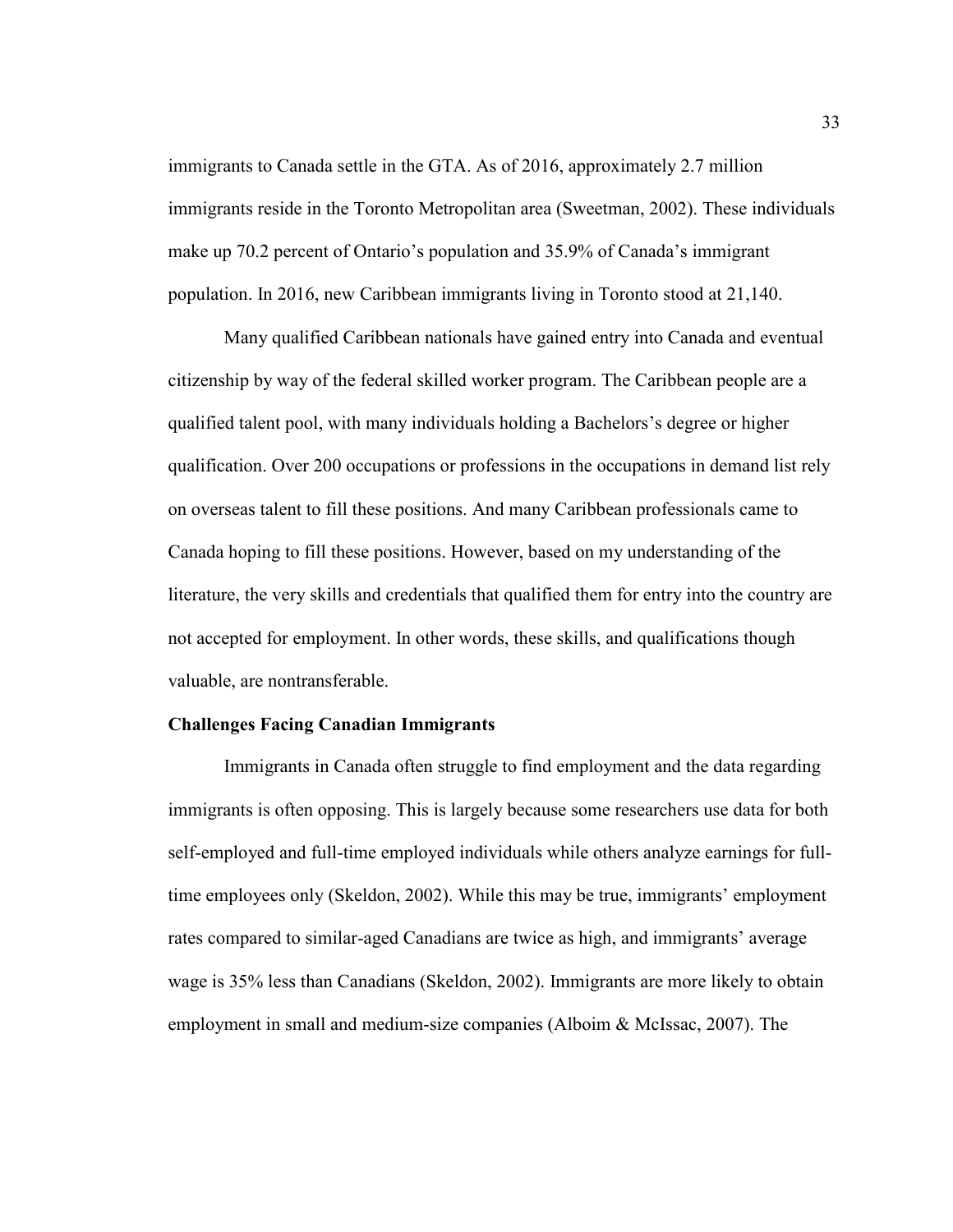immigrants to Canada settle in the GTA. As of 2016, approximately 2.7 million immigrants reside in the Toronto Metropolitan area (Sweetman, 2002). These individuals make up 70.2 percent of Ontario's population and 35.9% of Canada's immigrant population. In 2016, new Caribbean immigrants living in Toronto stood at 21,140.

Many qualified Caribbean nationals have gained entry into Canada and eventual citizenship by way of the federal skilled worker program. The Caribbean people are a qualified talent pool, with many individuals holding a Bachelors's degree or higher qualification. Over 200 occupations or professions in the occupations in demand list rely on overseas talent to fill these positions. And many Caribbean professionals came to Canada hoping to fill these positions. However, based on my understanding of the literature, the very skills and credentials that qualified them for entry into the country are not accepted for employment. In other words, these skills, and qualifications though valuable, are nontransferable.

**Challenges Facing Canadian Immigrants**

Immigrants in Canada often struggle to find employment and the data regarding immigrants is often opposing. This is largely because some researchers use data for both self-employed and full-time employed individuals while others analyze earnings for full-time employees only (Skeldon, 2002). While this may be true, immigrants' employment rates compared to similar-aged Canadians are twice as high, and immigrants' average wage is 35% less than Canadians (Skeldon, 2002). Immigrants are more likely to obtain employment in small and medium-size companies (Alboim & McIssac, 2007). The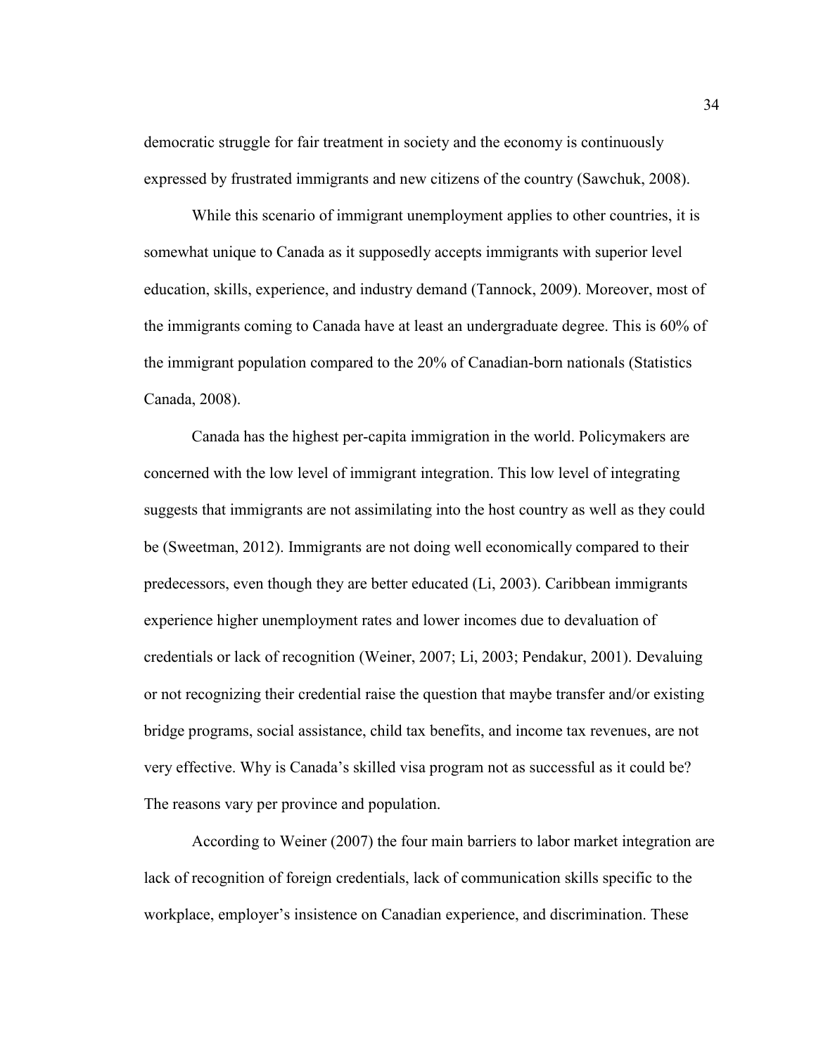democratic struggle for fair treatment in society and the economy is continuously expressed by frustrated immigrants and new citizens of the country (Sawchuk, 2008).

While this scenario of immigrant unemployment applies to other countries, it is somewhat unique to Canada as it supposedly accepts immigrants with superior level education, skills, experience, and industry demand (Tannock, 2009). Moreover, most of the immigrants coming to Canada have at least an undergraduate degree. This is 60% of the immigrant population compared to the 20% of Canadian-born nationals (Statistics Canada, 2008).

Canada has the highest per-capita immigration in the world. Policymakers are concerned with the low level of immigrant integration. This low level of integrating suggests that immigrants are not assimilating into the host country as well as they could be (Sweetman, 2012). Immigrants are not doing well economically compared to their predecessors, even though they are better educated (Li, 2003). Caribbean immigrants experience higher unemployment rates and lower incomes due to devaluation of credentials or lack of recognition (Weiner, 2007; Li, 2003; Pendakur, 2001). Devaluing or not recognizing their credential raise the question that maybe transfer and/or existing bridge programs, social assistance, child tax benefits, and income tax revenues, are not very effective. Why is Canada's skilled visa program not as successful as it could be? The reasons vary per province and population.

According to Weiner (2007) the four main barriers to labor market integration are lack of recognition of foreign credentials, lack of communication skills specific to the workplace, employer's insistence on Canadian experience, and discrimination. These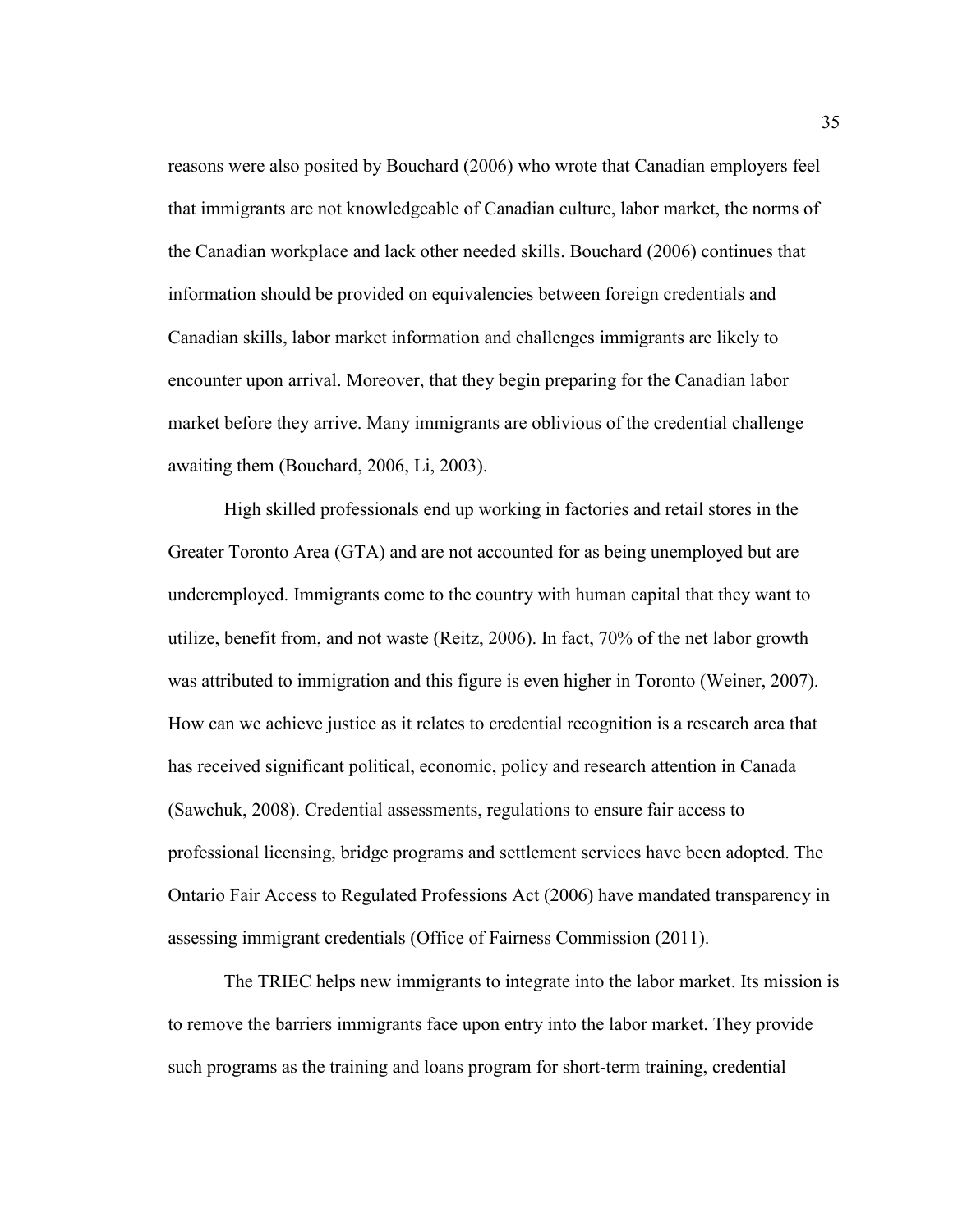reasons were also posited by Bouchard (2006) who wrote that Canadian employers feel that immigrants are not knowledgeable of Canadian culture, labor market, the norms of the Canadian workplace and lack other needed skills. Bouchard (2006) continues that information should be provided on equivalencies between foreign credentials and Canadian skills, labor market information and challenges immigrants are likely to encounter upon arrival. Moreover, that they begin preparing for the Canadian labor market before they arrive. Many immigrants are oblivious of the credential challenge awaiting them (Bouchard, 2006, Li, 2003).

High skilled professionals end up working in factories and retail stores in the Greater Toronto Area (GTA) and are not accounted for as being unemployed but are underemployed. Immigrants come to the country with human capital that they want to utilize, benefit from, and not waste (Reitz, 2006). In fact, 70% of the net labor growth was attributed to immigration and this figure is even higher in Toronto (Weiner, 2007). How can we achieve justice as it relates to credential recognition is a research area that has received significant political, economic, policy and research attention in Canada (Sawchuk, 2008). Credential assessments, regulations to ensure fair access to professional licensing, bridge programs and settlement services have been adopted. The Ontario Fair Access to Regulated Professions Act (2006) have mandated transparency in assessing immigrant credentials (Office of Fairness Commission (2011).

The TRIEC helps new immigrants to integrate into the labor market. Its mission is to remove the barriers immigrants face upon entry into the labor market. They provide such programs as the training and loans program for short-term training, credential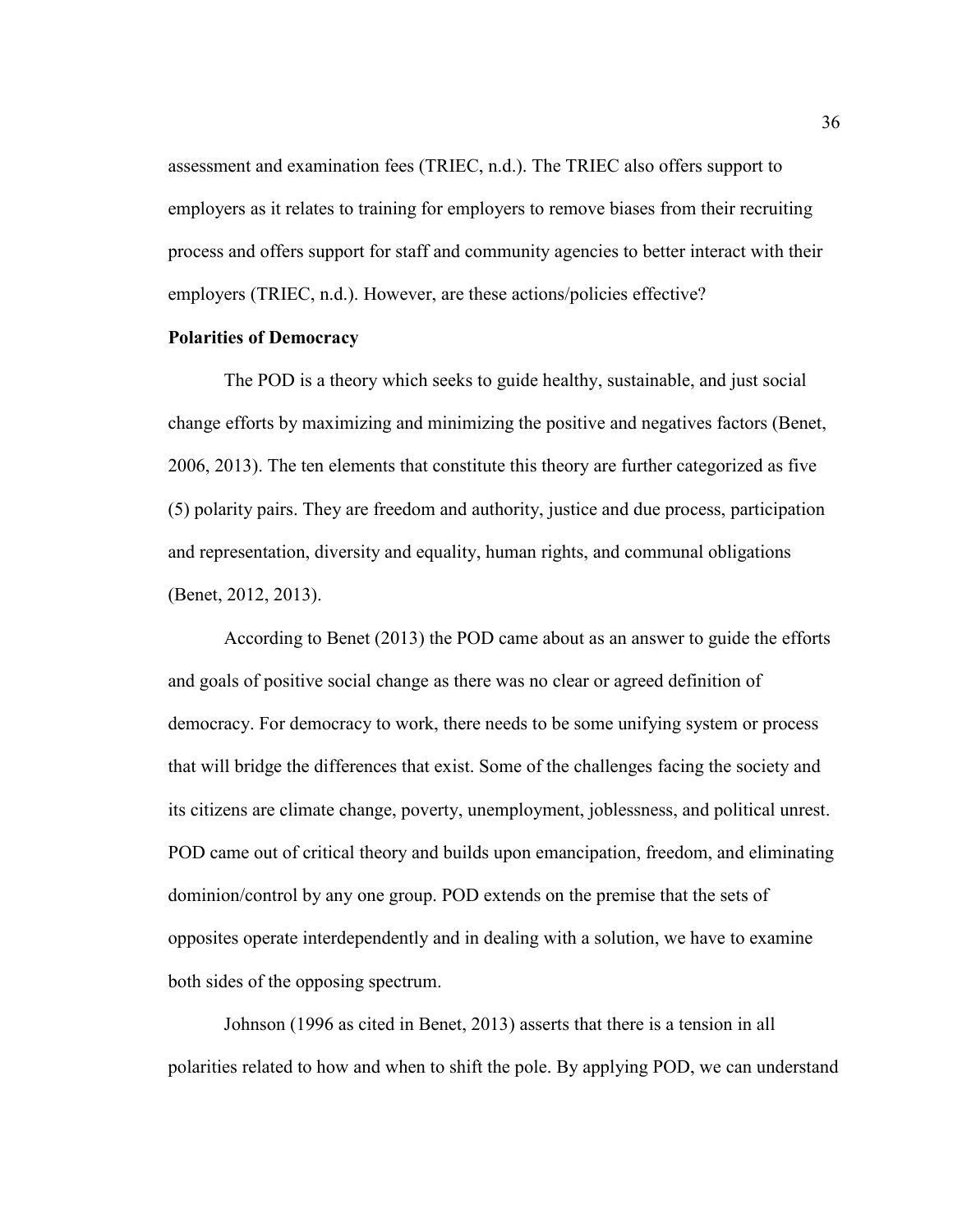assessment and examination fees (TRIEC, n.d.). The TRIEC also offers support to employers as it relates to training for employers to remove biases from their recruiting process and offers support for staff and community agencies to better interact with their employers (TRIEC, n.d.). However, are these actions/policies effective?

**Polarities of Democracy**

The POD is a theory which seeks to guide healthy, sustainable, and just social change efforts by maximizing and minimizing the positive and negatives factors (Benet, 2006, 2013). The ten elements that constitute this theory are further categorized as five (5) polarity pairs. They are freedom and authority, justice and due process, participation and representation, diversity and equality, human rights, and communal obligations (Benet, 2012, 2013).

According to Benet (2013) the POD came about as an answer to guide the efforts and goals of positive social change as there was no clear or agreed definition of democracy. For democracy to work, there needs to be some unifying system or process that will bridge the differences that exist. Some of the challenges facing the society and its citizens are climate change, poverty, unemployment, joblessness, and political unrest. POD came out of critical theory and builds upon emancipation, freedom, and eliminating dominion/control by any one group. POD extends on the premise that the sets of opposites operate interdependently and in dealing with a solution, we have to examine both sides of the opposing spectrum.

Johnson (1996 as cited in Benet, 2013) asserts that there is a tension in all polarities related to how and when to shift the pole. By applying POD, we can understand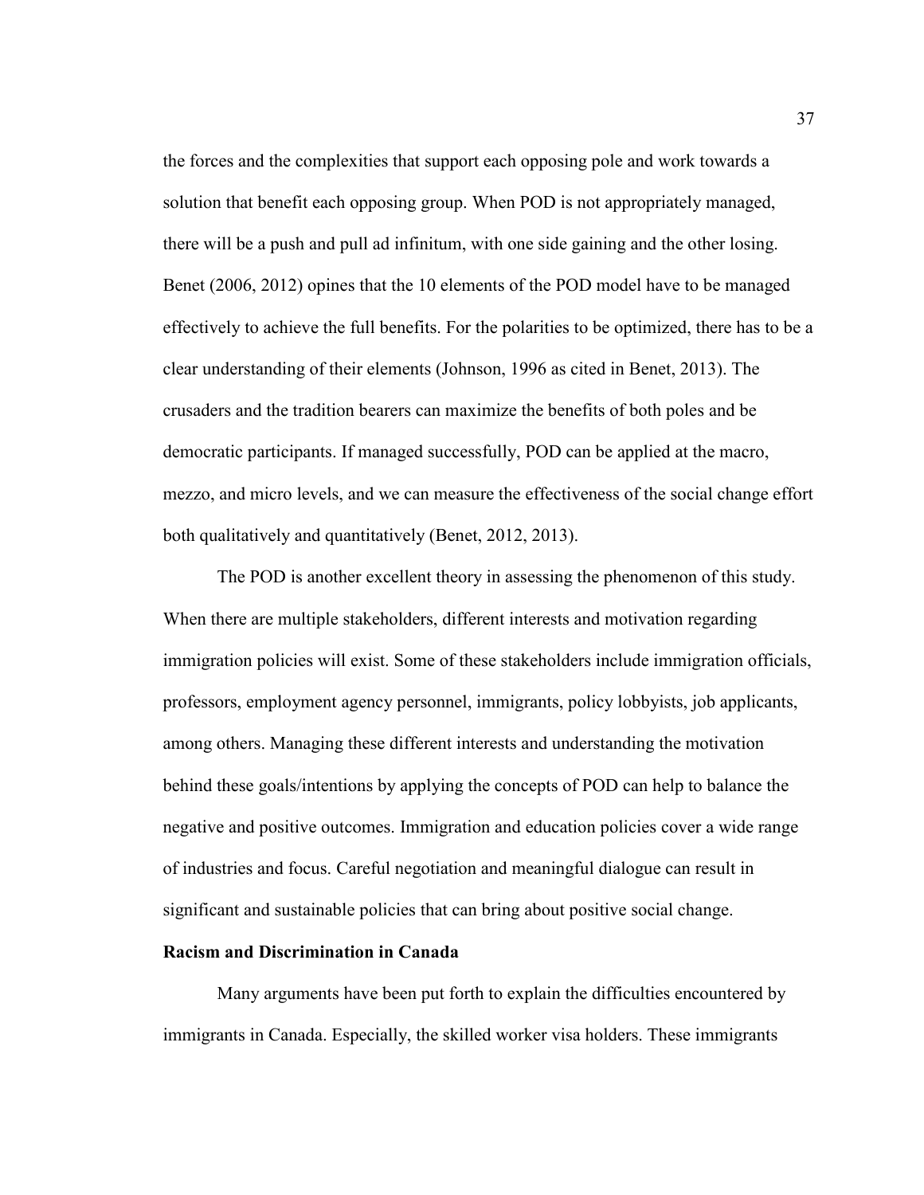the forces and the complexities that support each opposing pole and work towards a solution that benefit each opposing group. When POD is not appropriately managed, there will be a push and pull ad infinitum, with one side gaining and the other losing. Benet (2006, 2012) opines that the 10 elements of the POD model have to be managed effectively to achieve the full benefits. For the polarities to be optimized, there has to be a clear understanding of their elements (Johnson, 1996 as cited in Benet, 2013). The crusaders and the tradition bearers can maximize the benefits of both poles and be democratic participants. If managed successfully, POD can be applied at the macro, mezzo, and micro levels, and we can measure the effectiveness of the social change effort both qualitatively and quantitatively (Benet, 2012, 2013).

The POD is another excellent theory in assessing the phenomenon of this study. When there are multiple stakeholders, different interests and motivation regarding immigration policies will exist. Some of these stakeholders include immigration officials, professors, employment agency personnel, immigrants, policy lobbyists, job applicants, among others. Managing these different interests and understanding the motivation behind these goals/intentions by applying the concepts of POD can help to balance the negative and positive outcomes. Immigration and education policies cover a wide range of industries and focus. Careful negotiation and meaningful dialogue can result in significant and sustainable policies that can bring about positive social change.

**Racism and Discrimination in Canada**

Many arguments have been put forth to explain the difficulties encountered by immigrants in Canada. Especially, the skilled worker visa holders. These immigrants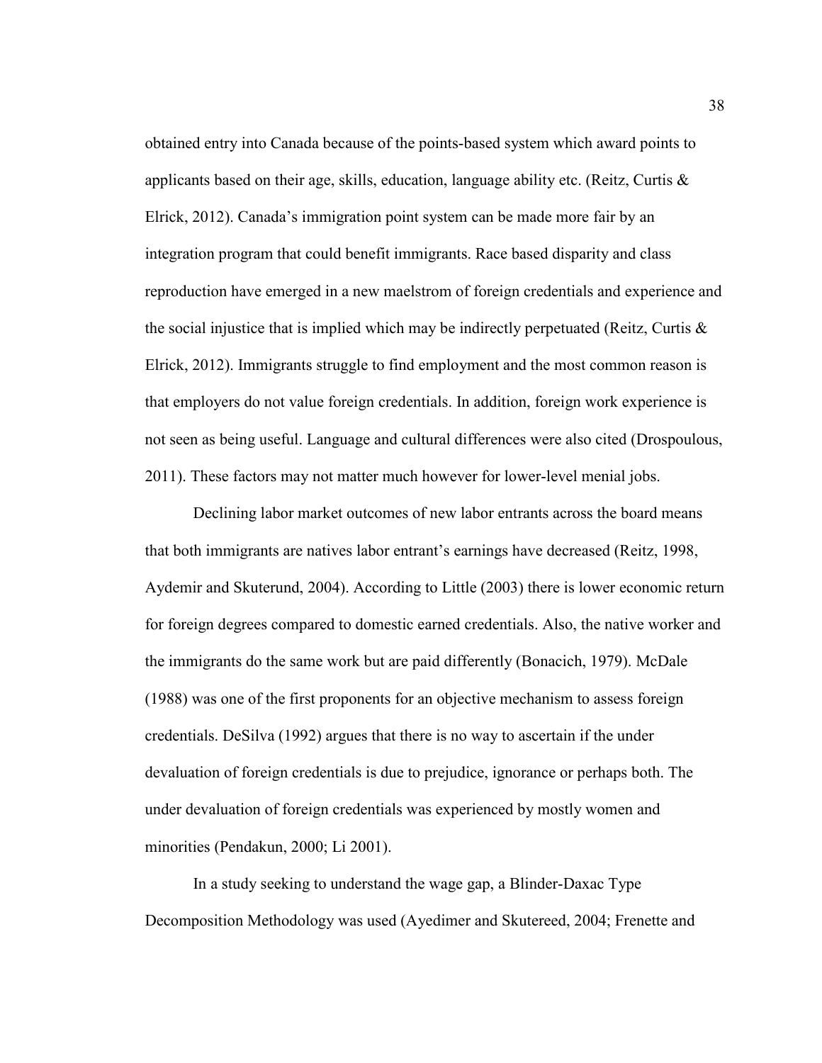obtained entry into Canada because of the points-based system which award points to applicants based on their age, skills, education, language ability etc. (Reitz, Curtis & Elrick, 2012). Canada's immigration point system can be made more fair by an integration program that could benefit immigrants. Race based disparity and class reproduction have emerged in a new maelstrom of foreign credentials and experience and the social injustice that is implied which may be indirectly perpetuated (Reitz, Curtis & Elrick, 2012). Immigrants struggle to find employment and the most common reason is that employers do not value foreign credentials. In addition, foreign work experience is not seen as being useful. Language and cultural differences were also cited (Drospoulous, 2011). These factors may not matter much however for lower-level menial jobs.

Declining labor market outcomes of new labor entrants across the board means that both immigrants are natives labor entrant's earnings have decreased (Reitz, 1998, Aydemir and Skuterund, 2004). According to Little (2003) there is lower economic return for foreign degrees compared to domestic earned credentials. Also, the native worker and the immigrants do the same work but are paid differently (Bonacich, 1979). McDale (1988) was one of the first proponents for an objective mechanism to assess foreign credentials. DeSilva (1992) argues that there is no way to ascertain if the under devaluation of foreign credentials is due to prejudice, ignorance or perhaps both. The under devaluation of foreign credentials was experienced by mostly women and minorities (Pendakun, 2000; Li 2001).

In a study seeking to understand the wage gap, a Blinder-Daxac Type Decomposition Methodology was used (Ayedimer and Skutereed, 2004; Frenette and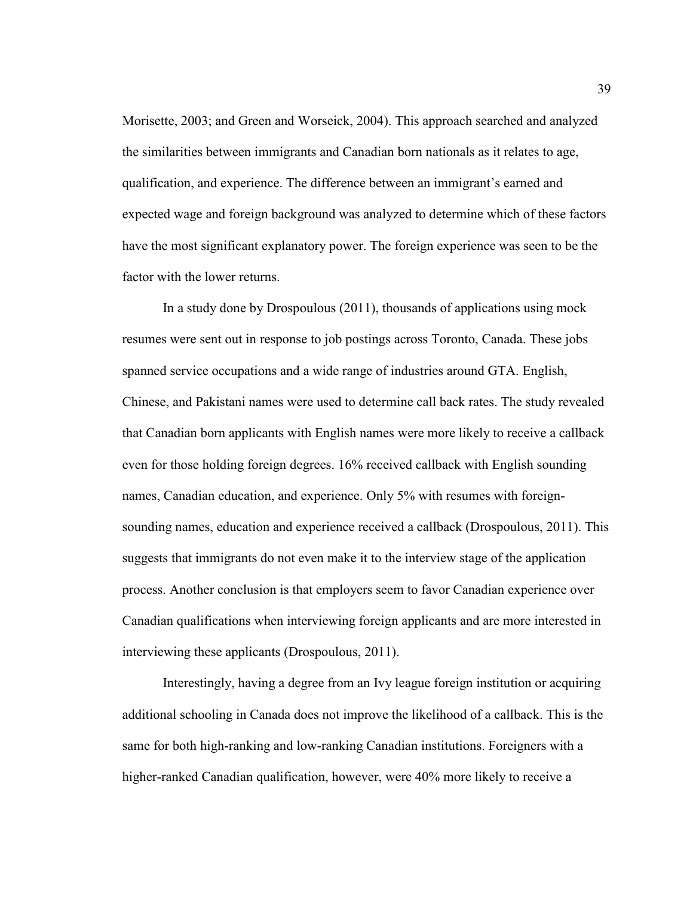Morisette, 2003; and Green and Worseick, 2004). This approach searched and analyzed the similarities between immigrants and Canadian born nationals as it relates to age, qualification, and experience. The difference between an immigrant's earned and expected wage and foreign background was analyzed to determine which of these factors have the most significant explanatory power. The foreign experience was seen to be the factor with the lower returns.

In a study done by Drospoulous (2011), thousands of applications using mock resumes were sent out in response to job postings across Toronto, Canada. These jobs spanned service occupations and a wide range of industries around GTA. English, Chinese, and Pakistani names were used to determine call back rates. The study revealed that Canadian born applicants with English names were more likely to receive a callback even for those holding foreign degrees. 16% received callback with English sounding names, Canadian education, and experience. Only 5% with resumes with foreign-sounding names, education and experience received a callback (Drospoulous, 2011). This suggests that immigrants do not even make it to the interview stage of the application process. Another conclusion is that employers seem to favor Canadian experience over Canadian qualifications when interviewing foreign applicants and are more interested in interviewing these applicants (Drospoulous, 2011).

Interestingly, having a degree from an Ivy league foreign institution or acquiring additional schooling in Canada does not improve the likelihood of a callback. This is the same for both high-ranking and low-ranking Canadian institutions. Foreigners with a higher-ranked Canadian qualification, however, were 40% more likely to receive a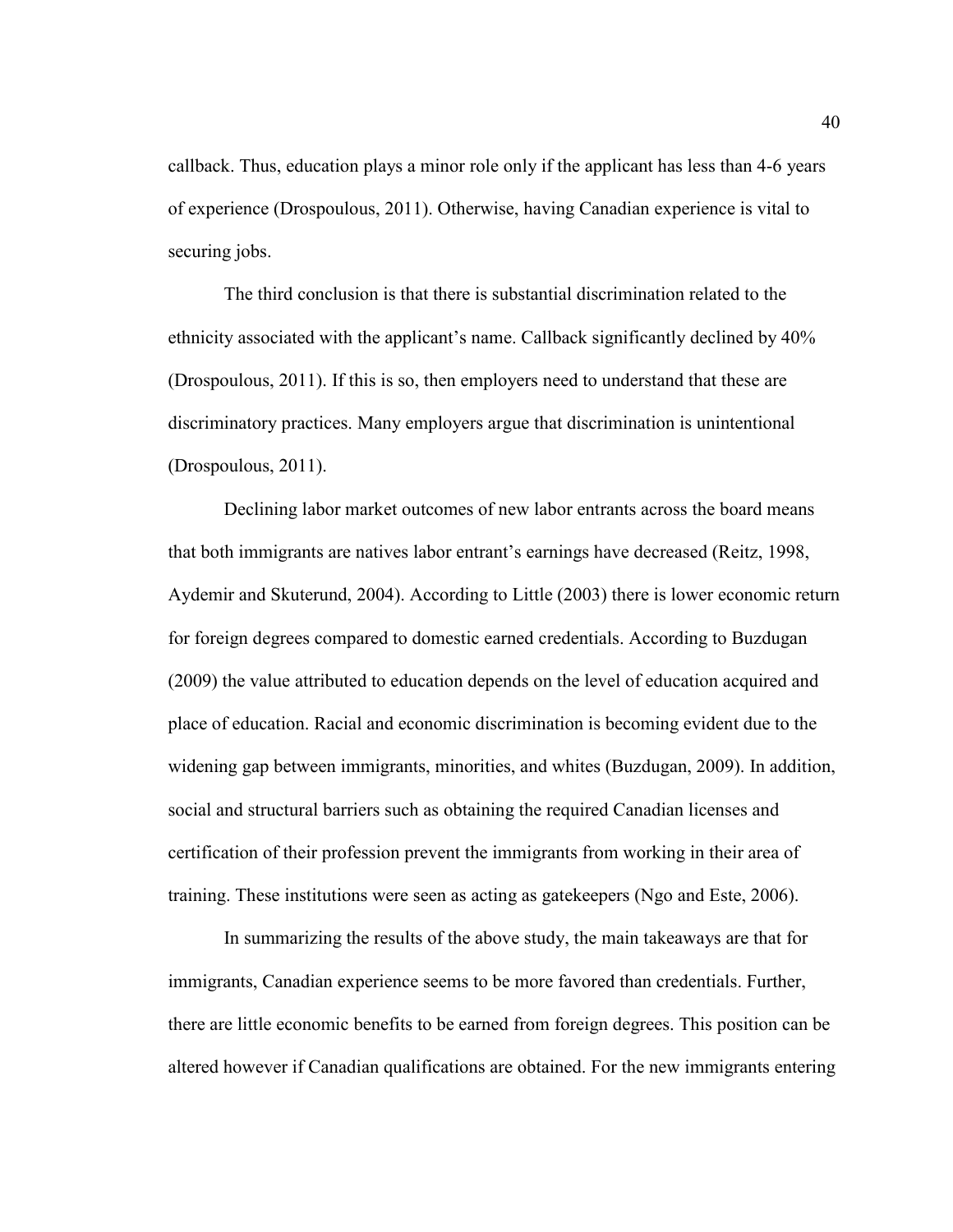callback. Thus, education plays a minor role only if the applicant has less than 4-6 years of experience (Drospoulous, 2011). Otherwise, having Canadian experience is vital to securing jobs.

The third conclusion is that there is substantial discrimination related to the ethnicity associated with the applicant's name. Callback significantly declined by 40% (Drospoulous, 2011). If this is so, then employers need to understand that these are discriminatory practices. Many employers argue that discrimination is unintentional (Drospoulous, 2011).

Declining labor market outcomes of new labor entrants across the board means that both immigrants are natives labor entrant's earnings have decreased (Reitz, 1998, Aydemir and Skuterund, 2004). According to Little (2003) there is lower economic return for foreign degrees compared to domestic earned credentials. According to Buzdugan (2009) the value attributed to education depends on the level of education acquired and place of education. Racial and economic discrimination is becoming evident due to the widening gap between immigrants, minorities, and whites (Buzdugan, 2009). In addition, social and structural barriers such as obtaining the required Canadian licenses and certification of their profession prevent the immigrants from working in their area of training. These institutions were seen as acting as gatekeepers (Ngo and Este, 2006).

In summarizing the results of the above study, the main takeaways are that for immigrants, Canadian experience seems to be more favored than credentials. Further, there are little economic benefits to be earned from foreign degrees. This position can be altered however if Canadian qualifications are obtained. For the new immigrants entering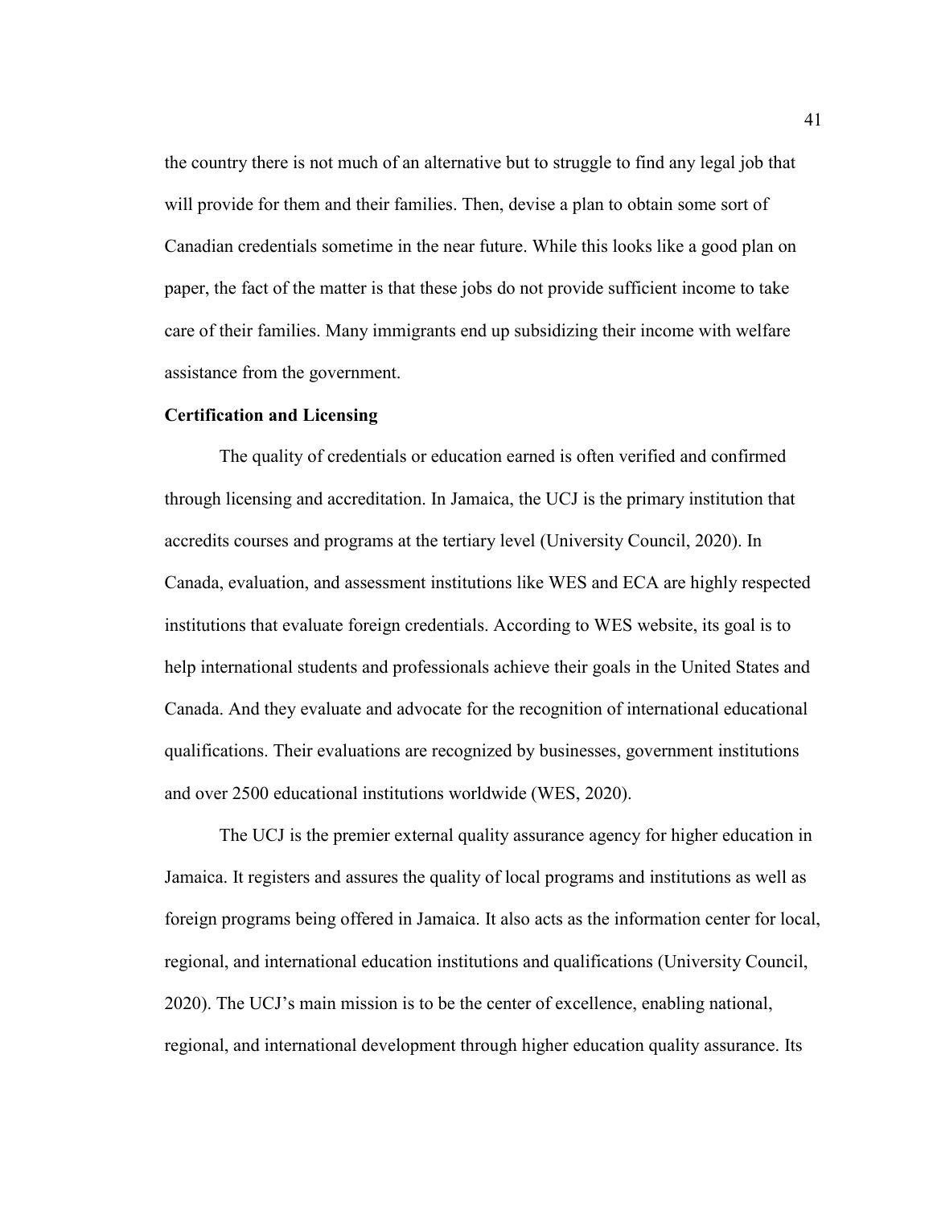the country there is not much of an alternative but to struggle to find any legal job that will provide for them and their families. Then, devise a plan to obtain some sort of Canadian credentials sometime in the near future. While this looks like a good plan on paper, the fact of the matter is that these jobs do not provide sufficient income to take care of their families. Many immigrants end up subsidizing their income with welfare assistance from the government.

**Certification and Licensing**

The quality of credentials or education earned is often verified and confirmed through licensing and accreditation. In Jamaica, the UCJ is the primary institution that accredits courses and programs at the tertiary level (University Council, 2020). In Canada, evaluation, and assessment institutions like WES and ECA are highly respected institutions that evaluate foreign credentials. According to WES website, its goal is to help international students and professionals achieve their goals in the United States and Canada. And they evaluate and advocate for the recognition of international educational qualifications. Their evaluations are recognized by businesses, government institutions and over 2500 educational institutions worldwide (WES, 2020).

The UCJ is the premier external quality assurance agency for higher education in Jamaica. It registers and assures the quality of local programs and institutions as well as foreign programs being offered in Jamaica. It also acts as the information center for local, regional, and international education institutions and qualifications (University Council, 2020). The UCJ's main mission is to be the center of excellence, enabling national, regional, and international development through higher education quality assurance. Its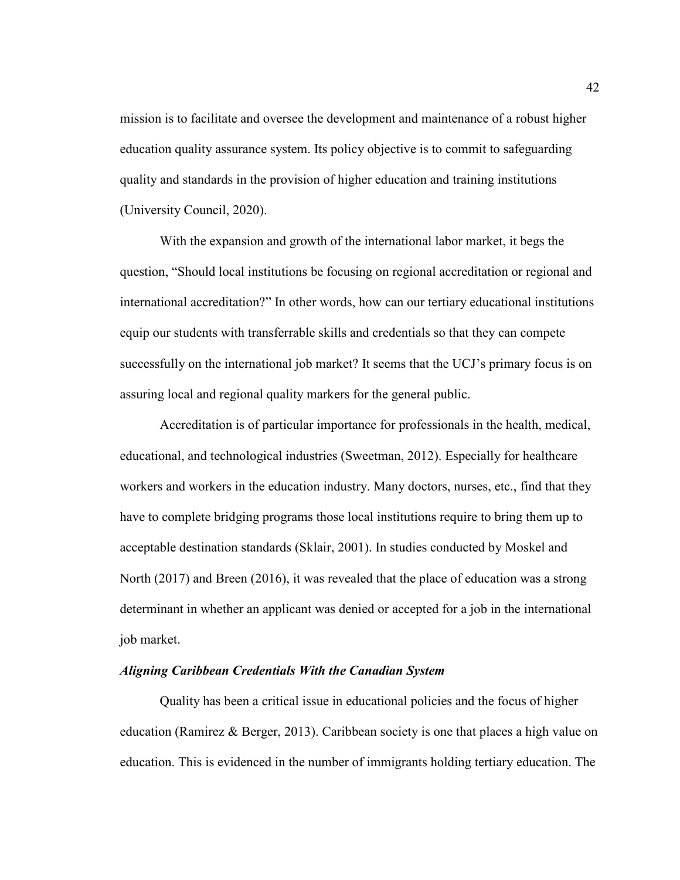mission is to facilitate and oversee the development and maintenance of a robust higher education quality assurance system. Its policy objective is to commit to safeguarding quality and standards in the provision of higher education and training institutions (University Council, 2020).

With the expansion and growth of the international labor market, it begs the question, "Should local institutions be focusing on regional accreditation or regional and international accreditation?" In other words, how can our tertiary educational institutions equip our students with transferrable skills and credentials so that they can compete successfully on the international job market? It seems that the UCJ's primary focus is on assuring local and regional quality markers for the general public.

Accreditation is of particular importance for professionals in the health, medical, educational, and technological industries (Sweetman, 2012). Especially for healthcare workers and workers in the education industry. Many doctors, nurses, etc., find that they have to complete bridging programs those local institutions require to bring them up to acceptable destination standards (Sklair, 2001). In studies conducted by Moskel and North (2017) and Breen (2016), it was revealed that the place of education was a strong determinant in whether an applicant was denied or accepted for a job in the international job market.

### ***Aligning Caribbean Credentials With the Canadian System***

Quality has been a critical issue in educational policies and the focus of higher education (Ramirez & Berger, 2013). Caribbean society is one that places a high value on education. This is evidenced in the number of immigrants holding tertiary education. The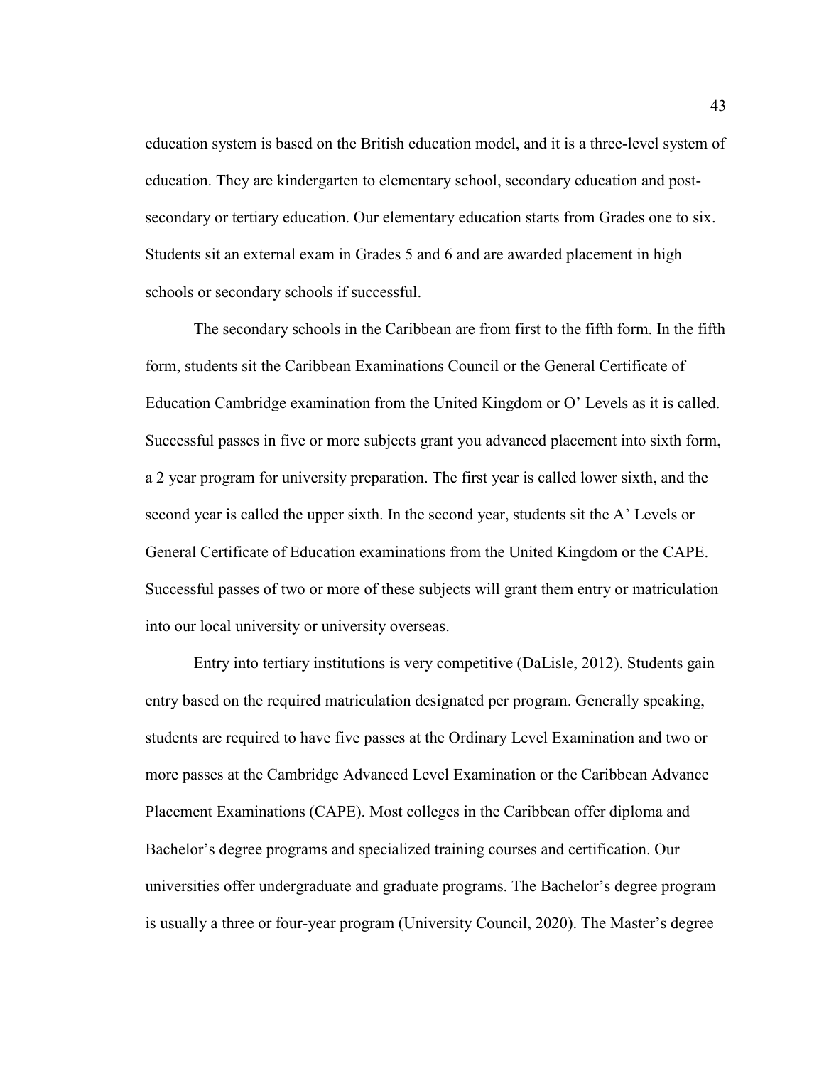education system is based on the British education model, and it is a three-level system of education. They are kindergarten to elementary school, secondary education and post-secondary or tertiary education. Our elementary education starts from Grades one to six. Students sit an external exam in Grades 5 and 6 and are awarded placement in high schools or secondary schools if successful.

The secondary schools in the Caribbean are from first to the fifth form. In the fifth form, students sit the Caribbean Examinations Council or the General Certificate of Education Cambridge examination from the United Kingdom or O' Levels as it is called. Successful passes in five or more subjects grant you advanced placement into sixth form, a 2 year program for university preparation. The first year is called lower sixth, and the second year is called the upper sixth. In the second year, students sit the A' Levels or General Certificate of Education examinations from the United Kingdom or the CAPE. Successful passes of two or more of these subjects will grant them entry or matriculation into our local university or university overseas.

Entry into tertiary institutions is very competitive (DaLisle, 2012). Students gain entry based on the required matriculation designated per program. Generally speaking, students are required to have five passes at the Ordinary Level Examination and two or more passes at the Cambridge Advanced Level Examination or the Caribbean Advance Placement Examinations (CAPE). Most colleges in the Caribbean offer diploma and Bachelor's degree programs and specialized training courses and certification. Our universities offer undergraduate and graduate programs. The Bachelor's degree program is usually a three or four-year program (University Council, 2020). The Master's degree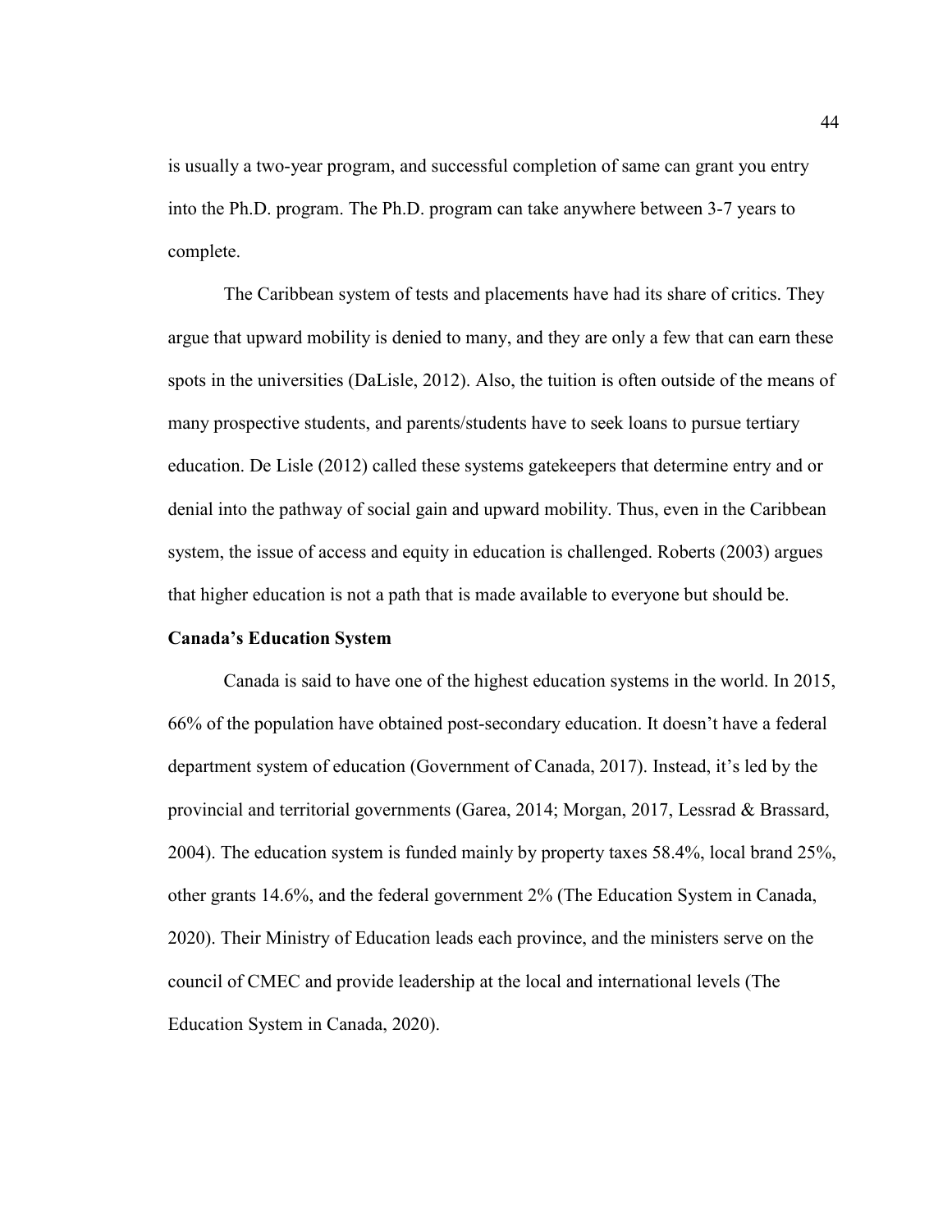is usually a two-year program, and successful completion of same can grant you entry into the Ph.D. program. The Ph.D. program can take anywhere between 3-7 years to complete.

The Caribbean system of tests and placements have had its share of critics. They argue that upward mobility is denied to many, and they are only a few that can earn these spots in the universities (DaLisle, 2012). Also, the tuition is often outside of the means of many prospective students, and parents/students have to seek loans to pursue tertiary education. De Lisle (2012) called these systems gatekeepers that determine entry and or denial into the pathway of social gain and upward mobility. Thus, even in the Caribbean system, the issue of access and equity in education is challenged. Roberts (2003) argues that higher education is not a path that is made available to everyone but should be.

**Canada's Education System**

Canada is said to have one of the highest education systems in the world. In 2015, 66% of the population have obtained post-secondary education. It doesn't have a federal department system of education (Government of Canada, 2017). Instead, it's led by the provincial and territorial governments (Garea, 2014; Morgan, 2017, Lessrad & Brassard, 2004). The education system is funded mainly by property taxes 58.4%, local brand 25%, other grants 14.6%, and the federal government 2% (The Education System in Canada, 2020). Their Ministry of Education leads each province, and the ministers serve on the council of CMEC and provide leadership at the local and international levels (The Education System in Canada, 2020).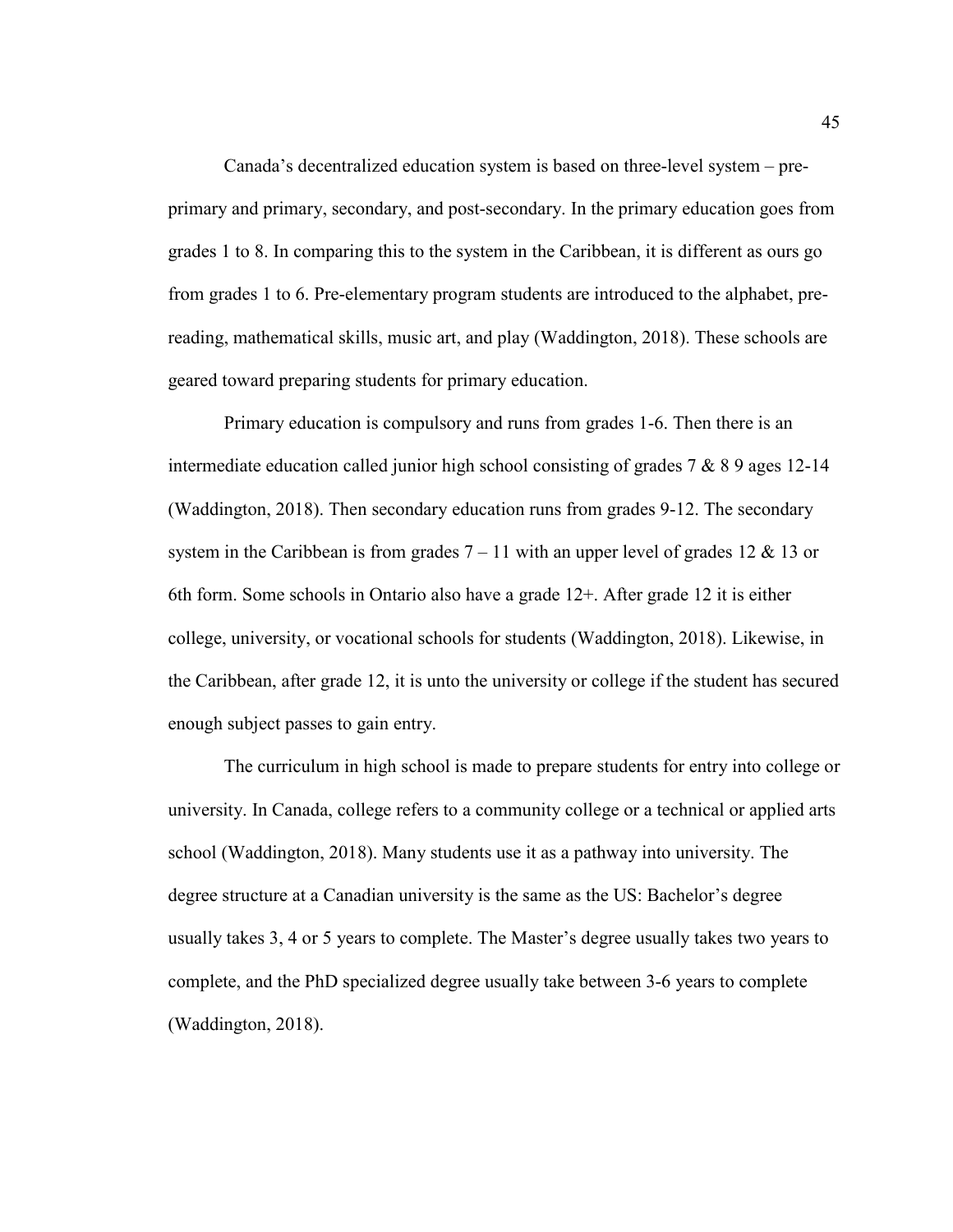Canada's decentralized education system is based on three-level system – pre-primary and primary, secondary, and post-secondary. In the primary education goes from grades 1 to 8. In comparing this to the system in the Caribbean, it is different as ours go from grades 1 to 6. Pre-elementary program students are introduced to the alphabet, pre-reading, mathematical skills, music art, and play (Waddington, 2018). These schools are geared toward preparing students for primary education.

Primary education is compulsory and runs from grades 1-6. Then there is an intermediate education called junior high school consisting of grades 7 & 8 9 ages 12-14 (Waddington, 2018). Then secondary education runs from grades 9-12. The secondary system in the Caribbean is from grades 7 – 11 with an upper level of grades 12 & 13 or 6th form. Some schools in Ontario also have a grade 12+. After grade 12 it is either college, university, or vocational schools for students (Waddington, 2018). Likewise, in the Caribbean, after grade 12, it is unto the university or college if the student has secured enough subject passes to gain entry.

The curriculum in high school is made to prepare students for entry into college or university. In Canada, college refers to a community college or a technical or applied arts school (Waddington, 2018). Many students use it as a pathway into university. The degree structure at a Canadian university is the same as the US: Bachelor's degree usually takes 3, 4 or 5 years to complete. The Master's degree usually takes two years to complete, and the PhD specialized degree usually take between 3-6 years to complete (Waddington, 2018).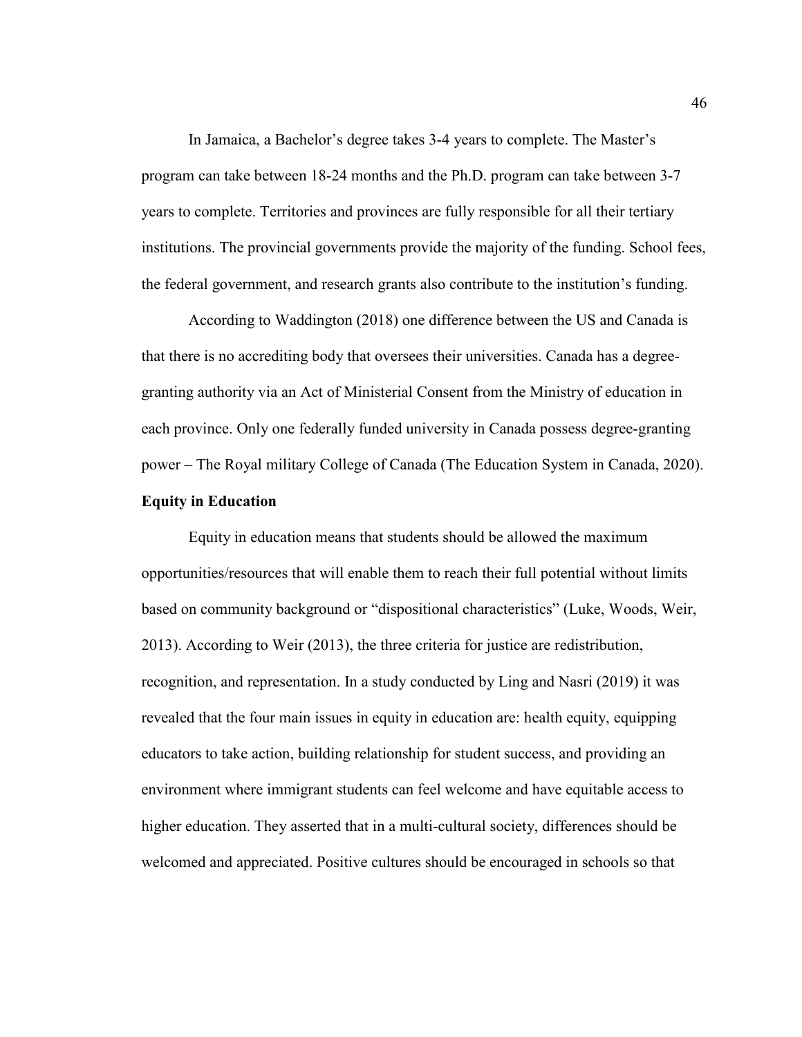In Jamaica, a Bachelor's degree takes 3-4 years to complete. The Master's program can take between 18-24 months and the Ph.D. program can take between 3-7 years to complete. Territories and provinces are fully responsible for all their tertiary institutions. The provincial governments provide the majority of the funding. School fees, the federal government, and research grants also contribute to the institution's funding.

According to Waddington (2018) one difference between the US and Canada is that there is no accrediting body that oversees their universities. Canada has a degree-granting authority via an Act of Ministerial Consent from the Ministry of education in each province. Only one federally funded university in Canada possess degree-granting power – The Royal military College of Canada (The Education System in Canada, 2020).

**Equity in Education**

Equity in education means that students should be allowed the maximum opportunities/resources that will enable them to reach their full potential without limits based on community background or "dispositional characteristics" (Luke, Woods, Weir, 2013). According to Weir (2013), the three criteria for justice are redistribution, recognition, and representation. In a study conducted by Ling and Nasri (2019) it was revealed that the four main issues in equity in education are: health equity, equipping educators to take action, building relationship for student success, and providing an environment where immigrant students can feel welcome and have equitable access to higher education. They asserted that in a multi-cultural society, differences should be welcomed and appreciated. Positive cultures should be encouraged in schools so that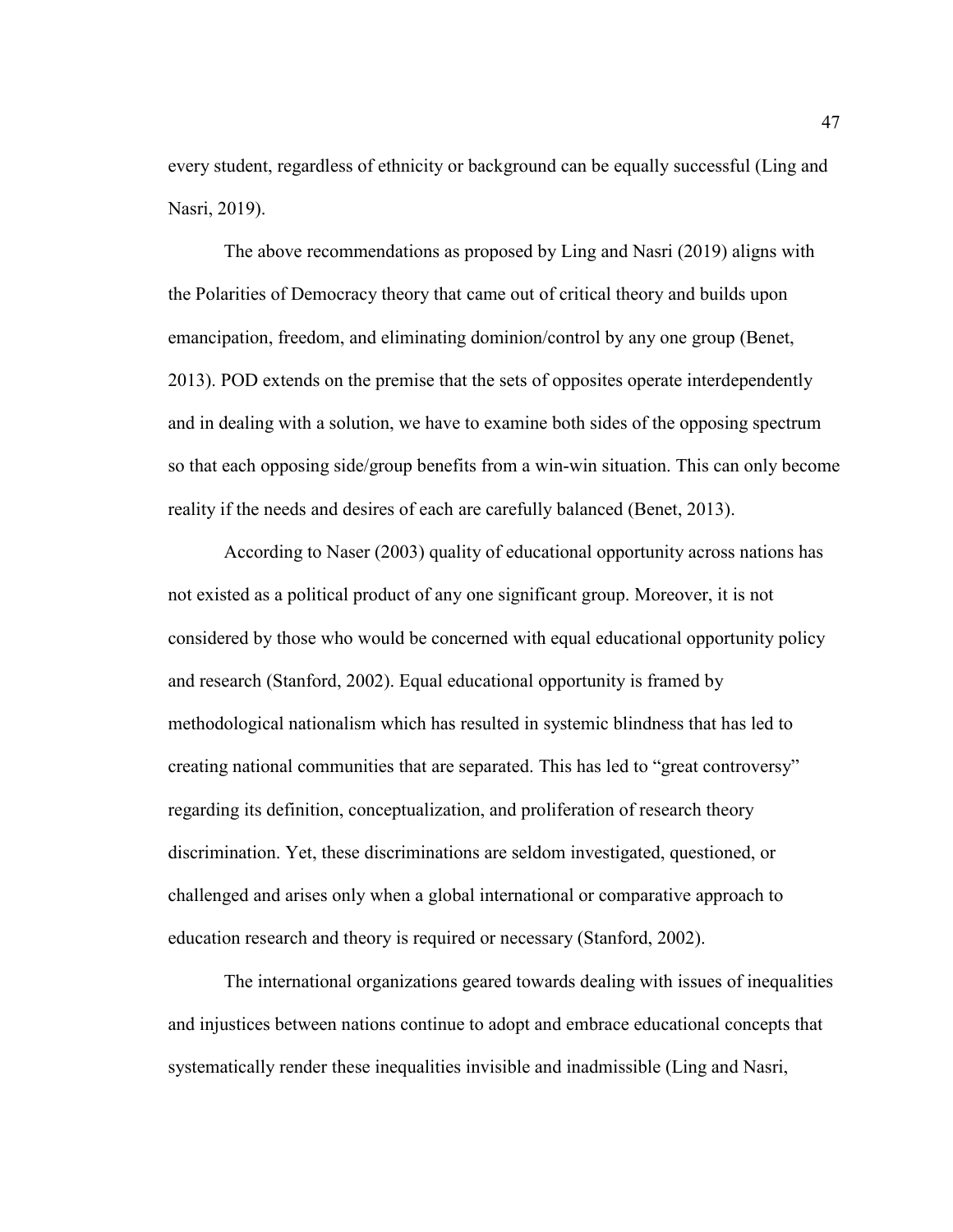every student, regardless of ethnicity or background can be equally successful (Ling and Nasri, 2019).

The above recommendations as proposed by Ling and Nasri (2019) aligns with the Polarities of Democracy theory that came out of critical theory and builds upon emancipation, freedom, and eliminating dominion/control by any one group (Benet, 2013). POD extends on the premise that the sets of opposites operate interdependently and in dealing with a solution, we have to examine both sides of the opposing spectrum so that each opposing side/group benefits from a win-win situation. This can only become reality if the needs and desires of each are carefully balanced (Benet, 2013).

According to Naser (2003) quality of educational opportunity across nations has not existed as a political product of any one significant group. Moreover, it is not considered by those who would be concerned with equal educational opportunity policy and research (Stanford, 2002). Equal educational opportunity is framed by methodological nationalism which has resulted in systemic blindness that has led to creating national communities that are separated. This has led to "great controversy" regarding its definition, conceptualization, and proliferation of research theory discrimination. Yet, these discriminations are seldom investigated, questioned, or challenged and arises only when a global international or comparative approach to education research and theory is required or necessary (Stanford, 2002).

The international organizations geared towards dealing with issues of inequalities and injustices between nations continue to adopt and embrace educational concepts that systematically render these inequalities invisible and inadmissible (Ling and Nasri,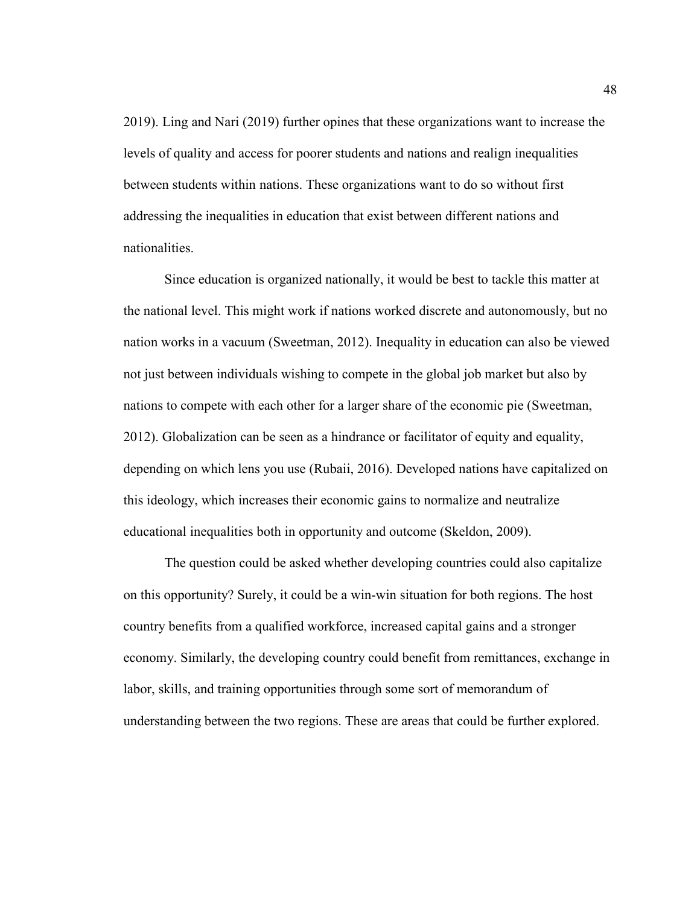2019). Ling and Nari (2019) further opines that these organizations want to increase the levels of quality and access for poorer students and nations and realign inequalities between students within nations. These organizations want to do so without first addressing the inequalities in education that exist between different nations and nationalities.

Since education is organized nationally, it would be best to tackle this matter at the national level. This might work if nations worked discrete and autonomously, but no nation works in a vacuum (Sweetman, 2012). Inequality in education can also be viewed not just between individuals wishing to compete in the global job market but also by nations to compete with each other for a larger share of the economic pie (Sweetman, 2012). Globalization can be seen as a hindrance or facilitator of equity and equality, depending on which lens you use (Rubaii, 2016). Developed nations have capitalized on this ideology, which increases their economic gains to normalize and neutralize educational inequalities both in opportunity and outcome (Skeldon, 2009).

The question could be asked whether developing countries could also capitalize on this opportunity? Surely, it could be a win-win situation for both regions. The host country benefits from a qualified workforce, increased capital gains and a stronger economy. Similarly, the developing country could benefit from remittances, exchange in labor, skills, and training opportunities through some sort of memorandum of understanding between the two regions. These are areas that could be further explored.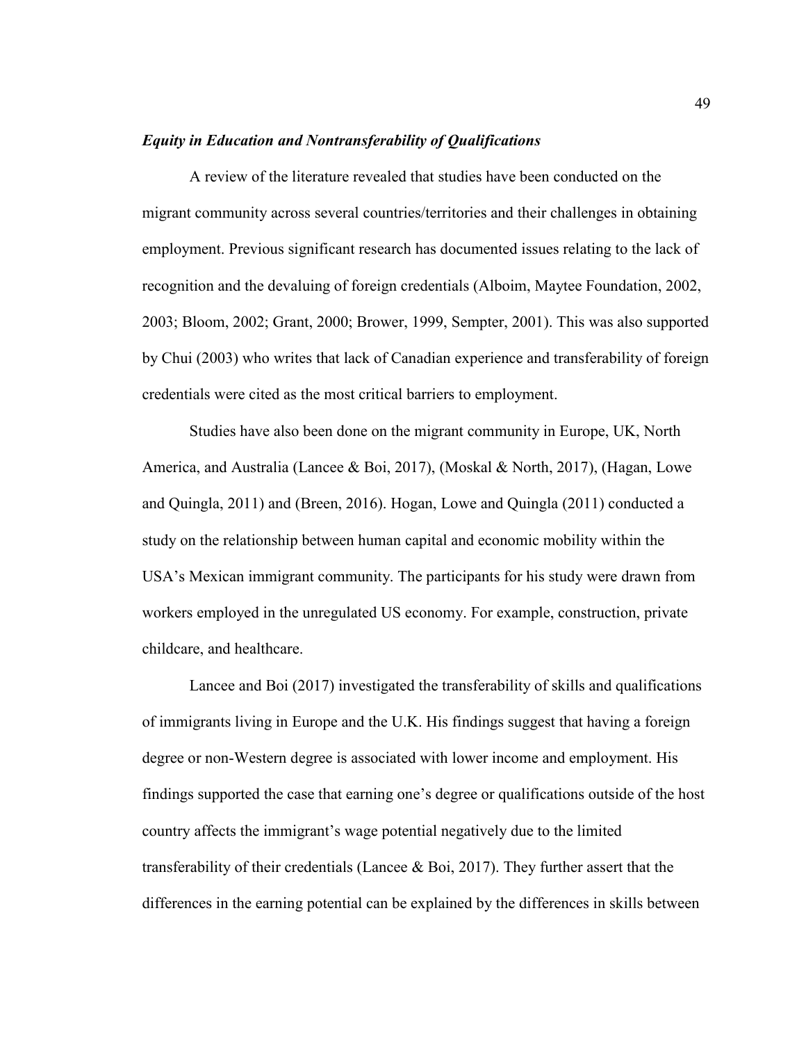### ***Equity in Education and Nontransferability of Qualifications***

A review of the literature revealed that studies have been conducted on the migrant community across several countries/territories and their challenges in obtaining employment. Previous significant research has documented issues relating to the lack of recognition and the devaluing of foreign credentials (Alboim, Maytee Foundation, 2002, 2003; Bloom, 2002; Grant, 2000; Brower, 1999, Sempter, 2001). This was also supported by Chui (2003) who writes that lack of Canadian experience and transferability of foreign credentials were cited as the most critical barriers to employment.

Studies have also been done on the migrant community in Europe, UK, North America, and Australia (Lancee & Boi, 2017), (Moskal & North, 2017), (Hagan, Lowe and Quingla, 2011) and (Breen, 2016). Hogan, Lowe and Quingla (2011) conducted a study on the relationship between human capital and economic mobility within the USA's Mexican immigrant community. The participants for his study were drawn from workers employed in the unregulated US economy. For example, construction, private childcare, and healthcare.

Lancee and Boi (2017) investigated the transferability of skills and qualifications of immigrants living in Europe and the U.K. His findings suggest that having a foreign degree or non-Western degree is associated with lower income and employment. His findings supported the case that earning one's degree or qualifications outside of the host country affects the immigrant's wage potential negatively due to the limited transferability of their credentials (Lancee & Boi, 2017). They further assert that the differences in the earning potential can be explained by the differences in skills between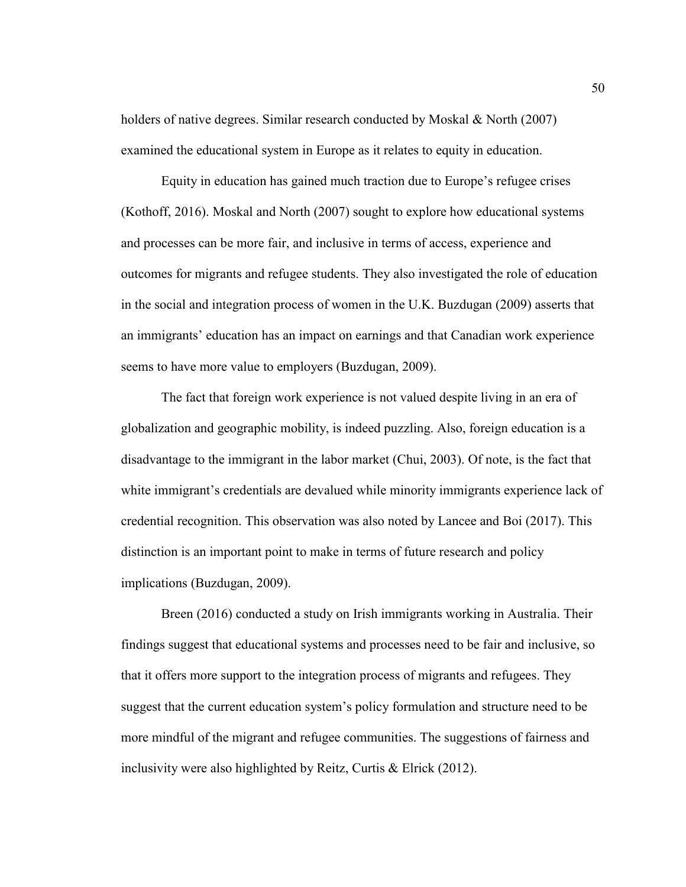holders of native degrees. Similar research conducted by Moskal & North (2007) examined the educational system in Europe as it relates to equity in education.

Equity in education has gained much traction due to Europe's refugee crises (Kothoff, 2016). Moskal and North (2007) sought to explore how educational systems and processes can be more fair, and inclusive in terms of access, experience and outcomes for migrants and refugee students. They also investigated the role of education in the social and integration process of women in the U.K. Buzdugan (2009) asserts that an immigrants' education has an impact on earnings and that Canadian work experience seems to have more value to employers (Buzdugan, 2009).

The fact that foreign work experience is not valued despite living in an era of globalization and geographic mobility, is indeed puzzling. Also, foreign education is a disadvantage to the immigrant in the labor market (Chui, 2003). Of note, is the fact that white immigrant's credentials are devalued while minority immigrants experience lack of credential recognition. This observation was also noted by Lancee and Boi (2017). This distinction is an important point to make in terms of future research and policy implications (Buzdugan, 2009).

Breen (2016) conducted a study on Irish immigrants working in Australia. Their findings suggest that educational systems and processes need to be fair and inclusive, so that it offers more support to the integration process of migrants and refugees. They suggest that the current education system's policy formulation and structure need to be more mindful of the migrant and refugee communities. The suggestions of fairness and inclusivity were also highlighted by Reitz, Curtis & Elrick (2012).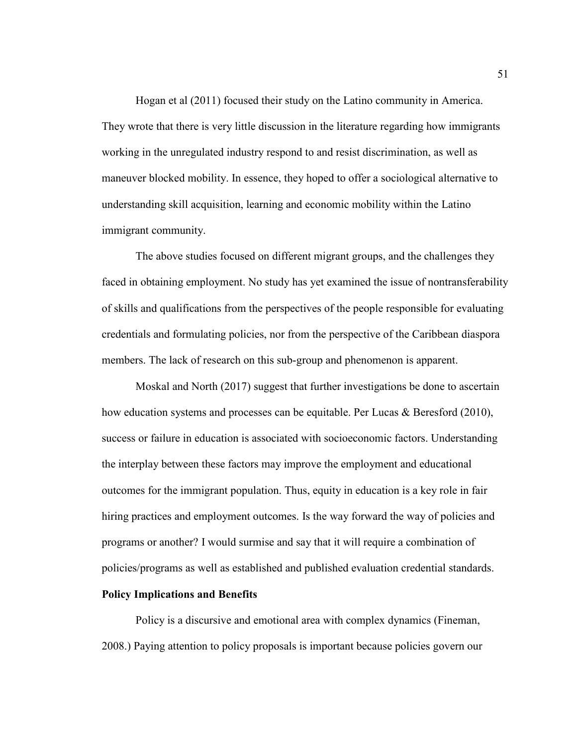Hogan et al (2011) focused their study on the Latino community in America. They wrote that there is very little discussion in the literature regarding how immigrants working in the unregulated industry respond to and resist discrimination, as well as maneuver blocked mobility. In essence, they hoped to offer a sociological alternative to understanding skill acquisition, learning and economic mobility within the Latino immigrant community.

The above studies focused on different migrant groups, and the challenges they faced in obtaining employment. No study has yet examined the issue of nontransferability of skills and qualifications from the perspectives of the people responsible for evaluating credentials and formulating policies, nor from the perspective of the Caribbean diaspora members. The lack of research on this sub-group and phenomenon is apparent.

Moskal and North (2017) suggest that further investigations be done to ascertain how education systems and processes can be equitable. Per Lucas & Beresford (2010), success or failure in education is associated with socioeconomic factors. Understanding the interplay between these factors may improve the employment and educational outcomes for the immigrant population. Thus, equity in education is a key role in fair hiring practices and employment outcomes. Is the way forward the way of policies and programs or another? I would surmise and say that it will require a combination of policies/programs as well as established and published evaluation credential standards.

**Policy Implications and Benefits**

Policy is a discursive and emotional area with complex dynamics (Fineman, 2008.) Paying attention to policy proposals is important because policies govern our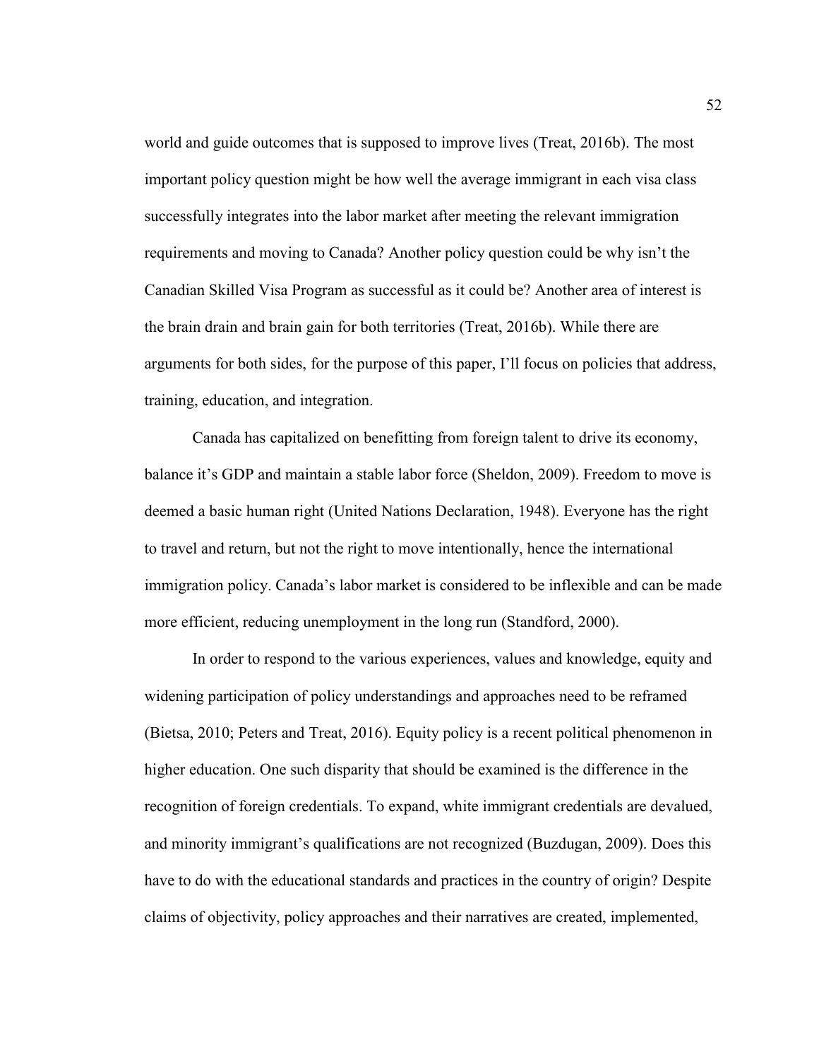world and guide outcomes that is supposed to improve lives (Treat, 2016b). The most important policy question might be how well the average immigrant in each visa class successfully integrates into the labor market after meeting the relevant immigration requirements and moving to Canada? Another policy question could be why isn't the Canadian Skilled Visa Program as successful as it could be? Another area of interest is the brain drain and brain gain for both territories (Treat, 2016b). While there are arguments for both sides, for the purpose of this paper, I'll focus on policies that address, training, education, and integration.

Canada has capitalized on benefitting from foreign talent to drive its economy, balance it's GDP and maintain a stable labor force (Sheldon, 2009). Freedom to move is deemed a basic human right (United Nations Declaration, 1948). Everyone has the right to travel and return, but not the right to move intentionally, hence the international immigration policy. Canada's labor market is considered to be inflexible and can be made more efficient, reducing unemployment in the long run (Standford, 2000).

In order to respond to the various experiences, values and knowledge, equity and widening participation of policy understandings and approaches need to be reframed (Bietsa, 2010; Peters and Treat, 2016). Equity policy is a recent political phenomenon in higher education. One such disparity that should be examined is the difference in the recognition of foreign credentials. To expand, white immigrant credentials are devalued, and minority immigrant's qualifications are not recognized (Buzdugan, 2009). Does this have to do with the educational standards and practices in the country of origin? Despite claims of objectivity, policy approaches and their narratives are created, implemented,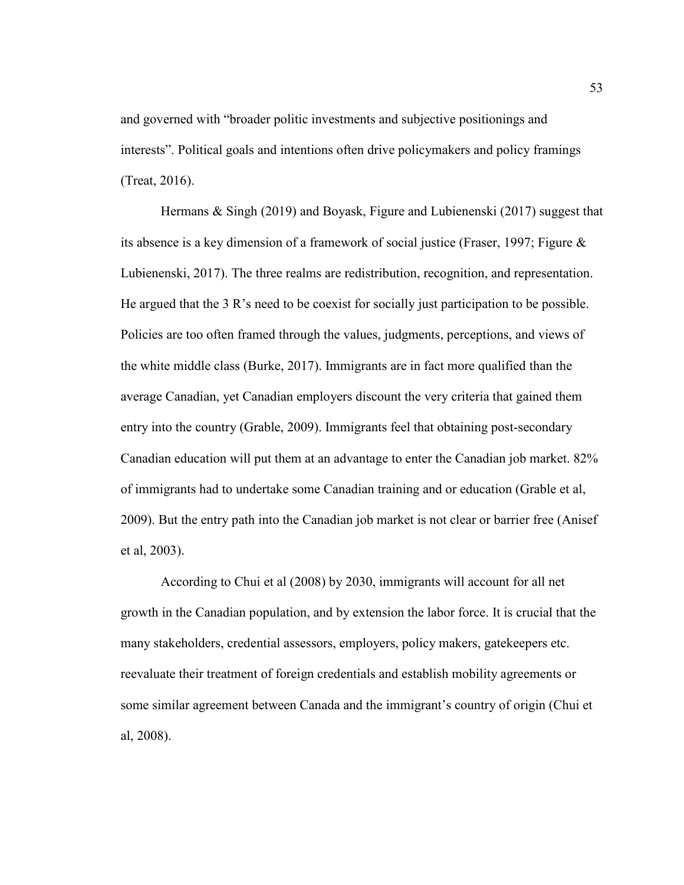and governed with "broader politic investments and subjective positionings and interests". Political goals and intentions often drive policymakers and policy framings (Treat, 2016).

Hermans & Singh (2019) and Boyask, Figure and Lubienenski (2017) suggest that its absence is a key dimension of a framework of social justice (Fraser, 1997; Figure & Lubienenski, 2017). The three realms are redistribution, recognition, and representation. He argued that the 3 R's need to be coexist for socially just participation to be possible. Policies are too often framed through the values, judgments, perceptions, and views of the white middle class (Burke, 2017). Immigrants are in fact more qualified than the average Canadian, yet Canadian employers discount the very criteria that gained them entry into the country (Grable, 2009). Immigrants feel that obtaining post-secondary Canadian education will put them at an advantage to enter the Canadian job market. 82% of immigrants had to undertake some Canadian training and or education (Grable et al, 2009). But the entry path into the Canadian job market is not clear or barrier free (Anisef et al, 2003).

According to Chui et al (2008) by 2030, immigrants will account for all net growth in the Canadian population, and by extension the labor force. It is crucial that the many stakeholders, credential assessors, employers, policy makers, gatekeepers etc. reevaluate their treatment of foreign credentials and establish mobility agreements or some similar agreement between Canada and the immigrant's country of origin (Chui et al, 2008).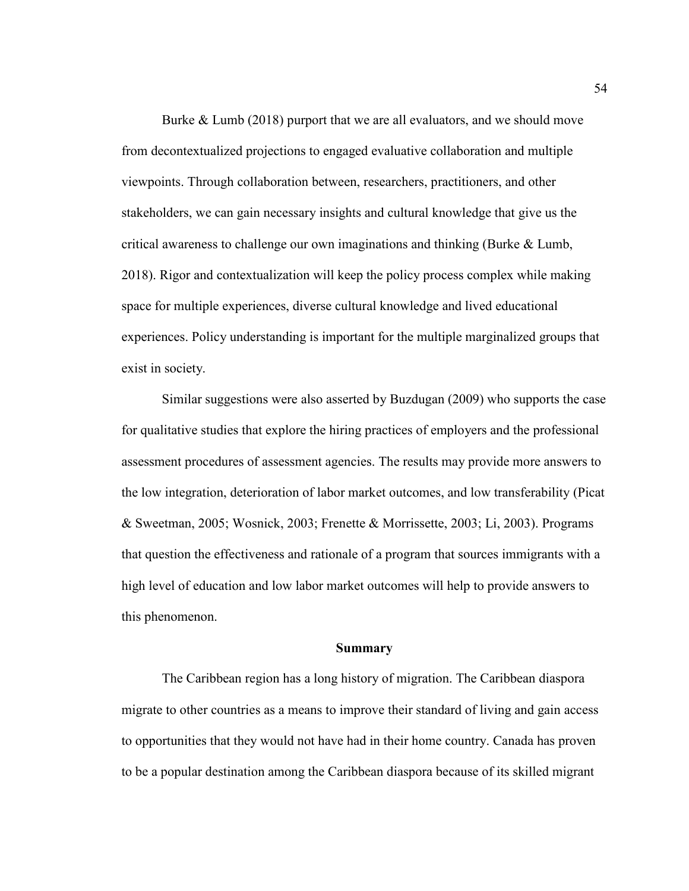Burke & Lumb (2018) purport that we are all evaluators, and we should move from decontextualized projections to engaged evaluative collaboration and multiple viewpoints. Through collaboration between, researchers, practitioners, and other stakeholders, we can gain necessary insights and cultural knowledge that give us the critical awareness to challenge our own imaginations and thinking (Burke & Lumb, 2018). Rigor and contextualization will keep the policy process complex while making space for multiple experiences, diverse cultural knowledge and lived educational experiences. Policy understanding is important for the multiple marginalized groups that exist in society.

Similar suggestions were also asserted by Buzdugan (2009) who supports the case for qualitative studies that explore the hiring practices of employers and the professional assessment procedures of assessment agencies. The results may provide more answers to the low integration, deterioration of labor market outcomes, and low transferability (Picat & Sweetman, 2005; Wosnick, 2003; Frenette & Morrissette, 2003; Li, 2003). Programs that question the effectiveness and rationale of a program that sources immigrants with a high level of education and low labor market outcomes will help to provide answers to this phenomenon.

## Summary

The Caribbean region has a long history of migration. The Caribbean diaspora migrate to other countries as a means to improve their standard of living and gain access to opportunities that they would not have had in their home country. Canada has proven to be a popular destination among the Caribbean diaspora because of its skilled migrant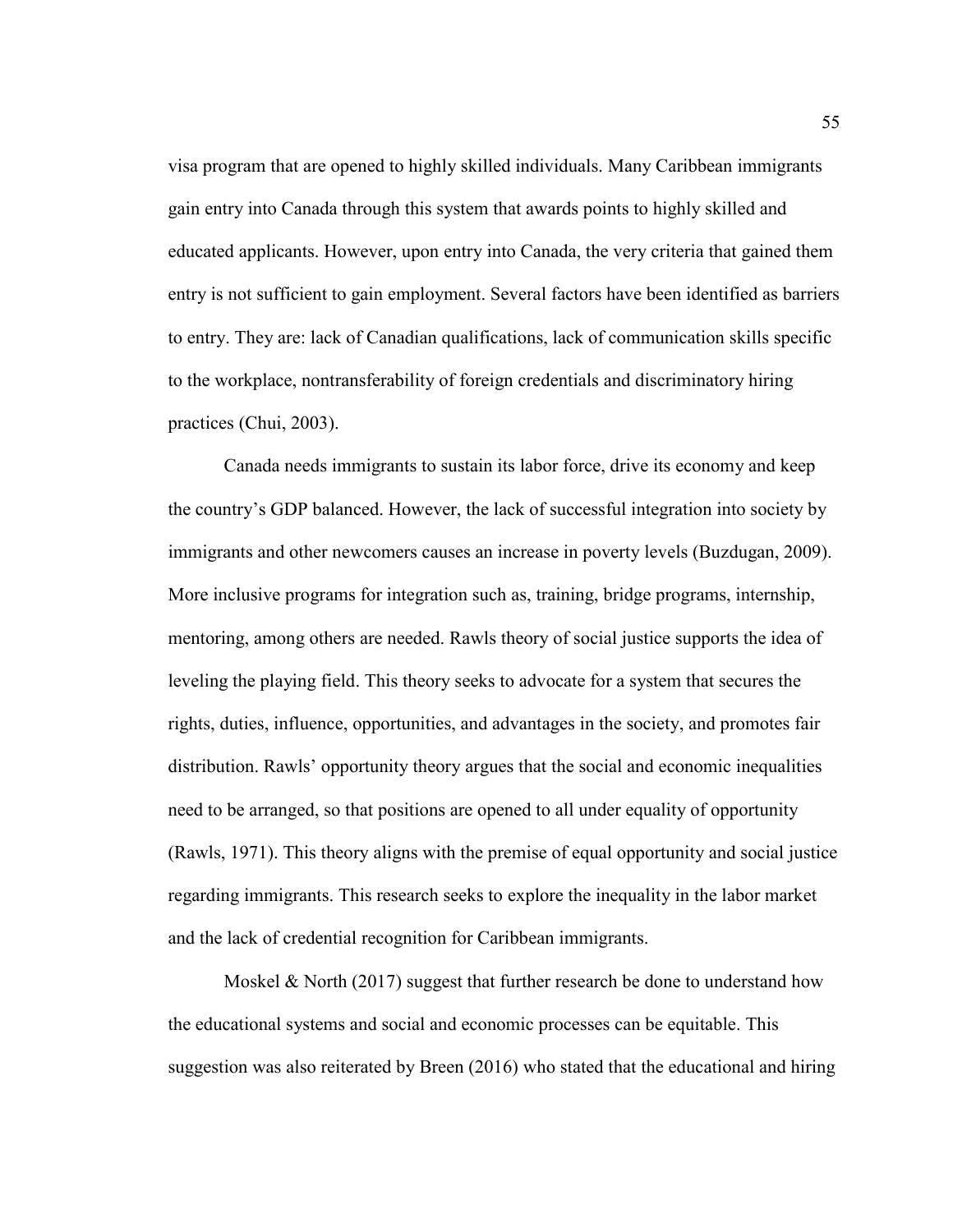visa program that are opened to highly skilled individuals. Many Caribbean immigrants gain entry into Canada through this system that awards points to highly skilled and educated applicants. However, upon entry into Canada, the very criteria that gained them entry is not sufficient to gain employment. Several factors have been identified as barriers to entry. They are: lack of Canadian qualifications, lack of communication skills specific to the workplace, nontransferability of foreign credentials and discriminatory hiring practices (Chui, 2003).

Canada needs immigrants to sustain its labor force, drive its economy and keep the country's GDP balanced. However, the lack of successful integration into society by immigrants and other newcomers causes an increase in poverty levels (Buzdugan, 2009). More inclusive programs for integration such as, training, bridge programs, internship, mentoring, among others are needed. Rawls theory of social justice supports the idea of leveling the playing field. This theory seeks to advocate for a system that secures the rights, duties, influence, opportunities, and advantages in the society, and promotes fair distribution. Rawls' opportunity theory argues that the social and economic inequalities need to be arranged, so that positions are opened to all under equality of opportunity (Rawls, 1971). This theory aligns with the premise of equal opportunity and social justice regarding immigrants. This research seeks to explore the inequality in the labor market and the lack of credential recognition for Caribbean immigrants.

Moskel & North (2017) suggest that further research be done to understand how the educational systems and social and economic processes can be equitable. This suggestion was also reiterated by Breen (2016) who stated that the educational and hiring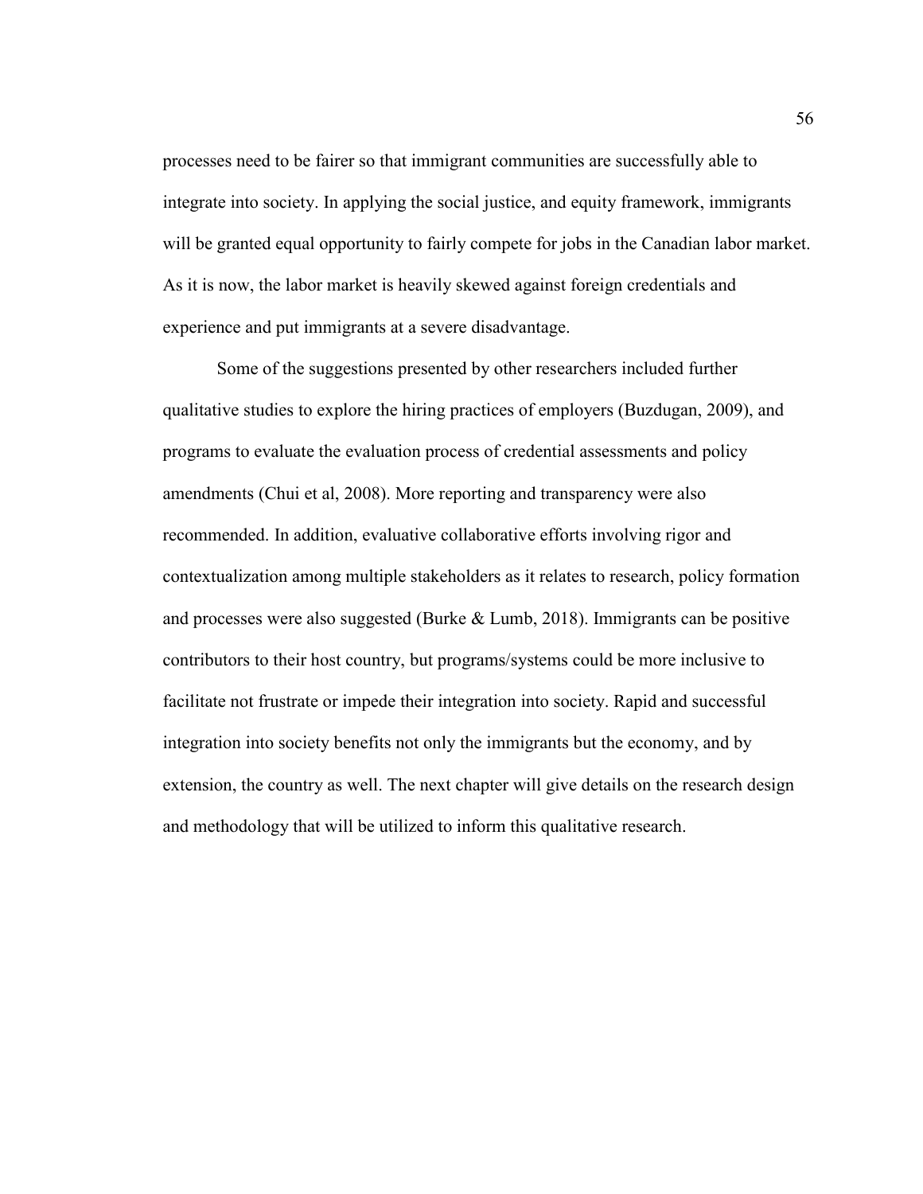processes need to be fairer so that immigrant communities are successfully able to integrate into society. In applying the social justice, and equity framework, immigrants will be granted equal opportunity to fairly compete for jobs in the Canadian labor market. As it is now, the labor market is heavily skewed against foreign credentials and experience and put immigrants at a severe disadvantage.

Some of the suggestions presented by other researchers included further qualitative studies to explore the hiring practices of employers (Buzdugan, 2009), and programs to evaluate the evaluation process of credential assessments and policy amendments (Chui et al, 2008). More reporting and transparency were also recommended. In addition, evaluative collaborative efforts involving rigor and contextualization among multiple stakeholders as it relates to research, policy formation and processes were also suggested (Burke & Lumb, 2018). Immigrants can be positive contributors to their host country, but programs/systems could be more inclusive to facilitate not frustrate or impede their integration into society. Rapid and successful integration into society benefits not only the immigrants but the economy, and by extension, the country as well. The next chapter will give details on the research design and methodology that will be utilized to inform this qualitative research.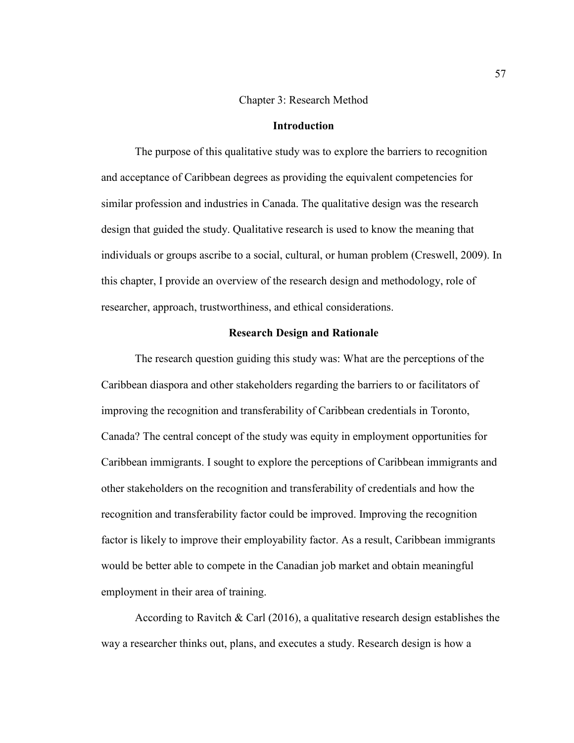# Chapter 3: Research Method

## Introduction

The purpose of this qualitative study was to explore the barriers to recognition and acceptance of Caribbean degrees as providing the equivalent competencies for similar profession and industries in Canada. The qualitative design was the research design that guided the study. Qualitative research is used to know the meaning that individuals or groups ascribe to a social, cultural, or human problem (Creswell, 2009). In this chapter, I provide an overview of the research design and methodology, role of researcher, approach, trustworthiness, and ethical considerations.

## Research Design and Rationale

The research question guiding this study was: What are the perceptions of the Caribbean diaspora and other stakeholders regarding the barriers to or facilitators of improving the recognition and transferability of Caribbean credentials in Toronto, Canada? The central concept of the study was equity in employment opportunities for Caribbean immigrants. I sought to explore the perceptions of Caribbean immigrants and other stakeholders on the recognition and transferability of credentials and how the recognition and transferability factor could be improved. Improving the recognition factor is likely to improve their employability factor. As a result, Caribbean immigrants would be better able to compete in the Canadian job market and obtain meaningful employment in their area of training.

According to Ravitch & Carl (2016), a qualitative research design establishes the way a researcher thinks out, plans, and executes a study. Research design is how a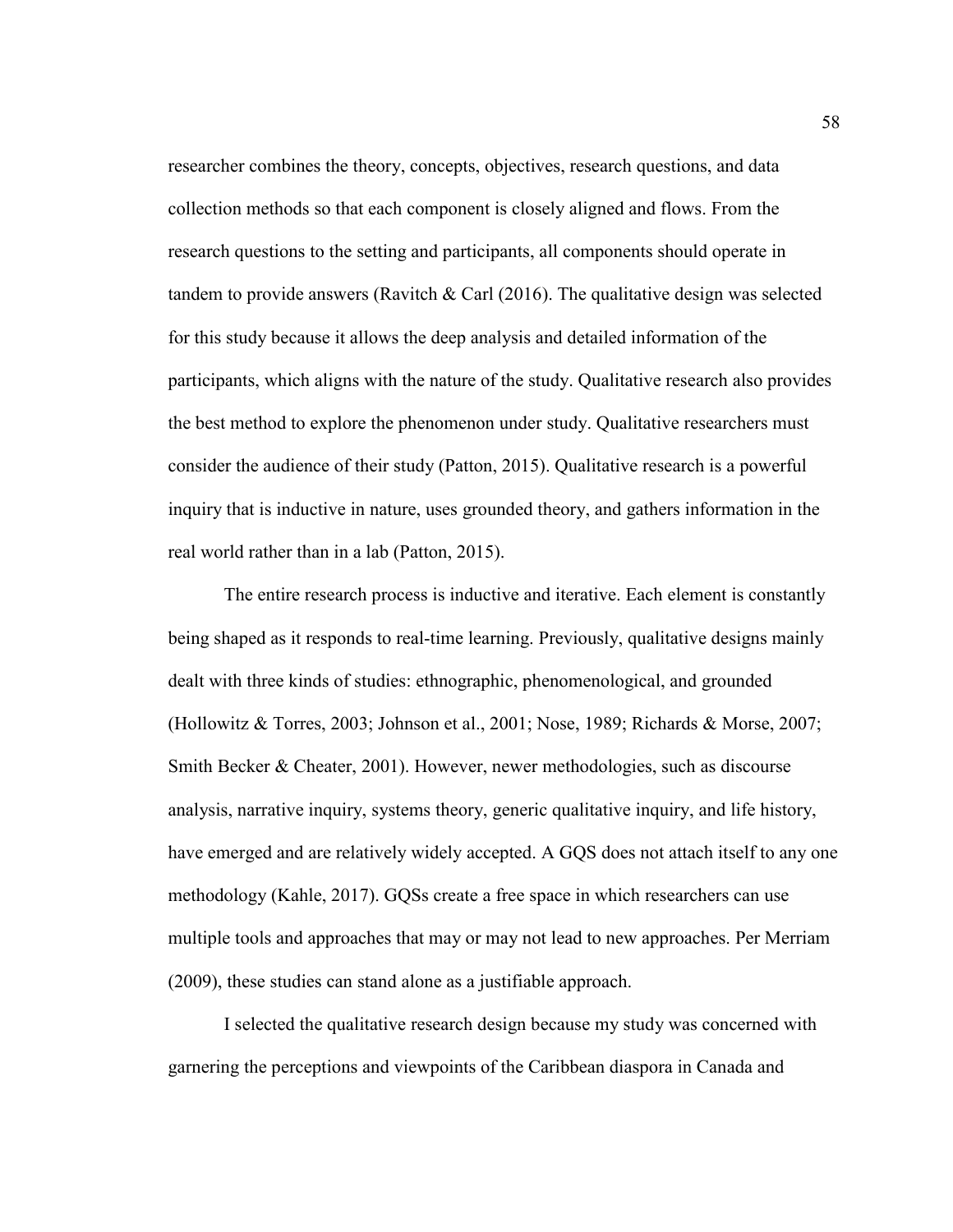researcher combines the theory, concepts, objectives, research questions, and data collection methods so that each component is closely aligned and flows. From the research questions to the setting and participants, all components should operate in tandem to provide answers (Ravitch & Carl (2016). The qualitative design was selected for this study because it allows the deep analysis and detailed information of the participants, which aligns with the nature of the study. Qualitative research also provides the best method to explore the phenomenon under study. Qualitative researchers must consider the audience of their study (Patton, 2015). Qualitative research is a powerful inquiry that is inductive in nature, uses grounded theory, and gathers information in the real world rather than in a lab (Patton, 2015).

The entire research process is inductive and iterative. Each element is constantly being shaped as it responds to real-time learning. Previously, qualitative designs mainly dealt with three kinds of studies: ethnographic, phenomenological, and grounded (Hollowitz & Torres, 2003; Johnson et al., 2001; Nose, 1989; Richards & Morse, 2007; Smith Becker & Cheater, 2001). However, newer methodologies, such as discourse analysis, narrative inquiry, systems theory, generic qualitative inquiry, and life history, have emerged and are relatively widely accepted. A GQS does not attach itself to any one methodology (Kahle, 2017). GQSs create a free space in which researchers can use multiple tools and approaches that may or may not lead to new approaches. Per Merriam (2009), these studies can stand alone as a justifiable approach.

I selected the qualitative research design because my study was concerned with garnering the perceptions and viewpoints of the Caribbean diaspora in Canada and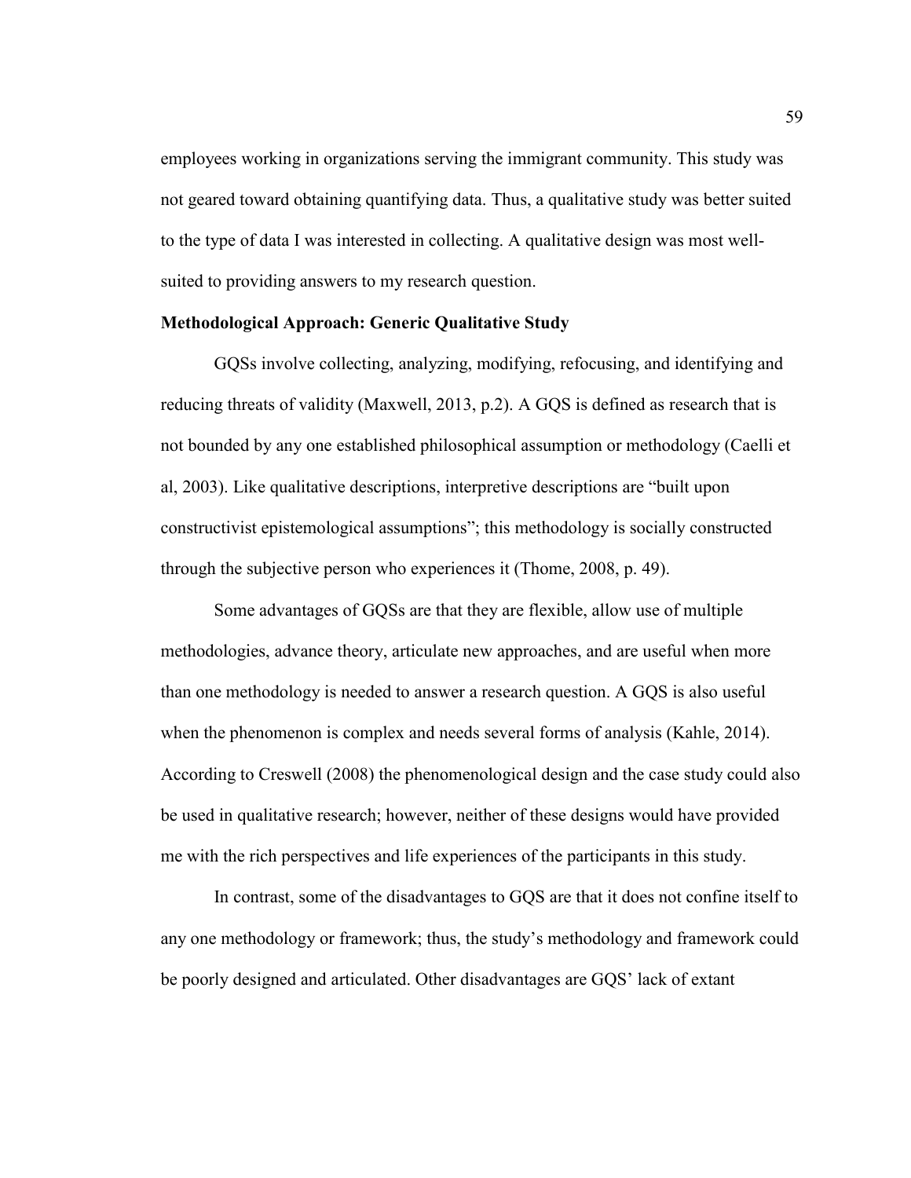employees working in organizations serving the immigrant community. This study was not geared toward obtaining quantifying data. Thus, a qualitative study was better suited to the type of data I was interested in collecting. A qualitative design was most well-suited to providing answers to my research question.

**Methodological Approach: Generic Qualitative Study**

GQSs involve collecting, analyzing, modifying, refocusing, and identifying and reducing threats of validity (Maxwell, 2013, p.2). A GQS is defined as research that is not bounded by any one established philosophical assumption or methodology (Caelli et al, 2003). Like qualitative descriptions, interpretive descriptions are "built upon constructivist epistemological assumptions"; this methodology is socially constructed through the subjective person who experiences it (Thome, 2008, p. 49).

Some advantages of GQSs are that they are flexible, allow use of multiple methodologies, advance theory, articulate new approaches, and are useful when more than one methodology is needed to answer a research question. A GQS is also useful when the phenomenon is complex and needs several forms of analysis (Kahle, 2014). According to Creswell (2008) the phenomenological design and the case study could also be used in qualitative research; however, neither of these designs would have provided me with the rich perspectives and life experiences of the participants in this study.

In contrast, some of the disadvantages to GQS are that it does not confine itself to any one methodology or framework; thus, the study's methodology and framework could be poorly designed and articulated. Other disadvantages are GQS' lack of extant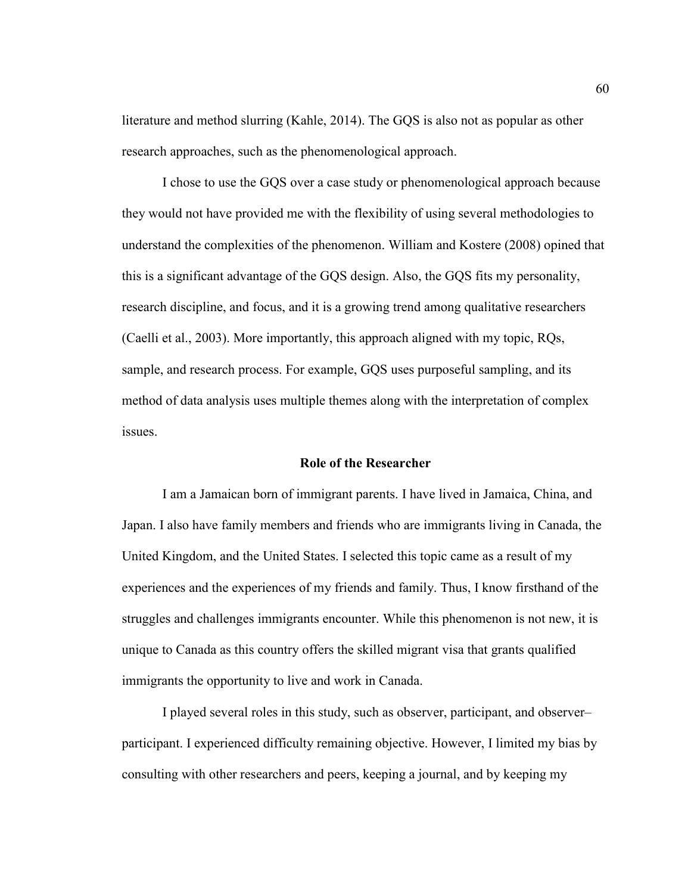literature and method slurring (Kahle, 2014). The GQS is also not as popular as other research approaches, such as the phenomenological approach.

I chose to use the GQS over a case study or phenomenological approach because they would not have provided me with the flexibility of using several methodologies to understand the complexities of the phenomenon. William and Kostere (2008) opined that this is a significant advantage of the GQS design. Also, the GQS fits my personality, research discipline, and focus, and it is a growing trend among qualitative researchers (Caelli et al., 2003). More importantly, this approach aligned with my topic, RQs, sample, and research process. For example, GQS uses purposeful sampling, and its method of data analysis uses multiple themes along with the interpretation of complex issues.

## Role of the Researcher

I am a Jamaican born of immigrant parents. I have lived in Jamaica, China, and Japan. I also have family members and friends who are immigrants living in Canada, the United Kingdom, and the United States. I selected this topic came as a result of my experiences and the experiences of my friends and family. Thus, I know firsthand of the struggles and challenges immigrants encounter. While this phenomenon is not new, it is unique to Canada as this country offers the skilled migrant visa that grants qualified immigrants the opportunity to live and work in Canada.

I played several roles in this study, such as observer, participant, and observer–participant. I experienced difficulty remaining objective. However, I limited my bias by consulting with other researchers and peers, keeping a journal, and by keeping my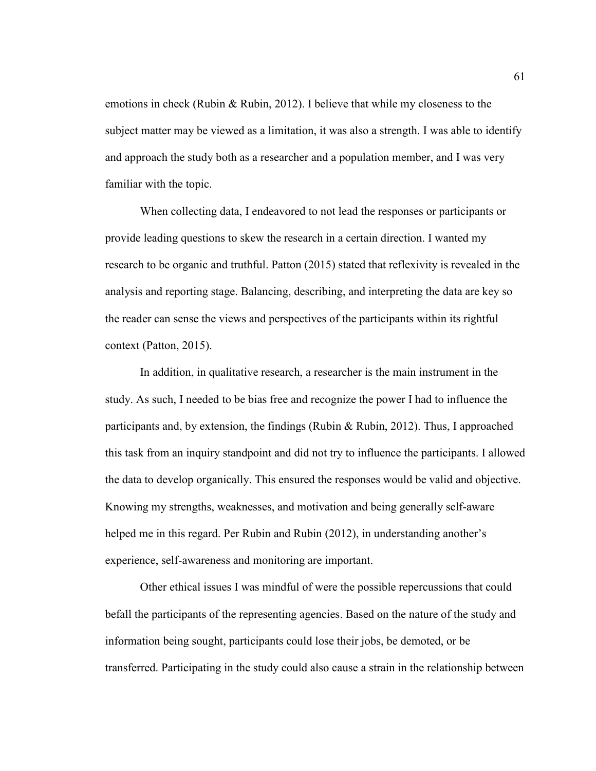emotions in check (Rubin & Rubin, 2012). I believe that while my closeness to the subject matter may be viewed as a limitation, it was also a strength. I was able to identify and approach the study both as a researcher and a population member, and I was very familiar with the topic.

When collecting data, I endeavored to not lead the responses or participants or provide leading questions to skew the research in a certain direction. I wanted my research to be organic and truthful. Patton (2015) stated that reflexivity is revealed in the analysis and reporting stage. Balancing, describing, and interpreting the data are key so the reader can sense the views and perspectives of the participants within its rightful context (Patton, 2015).

In addition, in qualitative research, a researcher is the main instrument in the study. As such, I needed to be bias free and recognize the power I had to influence the participants and, by extension, the findings (Rubin & Rubin, 2012). Thus, I approached this task from an inquiry standpoint and did not try to influence the participants. I allowed the data to develop organically. This ensured the responses would be valid and objective. Knowing my strengths, weaknesses, and motivation and being generally self-aware helped me in this regard. Per Rubin and Rubin (2012), in understanding another's experience, self-awareness and monitoring are important.

Other ethical issues I was mindful of were the possible repercussions that could befall the participants of the representing agencies. Based on the nature of the study and information being sought, participants could lose their jobs, be demoted, or be transferred. Participating in the study could also cause a strain in the relationship between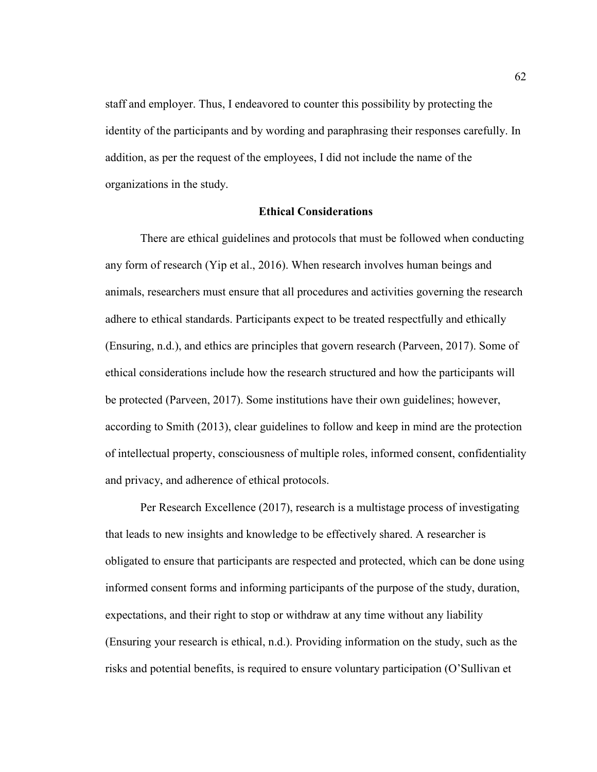staff and employer. Thus, I endeavored to counter this possibility by protecting the identity of the participants and by wording and paraphrasing their responses carefully. In addition, as per the request of the employees, I did not include the name of the organizations in the study.

## Ethical Considerations

There are ethical guidelines and protocols that must be followed when conducting any form of research (Yip et al., 2016). When research involves human beings and animals, researchers must ensure that all procedures and activities governing the research adhere to ethical standards. Participants expect to be treated respectfully and ethically (Ensuring, n.d.), and ethics are principles that govern research (Parveen, 2017). Some of ethical considerations include how the research structured and how the participants will be protected (Parveen, 2017). Some institutions have their own guidelines; however, according to Smith (2013), clear guidelines to follow and keep in mind are the protection of intellectual property, consciousness of multiple roles, informed consent, confidentiality and privacy, and adherence of ethical protocols.

Per Research Excellence (2017), research is a multistage process of investigating that leads to new insights and knowledge to be effectively shared. A researcher is obligated to ensure that participants are respected and protected, which can be done using informed consent forms and informing participants of the purpose of the study, duration, expectations, and their right to stop or withdraw at any time without any liability (Ensuring your research is ethical, n.d.). Providing information on the study, such as the risks and potential benefits, is required to ensure voluntary participation (O'Sullivan et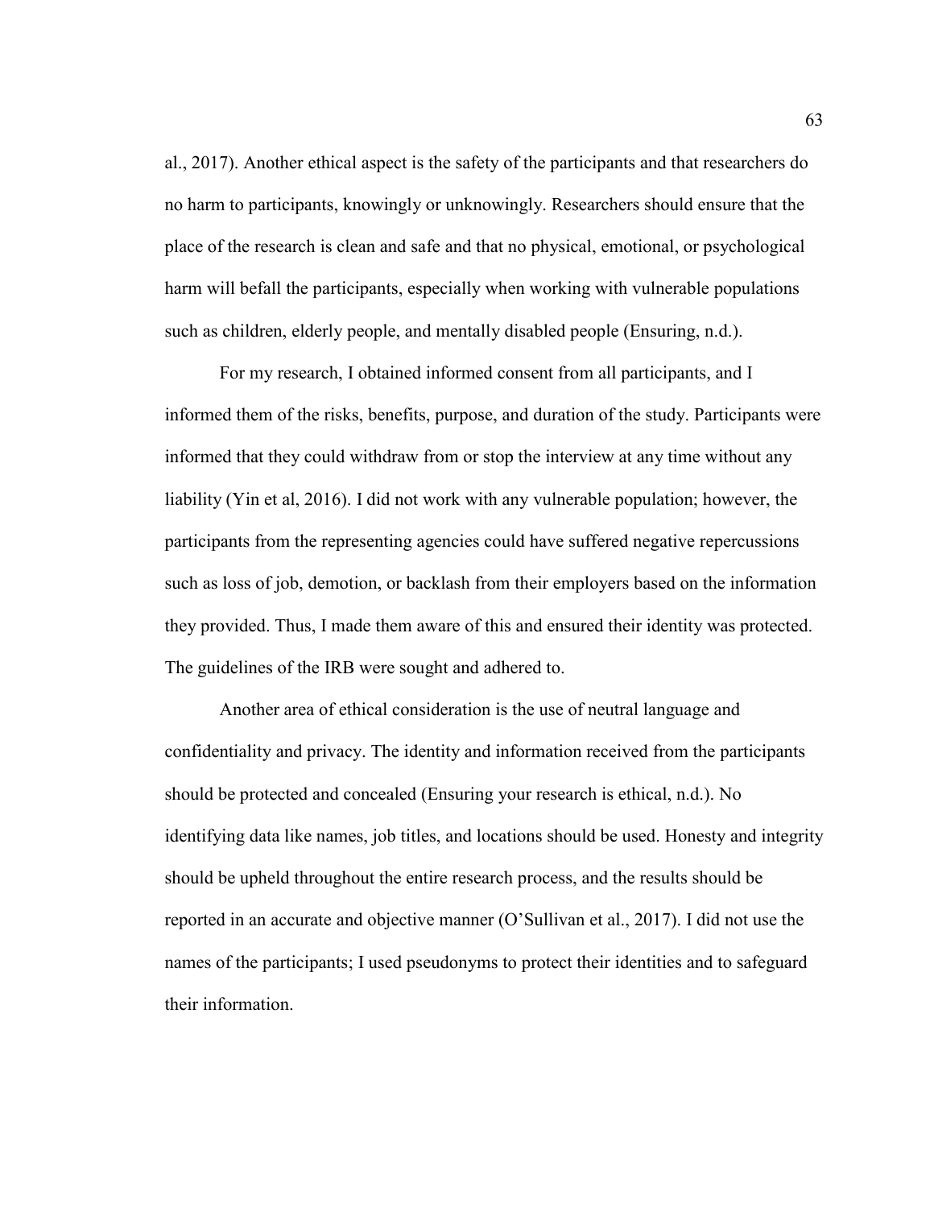al., 2017). Another ethical aspect is the safety of the participants and that researchers do no harm to participants, knowingly or unknowingly. Researchers should ensure that the place of the research is clean and safe and that no physical, emotional, or psychological harm will befall the participants, especially when working with vulnerable populations such as children, elderly people, and mentally disabled people (Ensuring, n.d.).

For my research, I obtained informed consent from all participants, and I informed them of the risks, benefits, purpose, and duration of the study. Participants were informed that they could withdraw from or stop the interview at any time without any liability (Yin et al, 2016). I did not work with any vulnerable population; however, the participants from the representing agencies could have suffered negative repercussions such as loss of job, demotion, or backlash from their employers based on the information they provided. Thus, I made them aware of this and ensured their identity was protected. The guidelines of the IRB were sought and adhered to.

Another area of ethical consideration is the use of neutral language and confidentiality and privacy. The identity and information received from the participants should be protected and concealed (Ensuring your research is ethical, n.d.). No identifying data like names, job titles, and locations should be used. Honesty and integrity should be upheld throughout the entire research process, and the results should be reported in an accurate and objective manner (O'Sullivan et al., 2017). I did not use the names of the participants; I used pseudonyms to protect their identities and to safeguard their information.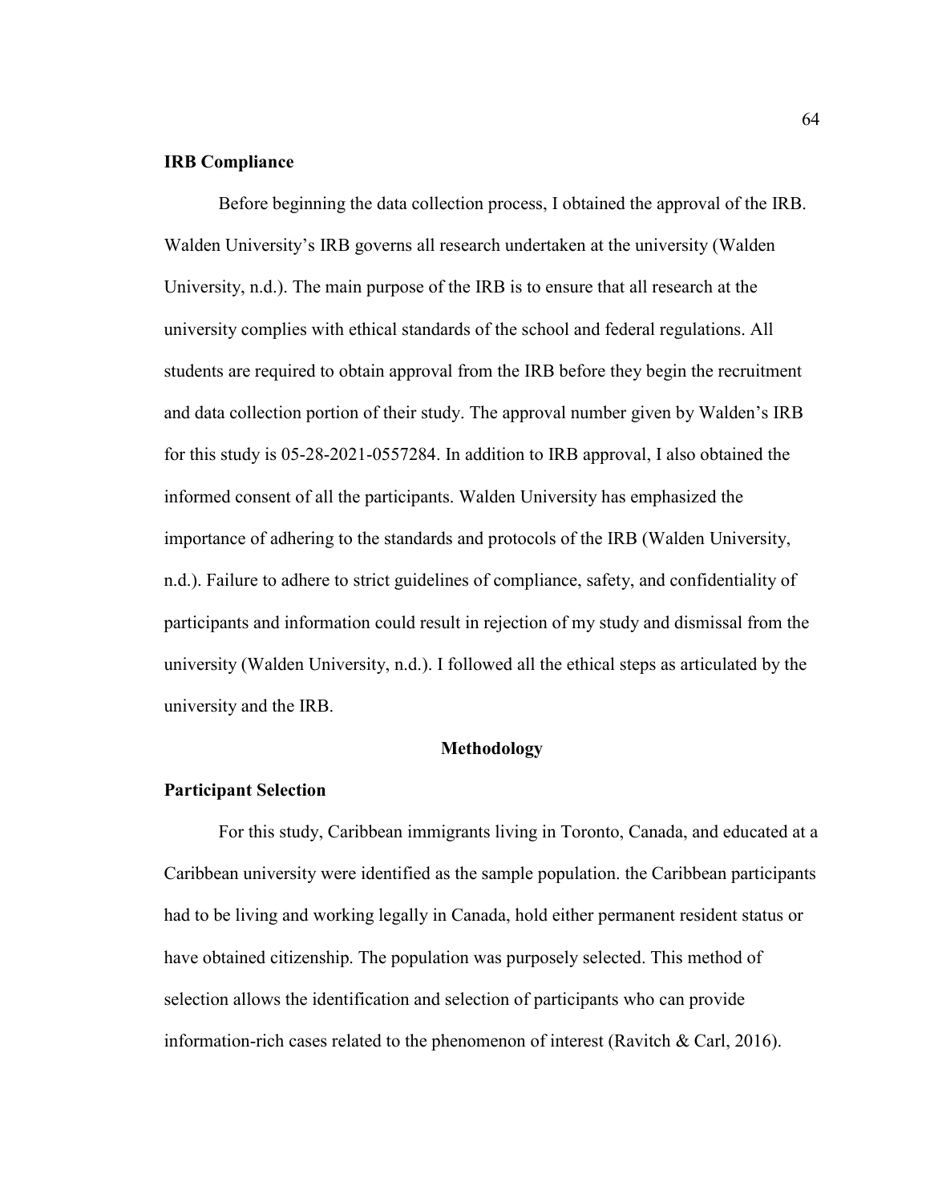### IRB Compliance

Before beginning the data collection process, I obtained the approval of the IRB. Walden University's IRB governs all research undertaken at the university (Walden University, n.d.). The main purpose of the IRB is to ensure that all research at the university complies with ethical standards of the school and federal regulations. All students are required to obtain approval from the IRB before they begin the recruitment and data collection portion of their study. The approval number given by Walden's IRB for this study is 05-28-2021-0557284. In addition to IRB approval, I also obtained the informed consent of all the participants. Walden University has emphasized the importance of adhering to the standards and protocols of the IRB (Walden University, n.d.). Failure to adhere to strict guidelines of compliance, safety, and confidentiality of participants and information could result in rejection of my study and dismissal from the university (Walden University, n.d.). I followed all the ethical steps as articulated by the university and the IRB.

## Methodology

### Participant Selection

For this study, Caribbean immigrants living in Toronto, Canada, and educated at a Caribbean university were identified as the sample population. the Caribbean participants had to be living and working legally in Canada, hold either permanent resident status or have obtained citizenship. The population was purposely selected. This method of selection allows the identification and selection of participants who can provide information-rich cases related to the phenomenon of interest (Ravitch & Carl, 2016).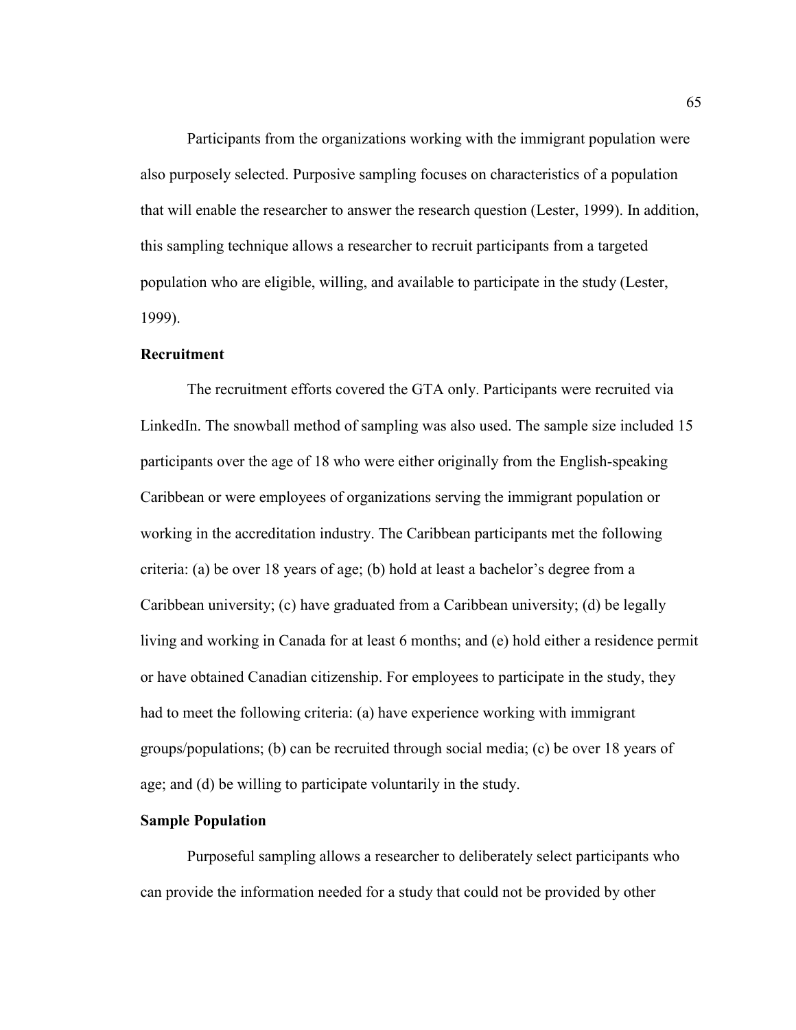Participants from the organizations working with the immigrant population were also purposely selected. Purposive sampling focuses on characteristics of a population that will enable the researcher to answer the research question (Lester, 1999). In addition, this sampling technique allows a researcher to recruit participants from a targeted population who are eligible, willing, and available to participate in the study (Lester, 1999).

## Recruitment

The recruitment efforts covered the GTA only. Participants were recruited via LinkedIn. The snowball method of sampling was also used. The sample size included 15 participants over the age of 18 who were either originally from the English-speaking Caribbean or were employees of organizations serving the immigrant population or working in the accreditation industry. The Caribbean participants met the following criteria: (a) be over 18 years of age; (b) hold at least a bachelor's degree from a Caribbean university; (c) have graduated from a Caribbean university; (d) be legally living and working in Canada for at least 6 months; and (e) hold either a residence permit or have obtained Canadian citizenship. For employees to participate in the study, they had to meet the following criteria: (a) have experience working with immigrant groups/populations; (b) can be recruited through social media; (c) be over 18 years of age; and (d) be willing to participate voluntarily in the study.

## Sample Population

Purposeful sampling allows a researcher to deliberately select participants who can provide the information needed for a study that could not be provided by other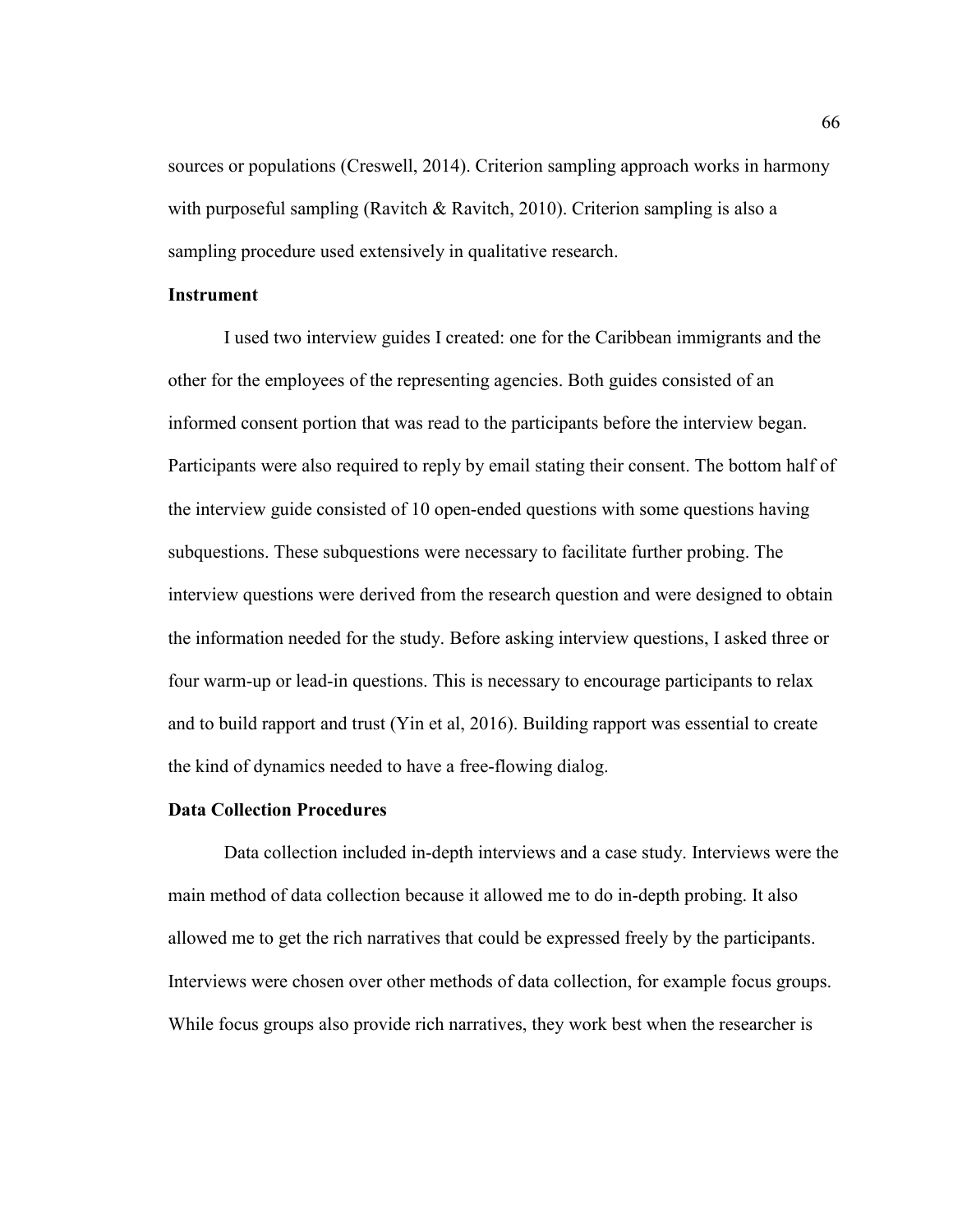sources or populations (Creswell, 2014). Criterion sampling approach works in harmony with purposeful sampling (Ravitch & Ravitch, 2010). Criterion sampling is also a sampling procedure used extensively in qualitative research.

**Instrument**

I used two interview guides I created: one for the Caribbean immigrants and the other for the employees of the representing agencies. Both guides consisted of an informed consent portion that was read to the participants before the interview began. Participants were also required to reply by email stating their consent. The bottom half of the interview guide consisted of 10 open-ended questions with some questions having subquestions. These subquestions were necessary to facilitate further probing. The interview questions were derived from the research question and were designed to obtain the information needed for the study. Before asking interview questions, I asked three or four warm-up or lead-in questions. This is necessary to encourage participants to relax and to build rapport and trust (Yin et al, 2016). Building rapport was essential to create the kind of dynamics needed to have a free-flowing dialog.

**Data Collection Procedures**

Data collection included in-depth interviews and a case study. Interviews were the main method of data collection because it allowed me to do in-depth probing. It also allowed me to get the rich narratives that could be expressed freely by the participants. Interviews were chosen over other methods of data collection, for example focus groups. While focus groups also provide rich narratives, they work best when the researcher is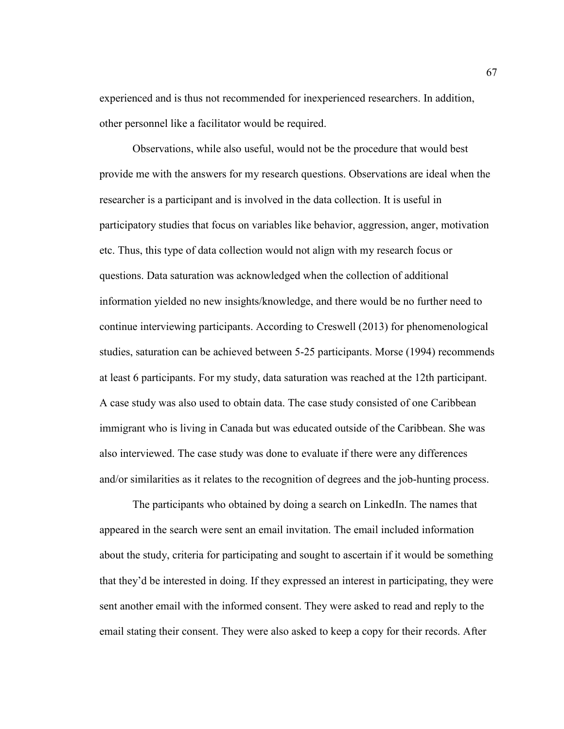experienced and is thus not recommended for inexperienced researchers. In addition, other personnel like a facilitator would be required.

Observations, while also useful, would not be the procedure that would best provide me with the answers for my research questions. Observations are ideal when the researcher is a participant and is involved in the data collection. It is useful in participatory studies that focus on variables like behavior, aggression, anger, motivation etc. Thus, this type of data collection would not align with my research focus or questions. Data saturation was acknowledged when the collection of additional information yielded no new insights/knowledge, and there would be no further need to continue interviewing participants. According to Creswell (2013) for phenomenological studies, saturation can be achieved between 5-25 participants. Morse (1994) recommends at least 6 participants. For my study, data saturation was reached at the 12th participant. A case study was also used to obtain data. The case study consisted of one Caribbean immigrant who is living in Canada but was educated outside of the Caribbean. She was also interviewed. The case study was done to evaluate if there were any differences and/or similarities as it relates to the recognition of degrees and the job-hunting process.

The participants who obtained by doing a search on LinkedIn. The names that appeared in the search were sent an email invitation. The email included information about the study, criteria for participating and sought to ascertain if it would be something that they'd be interested in doing. If they expressed an interest in participating, they were sent another email with the informed consent. They were asked to read and reply to the email stating their consent. They were also asked to keep a copy for their records. After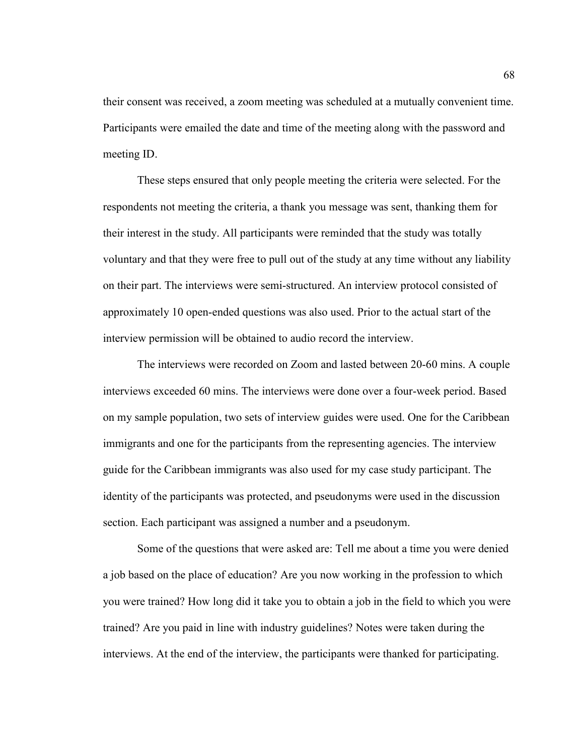their consent was received, a zoom meeting was scheduled at a mutually convenient time. Participants were emailed the date and time of the meeting along with the password and meeting ID.

These steps ensured that only people meeting the criteria were selected. For the respondents not meeting the criteria, a thank you message was sent, thanking them for their interest in the study. All participants were reminded that the study was totally voluntary and that they were free to pull out of the study at any time without any liability on their part. The interviews were semi-structured. An interview protocol consisted of approximately 10 open-ended questions was also used. Prior to the actual start of the interview permission will be obtained to audio record the interview.

The interviews were recorded on Zoom and lasted between 20-60 mins. A couple interviews exceeded 60 mins. The interviews were done over a four-week period. Based on my sample population, two sets of interview guides were used. One for the Caribbean immigrants and one for the participants from the representing agencies. The interview guide for the Caribbean immigrants was also used for my case study participant. The identity of the participants was protected, and pseudonyms were used in the discussion section. Each participant was assigned a number and a pseudonym.

Some of the questions that were asked are: Tell me about a time you were denied a job based on the place of education? Are you now working in the profession to which you were trained? How long did it take you to obtain a job in the field to which you were trained? Are you paid in line with industry guidelines? Notes were taken during the interviews. At the end of the interview, the participants were thanked for participating.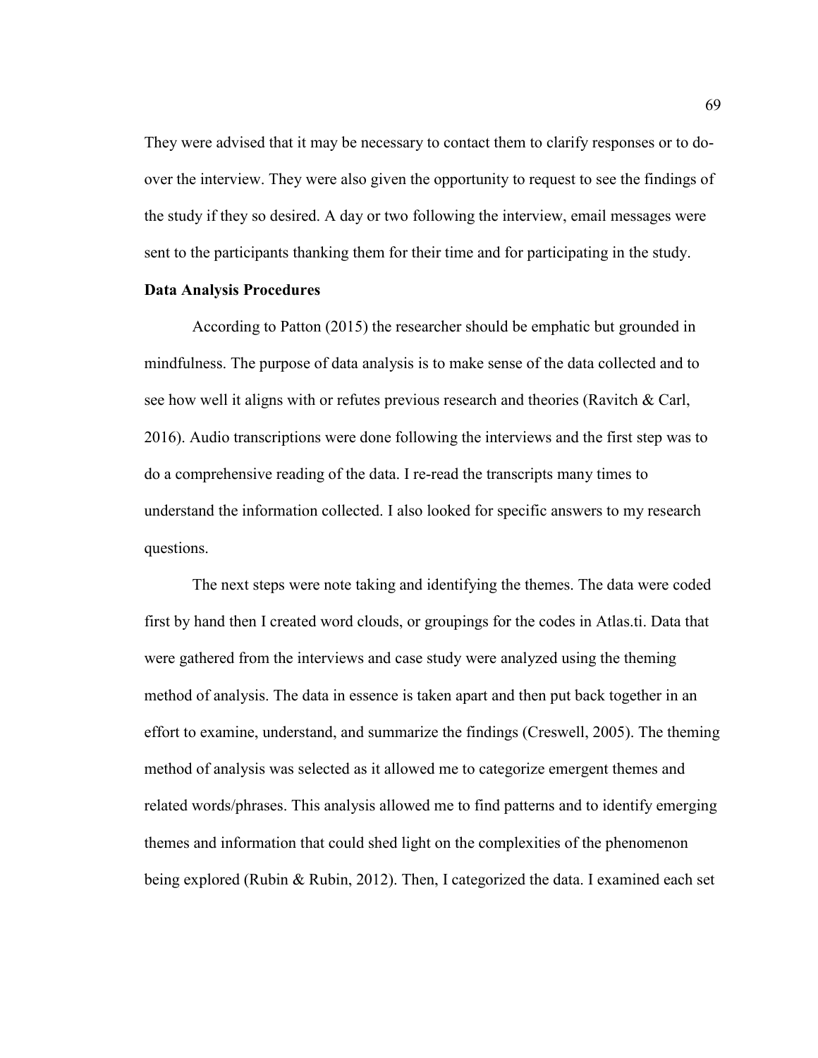They were advised that it may be necessary to contact them to clarify responses or to do-over the interview. They were also given the opportunity to request to see the findings of the study if they so desired. A day or two following the interview, email messages were sent to the participants thanking them for their time and for participating in the study.

### Data Analysis Procedures

According to Patton (2015) the researcher should be emphatic but grounded in mindfulness. The purpose of data analysis is to make sense of the data collected and to see how well it aligns with or refutes previous research and theories (Ravitch & Carl, 2016). Audio transcriptions were done following the interviews and the first step was to do a comprehensive reading of the data. I re-read the transcripts many times to understand the information collected. I also looked for specific answers to my research questions.

The next steps were note taking and identifying the themes. The data were coded first by hand then I created word clouds, or groupings for the codes in Atlas.ti. Data that were gathered from the interviews and case study were analyzed using the theming method of analysis. The data in essence is taken apart and then put back together in an effort to examine, understand, and summarize the findings (Creswell, 2005). The theming method of analysis was selected as it allowed me to categorize emergent themes and related words/phrases. This analysis allowed me to find patterns and to identify emerging themes and information that could shed light on the complexities of the phenomenon being explored (Rubin & Rubin, 2012). Then, I categorized the data. I examined each set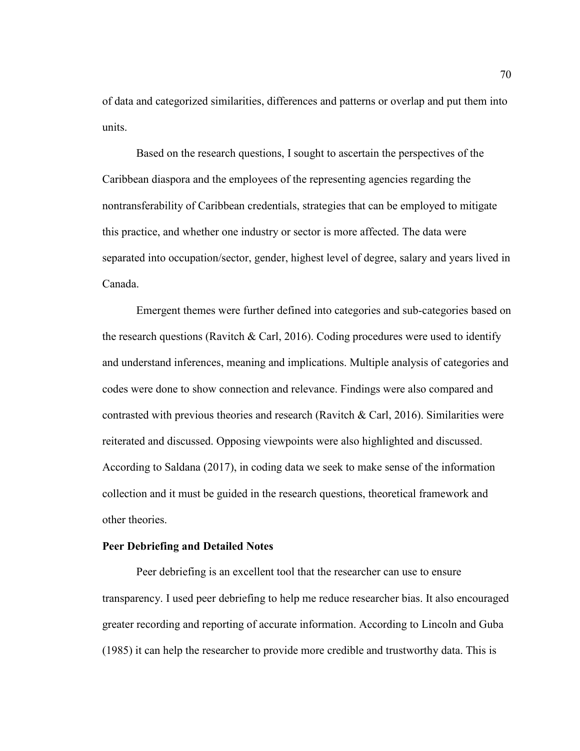of data and categorized similarities, differences and patterns or overlap and put them into units.

Based on the research questions, I sought to ascertain the perspectives of the Caribbean diaspora and the employees of the representing agencies regarding the nontransferability of Caribbean credentials, strategies that can be employed to mitigate this practice, and whether one industry or sector is more affected. The data were separated into occupation/sector, gender, highest level of degree, salary and years lived in Canada.

Emergent themes were further defined into categories and sub-categories based on the research questions (Ravitch & Carl, 2016). Coding procedures were used to identify and understand inferences, meaning and implications. Multiple analysis of categories and codes were done to show connection and relevance. Findings were also compared and contrasted with previous theories and research (Ravitch & Carl, 2016). Similarities were reiterated and discussed. Opposing viewpoints were also highlighted and discussed. According to Saldana (2017), in coding data we seek to make sense of the information collection and it must be guided in the research questions, theoretical framework and other theories.

**Peer Debriefing and Detailed Notes**

Peer debriefing is an excellent tool that the researcher can use to ensure transparency. I used peer debriefing to help me reduce researcher bias. It also encouraged greater recording and reporting of accurate information. According to Lincoln and Guba (1985) it can help the researcher to provide more credible and trustworthy data. This is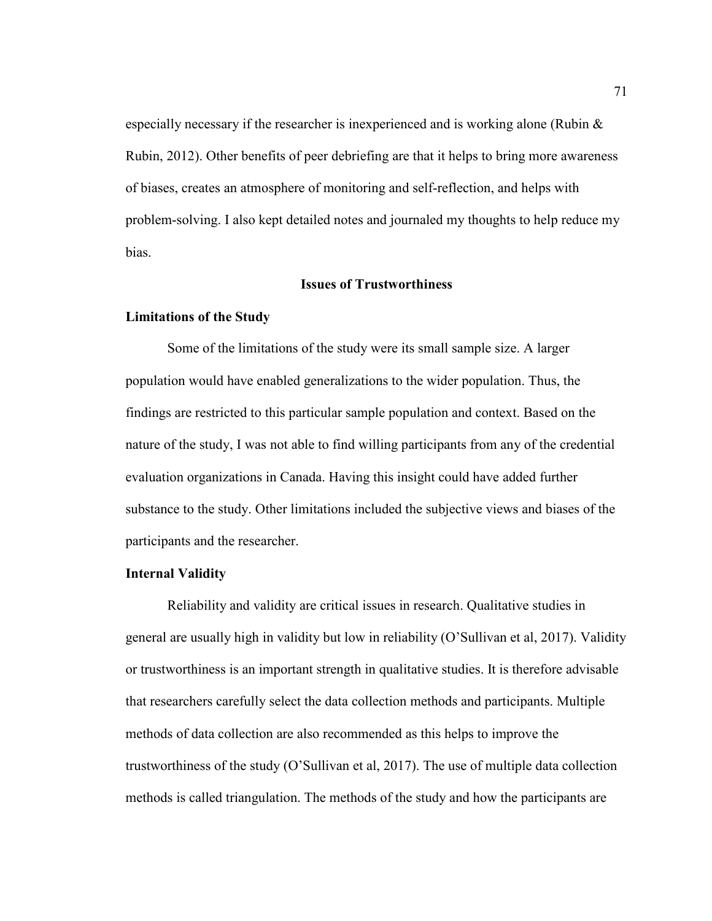especially necessary if the researcher is inexperienced and is working alone (Rubin & Rubin, 2012). Other benefits of peer debriefing are that it helps to bring more awareness of biases, creates an atmosphere of monitoring and self-reflection, and helps with problem-solving. I also kept detailed notes and journaled my thoughts to help reduce my bias.

## Issues of Trustworthiness

### Limitations of the Study

Some of the limitations of the study were its small sample size. A larger population would have enabled generalizations to the wider population. Thus, the findings are restricted to this particular sample population and context. Based on the nature of the study, I was not able to find willing participants from any of the credential evaluation organizations in Canada. Having this insight could have added further substance to the study. Other limitations included the subjective views and biases of the participants and the researcher.

### Internal Validity

Reliability and validity are critical issues in research. Qualitative studies in general are usually high in validity but low in reliability (O'Sullivan et al, 2017). Validity or trustworthiness is an important strength in qualitative studies. It is therefore advisable that researchers carefully select the data collection methods and participants. Multiple methods of data collection are also recommended as this helps to improve the trustworthiness of the study (O'Sullivan et al, 2017). The use of multiple data collection methods is called triangulation. The methods of the study and how the participants are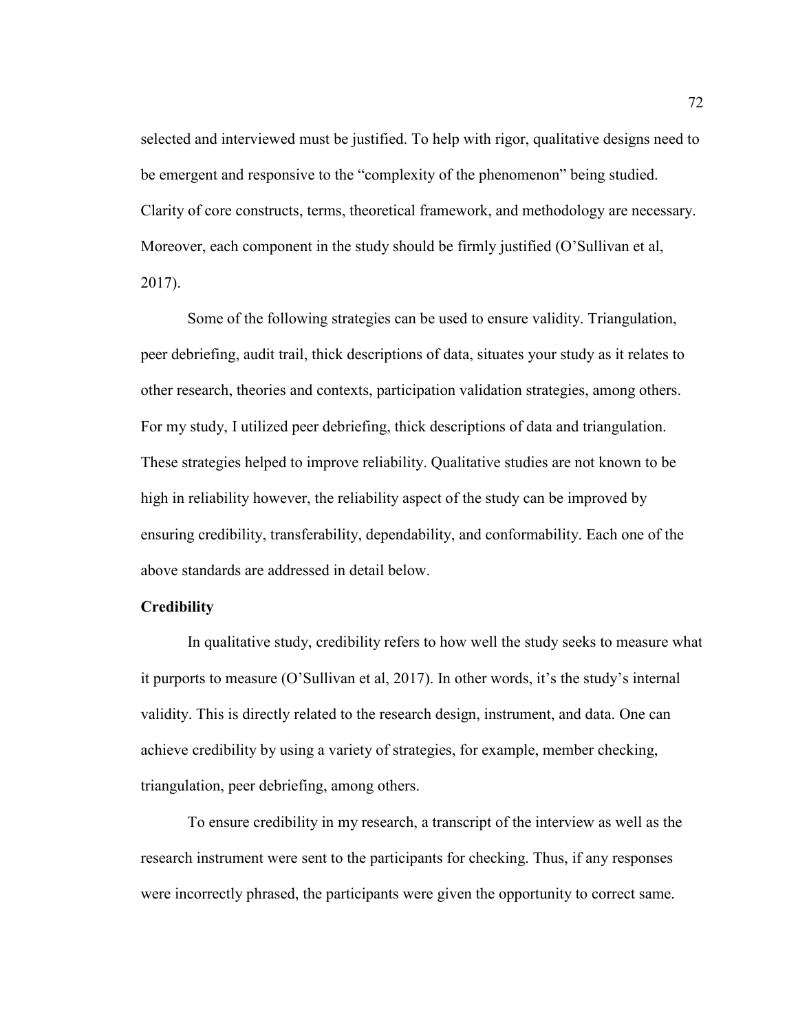selected and interviewed must be justified. To help with rigor, qualitative designs need to be emergent and responsive to the "complexity of the phenomenon" being studied. Clarity of core constructs, terms, theoretical framework, and methodology are necessary. Moreover, each component in the study should be firmly justified (O'Sullivan et al, 2017).

Some of the following strategies can be used to ensure validity. Triangulation, peer debriefing, audit trail, thick descriptions of data, situates your study as it relates to other research, theories and contexts, participation validation strategies, among others. For my study, I utilized peer debriefing, thick descriptions of data and triangulation. These strategies helped to improve reliability. Qualitative studies are not known to be high in reliability however, the reliability aspect of the study can be improved by ensuring credibility, transferability, dependability, and conformability. Each one of the above standards are addressed in detail below.

### Credibility

In qualitative study, credibility refers to how well the study seeks to measure what it purports to measure (O'Sullivan et al, 2017). In other words, it's the study's internal validity. This is directly related to the research design, instrument, and data. One can achieve credibility by using a variety of strategies, for example, member checking, triangulation, peer debriefing, among others.

To ensure credibility in my research, a transcript of the interview as well as the research instrument were sent to the participants for checking. Thus, if any responses were incorrectly phrased, the participants were given the opportunity to correct same.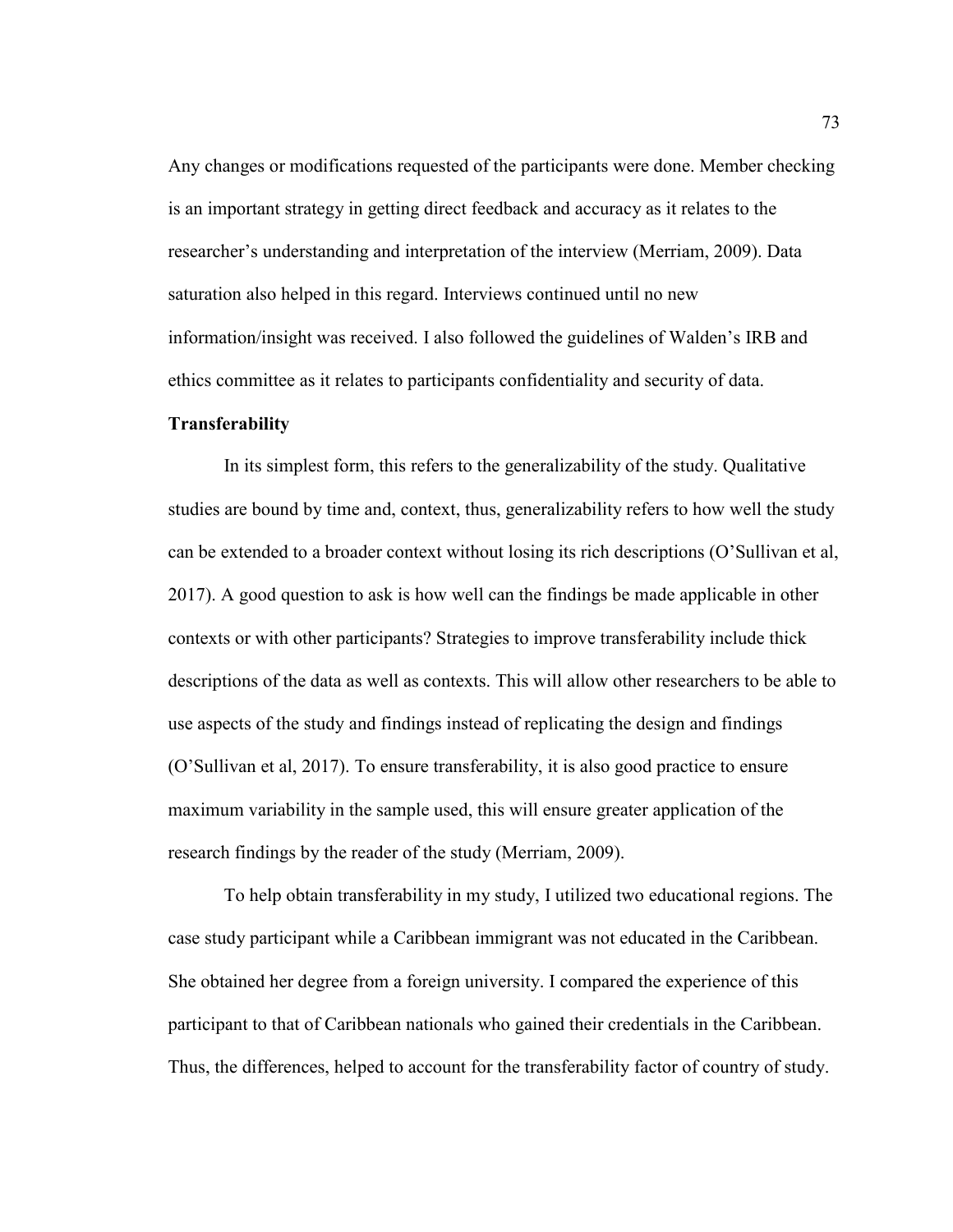Any changes or modifications requested of the participants were done. Member checking is an important strategy in getting direct feedback and accuracy as it relates to the researcher's understanding and interpretation of the interview (Merriam, 2009). Data saturation also helped in this regard. Interviews continued until no new information/insight was received. I also followed the guidelines of Walden's IRB and ethics committee as it relates to participants confidentiality and security of data.

**Transferability**

In its simplest form, this refers to the generalizability of the study. Qualitative studies are bound by time and, context, thus, generalizability refers to how well the study can be extended to a broader context without losing its rich descriptions (O'Sullivan et al, 2017). A good question to ask is how well can the findings be made applicable in other contexts or with other participants? Strategies to improve transferability include thick descriptions of the data as well as contexts. This will allow other researchers to be able to use aspects of the study and findings instead of replicating the design and findings (O'Sullivan et al, 2017). To ensure transferability, it is also good practice to ensure maximum variability in the sample used, this will ensure greater application of the research findings by the reader of the study (Merriam, 2009).

To help obtain transferability in my study, I utilized two educational regions. The case study participant while a Caribbean immigrant was not educated in the Caribbean. She obtained her degree from a foreign university. I compared the experience of this participant to that of Caribbean nationals who gained their credentials in the Caribbean. Thus, the differences, helped to account for the transferability factor of country of study.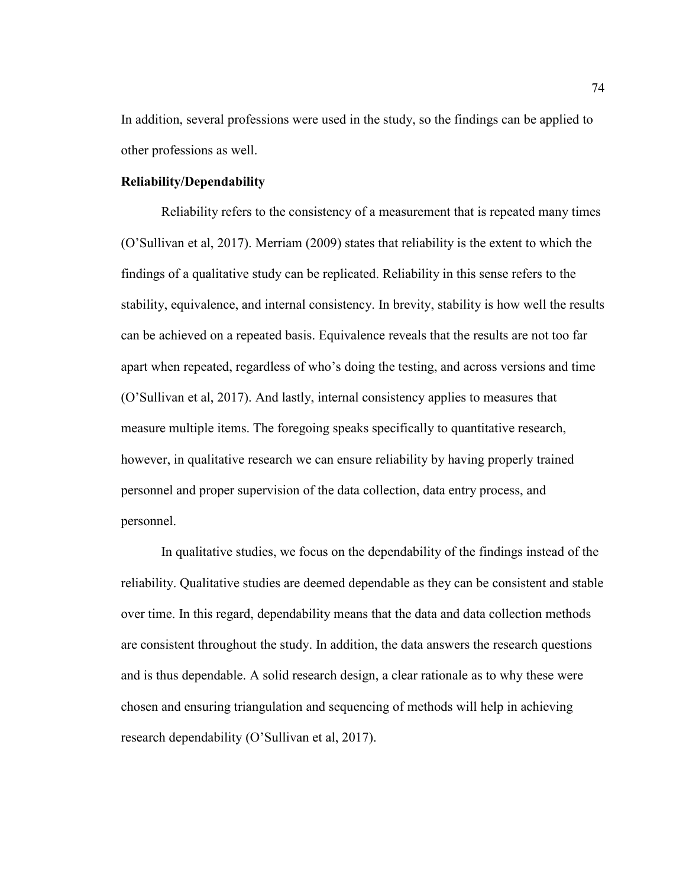In addition, several professions were used in the study, so the findings can be applied to other professions as well.

**Reliability/Dependability**

Reliability refers to the consistency of a measurement that is repeated many times (O'Sullivan et al, 2017). Merriam (2009) states that reliability is the extent to which the findings of a qualitative study can be replicated. Reliability in this sense refers to the stability, equivalence, and internal consistency. In brevity, stability is how well the results can be achieved on a repeated basis. Equivalence reveals that the results are not too far apart when repeated, regardless of who's doing the testing, and across versions and time (O'Sullivan et al, 2017). And lastly, internal consistency applies to measures that measure multiple items. The foregoing speaks specifically to quantitative research, however, in qualitative research we can ensure reliability by having properly trained personnel and proper supervision of the data collection, data entry process, and personnel.

In qualitative studies, we focus on the dependability of the findings instead of the reliability. Qualitative studies are deemed dependable as they can be consistent and stable over time. In this regard, dependability means that the data and data collection methods are consistent throughout the study. In addition, the data answers the research questions and is thus dependable. A solid research design, a clear rationale as to why these were chosen and ensuring triangulation and sequencing of methods will help in achieving research dependability (O'Sullivan et al, 2017).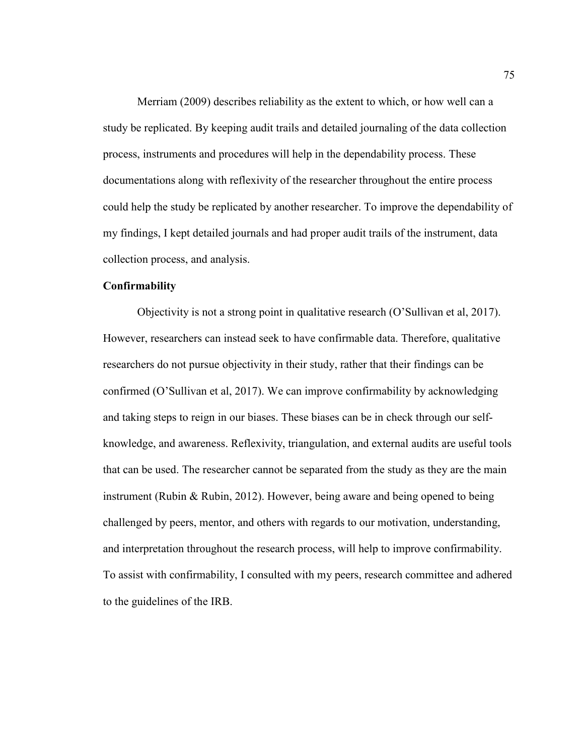Merriam (2009) describes reliability as the extent to which, or how well can a study be replicated. By keeping audit trails and detailed journaling of the data collection process, instruments and procedures will help in the dependability process. These documentations along with reflexivity of the researcher throughout the entire process could help the study be replicated by another researcher. To improve the dependability of my findings, I kept detailed journals and had proper audit trails of the instrument, data collection process, and analysis.

### Confirmability

Objectivity is not a strong point in qualitative research (O'Sullivan et al, 2017). However, researchers can instead seek to have confirmable data. Therefore, qualitative researchers do not pursue objectivity in their study, rather that their findings can be confirmed (O'Sullivan et al, 2017). We can improve confirmability by acknowledging and taking steps to reign in our biases. These biases can be in check through our self-knowledge, and awareness. Reflexivity, triangulation, and external audits are useful tools that can be used. The researcher cannot be separated from the study as they are the main instrument (Rubin & Rubin, 2012). However, being aware and being opened to being challenged by peers, mentor, and others with regards to our motivation, understanding, and interpretation throughout the research process, will help to improve confirmability. To assist with confirmability, I consulted with my peers, research committee and adhered to the guidelines of the IRB.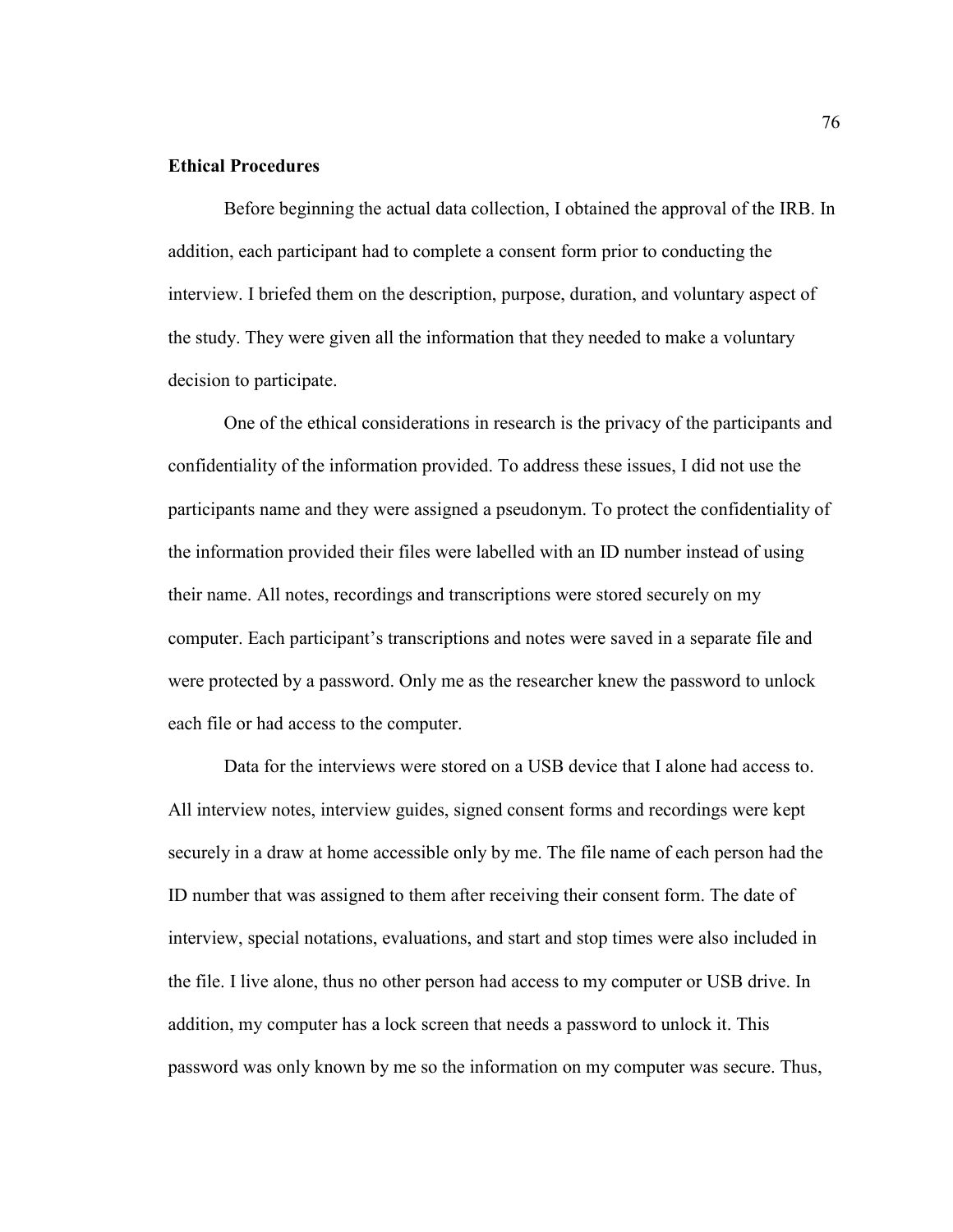### Ethical Procedures

Before beginning the actual data collection, I obtained the approval of the IRB. In addition, each participant had to complete a consent form prior to conducting the interview. I briefed them on the description, purpose, duration, and voluntary aspect of the study. They were given all the information that they needed to make a voluntary decision to participate.

One of the ethical considerations in research is the privacy of the participants and confidentiality of the information provided. To address these issues, I did not use the participants name and they were assigned a pseudonym. To protect the confidentiality of the information provided their files were labelled with an ID number instead of using their name. All notes, recordings and transcriptions were stored securely on my computer. Each participant's transcriptions and notes were saved in a separate file and were protected by a password. Only me as the researcher knew the password to unlock each file or had access to the computer.

Data for the interviews were stored on a USB device that I alone had access to. All interview notes, interview guides, signed consent forms and recordings were kept securely in a draw at home accessible only by me. The file name of each person had the ID number that was assigned to them after receiving their consent form. The date of interview, special notations, evaluations, and start and stop times were also included in the file. I live alone, thus no other person had access to my computer or USB drive. In addition, my computer has a lock screen that needs a password to unlock it. This password was only known by me so the information on my computer was secure. Thus,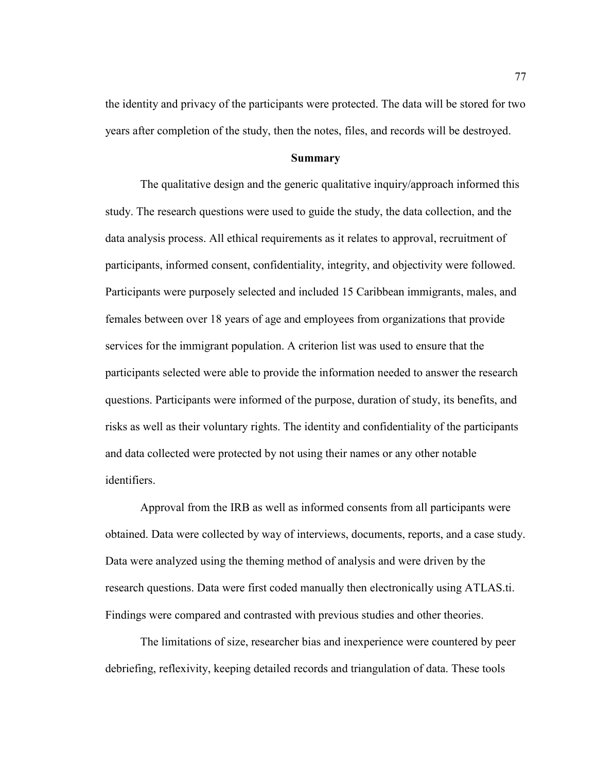the identity and privacy of the participants were protected. The data will be stored for two years after completion of the study, then the notes, files, and records will be destroyed.

## Summary

The qualitative design and the generic qualitative inquiry/approach informed this study. The research questions were used to guide the study, the data collection, and the data analysis process. All ethical requirements as it relates to approval, recruitment of participants, informed consent, confidentiality, integrity, and objectivity were followed. Participants were purposely selected and included 15 Caribbean immigrants, males, and females between over 18 years of age and employees from organizations that provide services for the immigrant population. A criterion list was used to ensure that the participants selected were able to provide the information needed to answer the research questions. Participants were informed of the purpose, duration of study, its benefits, and risks as well as their voluntary rights. The identity and confidentiality of the participants and data collected were protected by not using their names or any other notable identifiers.

Approval from the IRB as well as informed consents from all participants were obtained. Data were collected by way of interviews, documents, reports, and a case study. Data were analyzed using the theming method of analysis and were driven by the research questions. Data were first coded manually then electronically using ATLAS.ti. Findings were compared and contrasted with previous studies and other theories.

The limitations of size, researcher bias and inexperience were countered by peer debriefing, reflexivity, keeping detailed records and triangulation of data. These tools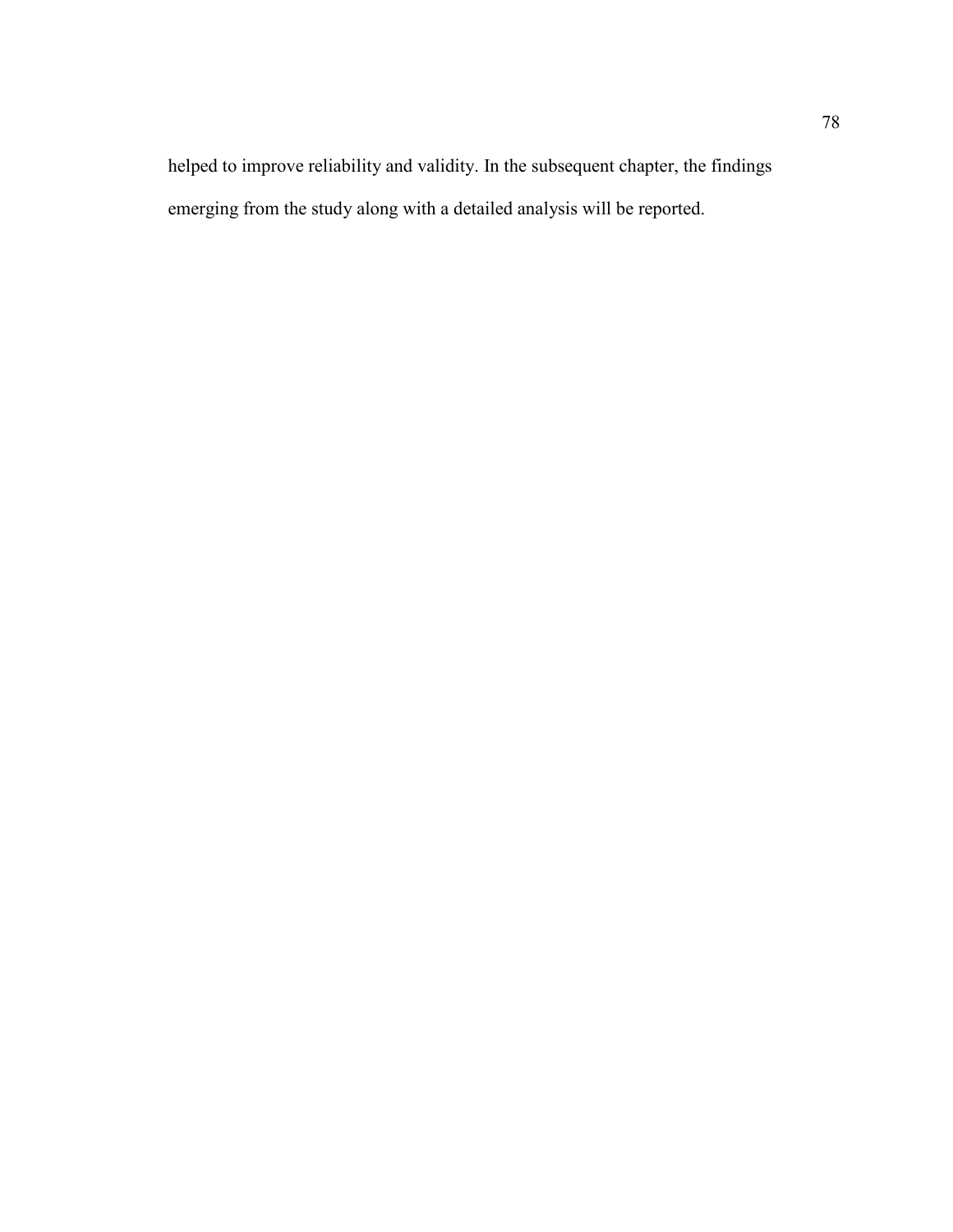helped to improve reliability and validity. In the subsequent chapter, the findings emerging from the study along with a detailed analysis will be reported.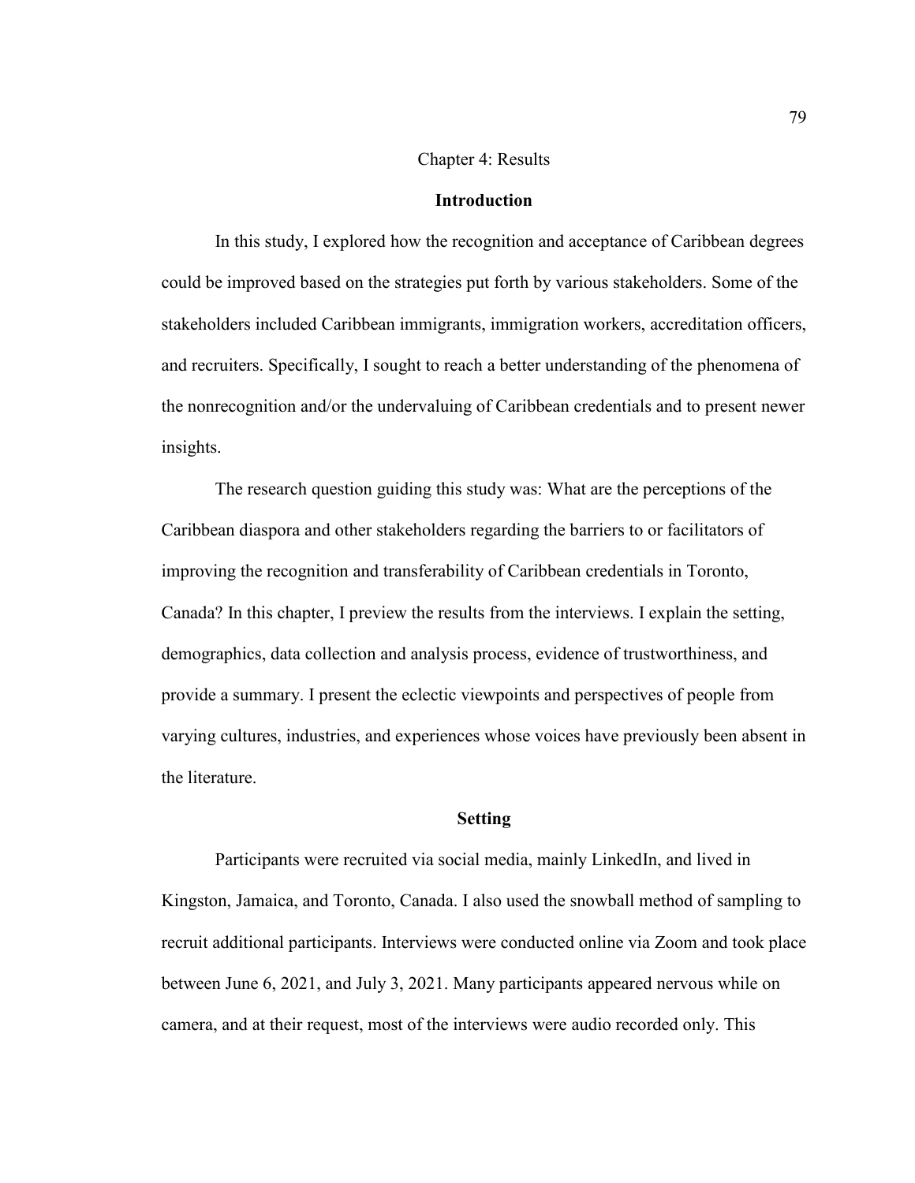# Chapter 4: Results

## Introduction

In this study, I explored how the recognition and acceptance of Caribbean degrees could be improved based on the strategies put forth by various stakeholders. Some of the stakeholders included Caribbean immigrants, immigration workers, accreditation officers, and recruiters. Specifically, I sought to reach a better understanding of the phenomena of the nonrecognition and/or the undervaluing of Caribbean credentials and to present newer insights.

The research question guiding this study was: What are the perceptions of the Caribbean diaspora and other stakeholders regarding the barriers to or facilitators of improving the recognition and transferability of Caribbean credentials in Toronto, Canada? In this chapter, I preview the results from the interviews. I explain the setting, demographics, data collection and analysis process, evidence of trustworthiness, and provide a summary. I present the eclectic viewpoints and perspectives of people from varying cultures, industries, and experiences whose voices have previously been absent in the literature.

## Setting

Participants were recruited via social media, mainly LinkedIn, and lived in Kingston, Jamaica, and Toronto, Canada. I also used the snowball method of sampling to recruit additional participants. Interviews were conducted online via Zoom and took place between June 6, 2021, and July 3, 2021. Many participants appeared nervous while on camera, and at their request, most of the interviews were audio recorded only. This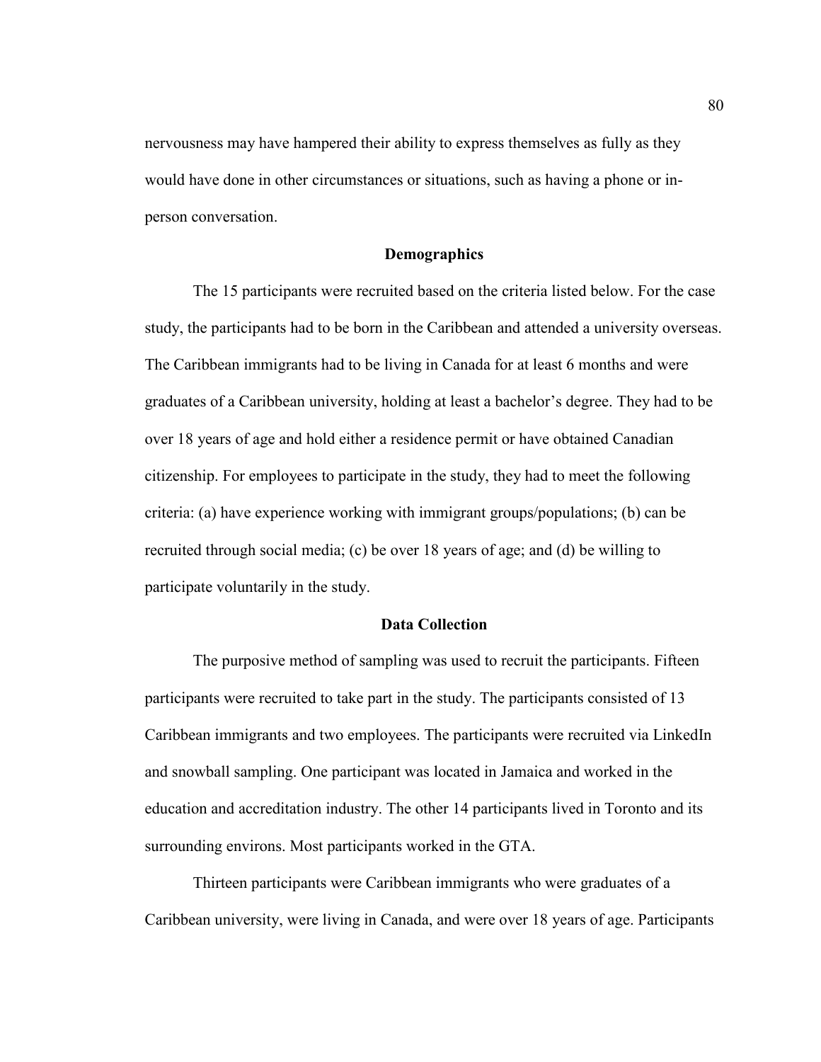nervousness may have hampered their ability to express themselves as fully as they would have done in other circumstances or situations, such as having a phone or in-person conversation.

## Demographics

The 15 participants were recruited based on the criteria listed below. For the case study, the participants had to be born in the Caribbean and attended a university overseas. The Caribbean immigrants had to be living in Canada for at least 6 months and were graduates of a Caribbean university, holding at least a bachelor's degree. They had to be over 18 years of age and hold either a residence permit or have obtained Canadian citizenship. For employees to participate in the study, they had to meet the following criteria: (a) have experience working with immigrant groups/populations; (b) can be recruited through social media; (c) be over 18 years of age; and (d) be willing to participate voluntarily in the study.

## Data Collection

The purposive method of sampling was used to recruit the participants. Fifteen participants were recruited to take part in the study. The participants consisted of 13 Caribbean immigrants and two employees. The participants were recruited via LinkedIn and snowball sampling. One participant was located in Jamaica and worked in the education and accreditation industry. The other 14 participants lived in Toronto and its surrounding environs. Most participants worked in the GTA.

Thirteen participants were Caribbean immigrants who were graduates of a Caribbean university, were living in Canada, and were over 18 years of age. Participants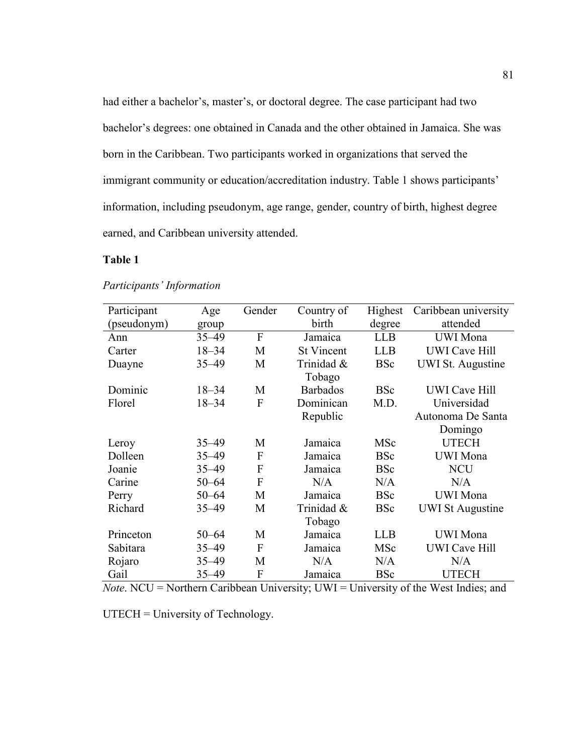had either a bachelor's, master's, or doctoral degree. The case participant had two bachelor's degrees: one obtained in Canada and the other obtained in Jamaica. She was born in the Caribbean. Two participants worked in organizations that served the immigrant community or education/accreditation industry. Table 1 shows participants' information, including pseudonym, age range, gender, country of birth, highest degree earned, and Caribbean university attended.

**Table 1**

*Participants' Information*

| Participant (pseudonym) | Age group | Gender | Country of birth | Highest degree | Caribbean university attended |
|---|---|---|---|---|---|
| Ann | 35–49 | F | Jamaica | LLB | UWI Mona |
| Carter | 18–34 | M | St Vincent | LLB | UWI Cave Hill |
| Duayne | 35–49 | M | Trinidad & Tobago | BSc | UWI St. Augustine |
| Dominic | 18–34 | M | Barbados | BSc | UWI Cave Hill |
| Florel | 18–34 | F | Dominican Republic | M.D. | Universidad Autonoma De Santa Domingo |
| Leroy | 35–49 | M | Jamaica | MSc | UTECH |
| Dolleen | 35–49 | F | Jamaica | BSc | UWI Mona |
| Joanie | 35–49 | F | Jamaica | BSc | NCU |
| Carine | 50–64 | F | N/A | N/A | N/A |
| Perry | 50–64 | M | Jamaica | BSc | UWI Mona |
| Richard | 35–49 | M | Trinidad & Tobago | BSc | UWI St Augustine |
| Princeton | 50–64 | M | Jamaica | LLB | UWI Mona |
| Sabitara | 35–49 | F | Jamaica | MSc | UWI Cave Hill |
| Rojaro | 35–49 | M | N/A | N/A | N/A |
| Gail | 35–49 | F | Jamaica | BSc | UTECH |

*Note*. NCU = Northern Caribbean University; UWI = University of the West Indies; and UTECH = University of Technology.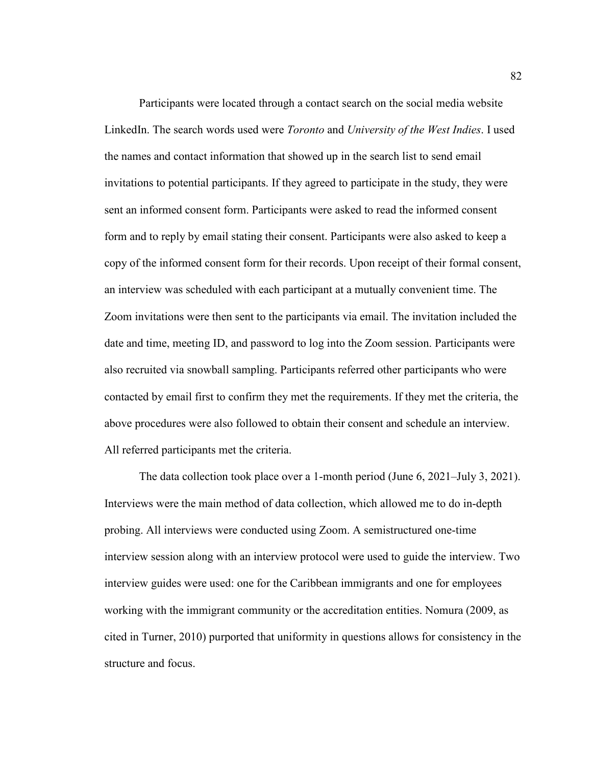Participants were located through a contact search on the social media website LinkedIn. The search words used were *Toronto* and *University of the West Indies*. I used the names and contact information that showed up in the search list to send email invitations to potential participants. If they agreed to participate in the study, they were sent an informed consent form. Participants were asked to read the informed consent form and to reply by email stating their consent. Participants were also asked to keep a copy of the informed consent form for their records. Upon receipt of their formal consent, an interview was scheduled with each participant at a mutually convenient time. The Zoom invitations were then sent to the participants via email. The invitation included the date and time, meeting ID, and password to log into the Zoom session. Participants were also recruited via snowball sampling. Participants referred other participants who were contacted by email first to confirm they met the requirements. If they met the criteria, the above procedures were also followed to obtain their consent and schedule an interview. All referred participants met the criteria.

The data collection took place over a 1-month period (June 6, 2021–July 3, 2021). Interviews were the main method of data collection, which allowed me to do in-depth probing. All interviews were conducted using Zoom. A semistructured one-time interview session along with an interview protocol were used to guide the interview. Two interview guides were used: one for the Caribbean immigrants and one for employees working with the immigrant community or the accreditation entities. Nomura (2009, as cited in Turner, 2010) purported that uniformity in questions allows for consistency in the structure and focus.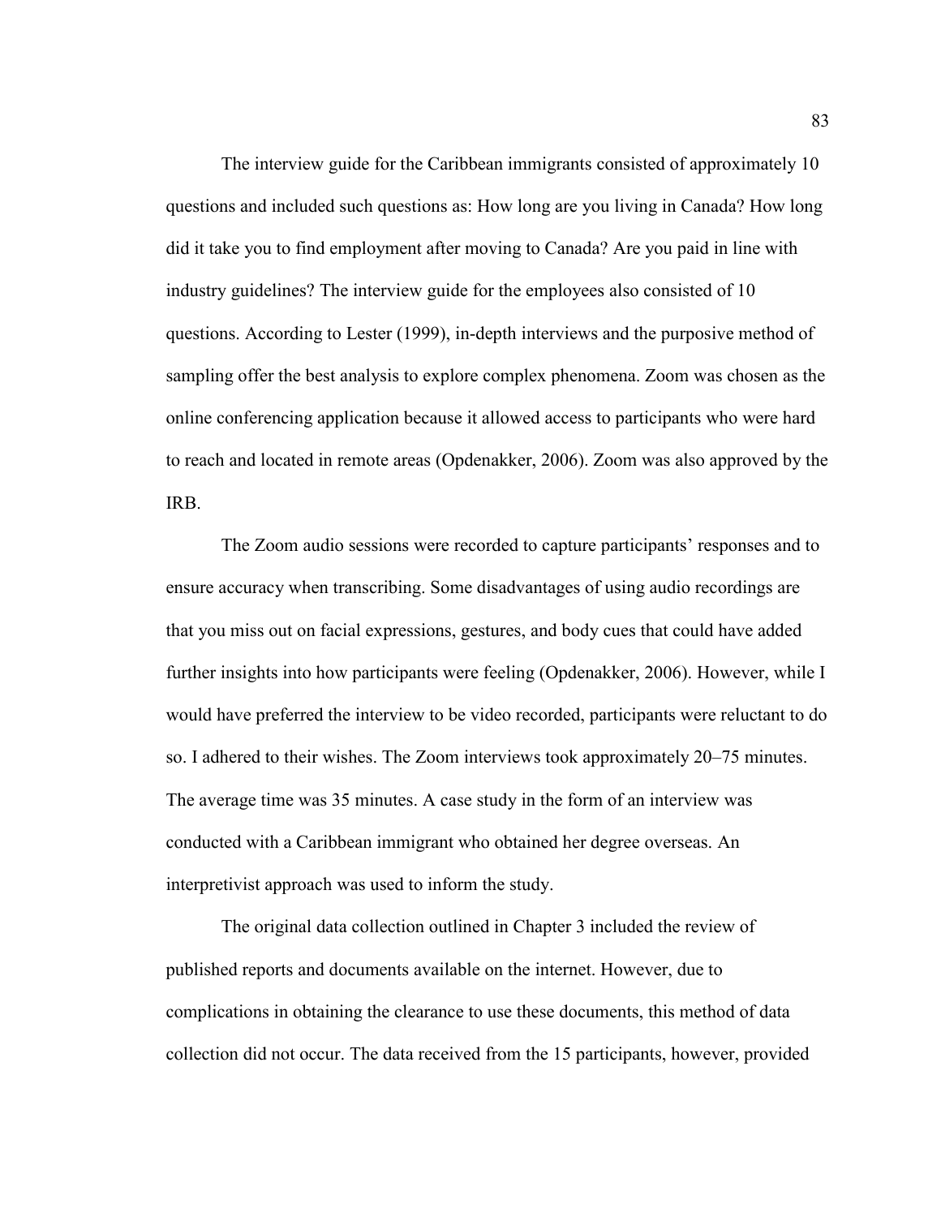The interview guide for the Caribbean immigrants consisted of approximately 10 questions and included such questions as: How long are you living in Canada? How long did it take you to find employment after moving to Canada? Are you paid in line with industry guidelines? The interview guide for the employees also consisted of 10 questions. According to Lester (1999), in-depth interviews and the purposive method of sampling offer the best analysis to explore complex phenomena. Zoom was chosen as the online conferencing application because it allowed access to participants who were hard to reach and located in remote areas (Opdenakker, 2006). Zoom was also approved by the IRB.

The Zoom audio sessions were recorded to capture participants' responses and to ensure accuracy when transcribing. Some disadvantages of using audio recordings are that you miss out on facial expressions, gestures, and body cues that could have added further insights into how participants were feeling (Opdenakker, 2006). However, while I would have preferred the interview to be video recorded, participants were reluctant to do so. I adhered to their wishes. The Zoom interviews took approximately 20–75 minutes. The average time was 35 minutes. A case study in the form of an interview was conducted with a Caribbean immigrant who obtained her degree overseas. An interpretivist approach was used to inform the study.

The original data collection outlined in Chapter 3 included the review of published reports and documents available on the internet. However, due to complications in obtaining the clearance to use these documents, this method of data collection did not occur. The data received from the 15 participants, however, provided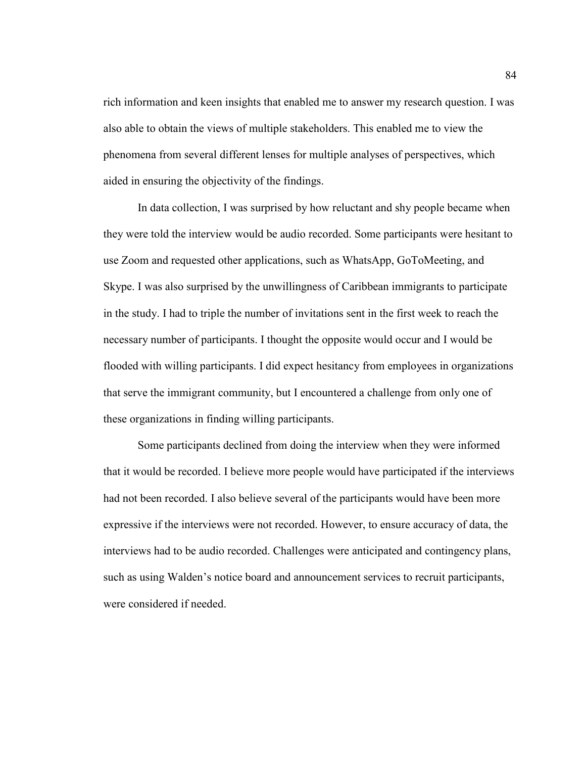rich information and keen insights that enabled me to answer my research question. I was also able to obtain the views of multiple stakeholders. This enabled me to view the phenomena from several different lenses for multiple analyses of perspectives, which aided in ensuring the objectivity of the findings.

In data collection, I was surprised by how reluctant and shy people became when they were told the interview would be audio recorded. Some participants were hesitant to use Zoom and requested other applications, such as WhatsApp, GoToMeeting, and Skype. I was also surprised by the unwillingness of Caribbean immigrants to participate in the study. I had to triple the number of invitations sent in the first week to reach the necessary number of participants. I thought the opposite would occur and I would be flooded with willing participants. I did expect hesitancy from employees in organizations that serve the immigrant community, but I encountered a challenge from only one of these organizations in finding willing participants.

Some participants declined from doing the interview when they were informed that it would be recorded. I believe more people would have participated if the interviews had not been recorded. I also believe several of the participants would have been more expressive if the interviews were not recorded. However, to ensure accuracy of data, the interviews had to be audio recorded. Challenges were anticipated and contingency plans, such as using Walden's notice board and announcement services to recruit participants, were considered if needed.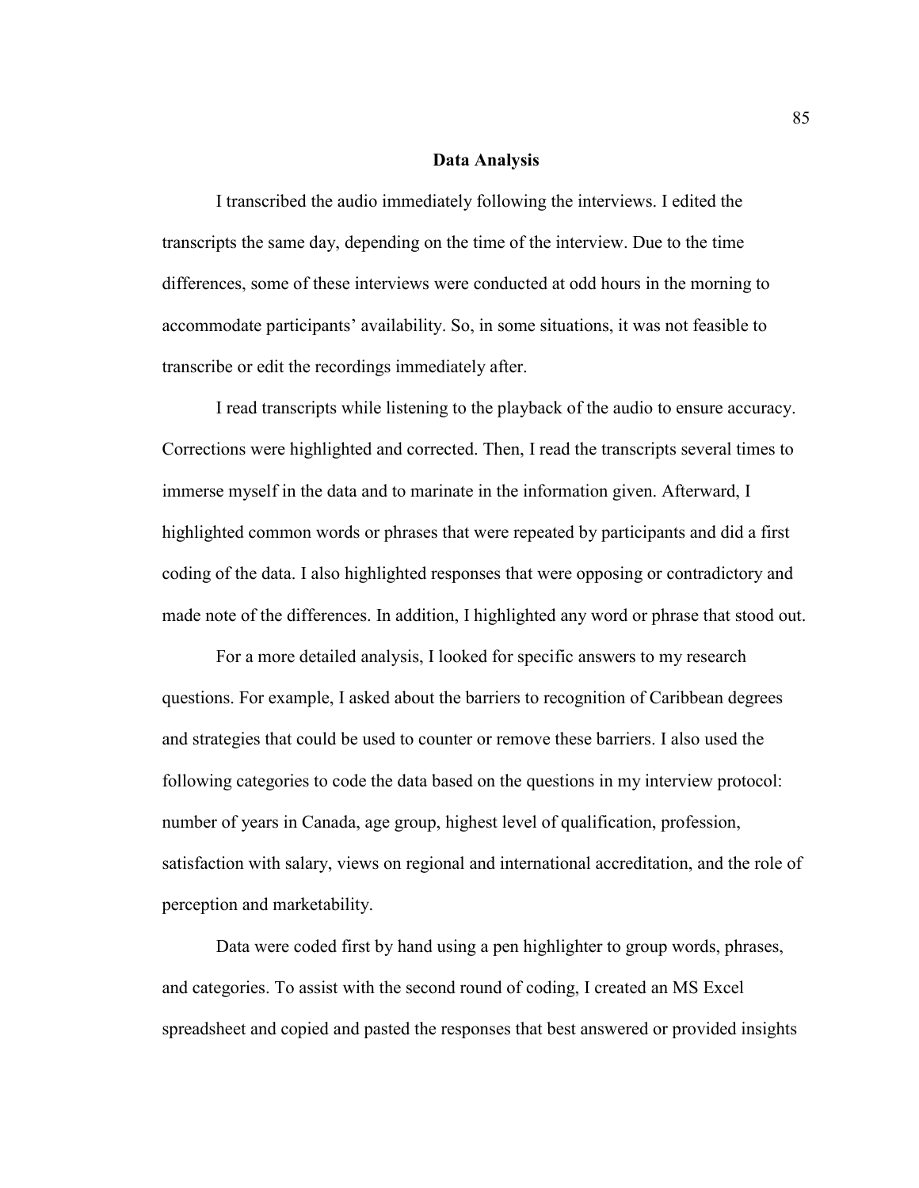## Data Analysis

I transcribed the audio immediately following the interviews. I edited the transcripts the same day, depending on the time of the interview. Due to the time differences, some of these interviews were conducted at odd hours in the morning to accommodate participants' availability. So, in some situations, it was not feasible to transcribe or edit the recordings immediately after.

I read transcripts while listening to the playback of the audio to ensure accuracy. Corrections were highlighted and corrected. Then, I read the transcripts several times to immerse myself in the data and to marinate in the information given. Afterward, I highlighted common words or phrases that were repeated by participants and did a first coding of the data. I also highlighted responses that were opposing or contradictory and made note of the differences. In addition, I highlighted any word or phrase that stood out.

For a more detailed analysis, I looked for specific answers to my research questions. For example, I asked about the barriers to recognition of Caribbean degrees and strategies that could be used to counter or remove these barriers. I also used the following categories to code the data based on the questions in my interview protocol: number of years in Canada, age group, highest level of qualification, profession, satisfaction with salary, views on regional and international accreditation, and the role of perception and marketability.

Data were coded first by hand using a pen highlighter to group words, phrases, and categories. To assist with the second round of coding, I created an MS Excel spreadsheet and copied and pasted the responses that best answered or provided insights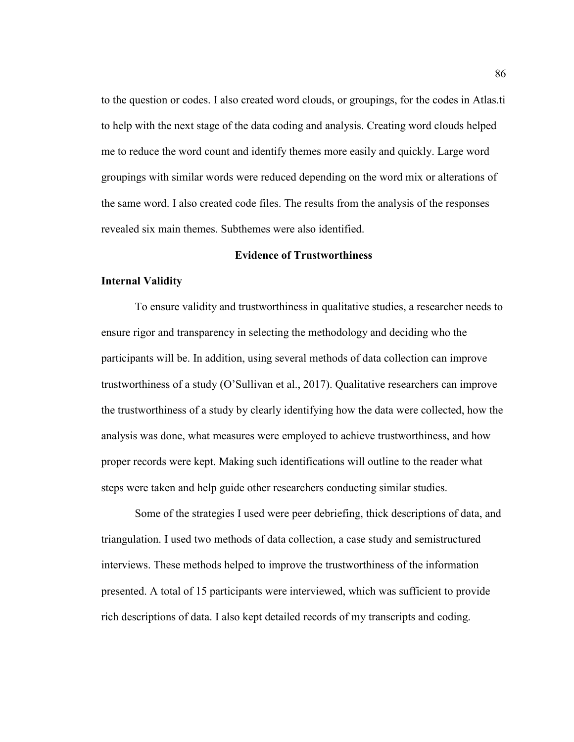to the question or codes. I also created word clouds, or groupings, for the codes in Atlas.ti to help with the next stage of the data coding and analysis. Creating word clouds helped me to reduce the word count and identify themes more easily and quickly. Large word groupings with similar words were reduced depending on the word mix or alterations of the same word. I also created code files. The results from the analysis of the responses revealed six main themes. Subthemes were also identified.

## Evidence of Trustworthiness

### Internal Validity

To ensure validity and trustworthiness in qualitative studies, a researcher needs to ensure rigor and transparency in selecting the methodology and deciding who the participants will be. In addition, using several methods of data collection can improve trustworthiness of a study (O'Sullivan et al., 2017). Qualitative researchers can improve the trustworthiness of a study by clearly identifying how the data were collected, how the analysis was done, what measures were employed to achieve trustworthiness, and how proper records were kept. Making such identifications will outline to the reader what steps were taken and help guide other researchers conducting similar studies.

Some of the strategies I used were peer debriefing, thick descriptions of data, and triangulation. I used two methods of data collection, a case study and semistructured interviews. These methods helped to improve the trustworthiness of the information presented. A total of 15 participants were interviewed, which was sufficient to provide rich descriptions of data. I also kept detailed records of my transcripts and coding.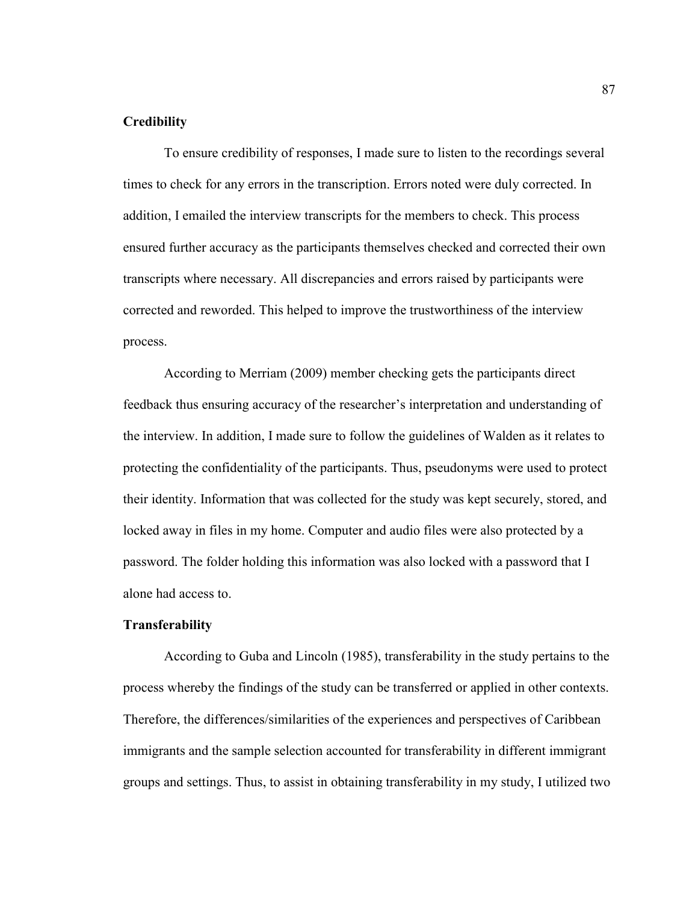### Credibility

To ensure credibility of responses, I made sure to listen to the recordings several times to check for any errors in the transcription. Errors noted were duly corrected. In addition, I emailed the interview transcripts for the members to check. This process ensured further accuracy as the participants themselves checked and corrected their own transcripts where necessary. All discrepancies and errors raised by participants were corrected and reworded. This helped to improve the trustworthiness of the interview process.

According to Merriam (2009) member checking gets the participants direct feedback thus ensuring accuracy of the researcher's interpretation and understanding of the interview. In addition, I made sure to follow the guidelines of Walden as it relates to protecting the confidentiality of the participants. Thus, pseudonyms were used to protect their identity. Information that was collected for the study was kept securely, stored, and locked away in files in my home. Computer and audio files were also protected by a password. The folder holding this information was also locked with a password that I alone had access to.

### Transferability

According to Guba and Lincoln (1985), transferability in the study pertains to the process whereby the findings of the study can be transferred or applied in other contexts. Therefore, the differences/similarities of the experiences and perspectives of Caribbean immigrants and the sample selection accounted for transferability in different immigrant groups and settings. Thus, to assist in obtaining transferability in my study, I utilized two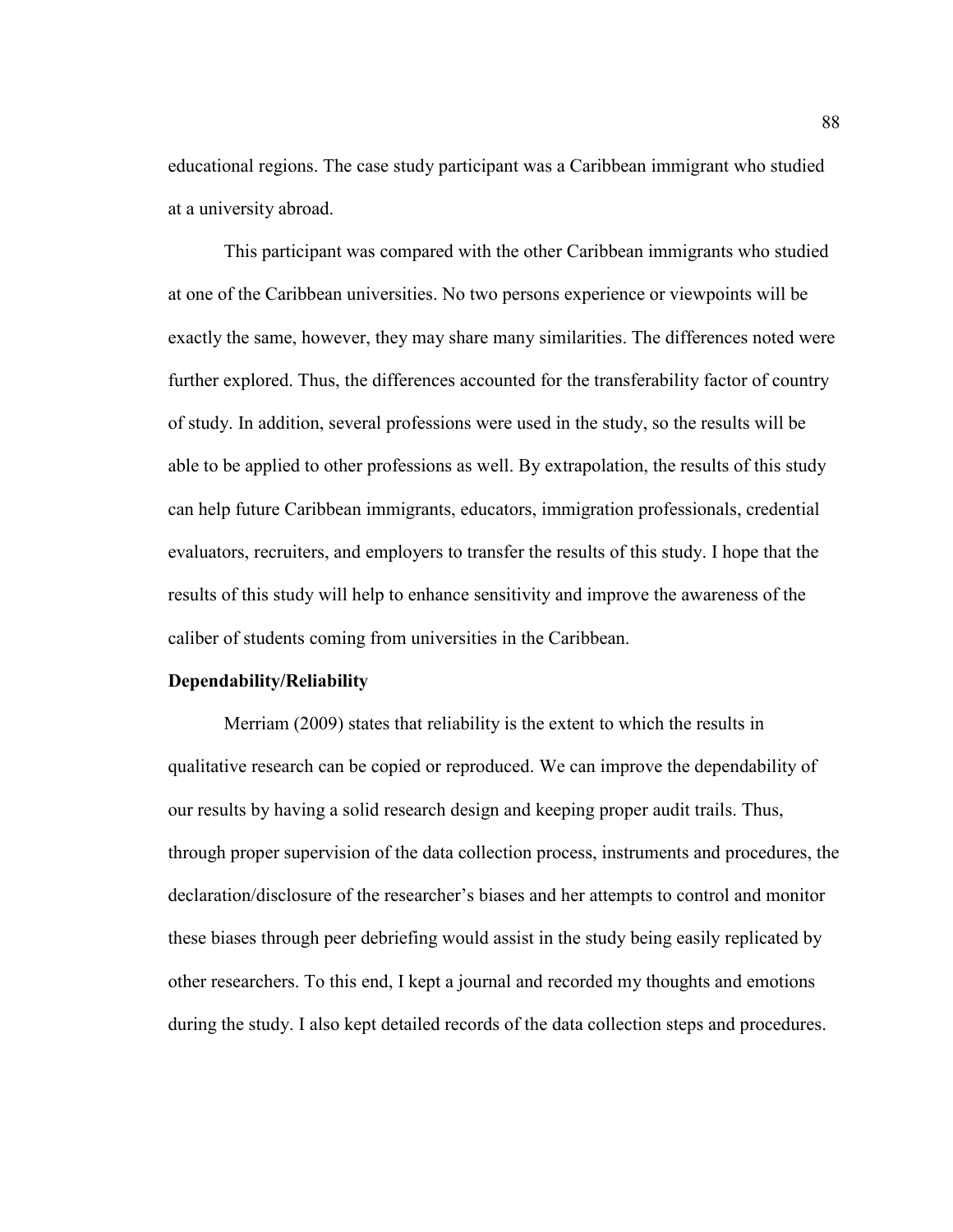educational regions. The case study participant was a Caribbean immigrant who studied at a university abroad.

This participant was compared with the other Caribbean immigrants who studied at one of the Caribbean universities. No two persons experience or viewpoints will be exactly the same, however, they may share many similarities. The differences noted were further explored. Thus, the differences accounted for the transferability factor of country of study. In addition, several professions were used in the study, so the results will be able to be applied to other professions as well. By extrapolation, the results of this study can help future Caribbean immigrants, educators, immigration professionals, credential evaluators, recruiters, and employers to transfer the results of this study. I hope that the results of this study will help to enhance sensitivity and improve the awareness of the caliber of students coming from universities in the Caribbean.

**Dependability/Reliability**

Merriam (2009) states that reliability is the extent to which the results in qualitative research can be copied or reproduced. We can improve the dependability of our results by having a solid research design and keeping proper audit trails. Thus, through proper supervision of the data collection process, instruments and procedures, the declaration/disclosure of the researcher's biases and her attempts to control and monitor these biases through peer debriefing would assist in the study being easily replicated by other researchers. To this end, I kept a journal and recorded my thoughts and emotions during the study. I also kept detailed records of the data collection steps and procedures.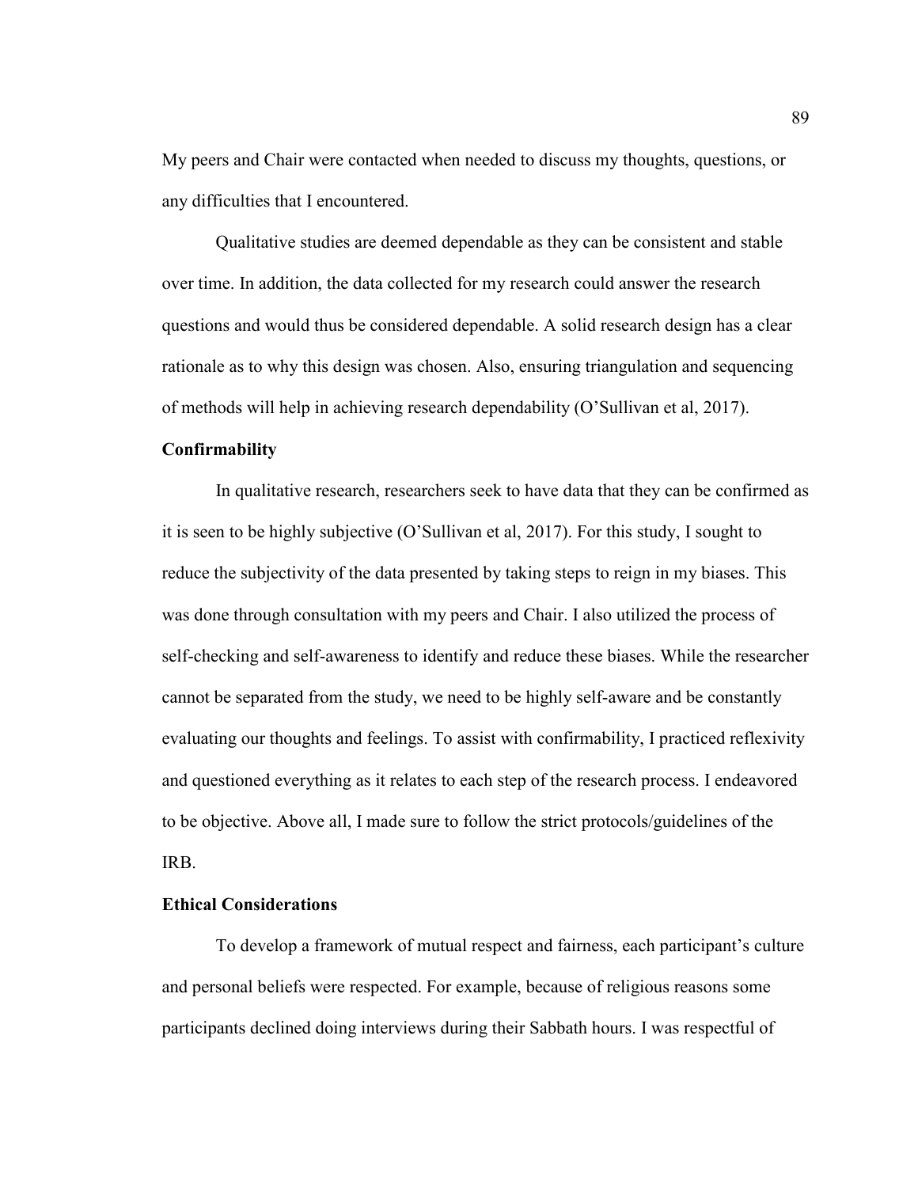My peers and Chair were contacted when needed to discuss my thoughts, questions, or any difficulties that I encountered.

Qualitative studies are deemed dependable as they can be consistent and stable over time. In addition, the data collected for my research could answer the research questions and would thus be considered dependable. A solid research design has a clear rationale as to why this design was chosen. Also, ensuring triangulation and sequencing of methods will help in achieving research dependability (O'Sullivan et al, 2017).

### Confirmability

In qualitative research, researchers seek to have data that they can be confirmed as it is seen to be highly subjective (O'Sullivan et al, 2017). For this study, I sought to reduce the subjectivity of the data presented by taking steps to reign in my biases. This was done through consultation with my peers and Chair. I also utilized the process of self-checking and self-awareness to identify and reduce these biases. While the researcher cannot be separated from the study, we need to be highly self-aware and be constantly evaluating our thoughts and feelings. To assist with confirmability, I practiced reflexivity and questioned everything as it relates to each step of the research process. I endeavored to be objective. Above all, I made sure to follow the strict protocols/guidelines of the IRB.

### Ethical Considerations

To develop a framework of mutual respect and fairness, each participant's culture and personal beliefs were respected. For example, because of religious reasons some participants declined doing interviews during their Sabbath hours. I was respectful of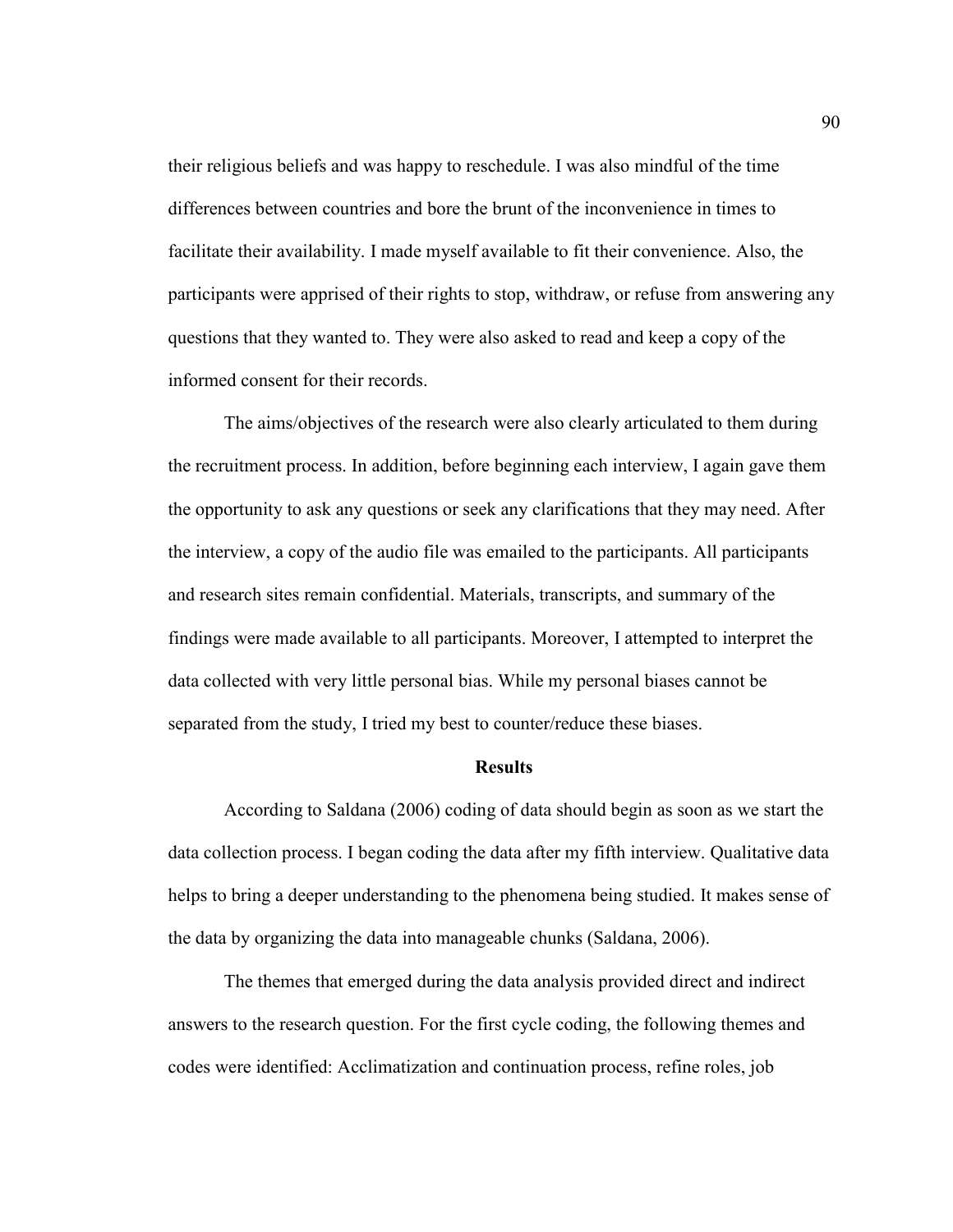their religious beliefs and was happy to reschedule. I was also mindful of the time differences between countries and bore the brunt of the inconvenience in times to facilitate their availability. I made myself available to fit their convenience. Also, the participants were apprised of their rights to stop, withdraw, or refuse from answering any questions that they wanted to. They were also asked to read and keep a copy of the informed consent for their records.

The aims/objectives of the research were also clearly articulated to them during the recruitment process. In addition, before beginning each interview, I again gave them the opportunity to ask any questions or seek any clarifications that they may need. After the interview, a copy of the audio file was emailed to the participants. All participants and research sites remain confidential. Materials, transcripts, and summary of the findings were made available to all participants. Moreover, I attempted to interpret the data collected with very little personal bias. While my personal biases cannot be separated from the study, I tried my best to counter/reduce these biases.

## Results

According to Saldana (2006) coding of data should begin as soon as we start the data collection process. I began coding the data after my fifth interview. Qualitative data helps to bring a deeper understanding to the phenomena being studied. It makes sense of the data by organizing the data into manageable chunks (Saldana, 2006).

The themes that emerged during the data analysis provided direct and indirect answers to the research question. For the first cycle coding, the following themes and codes were identified: Acclimatization and continuation process, refine roles, job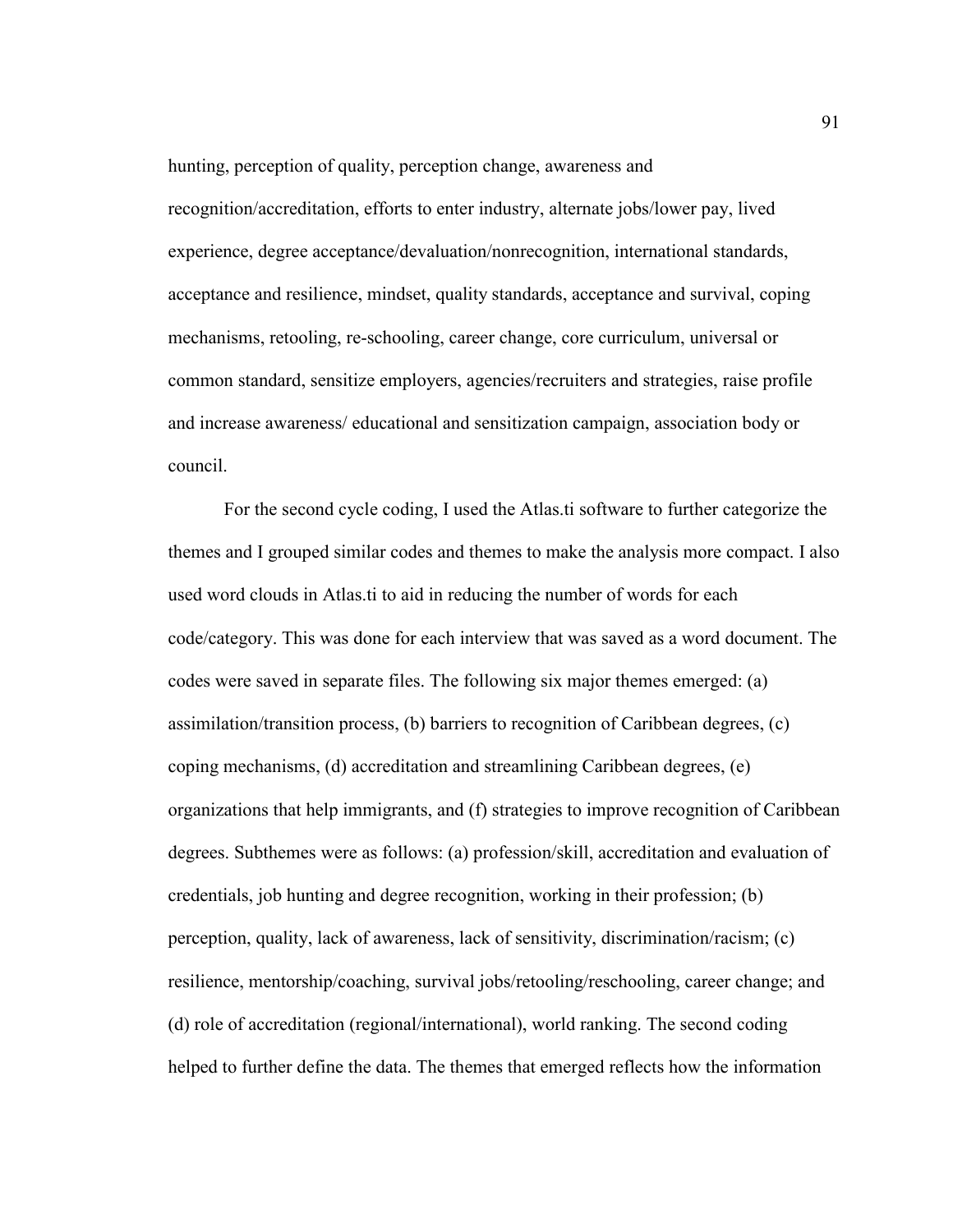hunting, perception of quality, perception change, awareness and recognition/accreditation, efforts to enter industry, alternate jobs/lower pay, lived experience, degree acceptance/devaluation/nonrecognition, international standards, acceptance and resilience, mindset, quality standards, acceptance and survival, coping mechanisms, retooling, re-schooling, career change, core curriculum, universal or common standard, sensitize employers, agencies/recruiters and strategies, raise profile and increase awareness/ educational and sensitization campaign, association body or council.

For the second cycle coding, I used the Atlas.ti software to further categorize the themes and I grouped similar codes and themes to make the analysis more compact. I also used word clouds in Atlas.ti to aid in reducing the number of words for each code/category. This was done for each interview that was saved as a word document. The codes were saved in separate files. The following six major themes emerged: (a) assimilation/transition process, (b) barriers to recognition of Caribbean degrees, (c) coping mechanisms, (d) accreditation and streamlining Caribbean degrees, (e) organizations that help immigrants, and (f) strategies to improve recognition of Caribbean degrees. Subthemes were as follows: (a) profession/skill, accreditation and evaluation of credentials, job hunting and degree recognition, working in their profession; (b) perception, quality, lack of awareness, lack of sensitivity, discrimination/racism; (c) resilience, mentorship/coaching, survival jobs/retooling/reschooling, career change; and (d) role of accreditation (regional/international), world ranking. The second coding helped to further define the data. The themes that emerged reflects how the information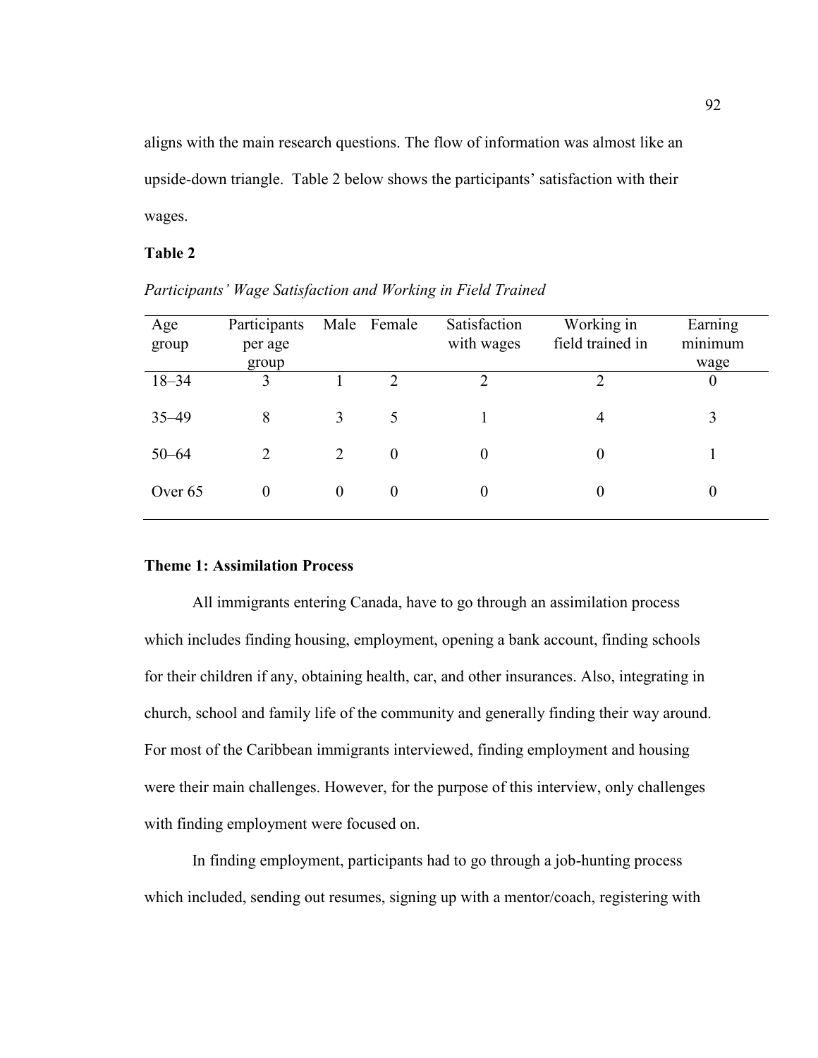aligns with the main research questions. The flow of information was almost like an upside-down triangle. Table 2 below shows the participants' satisfaction with their wages.

**Table 2**

*Participants' Wage Satisfaction and Working in Field Trained*

| Age group | Participants per age group | Male | Female | Satisfaction with wages | Working in field trained in | Earning minimum wage |
|---|---|---|---|---|---|---|
| 18–34 | 3 | 1 | 2 | 2 | 2 | 0 |
| 35–49 | 8 | 3 | 5 | 1 | 4 | 3 |
| 50–64 | 2 | 2 | 0 | 0 | 0 | 1 |
| Over 65 | 0 | 0 | 0 | 0 | 0 | 0 |

### Theme 1: Assimilation Process

All immigrants entering Canada, have to go through an assimilation process which includes finding housing, employment, opening a bank account, finding schools for their children if any, obtaining health, car, and other insurances. Also, integrating in church, school and family life of the community and generally finding their way around. For most of the Caribbean immigrants interviewed, finding employment and housing were their main challenges. However, for the purpose of this interview, only challenges with finding employment were focused on.

In finding employment, participants had to go through a job-hunting process which included, sending out resumes, signing up with a mentor/coach, registering with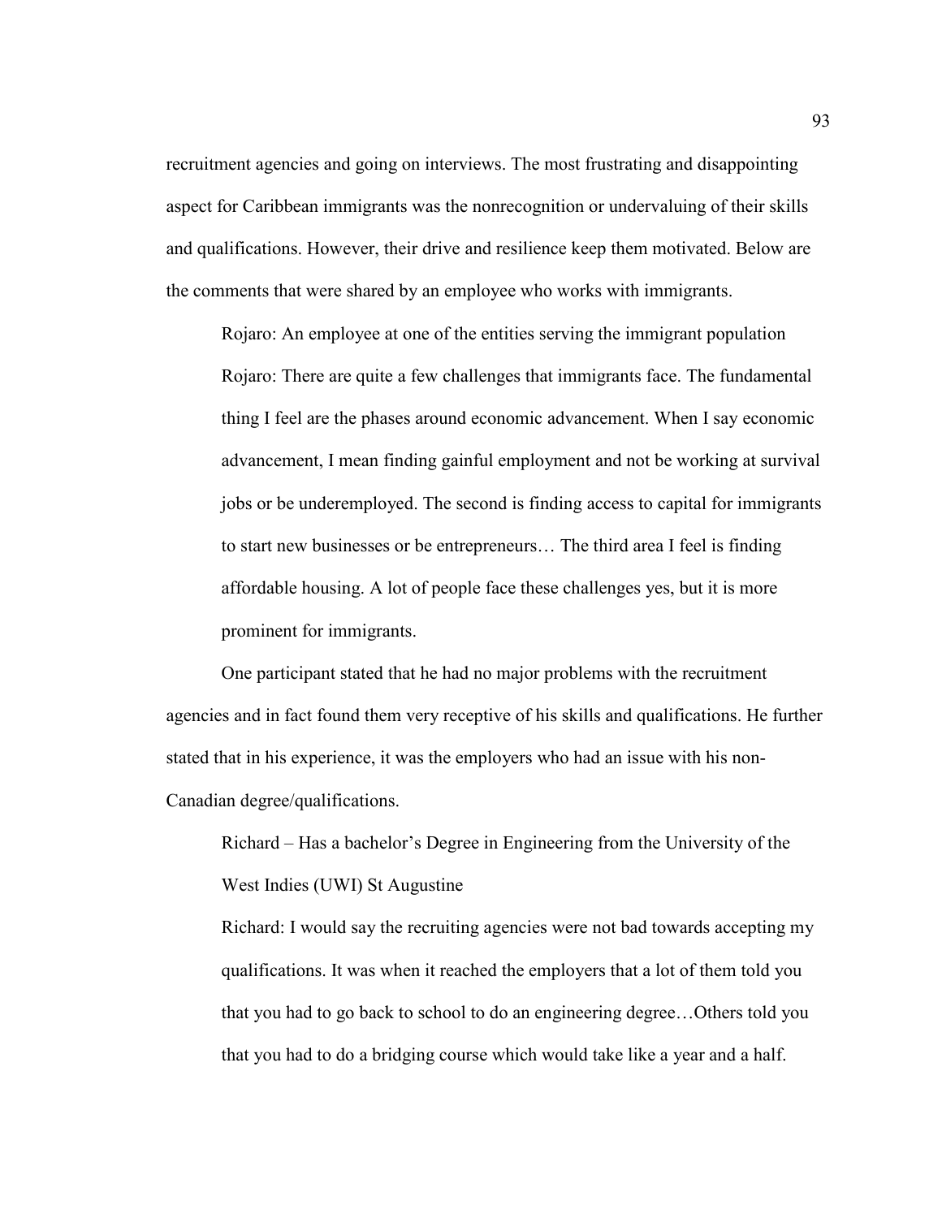recruitment agencies and going on interviews. The most frustrating and disappointing aspect for Caribbean immigrants was the nonrecognition or undervaluing of their skills and qualifications. However, their drive and resilience keep them motivated. Below are the comments that were shared by an employee who works with immigrants.

> Rojaro: An employee at one of the entities serving the immigrant population
>
> Rojaro: There are quite a few challenges that immigrants face. The fundamental thing I feel are the phases around economic advancement. When I say economic advancement, I mean finding gainful employment and not be working at survival jobs or be underemployed. The second is finding access to capital for immigrants to start new businesses or be entrepreneurs… The third area I feel is finding affordable housing. A lot of people face these challenges yes, but it is more prominent for immigrants.

One participant stated that he had no major problems with the recruitment agencies and in fact found them very receptive of his skills and qualifications. He further stated that in his experience, it was the employers who had an issue with his non-Canadian degree/qualifications.

> Richard – Has a bachelor's Degree in Engineering from the University of the West Indies (UWI) St Augustine
>
> Richard: I would say the recruiting agencies were not bad towards accepting my qualifications. It was when it reached the employers that a lot of them told you that you had to go back to school to do an engineering degree…Others told you that you had to do a bridging course which would take like a year and a half.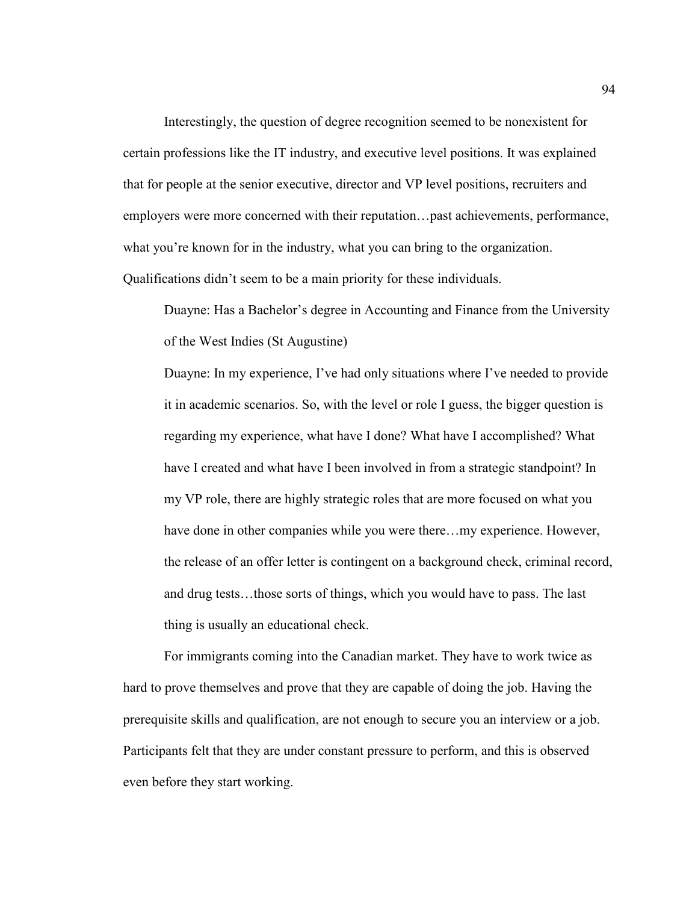Interestingly, the question of degree recognition seemed to be nonexistent for certain professions like the IT industry, and executive level positions. It was explained that for people at the senior executive, director and VP level positions, recruiters and employers were more concerned with their reputation…past achievements, performance, what you're known for in the industry, what you can bring to the organization. Qualifications didn't seem to be a main priority for these individuals.

> Duayne: Has a Bachelor's degree in Accounting and Finance from the University of the West Indies (St Augustine)
>
> Duayne: In my experience, I've had only situations where I've needed to provide it in academic scenarios. So, with the level or role I guess, the bigger question is regarding my experience, what have I done? What have I accomplished? What have I created and what have I been involved in from a strategic standpoint? In my VP role, there are highly strategic roles that are more focused on what you have done in other companies while you were there…my experience. However, the release of an offer letter is contingent on a background check, criminal record, and drug tests…those sorts of things, which you would have to pass. The last thing is usually an educational check.

For immigrants coming into the Canadian market. They have to work twice as hard to prove themselves and prove that they are capable of doing the job. Having the prerequisite skills and qualification, are not enough to secure you an interview or a job. Participants felt that they are under constant pressure to perform, and this is observed even before they start working.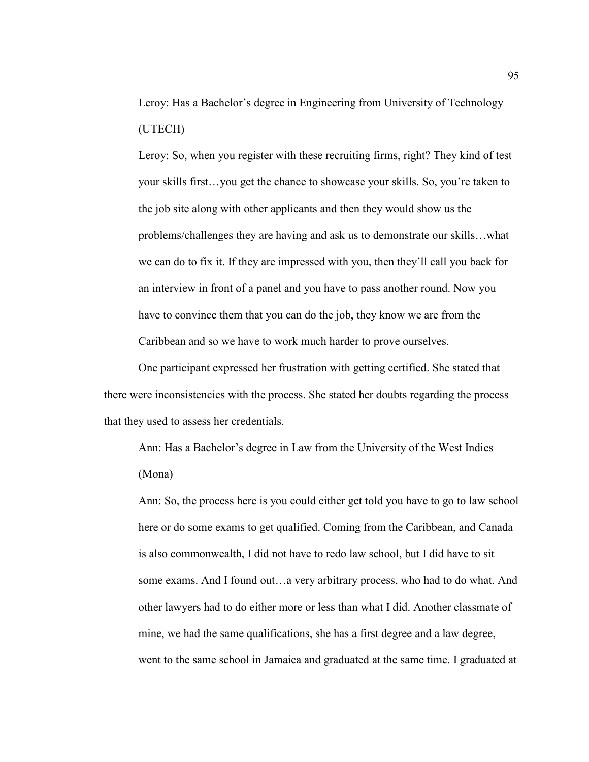Leroy: Has a Bachelor's degree in Engineering from University of Technology (UTECH)

Leroy: So, when you register with these recruiting firms, right? They kind of test your skills first…you get the chance to showcase your skills. So, you're taken to the job site along with other applicants and then they would show us the problems/challenges they are having and ask us to demonstrate our skills…what we can do to fix it. If they are impressed with you, then they'll call you back for an interview in front of a panel and you have to pass another round. Now you have to convince them that you can do the job, they know we are from the Caribbean and so we have to work much harder to prove ourselves.

One participant expressed her frustration with getting certified. She stated that there were inconsistencies with the process. She stated her doubts regarding the process that they used to assess her credentials.

Ann: Has a Bachelor's degree in Law from the University of the West Indies (Mona)

Ann: So, the process here is you could either get told you have to go to law school here or do some exams to get qualified. Coming from the Caribbean, and Canada is also commonwealth, I did not have to redo law school, but I did have to sit some exams. And I found out…a very arbitrary process, who had to do what. And other lawyers had to do either more or less than what I did. Another classmate of mine, we had the same qualifications, she has a first degree and a law degree, went to the same school in Jamaica and graduated at the same time. I graduated at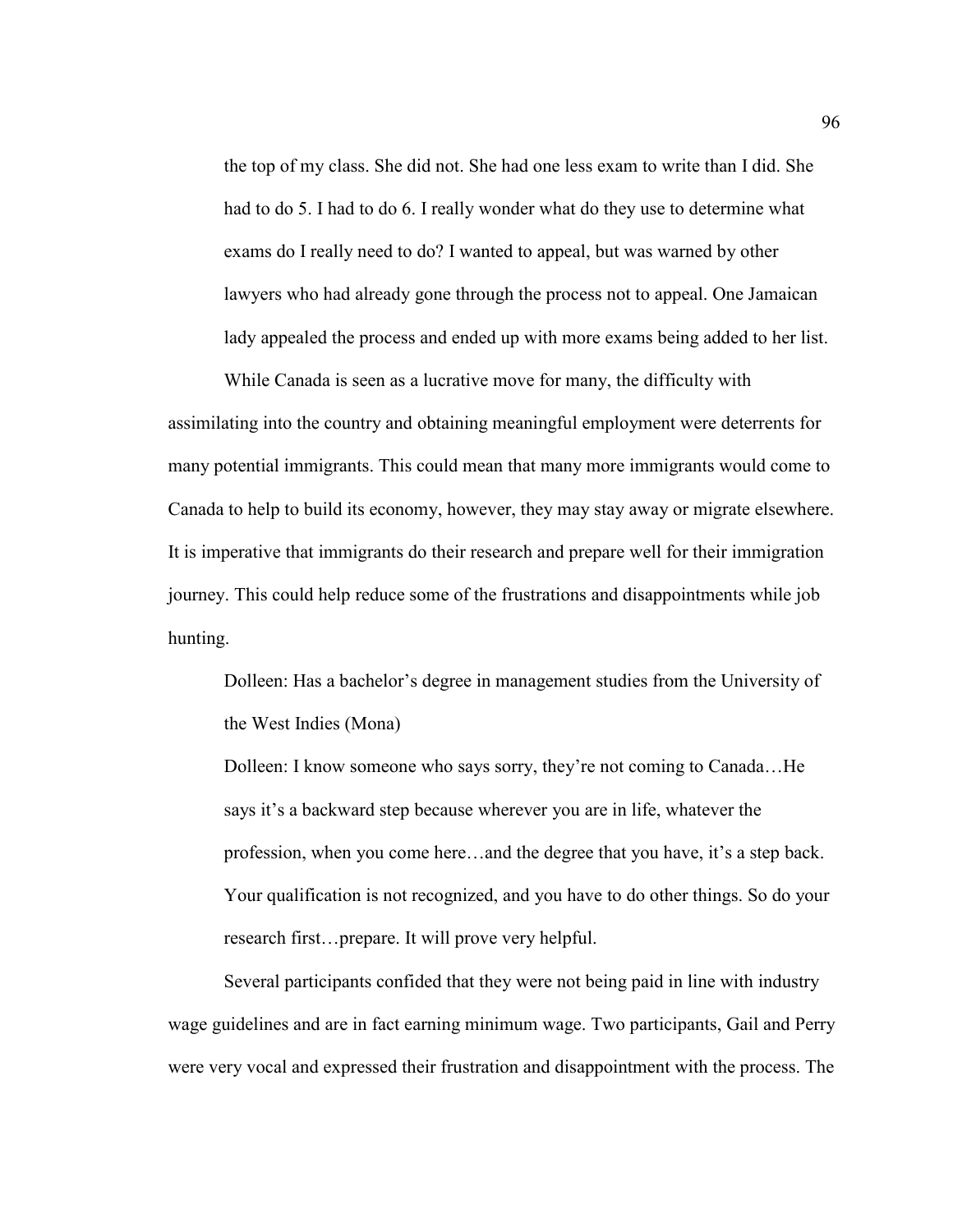the top of my class. She did not. She had one less exam to write than I did. She had to do 5. I had to do 6. I really wonder what do they use to determine what exams do I really need to do? I wanted to appeal, but was warned by other lawyers who had already gone through the process not to appeal. One Jamaican lady appealed the process and ended up with more exams being added to her list.

While Canada is seen as a lucrative move for many, the difficulty with assimilating into the country and obtaining meaningful employment were deterrents for many potential immigrants. This could mean that many more immigrants would come to Canada to help to build its economy, however, they may stay away or migrate elsewhere. It is imperative that immigrants do their research and prepare well for their immigration journey. This could help reduce some of the frustrations and disappointments while job hunting.

> Dolleen: Has a bachelor's degree in management studies from the University of the West Indies (Mona)
>
> Dolleen: I know someone who says sorry, they're not coming to Canada…He says it's a backward step because wherever you are in life, whatever the profession, when you come here…and the degree that you have, it's a step back. Your qualification is not recognized, and you have to do other things. So do your research first…prepare. It will prove very helpful.

Several participants confided that they were not being paid in line with industry wage guidelines and are in fact earning minimum wage. Two participants, Gail and Perry were very vocal and expressed their frustration and disappointment with the process. The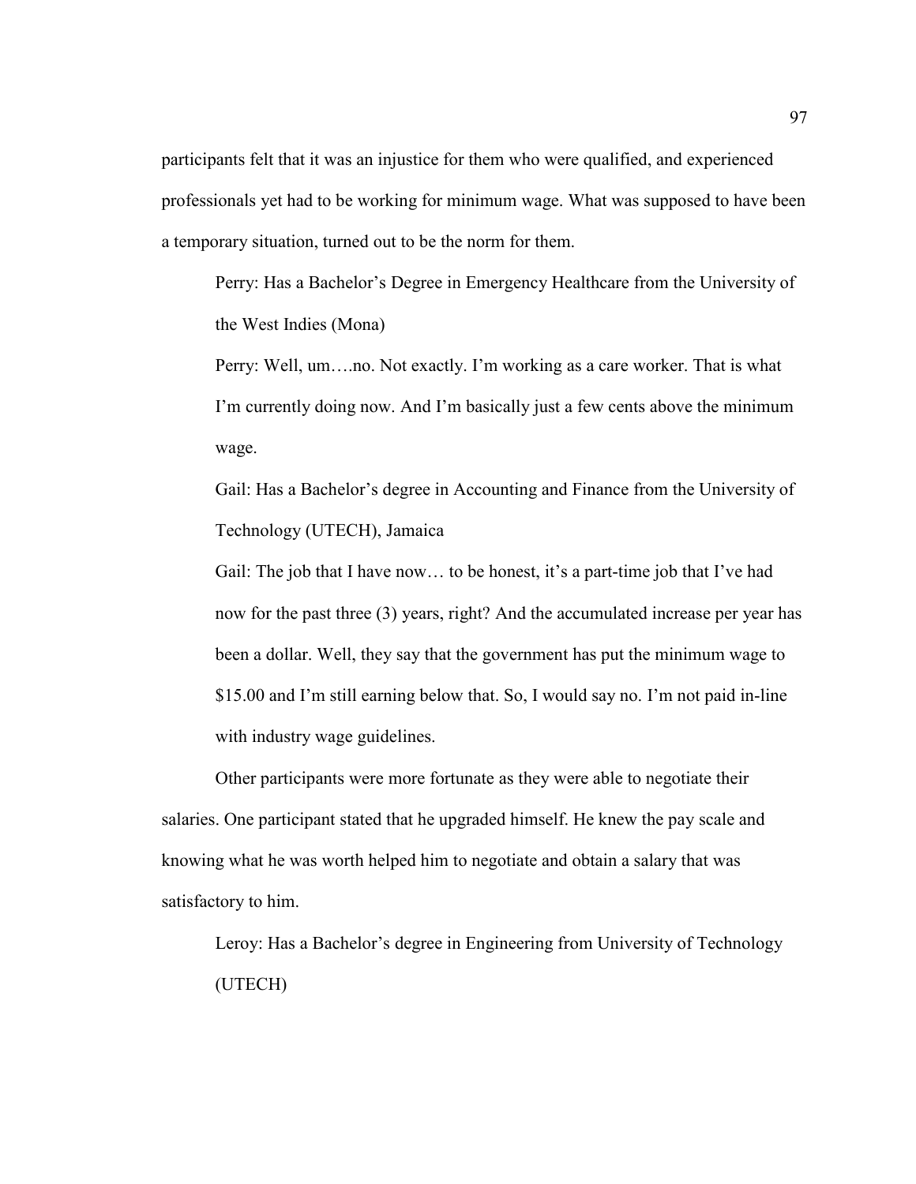participants felt that it was an injustice for them who were qualified, and experienced professionals yet had to be working for minimum wage. What was supposed to have been a temporary situation, turned out to be the norm for them.

> Perry: Has a Bachelor's Degree in Emergency Healthcare from the University of the West Indies (Mona)
>
> Perry: Well, um….no. Not exactly. I'm working as a care worker. That is what I'm currently doing now. And I'm basically just a few cents above the minimum wage.
>
> Gail: Has a Bachelor's degree in Accounting and Finance from the University of Technology (UTECH), Jamaica
>
> Gail: The job that I have now… to be honest, it's a part-time job that I've had now for the past three (3) years, right? And the accumulated increase per year has been a dollar. Well, they say that the government has put the minimum wage to $15.00 and I'm still earning below that. So, I would say no. I'm not paid in-line with industry wage guidelines.

Other participants were more fortunate as they were able to negotiate their salaries. One participant stated that he upgraded himself. He knew the pay scale and knowing what he was worth helped him to negotiate and obtain a salary that was satisfactory to him.

> Leroy: Has a Bachelor's degree in Engineering from University of Technology (UTECH)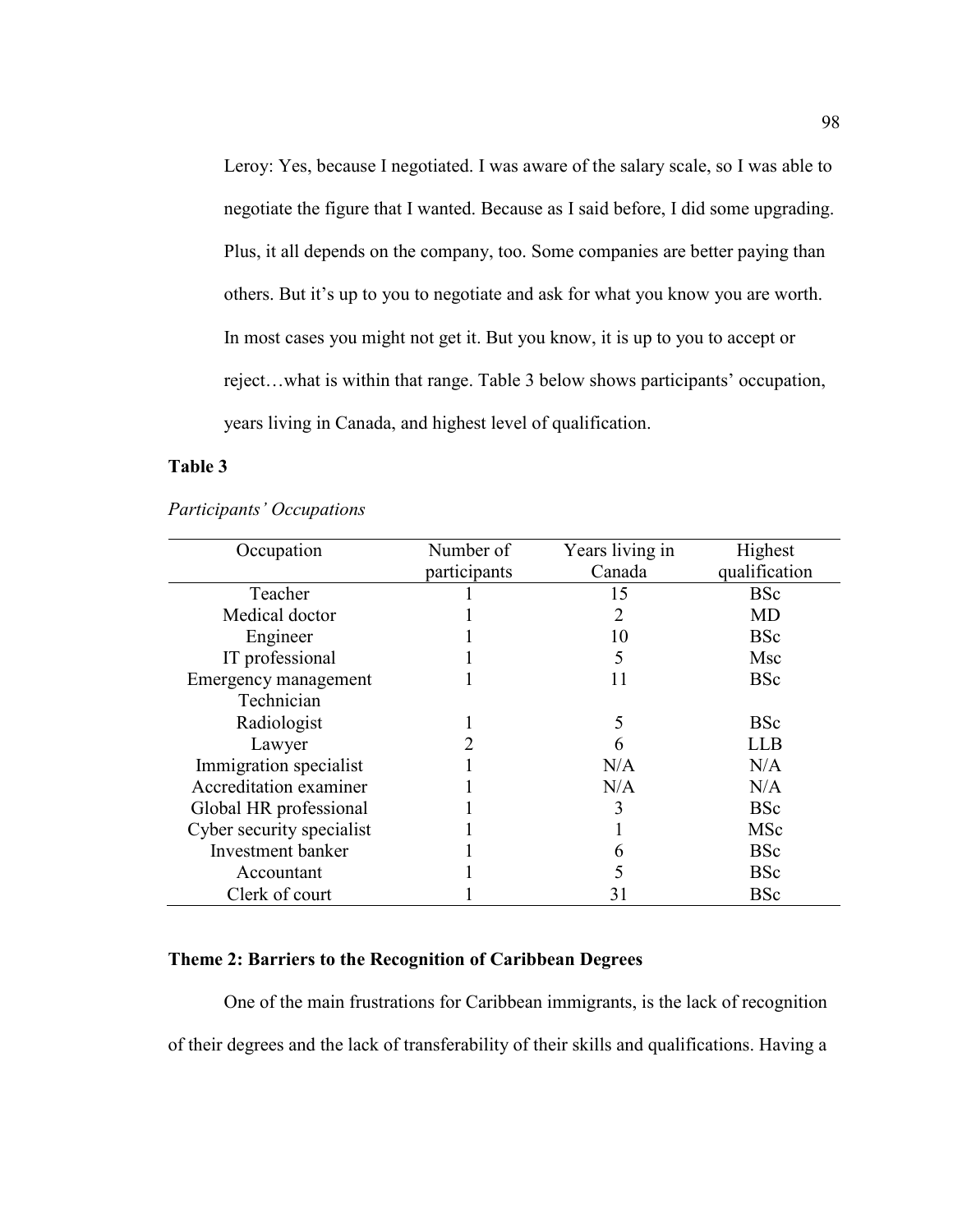Leroy: Yes, because I negotiated. I was aware of the salary scale, so I was able to negotiate the figure that I wanted. Because as I said before, I did some upgrading. Plus, it all depends on the company, too. Some companies are better paying than others. But it's up to you to negotiate and ask for what you know you are worth. In most cases you might not get it. But you know, it is up to you to accept or reject…what is within that range. Table 3 below shows participants' occupation, years living in Canada, and highest level of qualification.

**Table 3**

*Participants' Occupations*

| Occupation | Number of participants | Years living in Canada | Highest qualification |
|---|---|---|---|
| Teacher | 1 | 15 | BSc |
| Medical doctor | 1 | 2 | MD |
| Engineer | 1 | 10 | BSc |
| IT professional | 1 | 5 | Msc |
| Emergency management Technician | 1 | 11 | BSc |
| Radiologist | 1 | 5 | BSc |
| Lawyer | 2 | 6 | LLB |
| Immigration specialist | 1 | N/A | N/A |
| Accreditation examiner | 1 | N/A | N/A |
| Global HR professional | 1 | 3 | BSc |
| Cyber security specialist | 1 | 1 | MSc |
| Investment banker | 1 | 6 | BSc |
| Accountant | 1 | 5 | BSc |
| Clerk of court | 1 | 31 | BSc |

### Theme 2: Barriers to the Recognition of Caribbean Degrees

One of the main frustrations for Caribbean immigrants, is the lack of recognition of their degrees and the lack of transferability of their skills and qualifications. Having a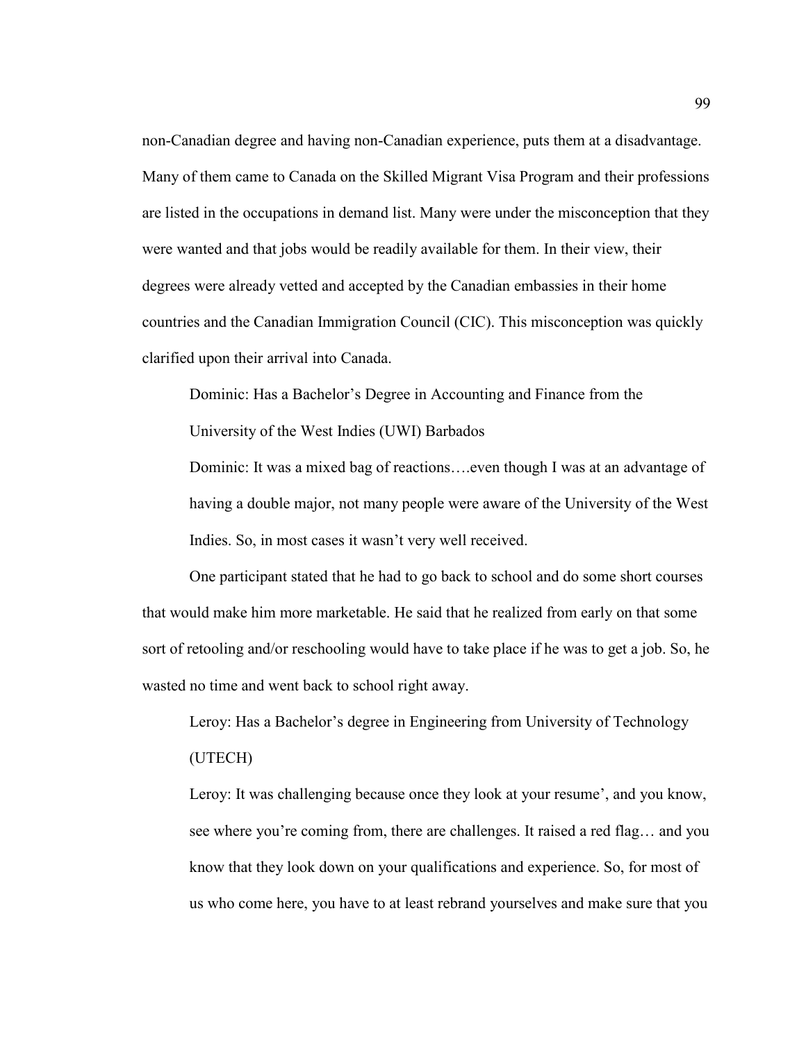non-Canadian degree and having non-Canadian experience, puts them at a disadvantage. Many of them came to Canada on the Skilled Migrant Visa Program and their professions are listed in the occupations in demand list. Many were under the misconception that they were wanted and that jobs would be readily available for them. In their view, their degrees were already vetted and accepted by the Canadian embassies in their home countries and the Canadian Immigration Council (CIC). This misconception was quickly clarified upon their arrival into Canada.

> Dominic: Has a Bachelor's Degree in Accounting and Finance from the University of the West Indies (UWI) Barbados
>
> Dominic: It was a mixed bag of reactions….even though I was at an advantage of having a double major, not many people were aware of the University of the West Indies. So, in most cases it wasn't very well received.

One participant stated that he had to go back to school and do some short courses that would make him more marketable. He said that he realized from early on that some sort of retooling and/or reschooling would have to take place if he was to get a job. So, he wasted no time and went back to school right away.

> Leroy: Has a Bachelor's degree in Engineering from University of Technology (UTECH)
>
> Leroy: It was challenging because once they look at your resume', and you know, see where you're coming from, there are challenges. It raised a red flag… and you know that they look down on your qualifications and experience. So, for most of us who come here, you have to at least rebrand yourselves and make sure that you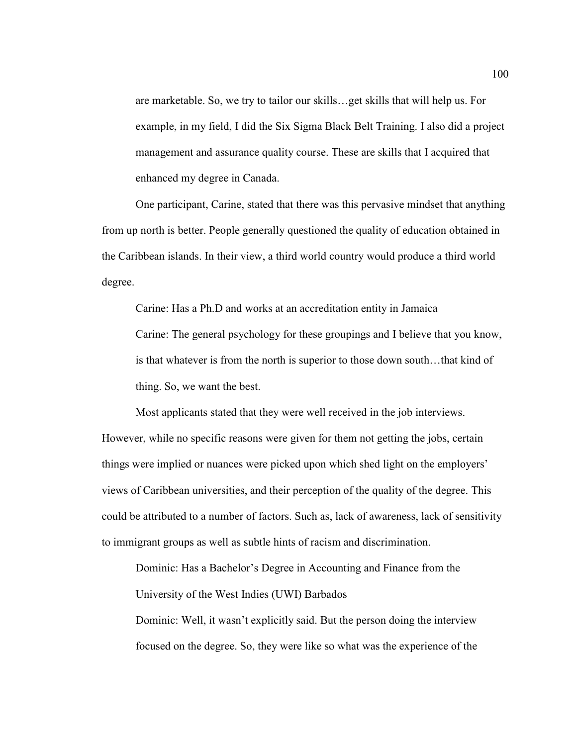are marketable. So, we try to tailor our skills…get skills that will help us. For example, in my field, I did the Six Sigma Black Belt Training. I also did a project management and assurance quality course. These are skills that I acquired that enhanced my degree in Canada.

One participant, Carine, stated that there was this pervasive mindset that anything from up north is better. People generally questioned the quality of education obtained in the Caribbean islands. In their view, a third world country would produce a third world degree.

> Carine: Has a Ph.D and works at an accreditation entity in Jamaica
>
> Carine: The general psychology for these groupings and I believe that you know, is that whatever is from the north is superior to those down south…that kind of thing. So, we want the best.

Most applicants stated that they were well received in the job interviews. However, while no specific reasons were given for them not getting the jobs, certain things were implied or nuances were picked upon which shed light on the employers' views of Caribbean universities, and their perception of the quality of the degree. This could be attributed to a number of factors. Such as, lack of awareness, lack of sensitivity to immigrant groups as well as subtle hints of racism and discrimination.

> Dominic: Has a Bachelor's Degree in Accounting and Finance from the University of the West Indies (UWI) Barbados
>
> Dominic: Well, it wasn't explicitly said. But the person doing the interview focused on the degree. So, they were like so what was the experience of the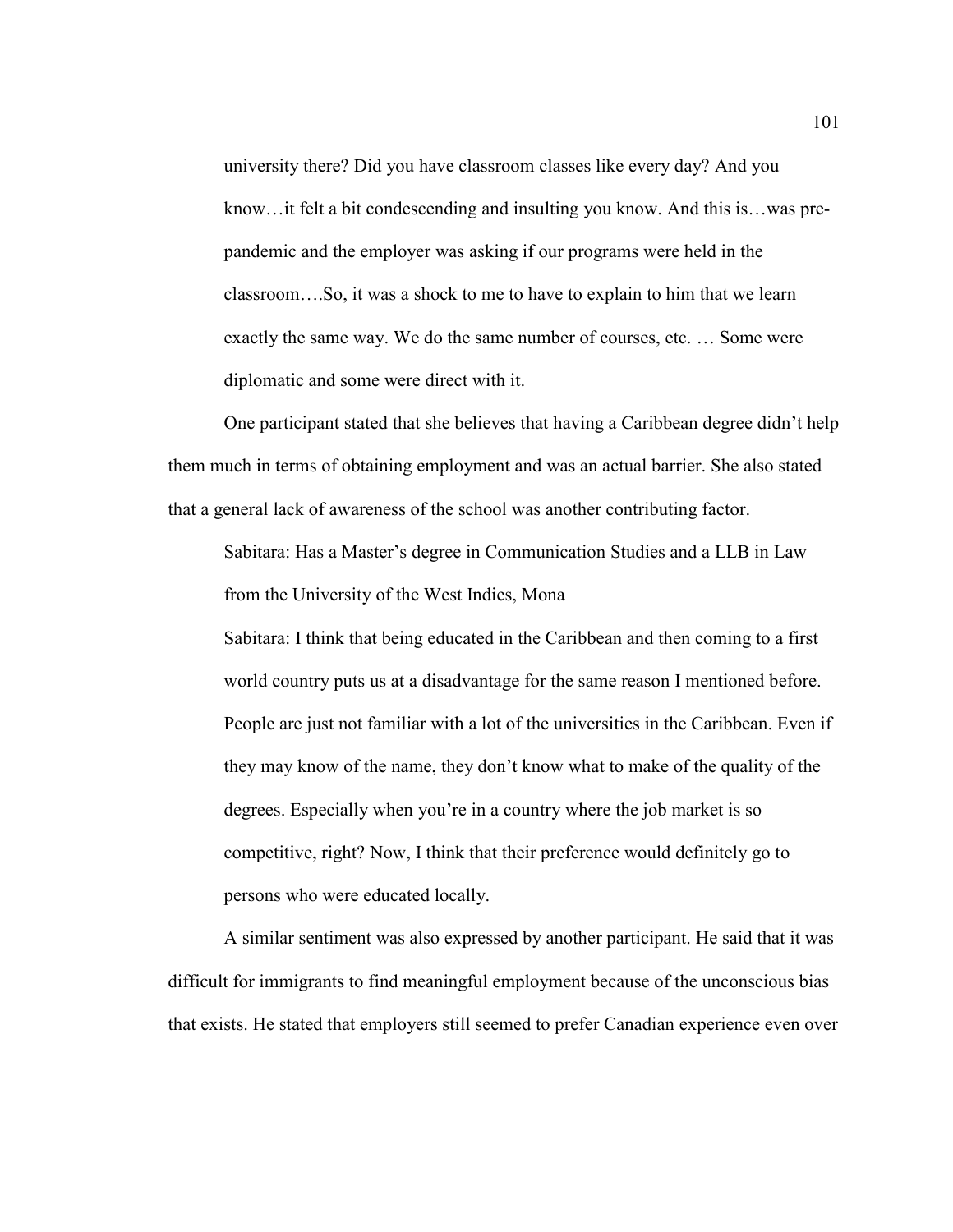> university there? Did you have classroom classes like every day? And you know…it felt a bit condescending and insulting you know. And this is…was pre-pandemic and the employer was asking if our programs were held in the classroom….So, it was a shock to me to have to explain to him that we learn exactly the same way. We do the same number of courses, etc. … Some were diplomatic and some were direct with it.

One participant stated that she believes that having a Caribbean degree didn't help them much in terms of obtaining employment and was an actual barrier. She also stated that a general lack of awareness of the school was another contributing factor.

> Sabitara: Has a Master's degree in Communication Studies and a LLB in Law from the University of the West Indies, Mona
>
> Sabitara: I think that being educated in the Caribbean and then coming to a first world country puts us at a disadvantage for the same reason I mentioned before. People are just not familiar with a lot of the universities in the Caribbean. Even if they may know of the name, they don't know what to make of the quality of the degrees. Especially when you're in a country where the job market is so competitive, right? Now, I think that their preference would definitely go to persons who were educated locally.

A similar sentiment was also expressed by another participant. He said that it was difficult for immigrants to find meaningful employment because of the unconscious bias that exists. He stated that employers still seemed to prefer Canadian experience even over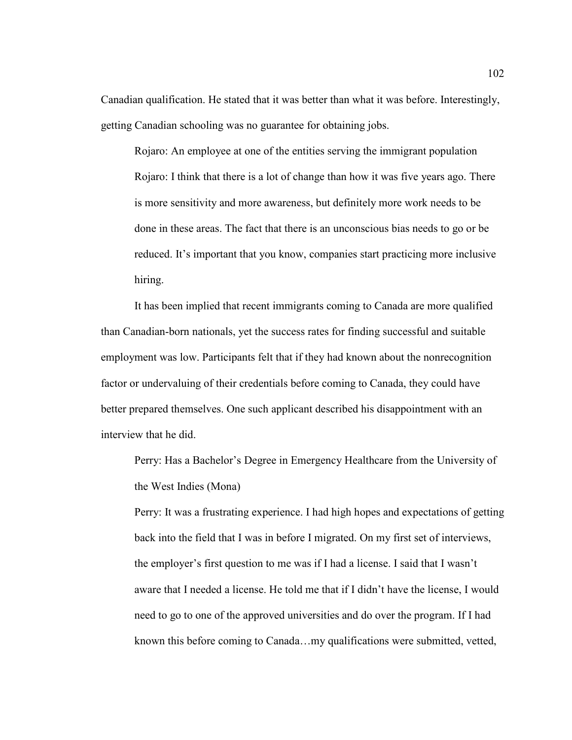Canadian qualification. He stated that it was better than what it was before. Interestingly, getting Canadian schooling was no guarantee for obtaining jobs.

> Rojaro: An employee at one of the entities serving the immigrant population
>
> Rojaro: I think that there is a lot of change than how it was five years ago. There is more sensitivity and more awareness, but definitely more work needs to be done in these areas. The fact that there is an unconscious bias needs to go or be reduced. It's important that you know, companies start practicing more inclusive hiring.

It has been implied that recent immigrants coming to Canada are more qualified than Canadian-born nationals, yet the success rates for finding successful and suitable employment was low. Participants felt that if they had known about the nonrecognition factor or undervaluing of their credentials before coming to Canada, they could have better prepared themselves. One such applicant described his disappointment with an interview that he did.

> Perry: Has a Bachelor's Degree in Emergency Healthcare from the University of the West Indies (Mona)
>
> Perry: It was a frustrating experience. I had high hopes and expectations of getting back into the field that I was in before I migrated. On my first set of interviews, the employer's first question to me was if I had a license. I said that I wasn't aware that I needed a license. He told me that if I didn't have the license, I would need to go to one of the approved universities and do over the program. If I had known this before coming to Canada…my qualifications were submitted, vetted,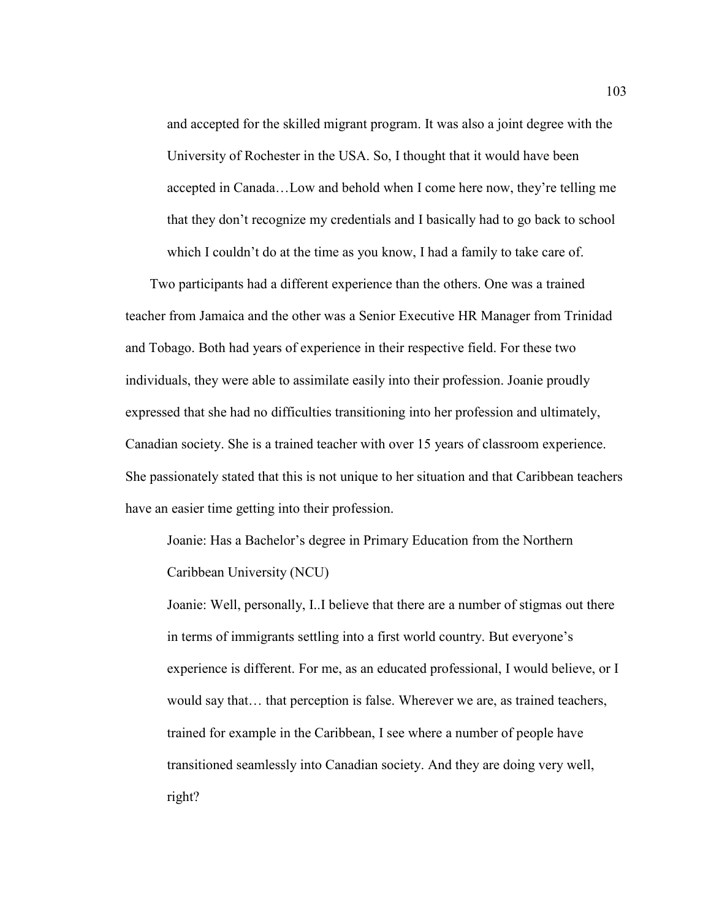> and accepted for the skilled migrant program. It was also a joint degree with the University of Rochester in the USA. So, I thought that it would have been accepted in Canada…Low and behold when I come here now, they're telling me that they don't recognize my credentials and I basically had to go back to school which I couldn't do at the time as you know, I had a family to take care of.

Two participants had a different experience than the others. One was a trained teacher from Jamaica and the other was a Senior Executive HR Manager from Trinidad and Tobago. Both had years of experience in their respective field. For these two individuals, they were able to assimilate easily into their profession. Joanie proudly expressed that she had no difficulties transitioning into her profession and ultimately, Canadian society. She is a trained teacher with over 15 years of classroom experience. She passionately stated that this is not unique to her situation and that Caribbean teachers have an easier time getting into their profession.

> Joanie: Has a Bachelor's degree in Primary Education from the Northern Caribbean University (NCU)
>
> Joanie: Well, personally, I..I believe that there are a number of stigmas out there in terms of immigrants settling into a first world country. But everyone's experience is different. For me, as an educated professional, I would believe, or I would say that… that perception is false. Wherever we are, as trained teachers, trained for example in the Caribbean, I see where a number of people have transitioned seamlessly into Canadian society. And they are doing very well, right?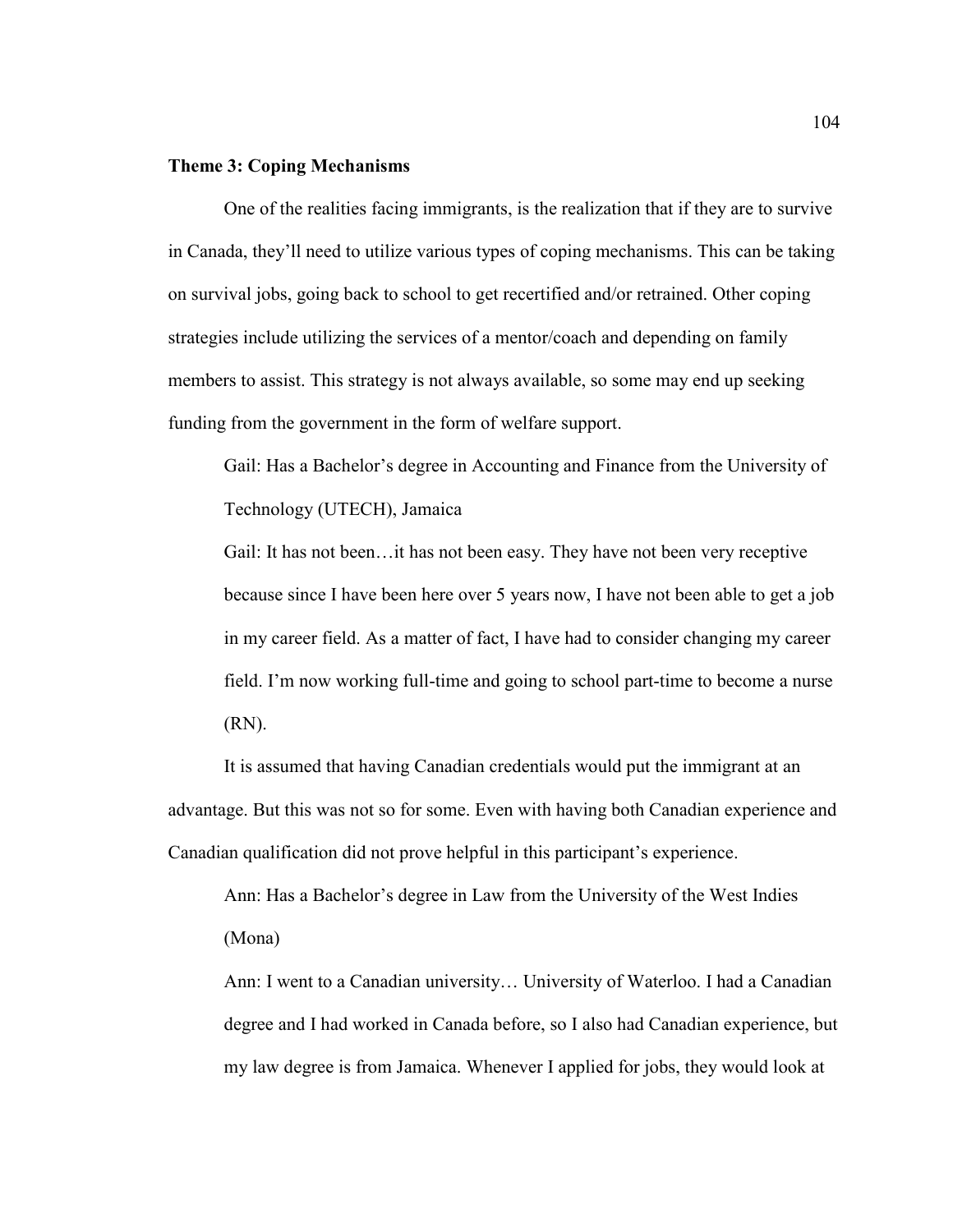**Theme 3: Coping Mechanisms**

One of the realities facing immigrants, is the realization that if they are to survive in Canada, they'll need to utilize various types of coping mechanisms. This can be taking on survival jobs, going back to school to get recertified and/or retrained. Other coping strategies include utilizing the services of a mentor/coach and depending on family members to assist. This strategy is not always available, so some may end up seeking funding from the government in the form of welfare support.

> Gail: Has a Bachelor's degree in Accounting and Finance from the University of Technology (UTECH), Jamaica
>
> Gail: It has not been…it has not been easy. They have not been very receptive because since I have been here over 5 years now, I have not been able to get a job in my career field. As a matter of fact, I have had to consider changing my career field. I'm now working full-time and going to school part-time to become a nurse (RN).

It is assumed that having Canadian credentials would put the immigrant at an advantage. But this was not so for some. Even with having both Canadian experience and Canadian qualification did not prove helpful in this participant's experience.

> Ann: Has a Bachelor's degree in Law from the University of the West Indies (Mona)
>
> Ann: I went to a Canadian university… University of Waterloo. I had a Canadian degree and I had worked in Canada before, so I also had Canadian experience, but my law degree is from Jamaica. Whenever I applied for jobs, they would look at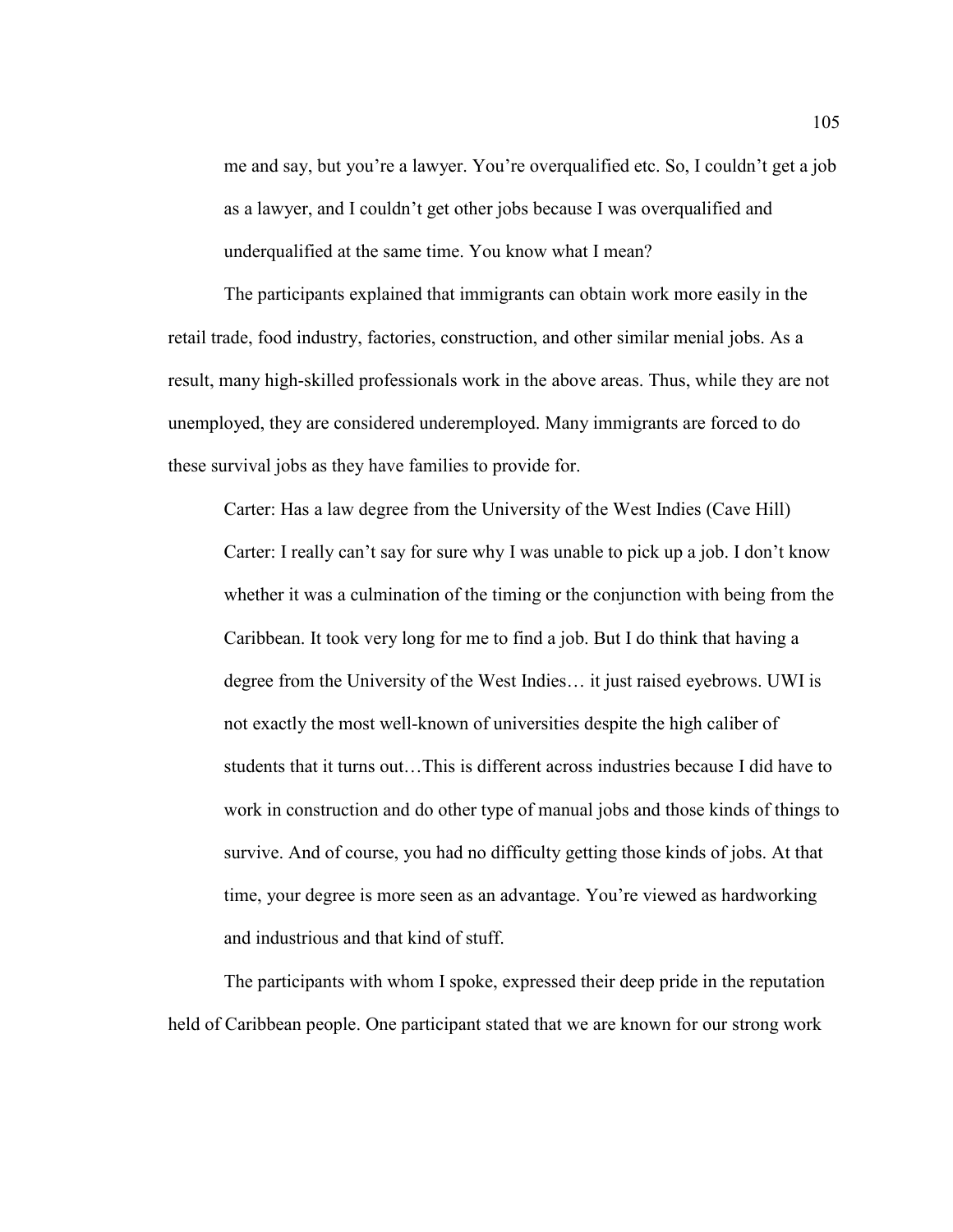me and say, but you're a lawyer. You're overqualified etc. So, I couldn't get a job as a lawyer, and I couldn't get other jobs because I was overqualified and underqualified at the same time. You know what I mean?

The participants explained that immigrants can obtain work more easily in the retail trade, food industry, factories, construction, and other similar menial jobs. As a result, many high-skilled professionals work in the above areas. Thus, while they are not unemployed, they are considered underemployed. Many immigrants are forced to do these survival jobs as they have families to provide for.

> Carter: Has a law degree from the University of the West Indies (Cave Hill)
>
> Carter: I really can't say for sure why I was unable to pick up a job. I don't know whether it was a culmination of the timing or the conjunction with being from the Caribbean. It took very long for me to find a job. But I do think that having a degree from the University of the West Indies… it just raised eyebrows. UWI is not exactly the most well-known of universities despite the high caliber of students that it turns out…This is different across industries because I did have to work in construction and do other type of manual jobs and those kinds of things to survive. And of course, you had no difficulty getting those kinds of jobs. At that time, your degree is more seen as an advantage. You're viewed as hardworking and industrious and that kind of stuff.

The participants with whom I spoke, expressed their deep pride in the reputation held of Caribbean people. One participant stated that we are known for our strong work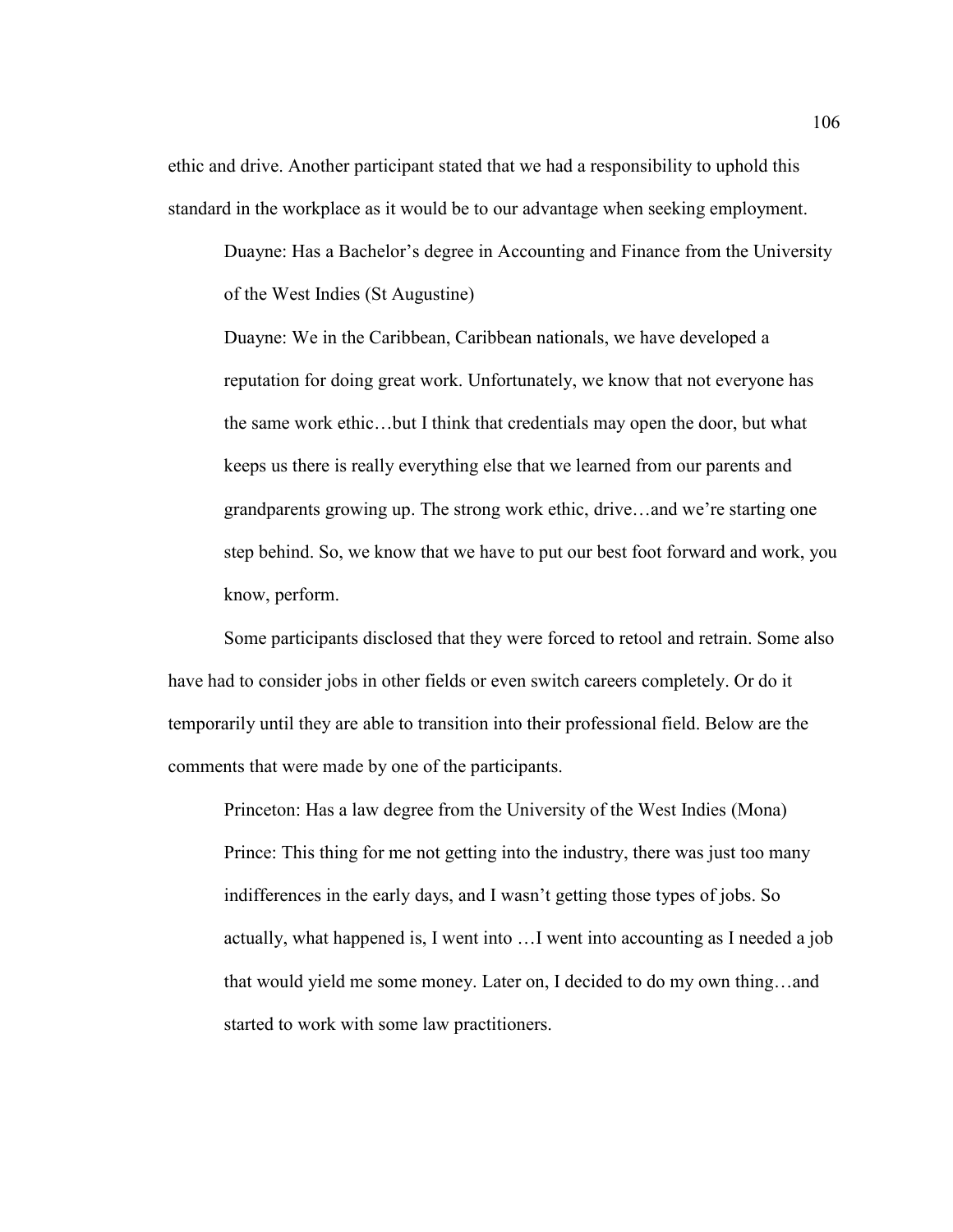ethic and drive. Another participant stated that we had a responsibility to uphold this standard in the workplace as it would be to our advantage when seeking employment.

> Duayne: Has a Bachelor's degree in Accounting and Finance from the University of the West Indies (St Augustine)
>
> Duayne: We in the Caribbean, Caribbean nationals, we have developed a reputation for doing great work. Unfortunately, we know that not everyone has the same work ethic…but I think that credentials may open the door, but what keeps us there is really everything else that we learned from our parents and grandparents growing up. The strong work ethic, drive…and we're starting one step behind. So, we know that we have to put our best foot forward and work, you know, perform.

Some participants disclosed that they were forced to retool and retrain. Some also have had to consider jobs in other fields or even switch careers completely. Or do it temporarily until they are able to transition into their professional field. Below are the comments that were made by one of the participants.

> Princeton: Has a law degree from the University of the West Indies (Mona)
>
> Prince: This thing for me not getting into the industry, there was just too many indifferences in the early days, and I wasn't getting those types of jobs. So actually, what happened is, I went into …I went into accounting as I needed a job that would yield me some money. Later on, I decided to do my own thing…and started to work with some law practitioners.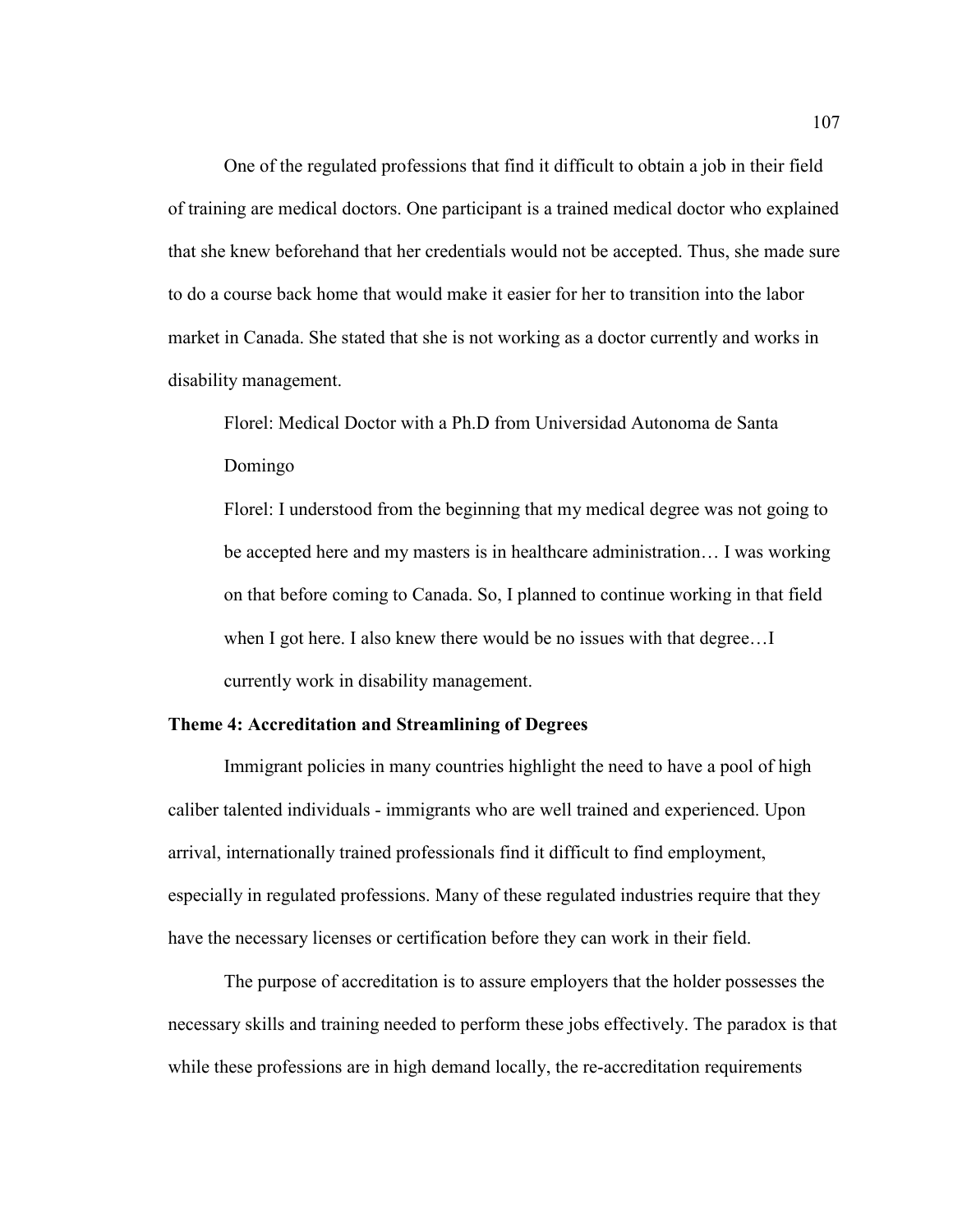One of the regulated professions that find it difficult to obtain a job in their field of training are medical doctors. One participant is a trained medical doctor who explained that she knew beforehand that her credentials would not be accepted. Thus, she made sure to do a course back home that would make it easier for her to transition into the labor market in Canada. She stated that she is not working as a doctor currently and works in disability management.

> Florel: Medical Doctor with a Ph.D from Universidad Autonoma de Santa Domingo
>
> Florel: I understood from the beginning that my medical degree was not going to be accepted here and my masters is in healthcare administration… I was working on that before coming to Canada. So, I planned to continue working in that field when I got here. I also knew there would be no issues with that degree…I currently work in disability management.

**Theme 4: Accreditation and Streamlining of Degrees**

Immigrant policies in many countries highlight the need to have a pool of high caliber talented individuals - immigrants who are well trained and experienced. Upon arrival, internationally trained professionals find it difficult to find employment, especially in regulated professions. Many of these regulated industries require that they have the necessary licenses or certification before they can work in their field.

The purpose of accreditation is to assure employers that the holder possesses the necessary skills and training needed to perform these jobs effectively. The paradox is that while these professions are in high demand locally, the re-accreditation requirements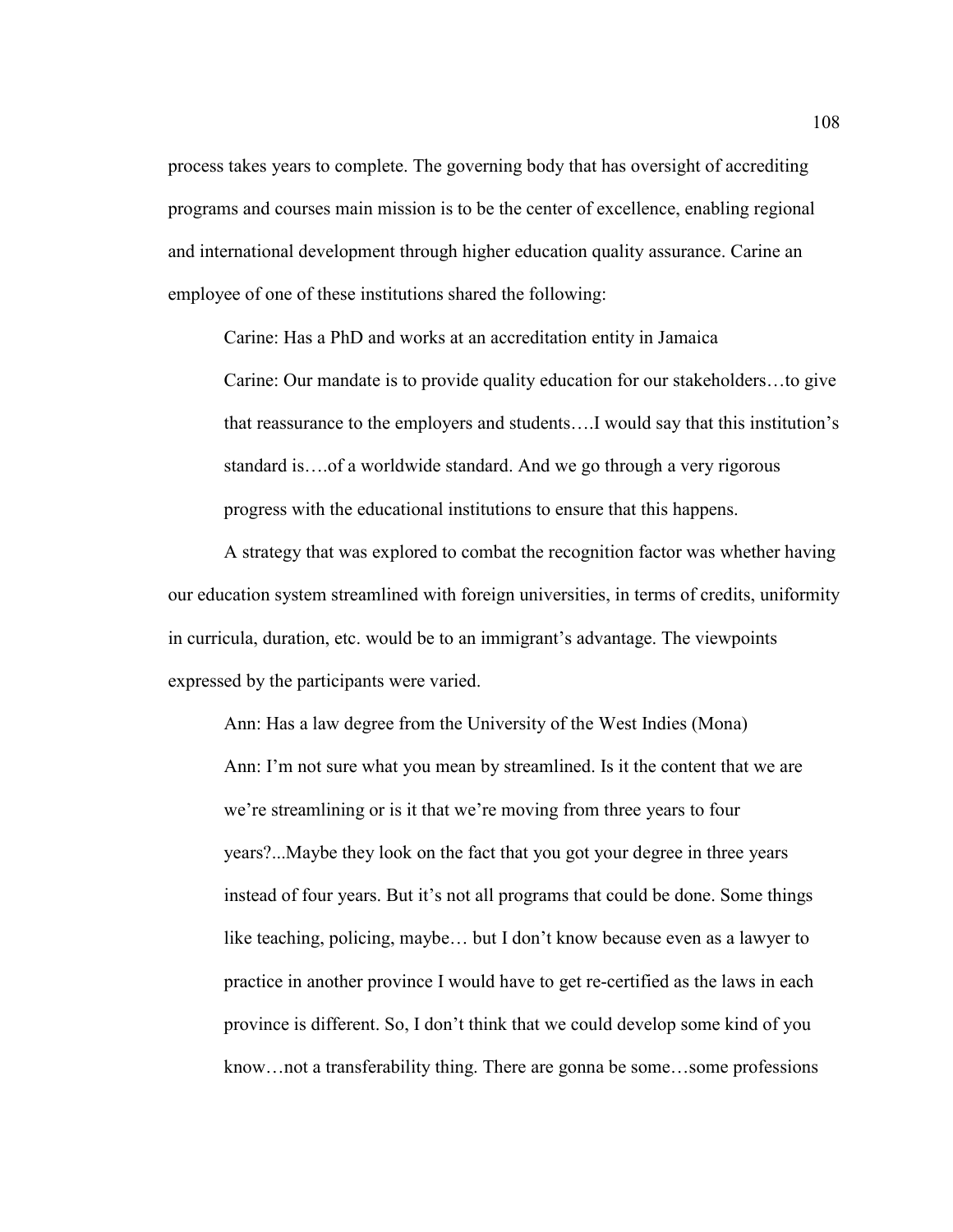process takes years to complete. The governing body that has oversight of accrediting programs and courses main mission is to be the center of excellence, enabling regional and international development through higher education quality assurance. Carine an employee of one of these institutions shared the following:

> Carine: Has a PhD and works at an accreditation entity in Jamaica
>
> Carine: Our mandate is to provide quality education for our stakeholders…to give that reassurance to the employers and students….I would say that this institution's standard is….of a worldwide standard. And we go through a very rigorous progress with the educational institutions to ensure that this happens.

A strategy that was explored to combat the recognition factor was whether having our education system streamlined with foreign universities, in terms of credits, uniformity in curricula, duration, etc. would be to an immigrant's advantage. The viewpoints expressed by the participants were varied.

> Ann: Has a law degree from the University of the West Indies (Mona)
>
> Ann: I'm not sure what you mean by streamlined. Is it the content that we are we're streamlining or is it that we're moving from three years to four years?...Maybe they look on the fact that you got your degree in three years instead of four years. But it's not all programs that could be done. Some things like teaching, policing, maybe… but I don't know because even as a lawyer to practice in another province I would have to get re-certified as the laws in each province is different. So, I don't think that we could develop some kind of you know…not a transferability thing. There are gonna be some…some professions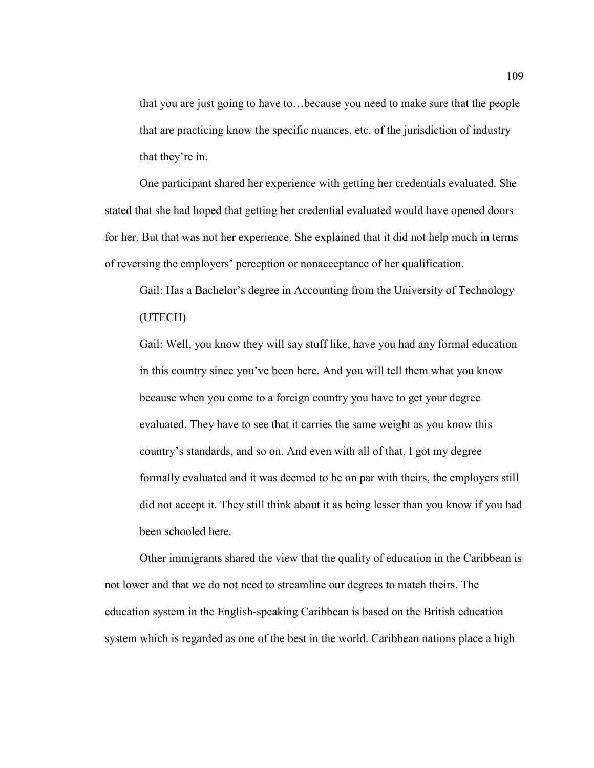that you are just going to have to…because you need to make sure that the people that are practicing know the specific nuances, etc. of the jurisdiction of industry that they're in.

One participant shared her experience with getting her credentials evaluated. She stated that she had hoped that getting her credential evaluated would have opened doors for her. But that was not her experience. She explained that it did not help much in terms of reversing the employers' perception or nonacceptance of her qualification.

> Gail: Has a Bachelor's degree in Accounting from the University of Technology (UTECH)
>
> Gail: Well, you know they will say stuff like, have you had any formal education in this country since you've been here. And you will tell them what you know because when you come to a foreign country you have to get your degree evaluated. They have to see that it carries the same weight as you know this country's standards, and so on. And even with all of that, I got my degree formally evaluated and it was deemed to be on par with theirs, the employers still did not accept it. They still think about it as being lesser than you know if you had been schooled here.

Other immigrants shared the view that the quality of education in the Caribbean is not lower and that we do not need to streamline our degrees to match theirs. The education system in the English-speaking Caribbean is based on the British education system which is regarded as one of the best in the world. Caribbean nations place a high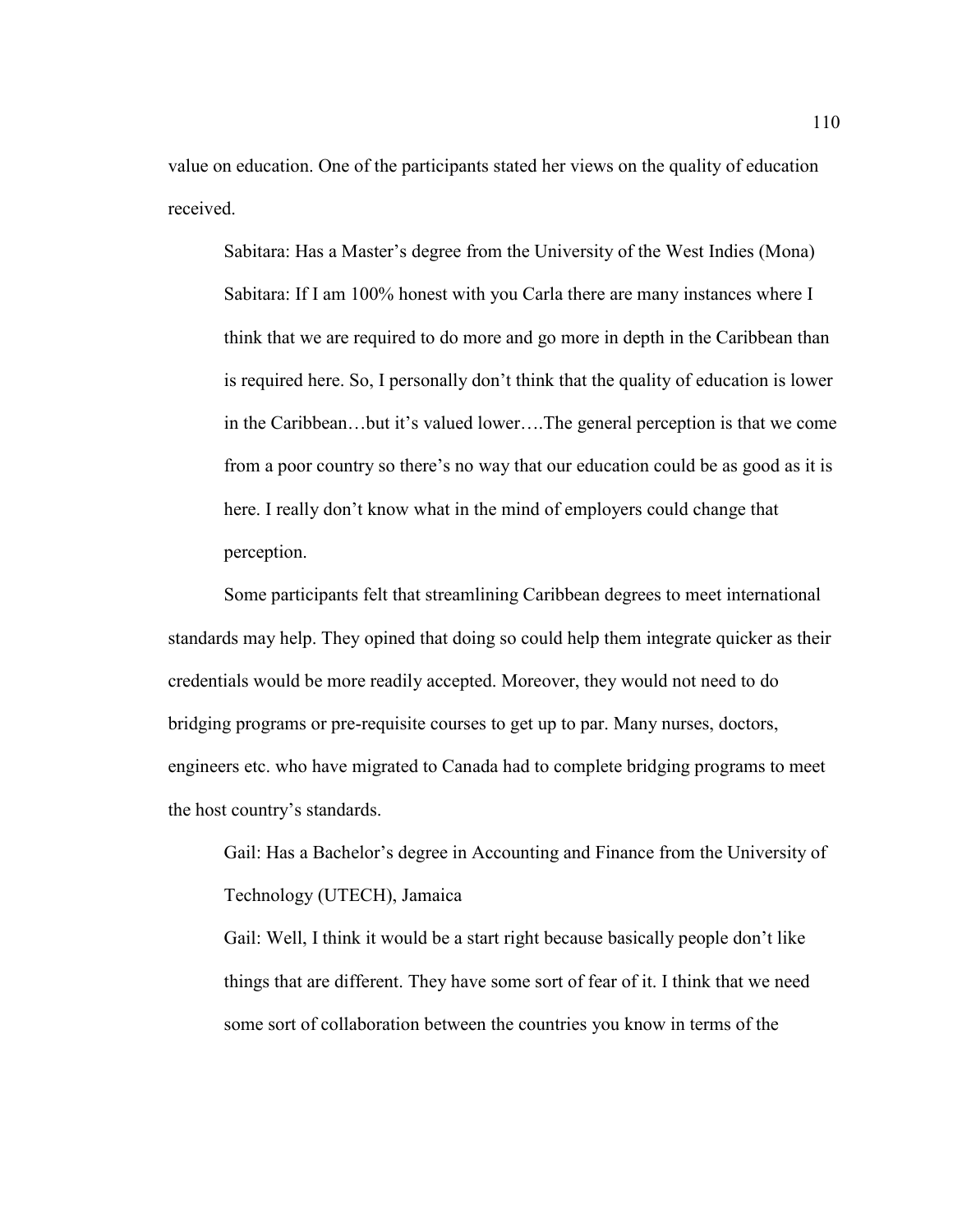value on education. One of the participants stated her views on the quality of education received.

> Sabitara: Has a Master's degree from the University of the West Indies (Mona)
>
> Sabitara: If I am 100% honest with you Carla there are many instances where I think that we are required to do more and go more in depth in the Caribbean than is required here. So, I personally don't think that the quality of education is lower in the Caribbean…but it's valued lower….The general perception is that we come from a poor country so there's no way that our education could be as good as it is here. I really don't know what in the mind of employers could change that perception.

Some participants felt that streamlining Caribbean degrees to meet international standards may help. They opined that doing so could help them integrate quicker as their credentials would be more readily accepted. Moreover, they would not need to do bridging programs or pre-requisite courses to get up to par. Many nurses, doctors, engineers etc. who have migrated to Canada had to complete bridging programs to meet the host country's standards.

> Gail: Has a Bachelor's degree in Accounting and Finance from the University of Technology (UTECH), Jamaica
>
> Gail: Well, I think it would be a start right because basically people don't like things that are different. They have some sort of fear of it. I think that we need some sort of collaboration between the countries you know in terms of the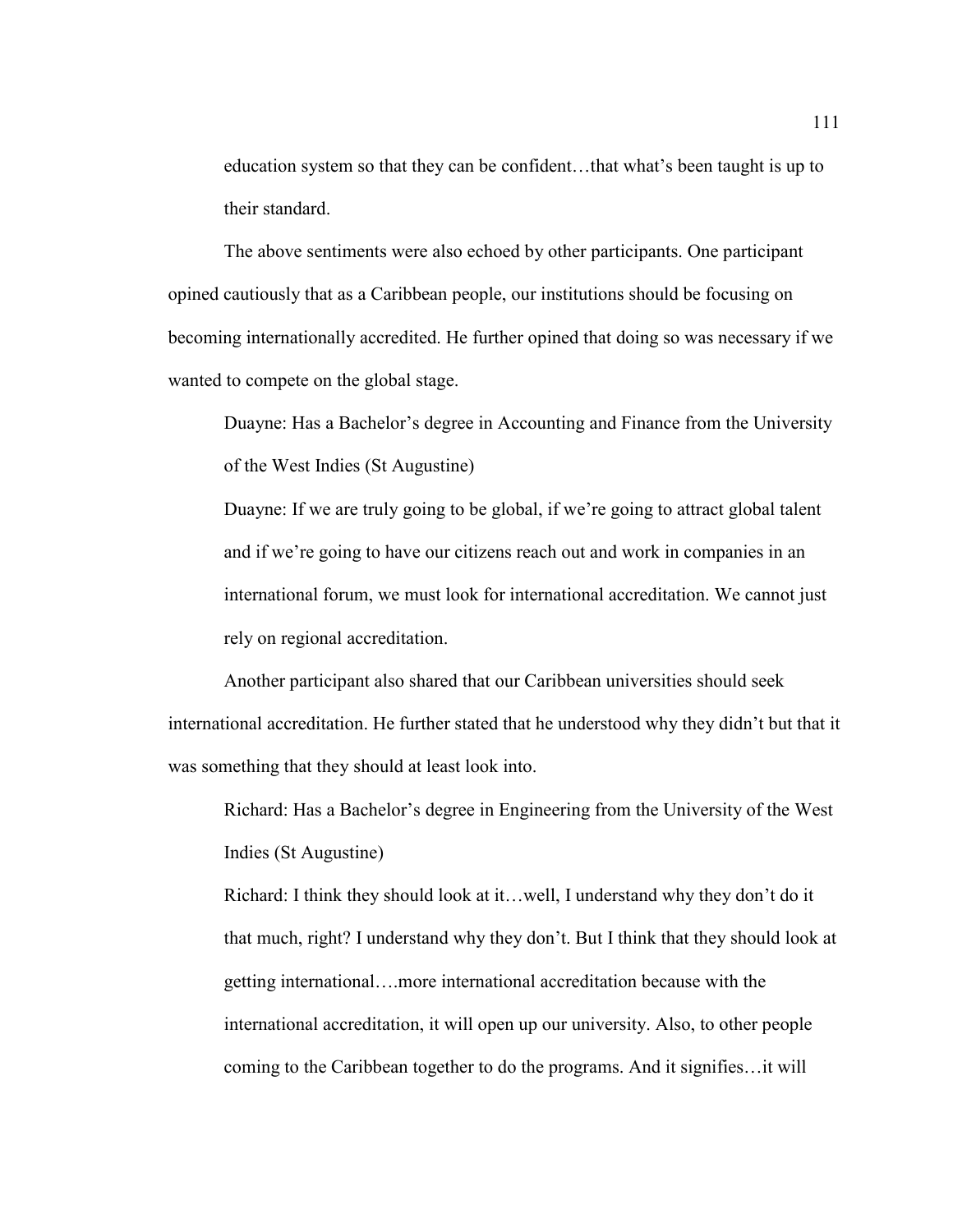education system so that they can be confident…that what's been taught is up to their standard.

The above sentiments were also echoed by other participants. One participant opined cautiously that as a Caribbean people, our institutions should be focusing on becoming internationally accredited. He further opined that doing so was necessary if we wanted to compete on the global stage.

> Duayne: Has a Bachelor's degree in Accounting and Finance from the University of the West Indies (St Augustine)
>
> Duayne: If we are truly going to be global, if we're going to attract global talent and if we're going to have our citizens reach out and work in companies in an international forum, we must look for international accreditation. We cannot just rely on regional accreditation.

Another participant also shared that our Caribbean universities should seek international accreditation. He further stated that he understood why they didn't but that it was something that they should at least look into.

> Richard: Has a Bachelor's degree in Engineering from the University of the West Indies (St Augustine)
>
> Richard: I think they should look at it…well, I understand why they don't do it that much, right? I understand why they don't. But I think that they should look at getting international….more international accreditation because with the international accreditation, it will open up our university. Also, to other people coming to the Caribbean together to do the programs. And it signifies…it will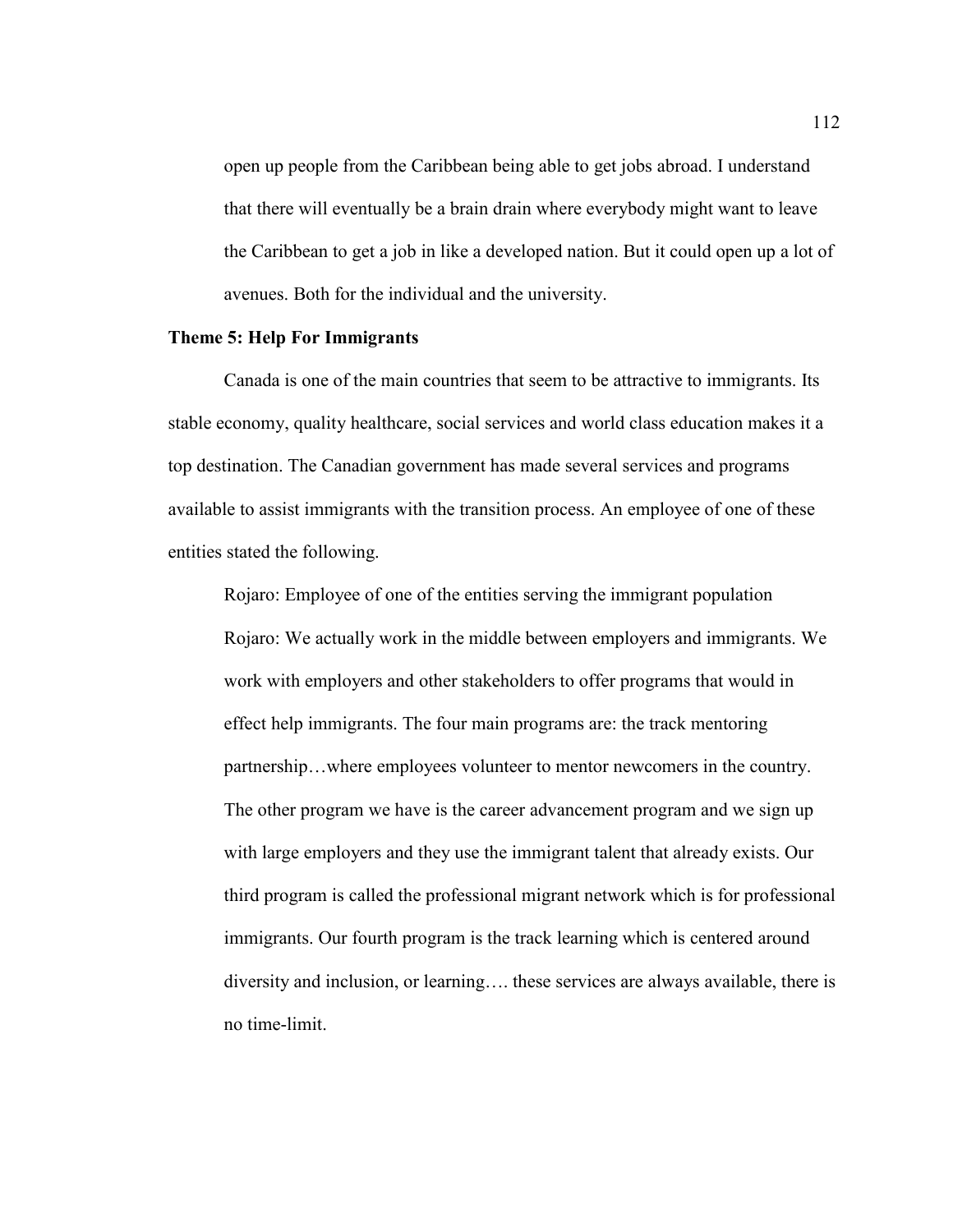open up people from the Caribbean being able to get jobs abroad. I understand that there will eventually be a brain drain where everybody might want to leave the Caribbean to get a job in like a developed nation. But it could open up a lot of avenues. Both for the individual and the university.

**Theme 5: Help For Immigrants**

Canada is one of the main countries that seem to be attractive to immigrants. Its stable economy, quality healthcare, social services and world class education makes it a top destination. The Canadian government has made several services and programs available to assist immigrants with the transition process. An employee of one of these entities stated the following.

> Rojaro: Employee of one of the entities serving the immigrant population
>
> Rojaro: We actually work in the middle between employers and immigrants. We work with employers and other stakeholders to offer programs that would in effect help immigrants. The four main programs are: the track mentoring partnership…where employees volunteer to mentor newcomers in the country. The other program we have is the career advancement program and we sign up with large employers and they use the immigrant talent that already exists. Our third program is called the professional migrant network which is for professional immigrants. Our fourth program is the track learning which is centered around diversity and inclusion, or learning…. these services are always available, there is no time-limit.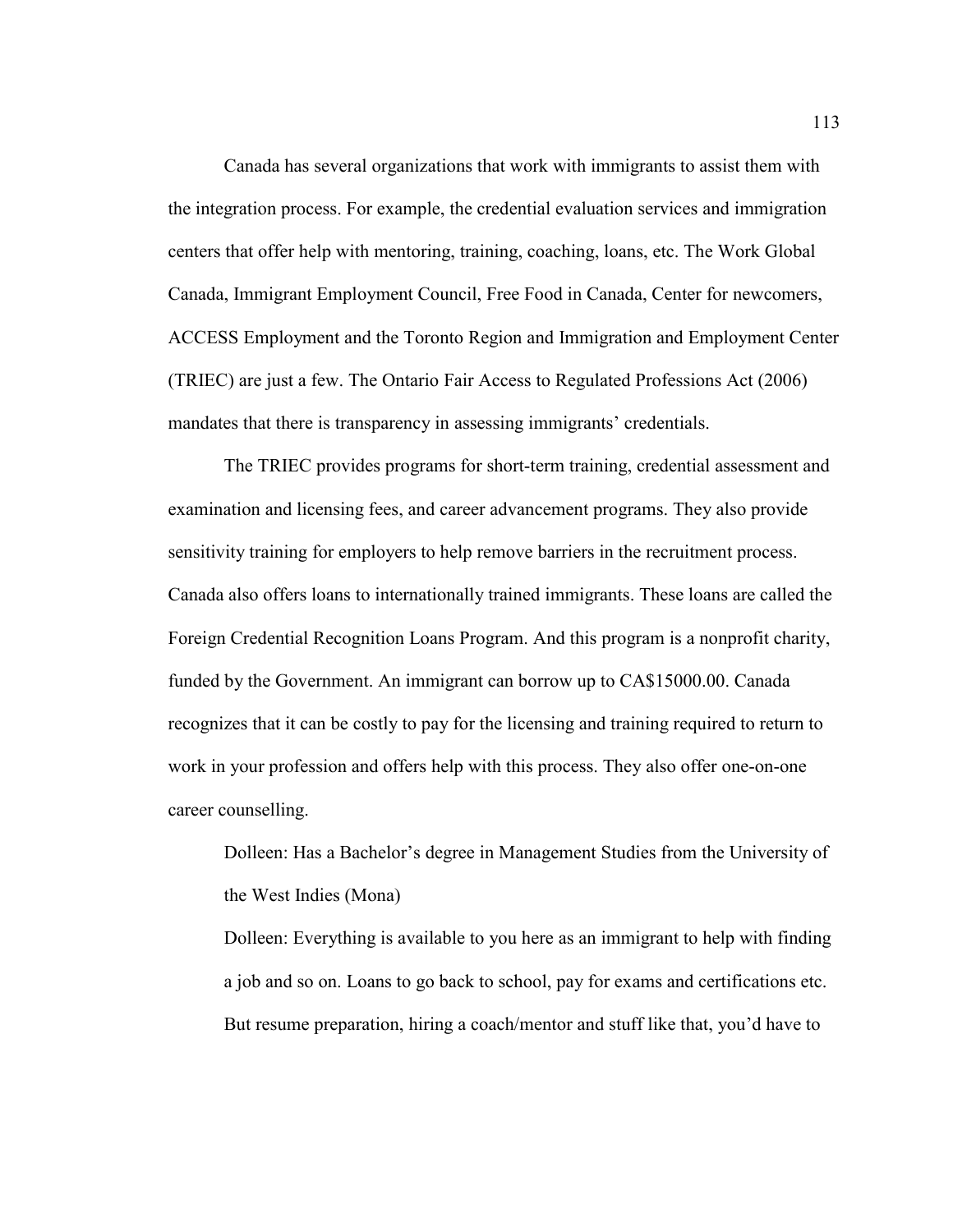Canada has several organizations that work with immigrants to assist them with the integration process. For example, the credential evaluation services and immigration centers that offer help with mentoring, training, coaching, loans, etc. The Work Global Canada, Immigrant Employment Council, Free Food in Canada, Center for newcomers, ACCESS Employment and the Toronto Region and Immigration and Employment Center (TRIEC) are just a few. The Ontario Fair Access to Regulated Professions Act (2006) mandates that there is transparency in assessing immigrants' credentials.

The TRIEC provides programs for short-term training, credential assessment and examination and licensing fees, and career advancement programs. They also provide sensitivity training for employers to help remove barriers in the recruitment process. Canada also offers loans to internationally trained immigrants. These loans are called the Foreign Credential Recognition Loans Program. And this program is a nonprofit charity, funded by the Government. An immigrant can borrow up to CA$15000.00. Canada recognizes that it can be costly to pay for the licensing and training required to return to work in your profession and offers help with this process. They also offer one-on-one career counselling.

> Dolleen: Has a Bachelor's degree in Management Studies from the University of the West Indies (Mona)
>
> Dolleen: Everything is available to you here as an immigrant to help with finding a job and so on. Loans to go back to school, pay for exams and certifications etc. But resume preparation, hiring a coach/mentor and stuff like that, you'd have to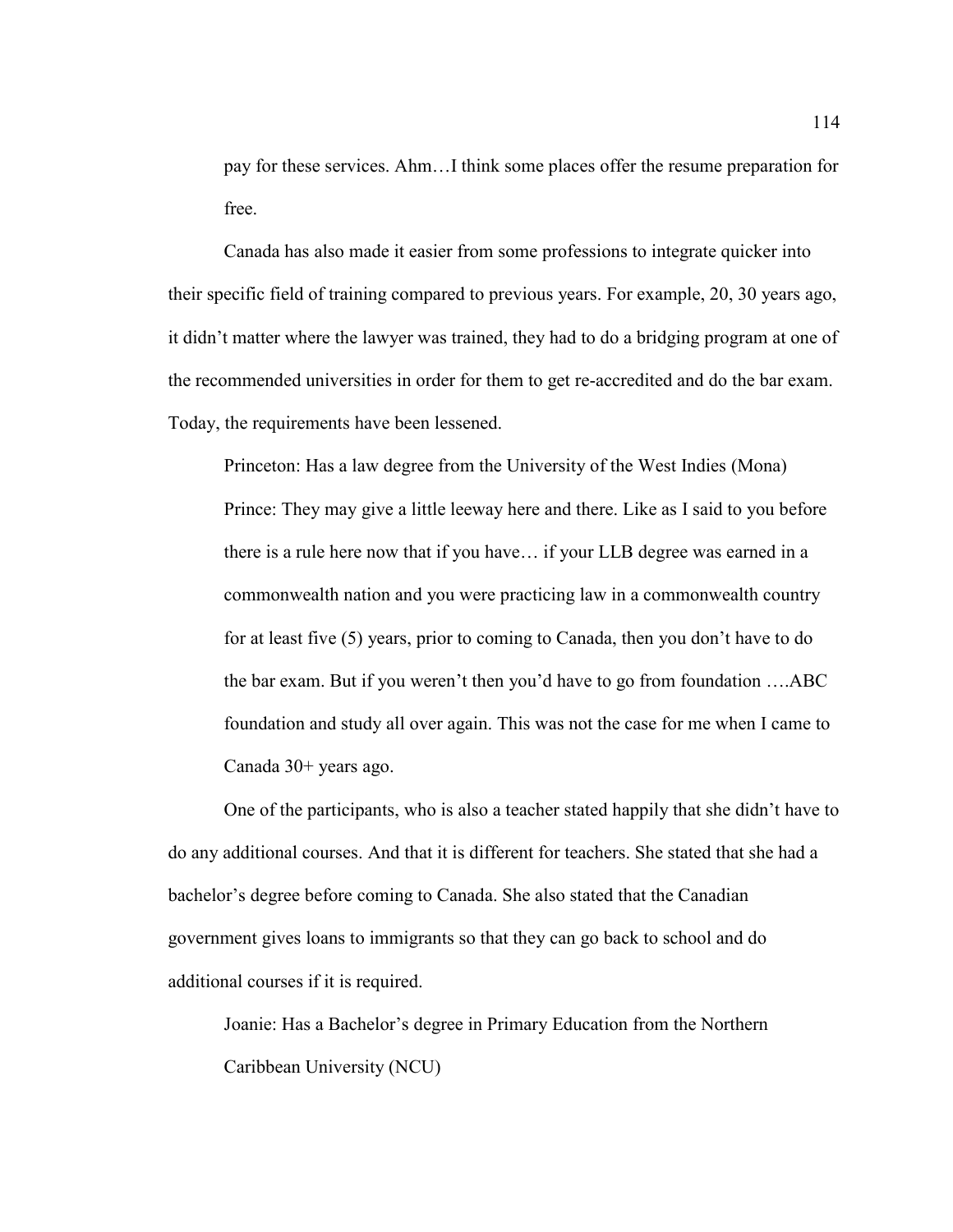pay for these services. Ahm…I think some places offer the resume preparation for free.

Canada has also made it easier from some professions to integrate quicker into their specific field of training compared to previous years. For example, 20, 30 years ago, it didn't matter where the lawyer was trained, they had to do a bridging program at one of the recommended universities in order for them to get re-accredited and do the bar exam. Today, the requirements have been lessened.

> Princeton: Has a law degree from the University of the West Indies (Mona)
>
> Prince: They may give a little leeway here and there. Like as I said to you before there is a rule here now that if you have… if your LLB degree was earned in a commonwealth nation and you were practicing law in a commonwealth country for at least five (5) years, prior to coming to Canada, then you don't have to do the bar exam. But if you weren't then you'd have to go from foundation ….ABC foundation and study all over again. This was not the case for me when I came to Canada 30+ years ago.

One of the participants, who is also a teacher stated happily that she didn't have to do any additional courses. And that it is different for teachers. She stated that she had a bachelor's degree before coming to Canada. She also stated that the Canadian government gives loans to immigrants so that they can go back to school and do additional courses if it is required.

> Joanie: Has a Bachelor's degree in Primary Education from the Northern Caribbean University (NCU)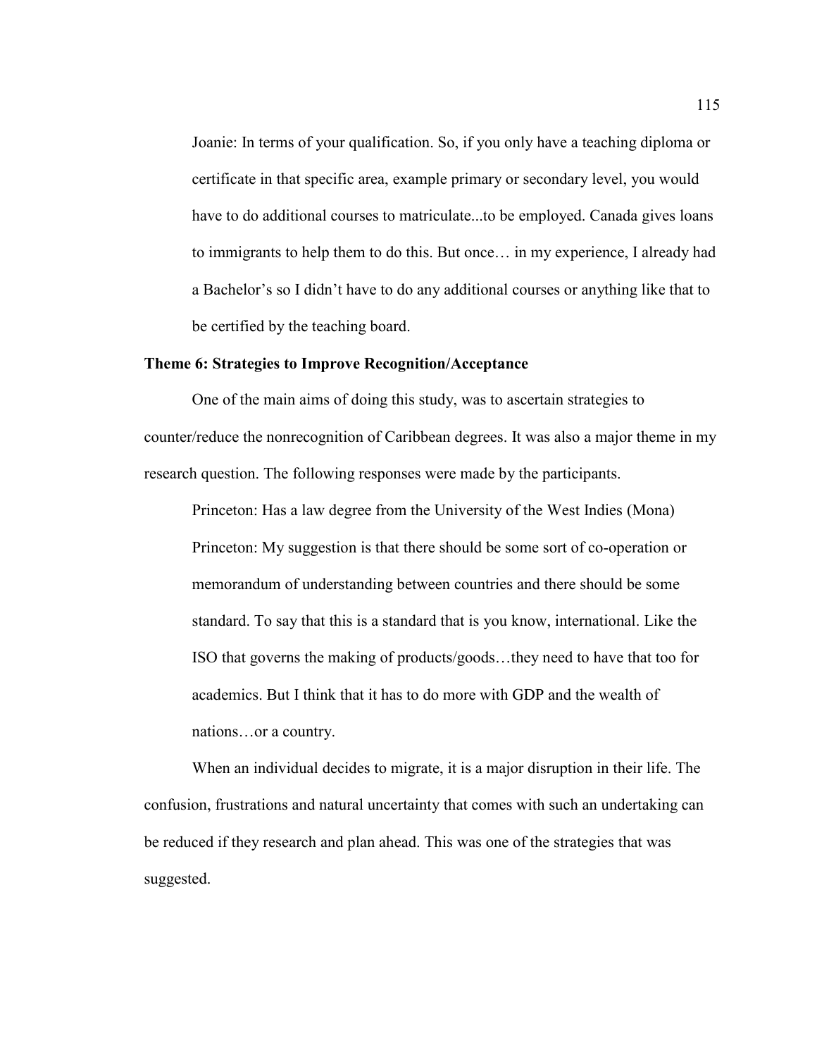Joanie: In terms of your qualification. So, if you only have a teaching diploma or certificate in that specific area, example primary or secondary level, you would have to do additional courses to matriculate...to be employed. Canada gives loans to immigrants to help them to do this. But once… in my experience, I already had a Bachelor's so I didn't have to do any additional courses or anything like that to be certified by the teaching board.

### Theme 6: Strategies to Improve Recognition/Acceptance

One of the main aims of doing this study, was to ascertain strategies to counter/reduce the nonrecognition of Caribbean degrees. It was also a major theme in my research question. The following responses were made by the participants.

Princeton: Has a law degree from the University of the West Indies (Mona)

Princeton: My suggestion is that there should be some sort of co-operation or memorandum of understanding between countries and there should be some standard. To say that this is a standard that is you know, international. Like the ISO that governs the making of products/goods…they need to have that too for academics. But I think that it has to do more with GDP and the wealth of nations…or a country.

When an individual decides to migrate, it is a major disruption in their life. The confusion, frustrations and natural uncertainty that comes with such an undertaking can be reduced if they research and plan ahead. This was one of the strategies that was suggested.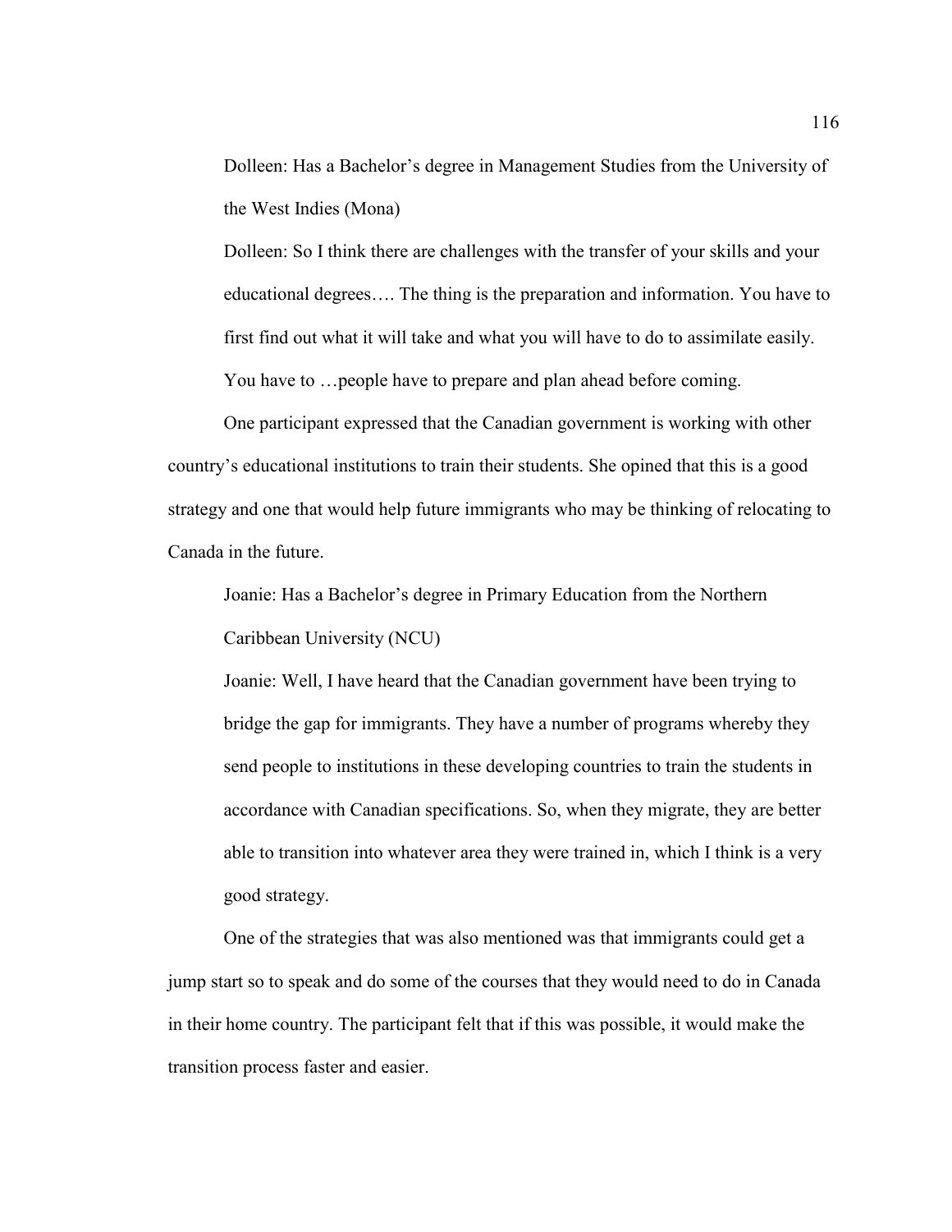Dolleen: Has a Bachelor's degree in Management Studies from the University of the West Indies (Mona)

Dolleen: So I think there are challenges with the transfer of your skills and your educational degrees…. The thing is the preparation and information. You have to first find out what it will take and what you will have to do to assimilate easily. You have to …people have to prepare and plan ahead before coming.

One participant expressed that the Canadian government is working with other country's educational institutions to train their students. She opined that this is a good strategy and one that would help future immigrants who may be thinking of relocating to Canada in the future.

Joanie: Has a Bachelor's degree in Primary Education from the Northern Caribbean University (NCU)

Joanie: Well, I have heard that the Canadian government have been trying to bridge the gap for immigrants. They have a number of programs whereby they send people to institutions in these developing countries to train the students in accordance with Canadian specifications. So, when they migrate, they are better able to transition into whatever area they were trained in, which I think is a very good strategy.

One of the strategies that was also mentioned was that immigrants could get a jump start so to speak and do some of the courses that they would need to do in Canada in their home country. The participant felt that if this was possible, it would make the transition process faster and easier.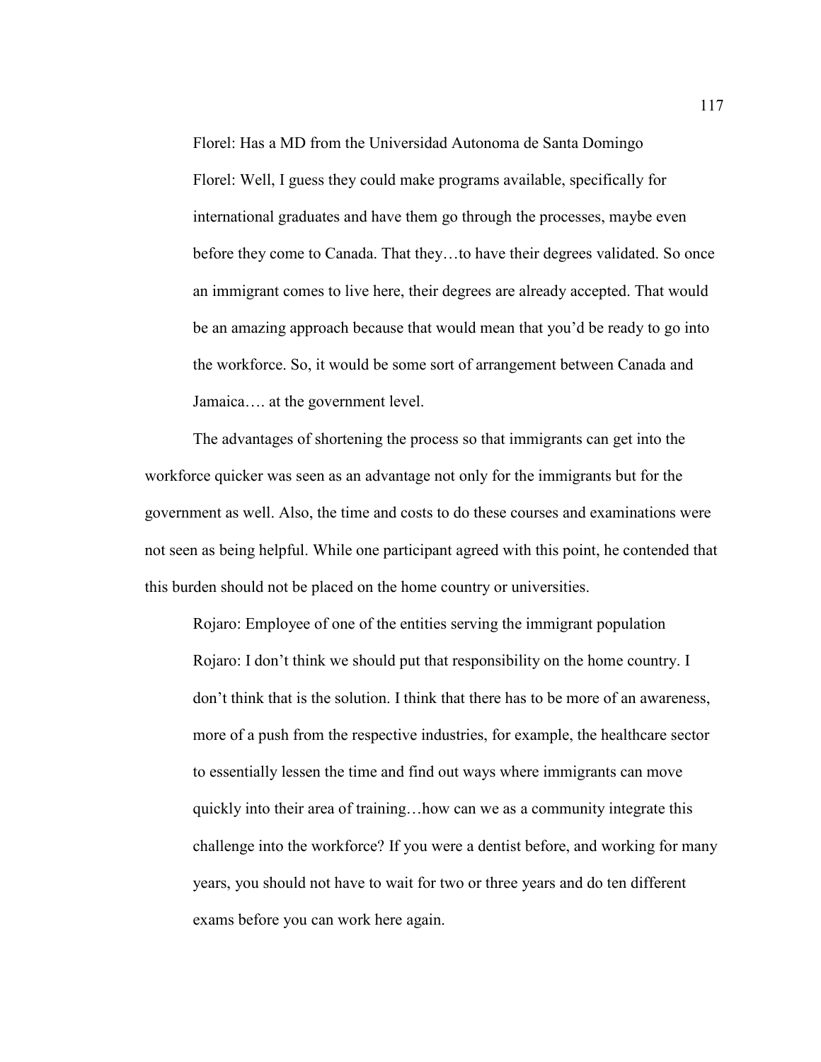> Florel: Has a MD from the Universidad Autonoma de Santa Domingo
>
> Florel: Well, I guess they could make programs available, specifically for international graduates and have them go through the processes, maybe even before they come to Canada. That they…to have their degrees validated. So once an immigrant comes to live here, their degrees are already accepted. That would be an amazing approach because that would mean that you'd be ready to go into the workforce. So, it would be some sort of arrangement between Canada and Jamaica…. at the government level.

The advantages of shortening the process so that immigrants can get into the workforce quicker was seen as an advantage not only for the immigrants but for the government as well. Also, the time and costs to do these courses and examinations were not seen as being helpful. While one participant agreed with this point, he contended that this burden should not be placed on the home country or universities.

> Rojaro: Employee of one of the entities serving the immigrant population
>
> Rojaro: I don't think we should put that responsibility on the home country. I don't think that is the solution. I think that there has to be more of an awareness, more of a push from the respective industries, for example, the healthcare sector to essentially lessen the time and find out ways where immigrants can move quickly into their area of training…how can we as a community integrate this challenge into the workforce? If you were a dentist before, and working for many years, you should not have to wait for two or three years and do ten different exams before you can work here again.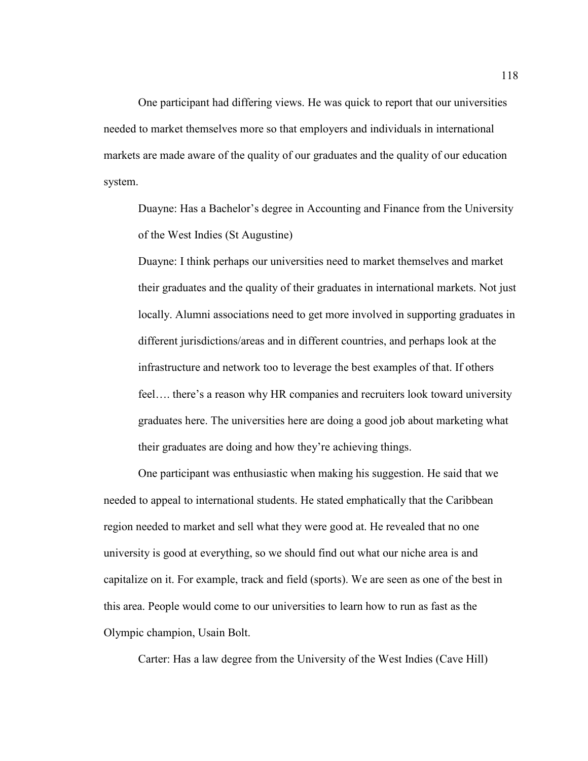One participant had differing views. He was quick to report that our universities needed to market themselves more so that employers and individuals in international markets are made aware of the quality of our graduates and the quality of our education system.

> Duayne: Has a Bachelor's degree in Accounting and Finance from the University of the West Indies (St Augustine)
>
> Duayne: I think perhaps our universities need to market themselves and market their graduates and the quality of their graduates in international markets. Not just locally. Alumni associations need to get more involved in supporting graduates in different jurisdictions/areas and in different countries, and perhaps look at the infrastructure and network too to leverage the best examples of that. If others feel…. there's a reason why HR companies and recruiters look toward university graduates here. The universities here are doing a good job about marketing what their graduates are doing and how they're achieving things.

One participant was enthusiastic when making his suggestion. He said that we needed to appeal to international students. He stated emphatically that the Caribbean region needed to market and sell what they were good at. He revealed that no one university is good at everything, so we should find out what our niche area is and capitalize on it. For example, track and field (sports). We are seen as one of the best in this area. People would come to our universities to learn how to run as fast as the Olympic champion, Usain Bolt.

> Carter: Has a law degree from the University of the West Indies (Cave Hill)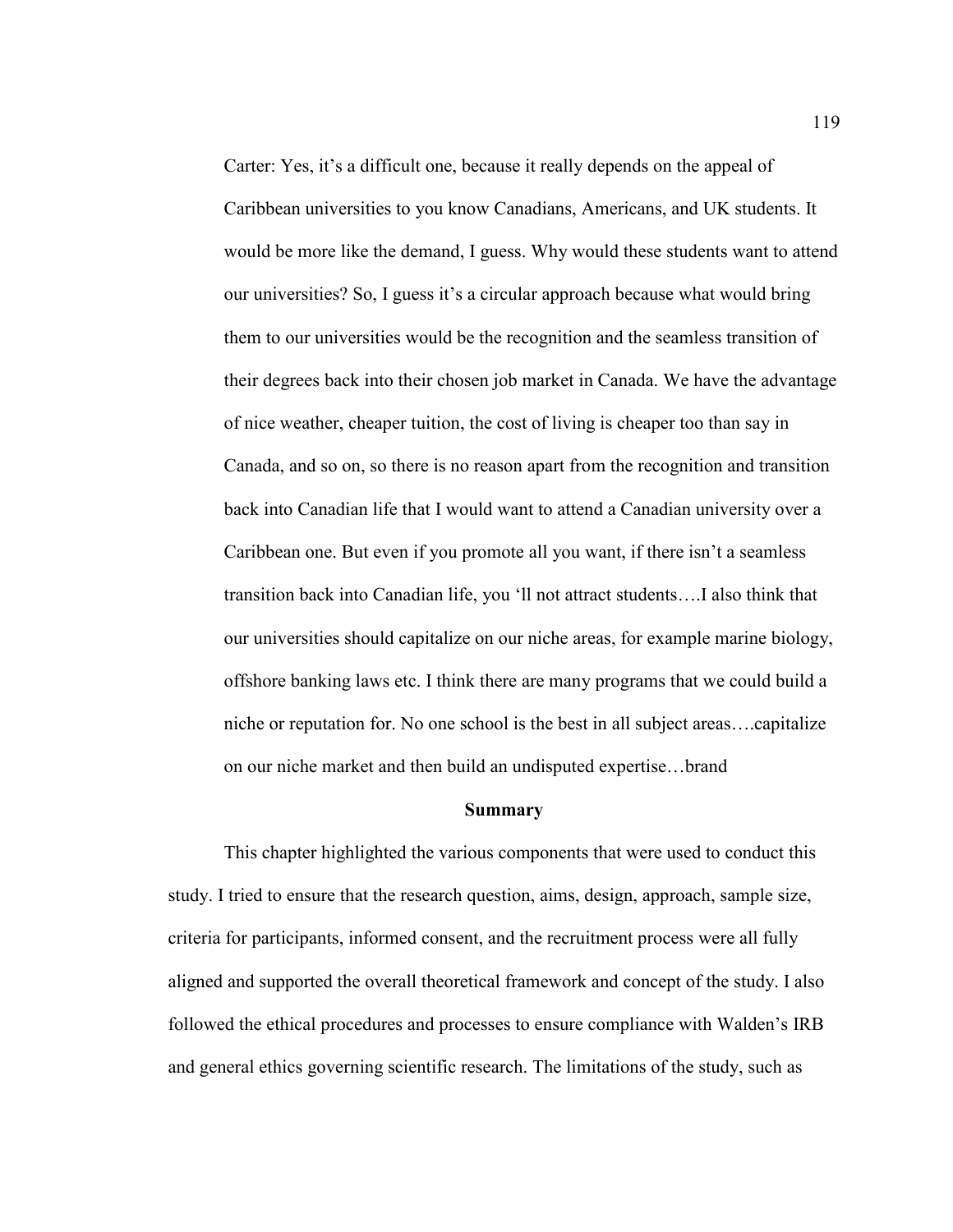> Carter: Yes, it's a difficult one, because it really depends on the appeal of Caribbean universities to you know Canadians, Americans, and UK students. It would be more like the demand, I guess. Why would these students want to attend our universities? So, I guess it's a circular approach because what would bring them to our universities would be the recognition and the seamless transition of their degrees back into their chosen job market in Canada. We have the advantage of nice weather, cheaper tuition, the cost of living is cheaper too than say in Canada, and so on, so there is no reason apart from the recognition and transition back into Canadian life that I would want to attend a Canadian university over a Caribbean one. But even if you promote all you want, if there isn't a seamless transition back into Canadian life, you 'll not attract students….I also think that our universities should capitalize on our niche areas, for example marine biology, offshore banking laws etc. I think there are many programs that we could build a niche or reputation for. No one school is the best in all subject areas….capitalize on our niche market and then build an undisputed expertise…brand

## Summary

This chapter highlighted the various components that were used to conduct this study. I tried to ensure that the research question, aims, design, approach, sample size, criteria for participants, informed consent, and the recruitment process were all fully aligned and supported the overall theoretical framework and concept of the study. I also followed the ethical procedures and processes to ensure compliance with Walden's IRB and general ethics governing scientific research. The limitations of the study, such as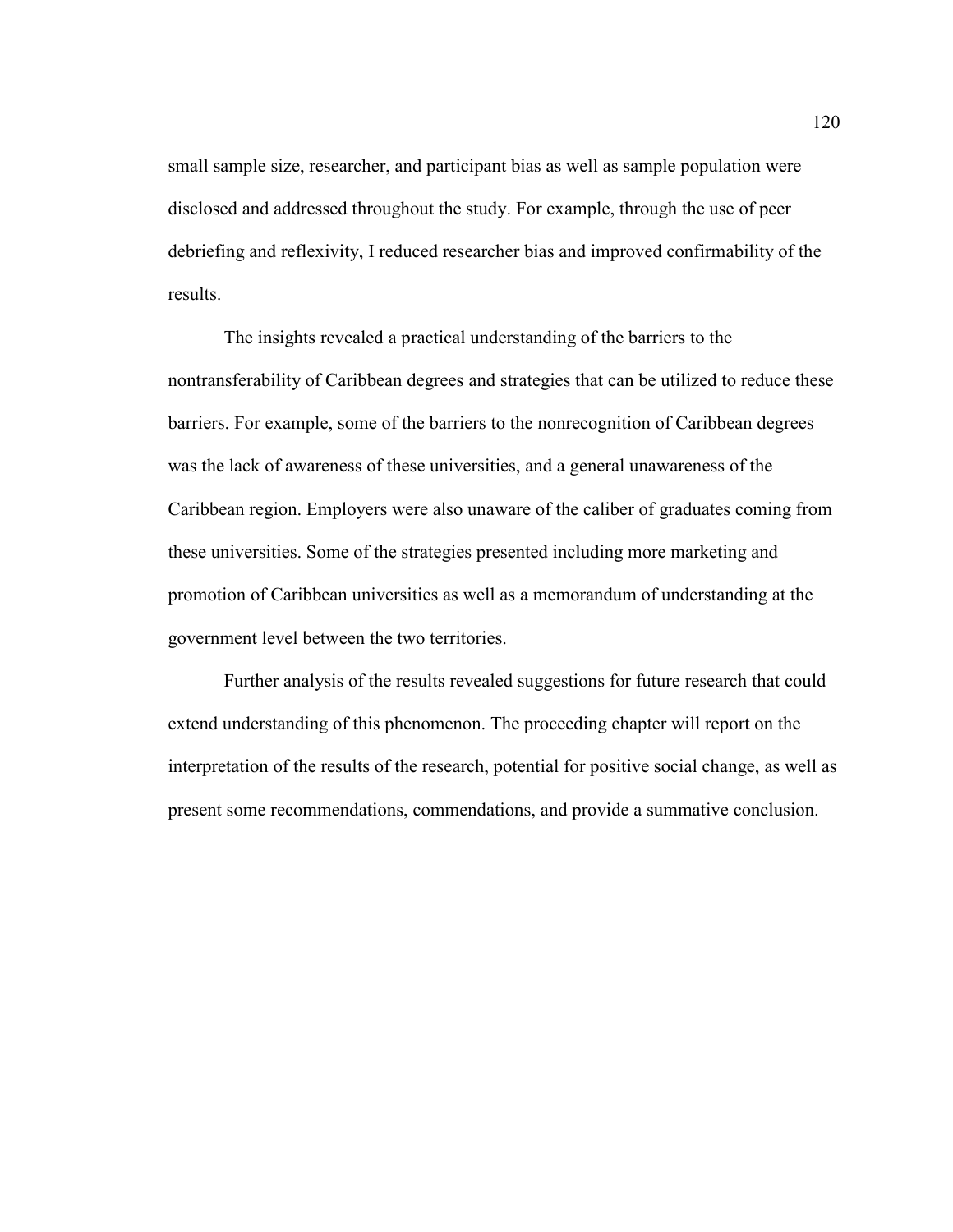small sample size, researcher, and participant bias as well as sample population were disclosed and addressed throughout the study. For example, through the use of peer debriefing and reflexivity, I reduced researcher bias and improved confirmability of the results.

The insights revealed a practical understanding of the barriers to the nontransferability of Caribbean degrees and strategies that can be utilized to reduce these barriers. For example, some of the barriers to the nonrecognition of Caribbean degrees was the lack of awareness of these universities, and a general unawareness of the Caribbean region. Employers were also unaware of the caliber of graduates coming from these universities. Some of the strategies presented including more marketing and promotion of Caribbean universities as well as a memorandum of understanding at the government level between the two territories.

Further analysis of the results revealed suggestions for future research that could extend understanding of this phenomenon. The proceeding chapter will report on the interpretation of the results of the research, potential for positive social change, as well as present some recommendations, commendations, and provide a summative conclusion.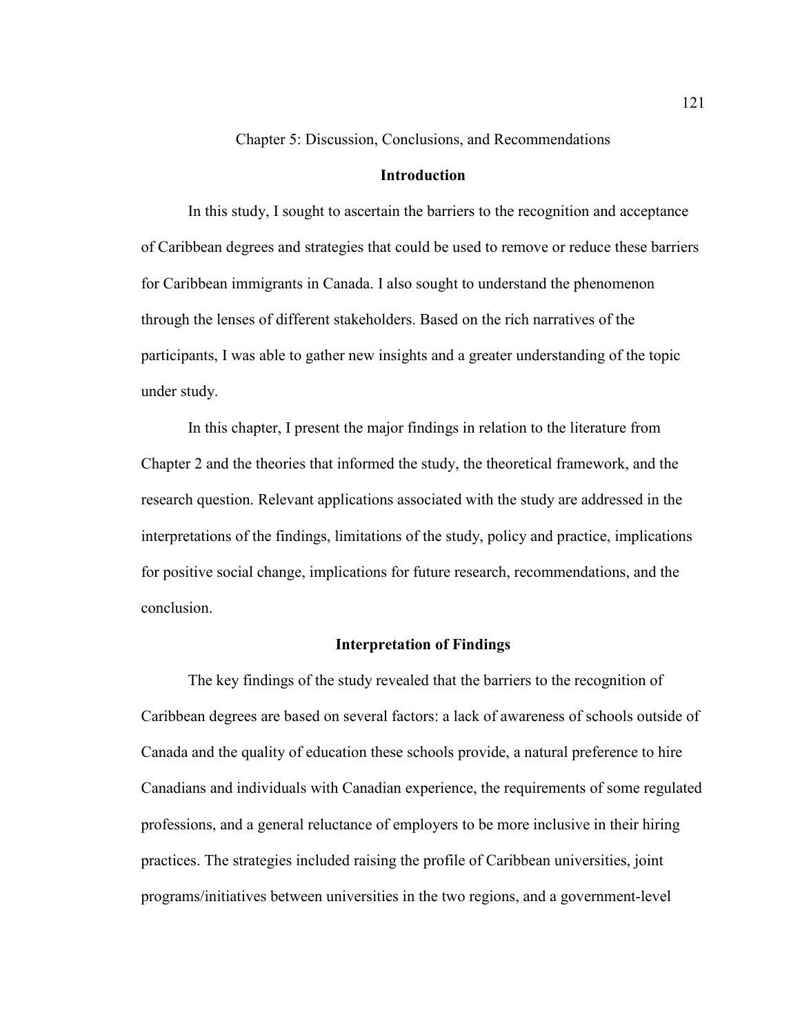# Chapter 5: Discussion, Conclusions, and Recommendations

## Introduction

In this study, I sought to ascertain the barriers to the recognition and acceptance of Caribbean degrees and strategies that could be used to remove or reduce these barriers for Caribbean immigrants in Canada. I also sought to understand the phenomenon through the lenses of different stakeholders. Based on the rich narratives of the participants, I was able to gather new insights and a greater understanding of the topic under study.

In this chapter, I present the major findings in relation to the literature from Chapter 2 and the theories that informed the study, the theoretical framework, and the research question. Relevant applications associated with the study are addressed in the interpretations of the findings, limitations of the study, policy and practice, implications for positive social change, implications for future research, recommendations, and the conclusion.

## Interpretation of Findings

The key findings of the study revealed that the barriers to the recognition of Caribbean degrees are based on several factors: a lack of awareness of schools outside of Canada and the quality of education these schools provide, a natural preference to hire Canadians and individuals with Canadian experience, the requirements of some regulated professions, and a general reluctance of employers to be more inclusive in their hiring practices. The strategies included raising the profile of Caribbean universities, joint programs/initiatives between universities in the two regions, and a government-level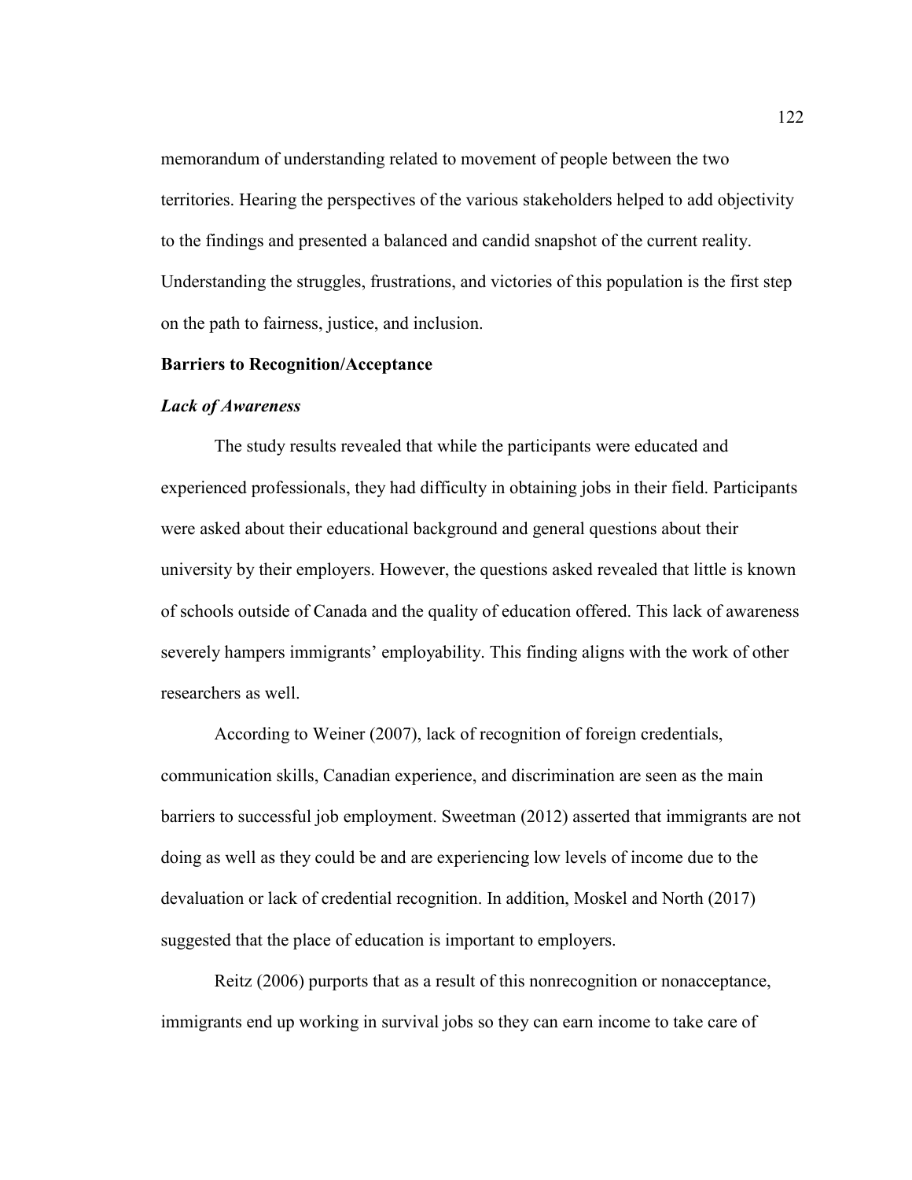memorandum of understanding related to movement of people between the two territories. Hearing the perspectives of the various stakeholders helped to add objectivity to the findings and presented a balanced and candid snapshot of the current reality. Understanding the struggles, frustrations, and victories of this population is the first step on the path to fairness, justice, and inclusion.

## Barriers to Recognition/Acceptance

### *Lack of Awareness*

The study results revealed that while the participants were educated and experienced professionals, they had difficulty in obtaining jobs in their field. Participants were asked about their educational background and general questions about their university by their employers. However, the questions asked revealed that little is known of schools outside of Canada and the quality of education offered. This lack of awareness severely hampers immigrants' employability. This finding aligns with the work of other researchers as well.

According to Weiner (2007), lack of recognition of foreign credentials, communication skills, Canadian experience, and discrimination are seen as the main barriers to successful job employment. Sweetman (2012) asserted that immigrants are not doing as well as they could be and are experiencing low levels of income due to the devaluation or lack of credential recognition. In addition, Moskel and North (2017) suggested that the place of education is important to employers.

Reitz (2006) purports that as a result of this nonrecognition or nonacceptance, immigrants end up working in survival jobs so they can earn income to take care of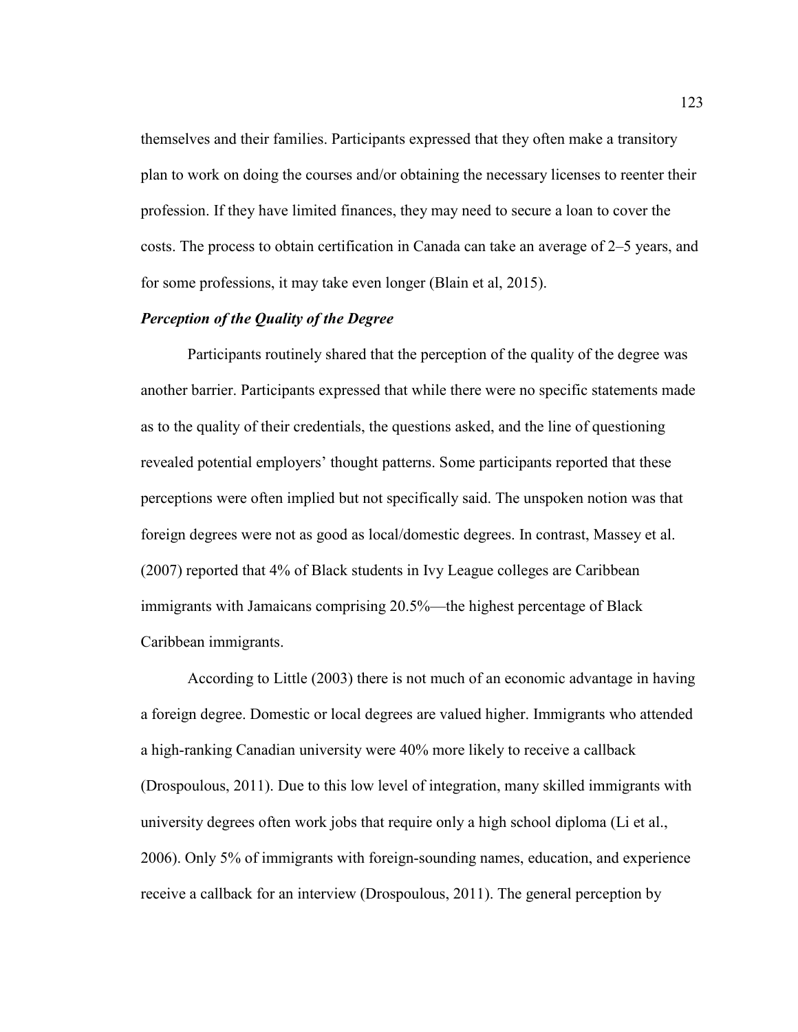themselves and their families. Participants expressed that they often make a transitory plan to work on doing the courses and/or obtaining the necessary licenses to reenter their profession. If they have limited finances, they may need to secure a loan to cover the costs. The process to obtain certification in Canada can take an average of 2–5 years, and for some professions, it may take even longer (Blain et al, 2015).

### *Perception of the Quality of the Degree*

Participants routinely shared that the perception of the quality of the degree was another barrier. Participants expressed that while there were no specific statements made as to the quality of their credentials, the questions asked, and the line of questioning revealed potential employers' thought patterns. Some participants reported that these perceptions were often implied but not specifically said. The unspoken notion was that foreign degrees were not as good as local/domestic degrees. In contrast, Massey et al. (2007) reported that 4% of Black students in Ivy League colleges are Caribbean immigrants with Jamaicans comprising 20.5%—the highest percentage of Black Caribbean immigrants.

According to Little (2003) there is not much of an economic advantage in having a foreign degree. Domestic or local degrees are valued higher. Immigrants who attended a high-ranking Canadian university were 40% more likely to receive a callback (Drospoulous, 2011). Due to this low level of integration, many skilled immigrants with university degrees often work jobs that require only a high school diploma (Li et al., 2006). Only 5% of immigrants with foreign-sounding names, education, and experience receive a callback for an interview (Drospoulous, 2011). The general perception by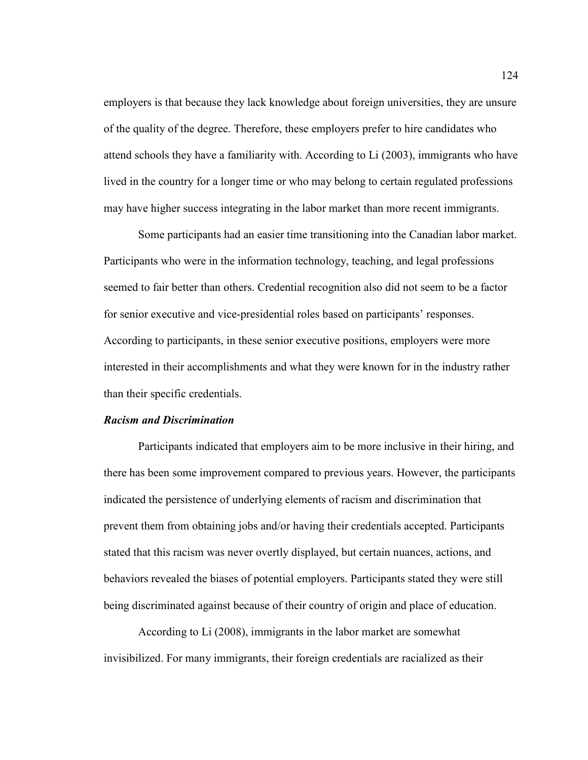employers is that because they lack knowledge about foreign universities, they are unsure of the quality of the degree. Therefore, these employers prefer to hire candidates who attend schools they have a familiarity with. According to Li (2003), immigrants who have lived in the country for a longer time or who may belong to certain regulated professions may have higher success integrating in the labor market than more recent immigrants.

Some participants had an easier time transitioning into the Canadian labor market. Participants who were in the information technology, teaching, and legal professions seemed to fair better than others. Credential recognition also did not seem to be a factor for senior executive and vice-presidential roles based on participants' responses. According to participants, in these senior executive positions, employers were more interested in their accomplishments and what they were known for in the industry rather than their specific credentials.

### ***Racism and Discrimination***

Participants indicated that employers aim to be more inclusive in their hiring, and there has been some improvement compared to previous years. However, the participants indicated the persistence of underlying elements of racism and discrimination that prevent them from obtaining jobs and/or having their credentials accepted. Participants stated that this racism was never overtly displayed, but certain nuances, actions, and behaviors revealed the biases of potential employers. Participants stated they were still being discriminated against because of their country of origin and place of education.

According to Li (2008), immigrants in the labor market are somewhat invisibilized. For many immigrants, their foreign credentials are racialized as their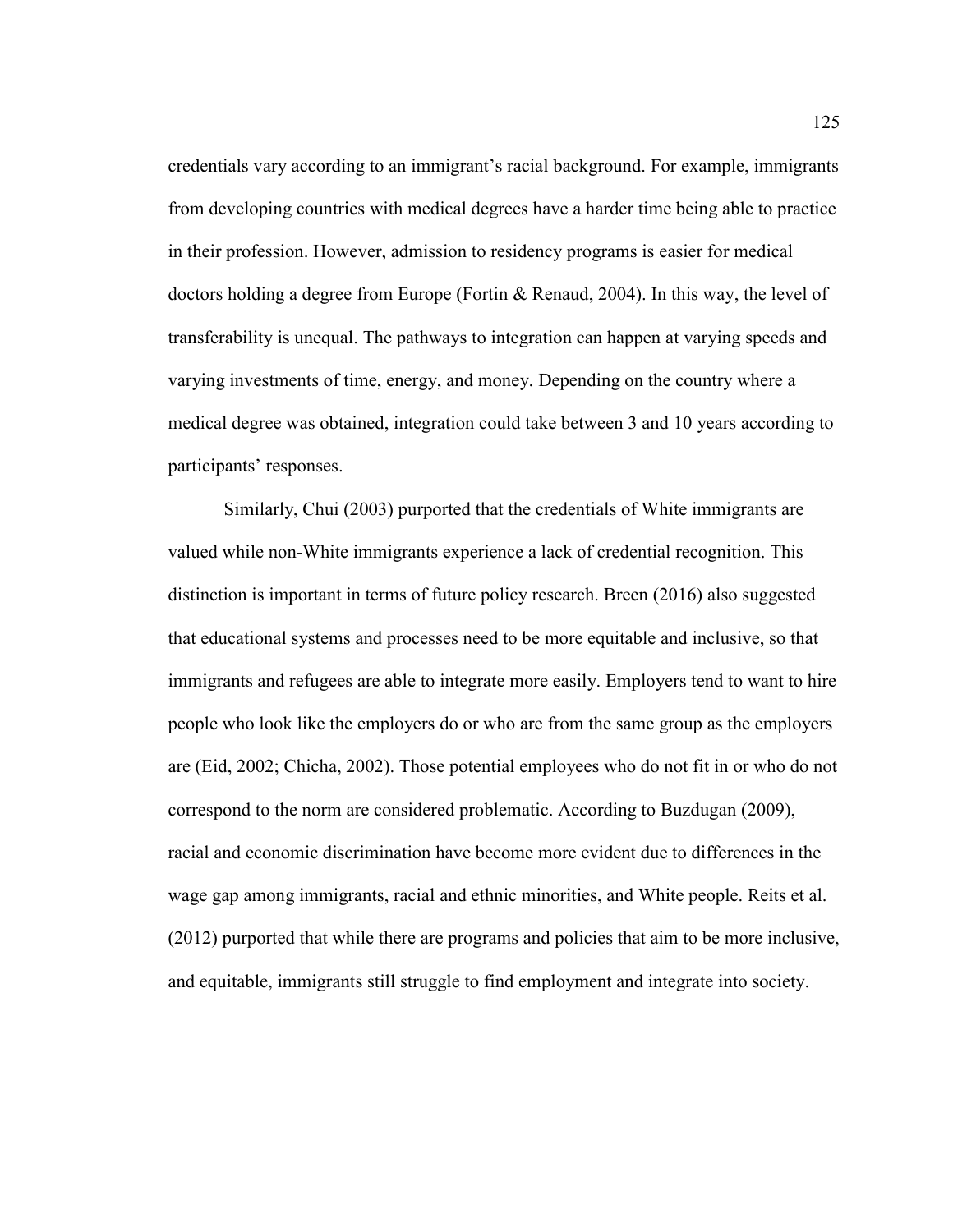credentials vary according to an immigrant's racial background. For example, immigrants from developing countries with medical degrees have a harder time being able to practice in their profession. However, admission to residency programs is easier for medical doctors holding a degree from Europe (Fortin & Renaud, 2004). In this way, the level of transferability is unequal. The pathways to integration can happen at varying speeds and varying investments of time, energy, and money. Depending on the country where a medical degree was obtained, integration could take between 3 and 10 years according to participants' responses.

Similarly, Chui (2003) purported that the credentials of White immigrants are valued while non-White immigrants experience a lack of credential recognition. This distinction is important in terms of future policy research. Breen (2016) also suggested that educational systems and processes need to be more equitable and inclusive, so that immigrants and refugees are able to integrate more easily. Employers tend to want to hire people who look like the employers do or who are from the same group as the employers are (Eid, 2002; Chicha, 2002). Those potential employees who do not fit in or who do not correspond to the norm are considered problematic. According to Buzdugan (2009), racial and economic discrimination have become more evident due to differences in the wage gap among immigrants, racial and ethnic minorities, and White people. Reits et al. (2012) purported that while there are programs and policies that aim to be more inclusive, and equitable, immigrants still struggle to find employment and integrate into society.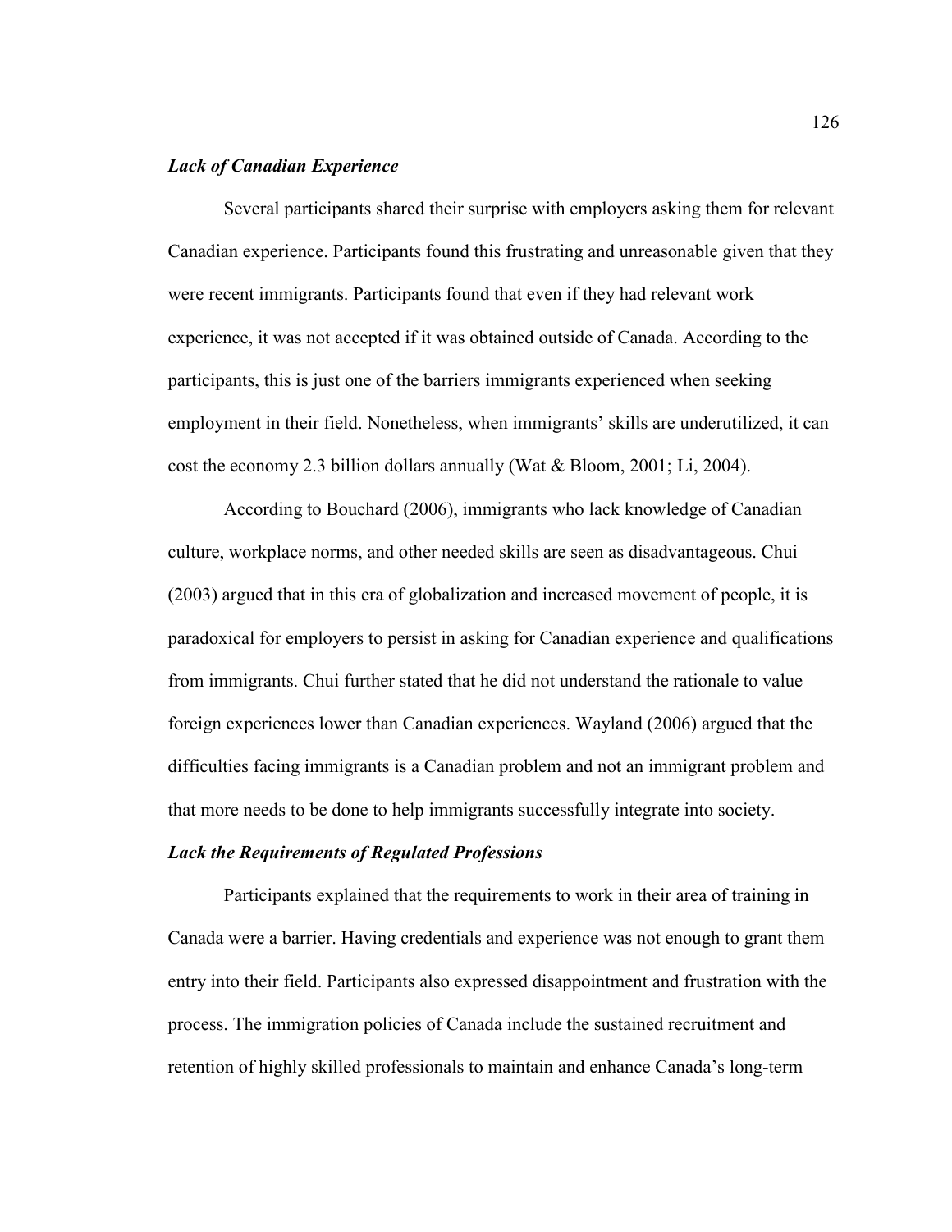### ***Lack of Canadian Experience***

Several participants shared their surprise with employers asking them for relevant Canadian experience. Participants found this frustrating and unreasonable given that they were recent immigrants. Participants found that even if they had relevant work experience, it was not accepted if it was obtained outside of Canada. According to the participants, this is just one of the barriers immigrants experienced when seeking employment in their field. Nonetheless, when immigrants' skills are underutilized, it can cost the economy 2.3 billion dollars annually (Wat & Bloom, 2001; Li, 2004).

According to Bouchard (2006), immigrants who lack knowledge of Canadian culture, workplace norms, and other needed skills are seen as disadvantageous. Chui (2003) argued that in this era of globalization and increased movement of people, it is paradoxical for employers to persist in asking for Canadian experience and qualifications from immigrants. Chui further stated that he did not understand the rationale to value foreign experiences lower than Canadian experiences. Wayland (2006) argued that the difficulties facing immigrants is a Canadian problem and not an immigrant problem and that more needs to be done to help immigrants successfully integrate into society.

### ***Lack the Requirements of Regulated Professions***

Participants explained that the requirements to work in their area of training in Canada were a barrier. Having credentials and experience was not enough to grant them entry into their field. Participants also expressed disappointment and frustration with the process. The immigration policies of Canada include the sustained recruitment and retention of highly skilled professionals to maintain and enhance Canada's long-term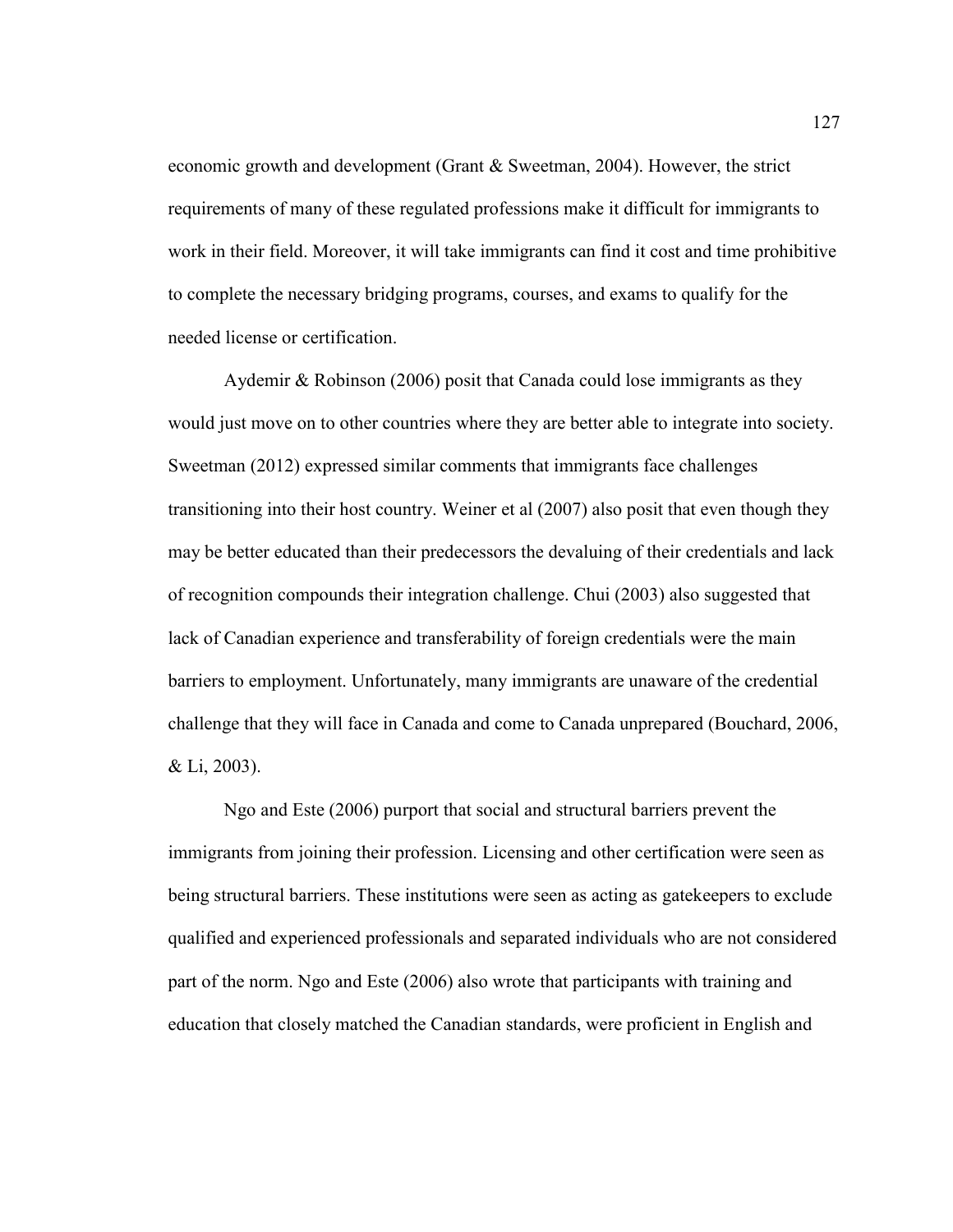economic growth and development (Grant & Sweetman, 2004). However, the strict requirements of many of these regulated professions make it difficult for immigrants to work in their field. Moreover, it will take immigrants can find it cost and time prohibitive to complete the necessary bridging programs, courses, and exams to qualify for the needed license or certification.

Aydemir & Robinson (2006) posit that Canada could lose immigrants as they would just move on to other countries where they are better able to integrate into society. Sweetman (2012) expressed similar comments that immigrants face challenges transitioning into their host country. Weiner et al (2007) also posit that even though they may be better educated than their predecessors the devaluing of their credentials and lack of recognition compounds their integration challenge. Chui (2003) also suggested that lack of Canadian experience and transferability of foreign credentials were the main barriers to employment. Unfortunately, many immigrants are unaware of the credential challenge that they will face in Canada and come to Canada unprepared (Bouchard, 2006, & Li, 2003).

Ngo and Este (2006) purport that social and structural barriers prevent the immigrants from joining their profession. Licensing and other certification were seen as being structural barriers. These institutions were seen as acting as gatekeepers to exclude qualified and experienced professionals and separated individuals who are not considered part of the norm. Ngo and Este (2006) also wrote that participants with training and education that closely matched the Canadian standards, were proficient in English and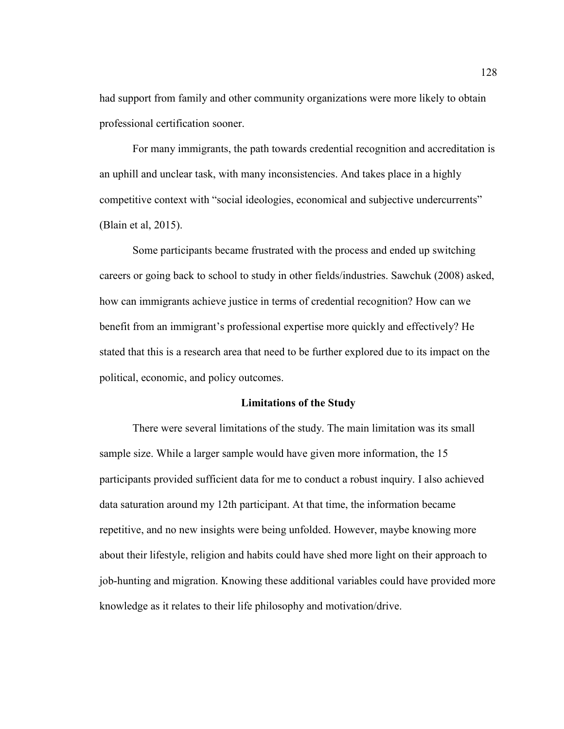had support from family and other community organizations were more likely to obtain professional certification sooner.

For many immigrants, the path towards credential recognition and accreditation is an uphill and unclear task, with many inconsistencies. And takes place in a highly competitive context with "social ideologies, economical and subjective undercurrents" (Blain et al, 2015).

Some participants became frustrated with the process and ended up switching careers or going back to school to study in other fields/industries. Sawchuk (2008) asked, how can immigrants achieve justice in terms of credential recognition? How can we benefit from an immigrant's professional expertise more quickly and effectively? He stated that this is a research area that need to be further explored due to its impact on the political, economic, and policy outcomes.

## Limitations of the Study

There were several limitations of the study. The main limitation was its small sample size. While a larger sample would have given more information, the 15 participants provided sufficient data for me to conduct a robust inquiry. I also achieved data saturation around my 12th participant. At that time, the information became repetitive, and no new insights were being unfolded. However, maybe knowing more about their lifestyle, religion and habits could have shed more light on their approach to job-hunting and migration. Knowing these additional variables could have provided more knowledge as it relates to their life philosophy and motivation/drive.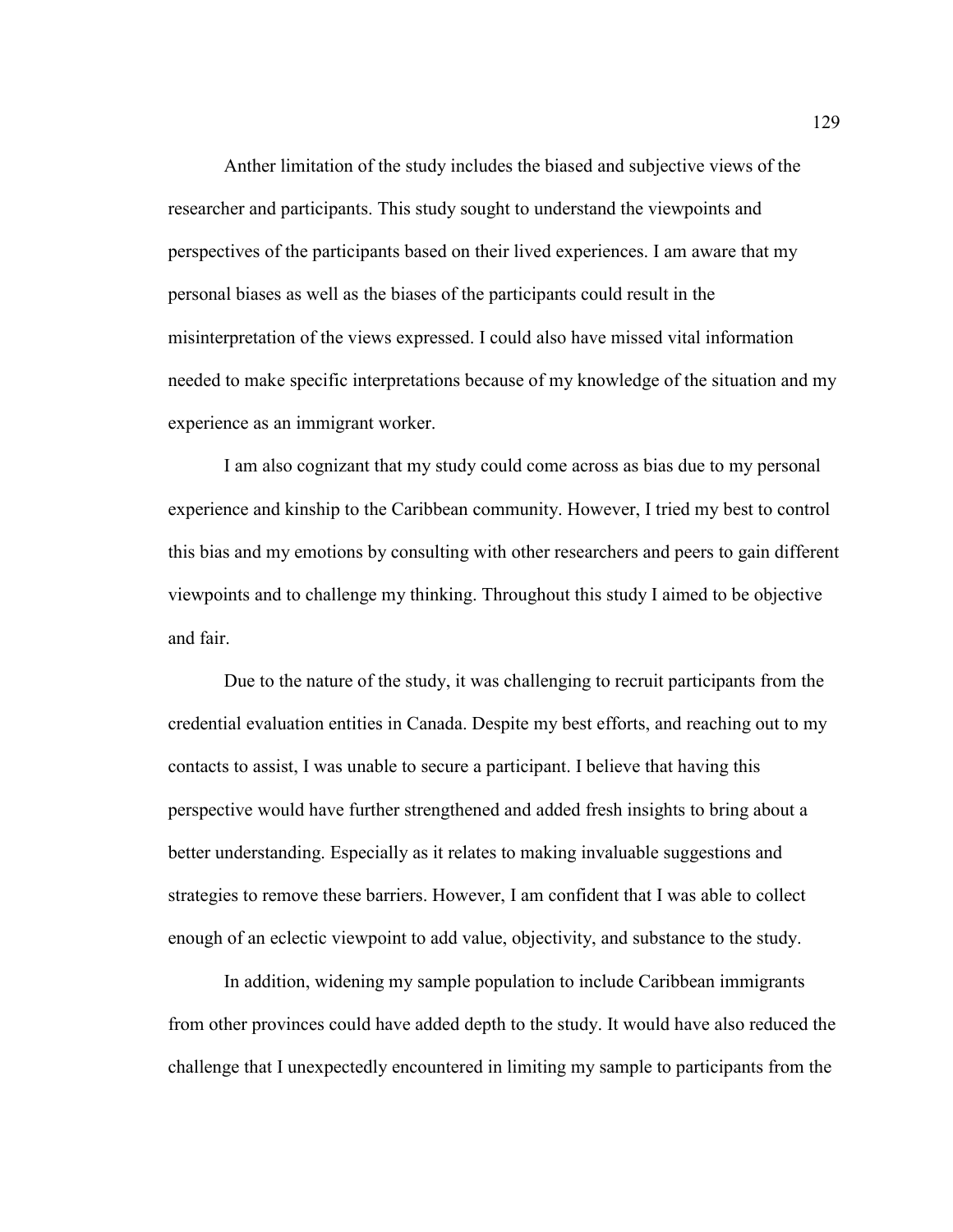Anther limitation of the study includes the biased and subjective views of the researcher and participants. This study sought to understand the viewpoints and perspectives of the participants based on their lived experiences. I am aware that my personal biases as well as the biases of the participants could result in the misinterpretation of the views expressed. I could also have missed vital information needed to make specific interpretations because of my knowledge of the situation and my experience as an immigrant worker.

I am also cognizant that my study could come across as bias due to my personal experience and kinship to the Caribbean community. However, I tried my best to control this bias and my emotions by consulting with other researchers and peers to gain different viewpoints and to challenge my thinking. Throughout this study I aimed to be objective and fair.

Due to the nature of the study, it was challenging to recruit participants from the credential evaluation entities in Canada. Despite my best efforts, and reaching out to my contacts to assist, I was unable to secure a participant. I believe that having this perspective would have further strengthened and added fresh insights to bring about a better understanding. Especially as it relates to making invaluable suggestions and strategies to remove these barriers. However, I am confident that I was able to collect enough of an eclectic viewpoint to add value, objectivity, and substance to the study.

In addition, widening my sample population to include Caribbean immigrants from other provinces could have added depth to the study. It would have also reduced the challenge that I unexpectedly encountered in limiting my sample to participants from the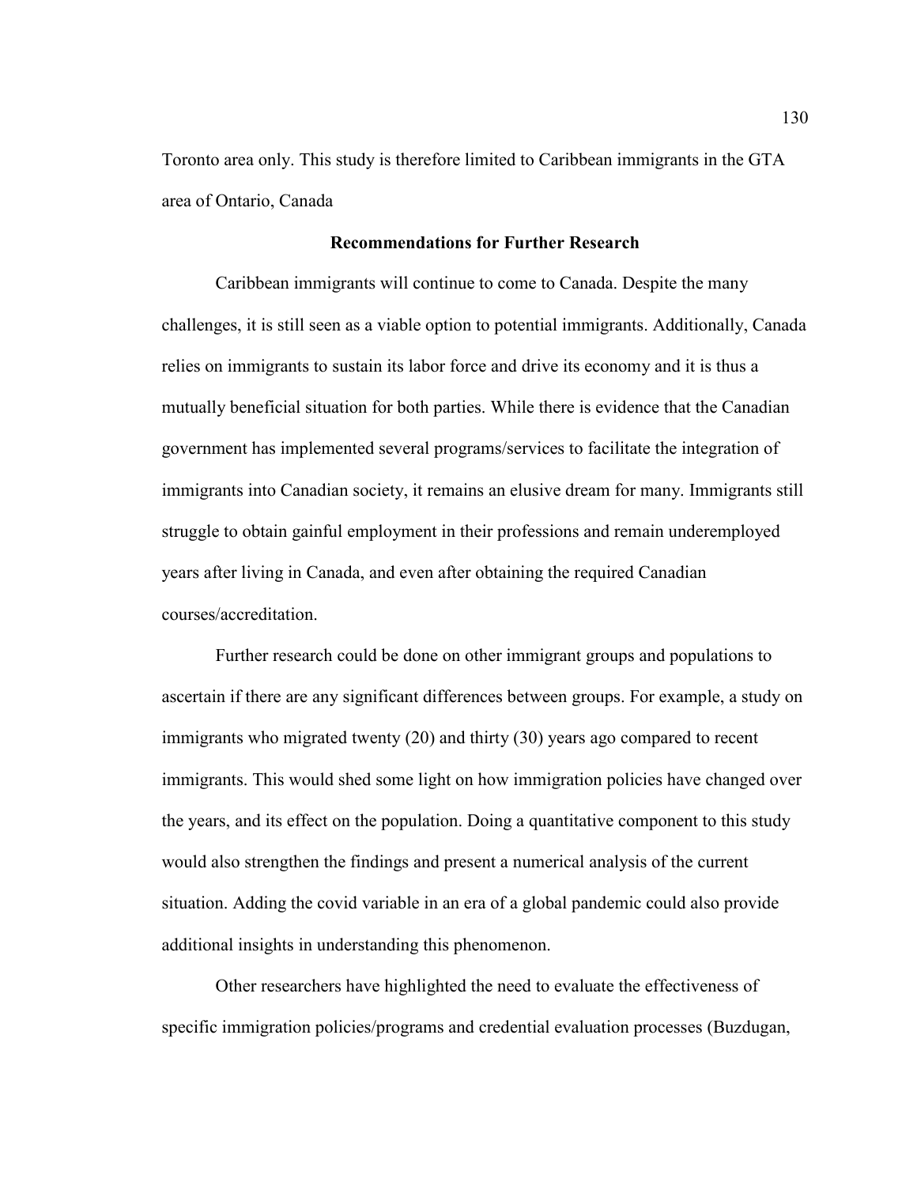Toronto area only. This study is therefore limited to Caribbean immigrants in the GTA area of Ontario, Canada

## Recommendations for Further Research

Caribbean immigrants will continue to come to Canada. Despite the many challenges, it is still seen as a viable option to potential immigrants. Additionally, Canada relies on immigrants to sustain its labor force and drive its economy and it is thus a mutually beneficial situation for both parties. While there is evidence that the Canadian government has implemented several programs/services to facilitate the integration of immigrants into Canadian society, it remains an elusive dream for many. Immigrants still struggle to obtain gainful employment in their professions and remain underemployed years after living in Canada, and even after obtaining the required Canadian courses/accreditation.

Further research could be done on other immigrant groups and populations to ascertain if there are any significant differences between groups. For example, a study on immigrants who migrated twenty (20) and thirty (30) years ago compared to recent immigrants. This would shed some light on how immigration policies have changed over the years, and its effect on the population. Doing a quantitative component to this study would also strengthen the findings and present a numerical analysis of the current situation. Adding the covid variable in an era of a global pandemic could also provide additional insights in understanding this phenomenon.

Other researchers have highlighted the need to evaluate the effectiveness of specific immigration policies/programs and credential evaluation processes (Buzdugan,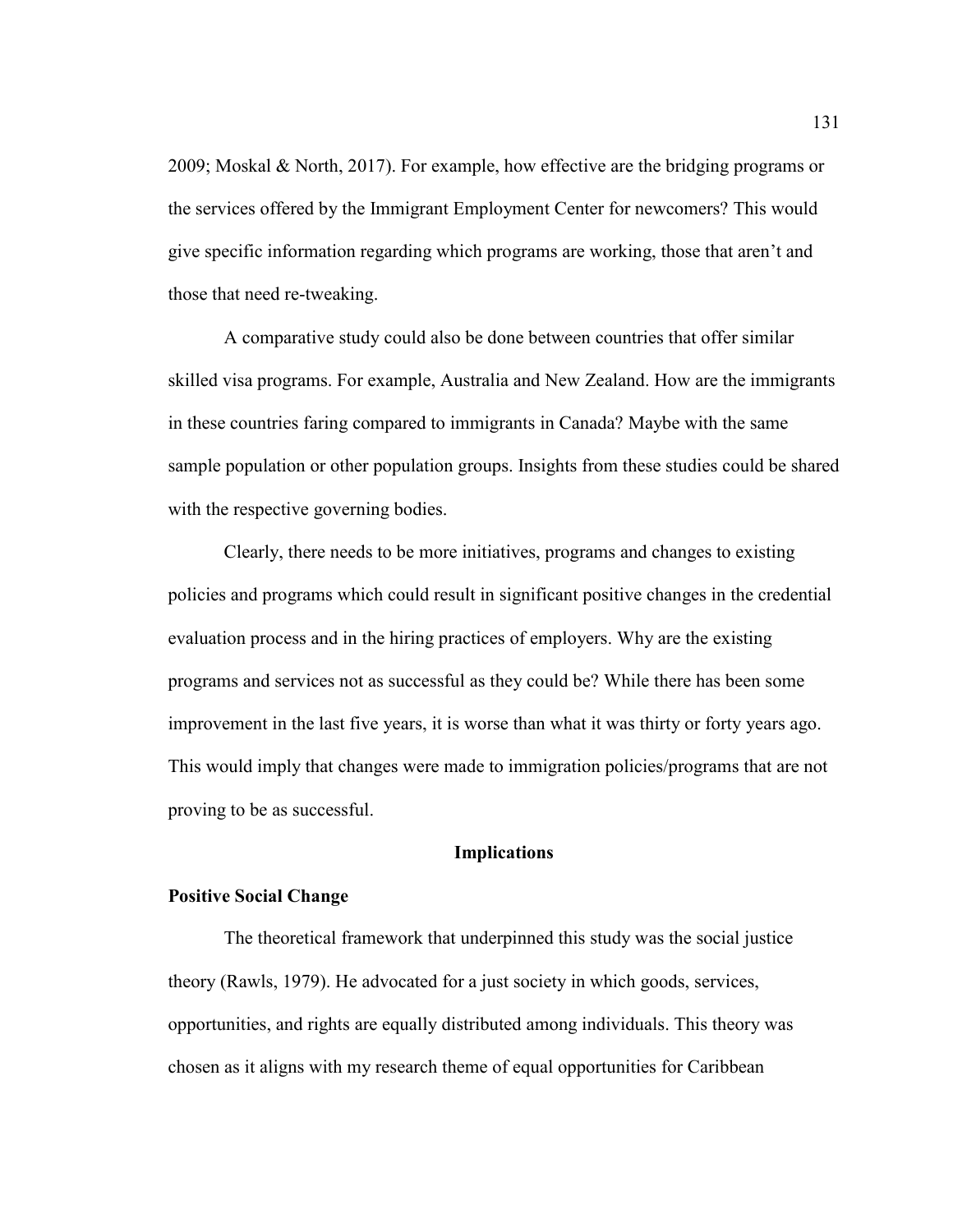2009; Moskal & North, 2017). For example, how effective are the bridging programs or the services offered by the Immigrant Employment Center for newcomers? This would give specific information regarding which programs are working, those that aren't and those that need re-tweaking.

A comparative study could also be done between countries that offer similar skilled visa programs. For example, Australia and New Zealand. How are the immigrants in these countries faring compared to immigrants in Canada? Maybe with the same sample population or other population groups. Insights from these studies could be shared with the respective governing bodies.

Clearly, there needs to be more initiatives, programs and changes to existing policies and programs which could result in significant positive changes in the credential evaluation process and in the hiring practices of employers. Why are the existing programs and services not as successful as they could be? While there has been some improvement in the last five years, it is worse than what it was thirty or forty years ago. This would imply that changes were made to immigration policies/programs that are not proving to be as successful.

## Implications

### Positive Social Change

The theoretical framework that underpinned this study was the social justice theory (Rawls, 1979). He advocated for a just society in which goods, services, opportunities, and rights are equally distributed among individuals. This theory was chosen as it aligns with my research theme of equal opportunities for Caribbean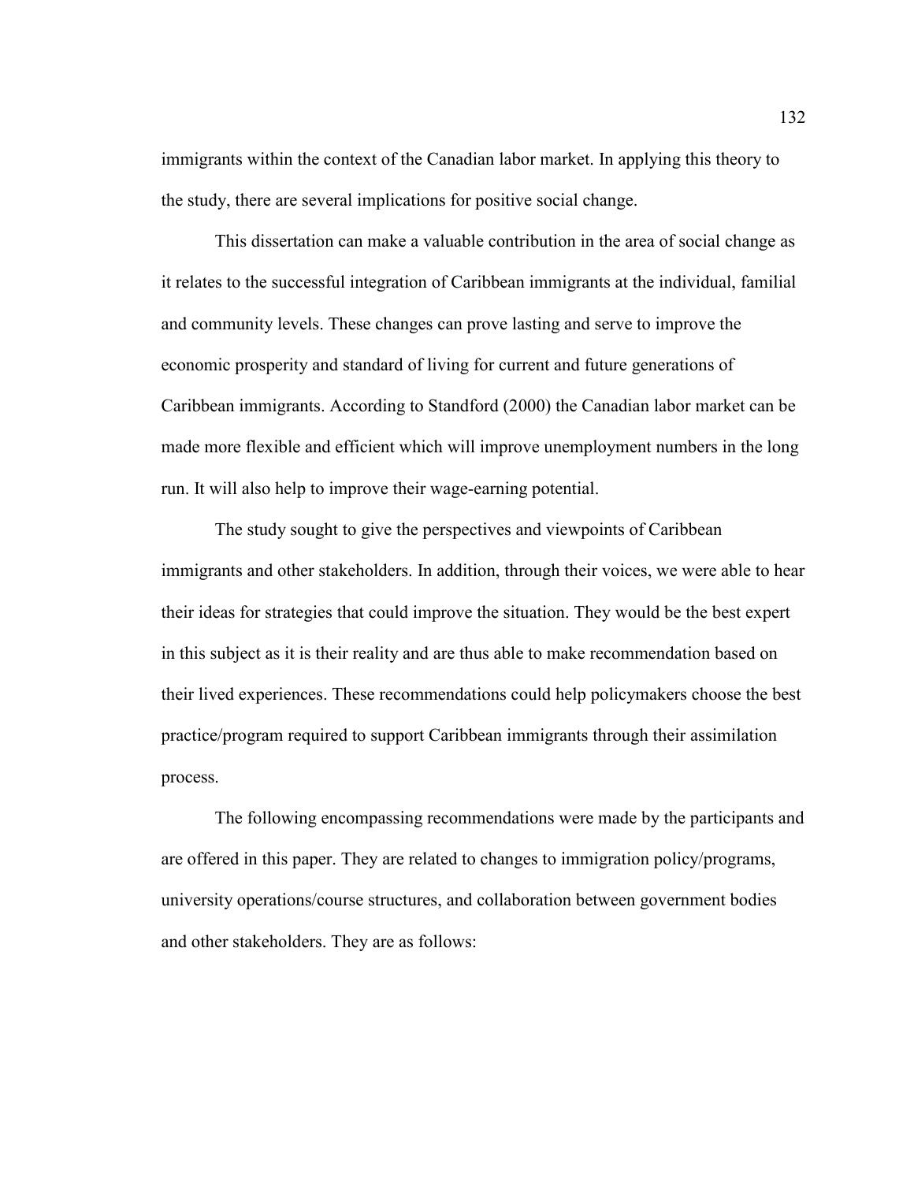immigrants within the context of the Canadian labor market. In applying this theory to the study, there are several implications for positive social change.

This dissertation can make a valuable contribution in the area of social change as it relates to the successful integration of Caribbean immigrants at the individual, familial and community levels. These changes can prove lasting and serve to improve the economic prosperity and standard of living for current and future generations of Caribbean immigrants. According to Standford (2000) the Canadian labor market can be made more flexible and efficient which will improve unemployment numbers in the long run. It will also help to improve their wage-earning potential.

The study sought to give the perspectives and viewpoints of Caribbean immigrants and other stakeholders. In addition, through their voices, we were able to hear their ideas for strategies that could improve the situation. They would be the best expert in this subject as it is their reality and are thus able to make recommendation based on their lived experiences. These recommendations could help policymakers choose the best practice/program required to support Caribbean immigrants through their assimilation process.

The following encompassing recommendations were made by the participants and are offered in this paper. They are related to changes to immigration policy/programs, university operations/course structures, and collaboration between government bodies and other stakeholders. They are as follows: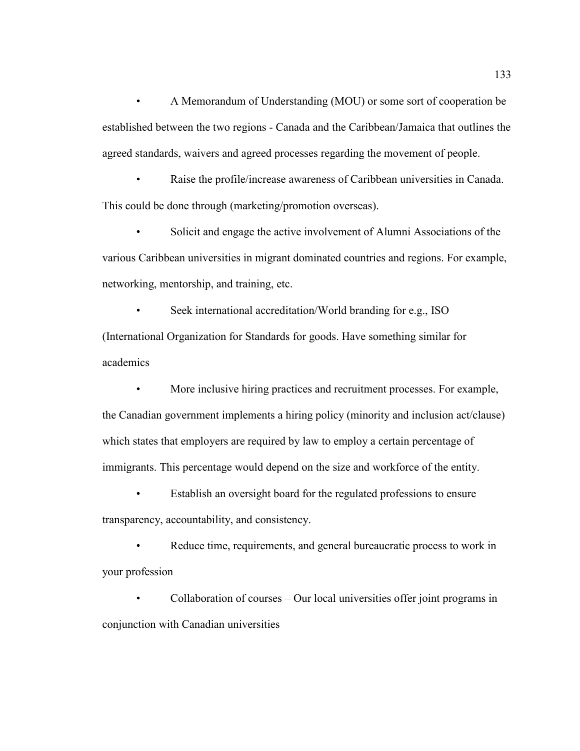- A Memorandum of Understanding (MOU) or some sort of cooperation be established between the two regions - Canada and the Caribbean/Jamaica that outlines the agreed standards, waivers and agreed processes regarding the movement of people.

- Raise the profile/increase awareness of Caribbean universities in Canada. This could be done through (marketing/promotion overseas).

- Solicit and engage the active involvement of Alumni Associations of the various Caribbean universities in migrant dominated countries and regions. For example, networking, mentorship, and training, etc.

- Seek international accreditation/World branding for e.g., ISO (International Organization for Standards for goods. Have something similar for academics

- More inclusive hiring practices and recruitment processes. For example, the Canadian government implements a hiring policy (minority and inclusion act/clause) which states that employers are required by law to employ a certain percentage of immigrants. This percentage would depend on the size and workforce of the entity.

- Establish an oversight board for the regulated professions to ensure transparency, accountability, and consistency.

- Reduce time, requirements, and general bureaucratic process to work in your profession

- Collaboration of courses – Our local universities offer joint programs in conjunction with Canadian universities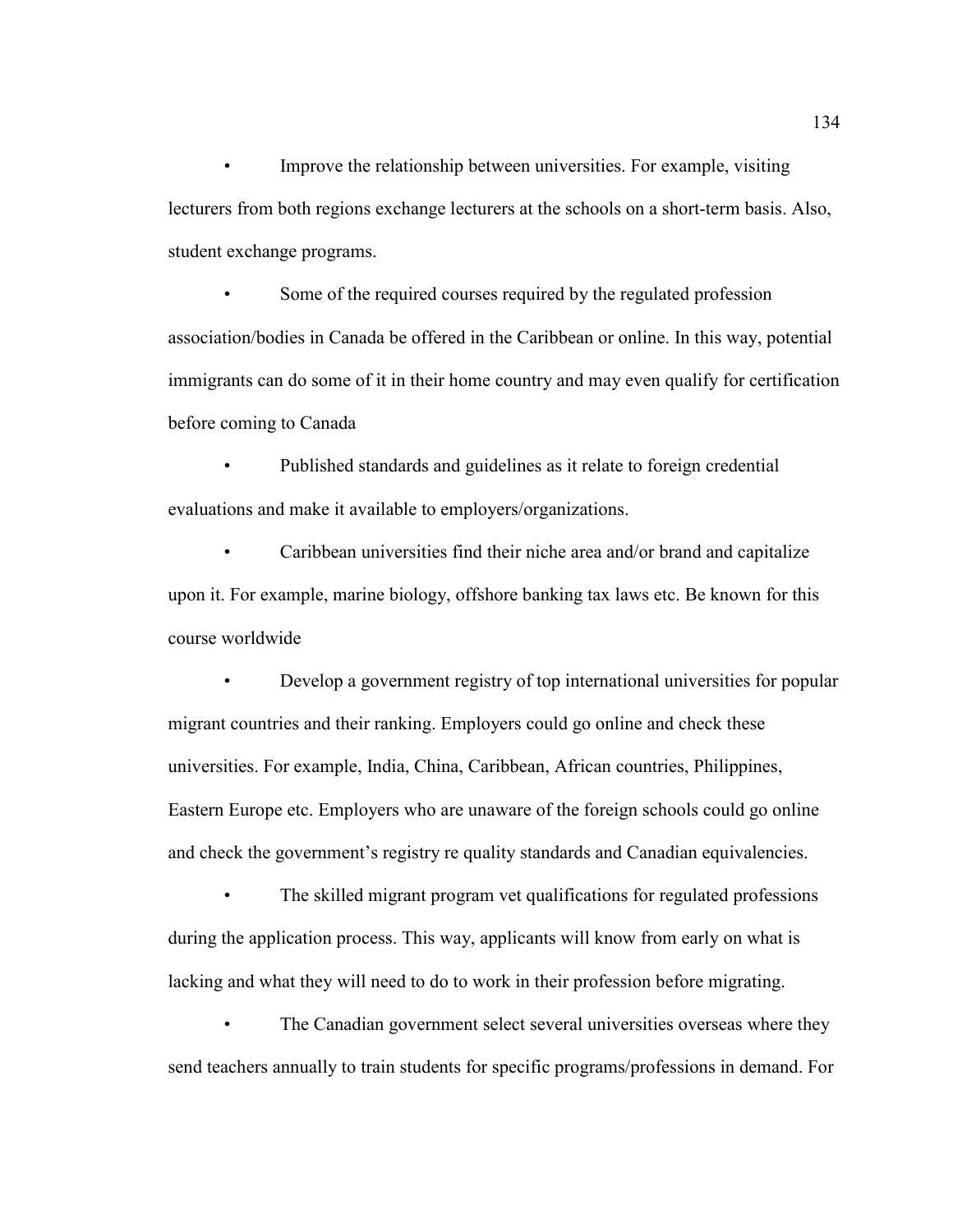- Improve the relationship between universities. For example, visiting lecturers from both regions exchange lecturers at the schools on a short-term basis. Also, student exchange programs.

- Some of the required courses required by the regulated profession association/bodies in Canada be offered in the Caribbean or online. In this way, potential immigrants can do some of it in their home country and may even qualify for certification before coming to Canada

- Published standards and guidelines as it relate to foreign credential evaluations and make it available to employers/organizations.

- Caribbean universities find their niche area and/or brand and capitalize upon it. For example, marine biology, offshore banking tax laws etc. Be known for this course worldwide

- Develop a government registry of top international universities for popular migrant countries and their ranking. Employers could go online and check these universities. For example, India, China, Caribbean, African countries, Philippines, Eastern Europe etc. Employers who are unaware of the foreign schools could go online and check the government's registry re quality standards and Canadian equivalencies.

- The skilled migrant program vet qualifications for regulated professions during the application process. This way, applicants will know from early on what is lacking and what they will need to do to work in their profession before migrating.

- The Canadian government select several universities overseas where they send teachers annually to train students for specific programs/professions in demand. For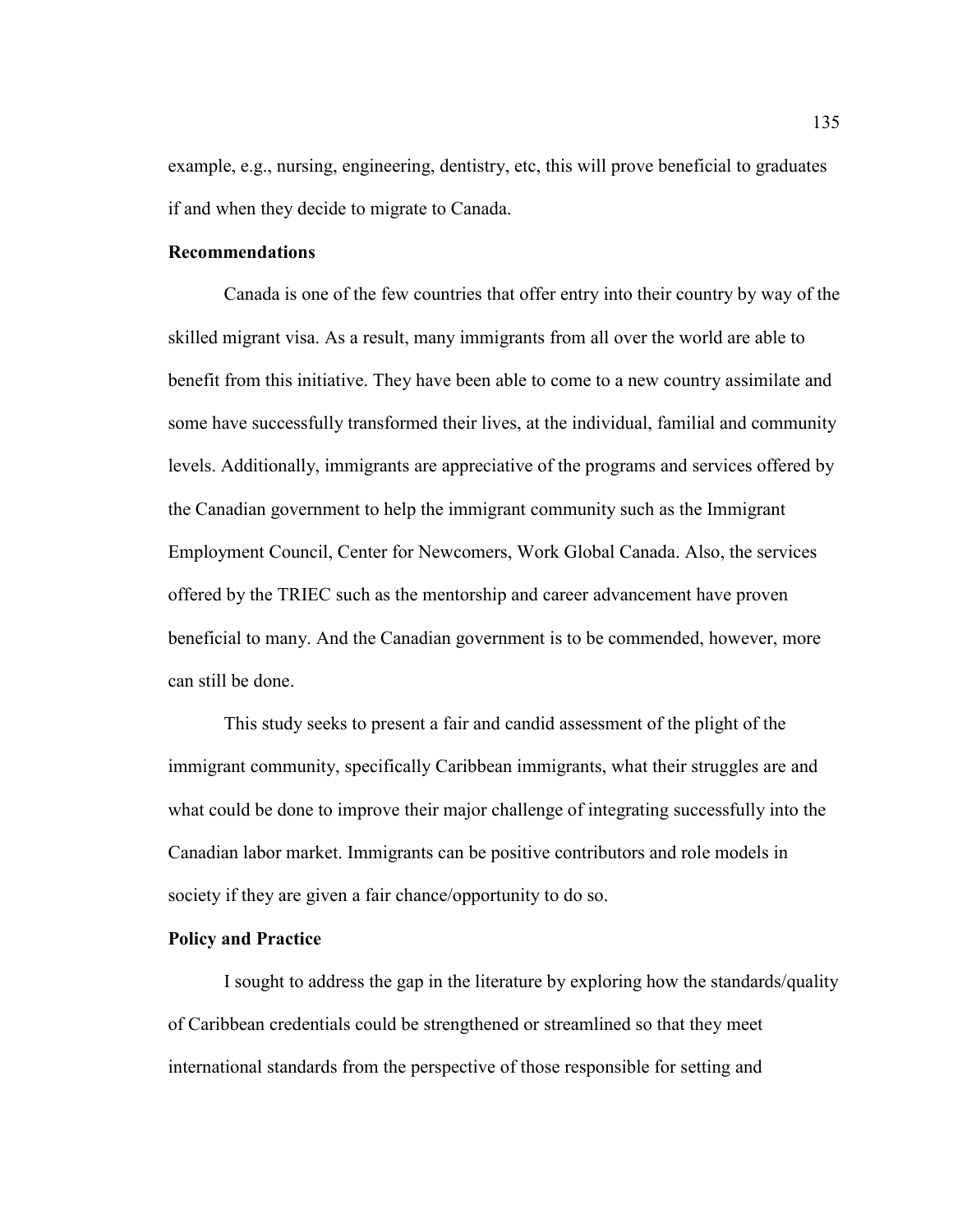example, e.g., nursing, engineering, dentistry, etc, this will prove beneficial to graduates if and when they decide to migrate to Canada.

**Recommendations**

Canada is one of the few countries that offer entry into their country by way of the skilled migrant visa. As a result, many immigrants from all over the world are able to benefit from this initiative. They have been able to come to a new country assimilate and some have successfully transformed their lives, at the individual, familial and community levels. Additionally, immigrants are appreciative of the programs and services offered by the Canadian government to help the immigrant community such as the Immigrant Employment Council, Center for Newcomers, Work Global Canada. Also, the services offered by the TRIEC such as the mentorship and career advancement have proven beneficial to many. And the Canadian government is to be commended, however, more can still be done.

This study seeks to present a fair and candid assessment of the plight of the immigrant community, specifically Caribbean immigrants, what their struggles are and what could be done to improve their major challenge of integrating successfully into the Canadian labor market. Immigrants can be positive contributors and role models in society if they are given a fair chance/opportunity to do so.

**Policy and Practice**

I sought to address the gap in the literature by exploring how the standards/quality of Caribbean credentials could be strengthened or streamlined so that they meet international standards from the perspective of those responsible for setting and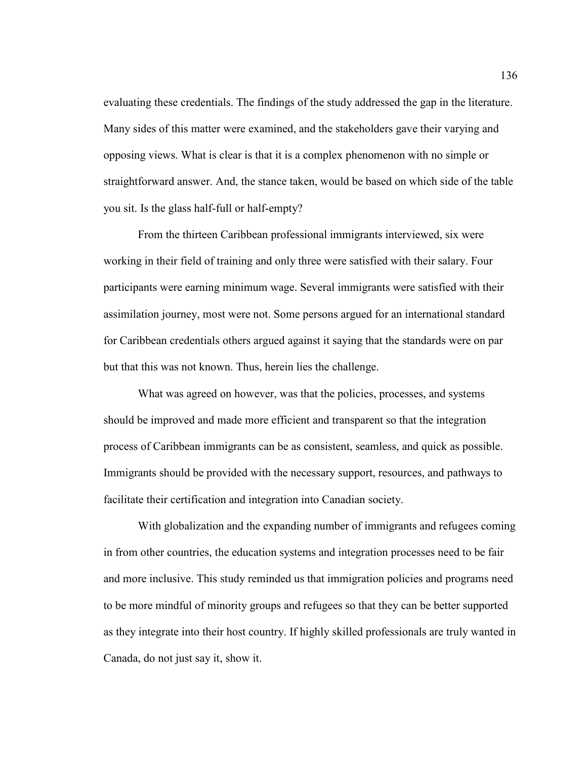evaluating these credentials. The findings of the study addressed the gap in the literature. Many sides of this matter were examined, and the stakeholders gave their varying and opposing views. What is clear is that it is a complex phenomenon with no simple or straightforward answer. And, the stance taken, would be based on which side of the table you sit. Is the glass half-full or half-empty?

From the thirteen Caribbean professional immigrants interviewed, six were working in their field of training and only three were satisfied with their salary. Four participants were earning minimum wage. Several immigrants were satisfied with their assimilation journey, most were not. Some persons argued for an international standard for Caribbean credentials others argued against it saying that the standards were on par but that this was not known. Thus, herein lies the challenge.

What was agreed on however, was that the policies, processes, and systems should be improved and made more efficient and transparent so that the integration process of Caribbean immigrants can be as consistent, seamless, and quick as possible. Immigrants should be provided with the necessary support, resources, and pathways to facilitate their certification and integration into Canadian society.

With globalization and the expanding number of immigrants and refugees coming in from other countries, the education systems and integration processes need to be fair and more inclusive. This study reminded us that immigration policies and programs need to be more mindful of minority groups and refugees so that they can be better supported as they integrate into their host country. If highly skilled professionals are truly wanted in Canada, do not just say it, show it.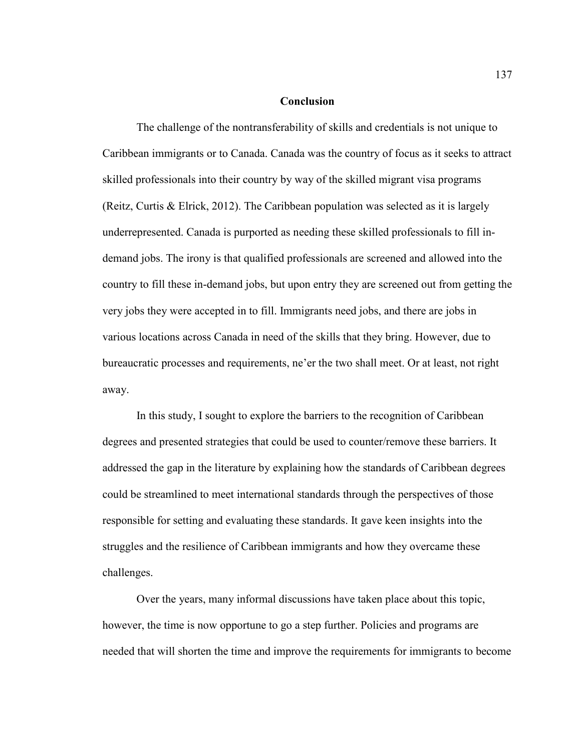## Conclusion

The challenge of the nontransferability of skills and credentials is not unique to Caribbean immigrants or to Canada. Canada was the country of focus as it seeks to attract skilled professionals into their country by way of the skilled migrant visa programs (Reitz, Curtis & Elrick, 2012). The Caribbean population was selected as it is largely underrepresented. Canada is purported as needing these skilled professionals to fill in-demand jobs. The irony is that qualified professionals are screened and allowed into the country to fill these in-demand jobs, but upon entry they are screened out from getting the very jobs they were accepted in to fill. Immigrants need jobs, and there are jobs in various locations across Canada in need of the skills that they bring. However, due to bureaucratic processes and requirements, ne'er the two shall meet. Or at least, not right away.

In this study, I sought to explore the barriers to the recognition of Caribbean degrees and presented strategies that could be used to counter/remove these barriers. It addressed the gap in the literature by explaining how the standards of Caribbean degrees could be streamlined to meet international standards through the perspectives of those responsible for setting and evaluating these standards. It gave keen insights into the struggles and the resilience of Caribbean immigrants and how they overcame these challenges.

Over the years, many informal discussions have taken place about this topic, however, the time is now opportune to go a step further. Policies and programs are needed that will shorten the time and improve the requirements for immigrants to become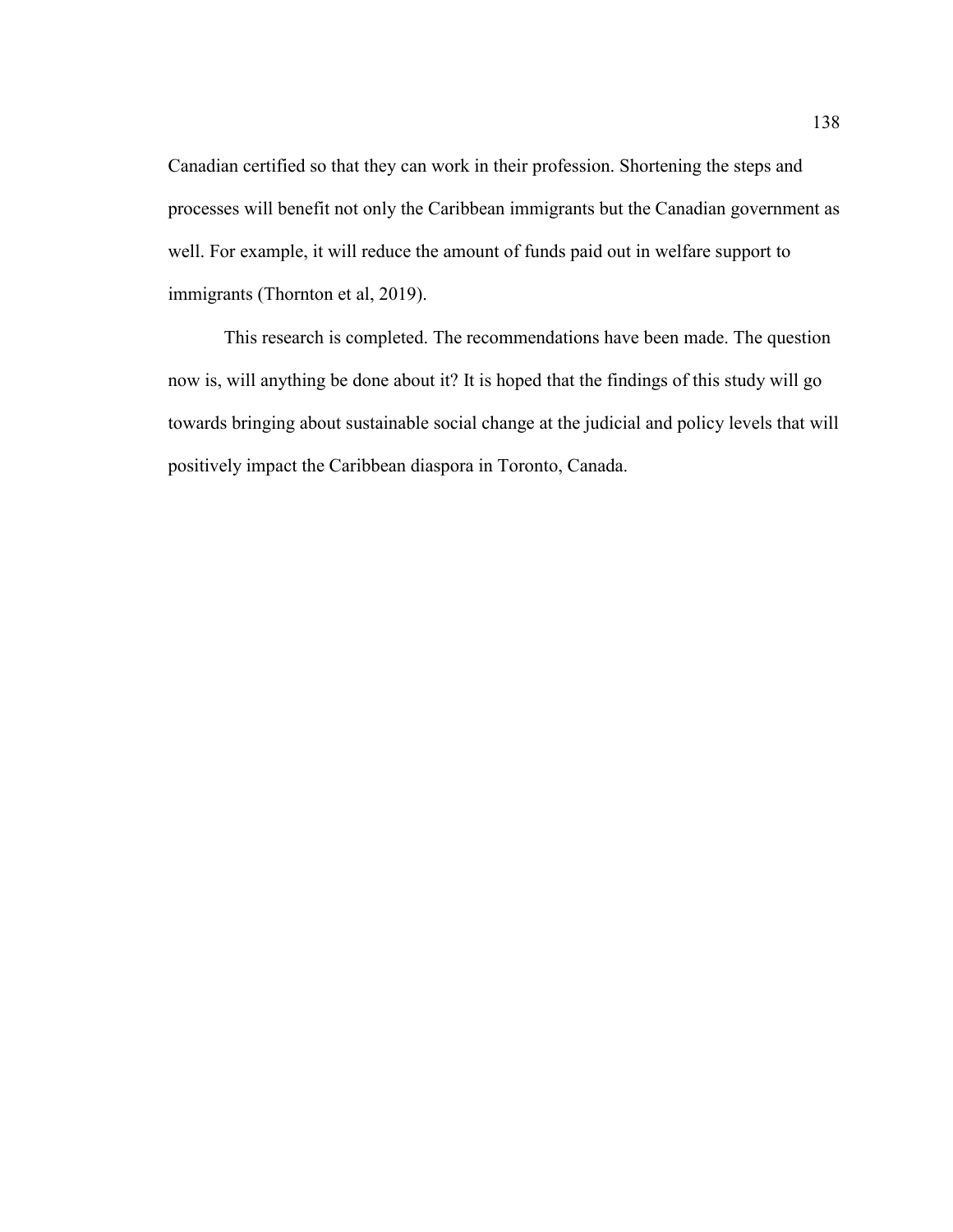Canadian certified so that they can work in their profession. Shortening the steps and processes will benefit not only the Caribbean immigrants but the Canadian government as well. For example, it will reduce the amount of funds paid out in welfare support to immigrants (Thornton et al, 2019).

This research is completed. The recommendations have been made. The question now is, will anything be done about it? It is hoped that the findings of this study will go towards bringing about sustainable social change at the judicial and policy levels that will positively impact the Caribbean diaspora in Toronto, Canada.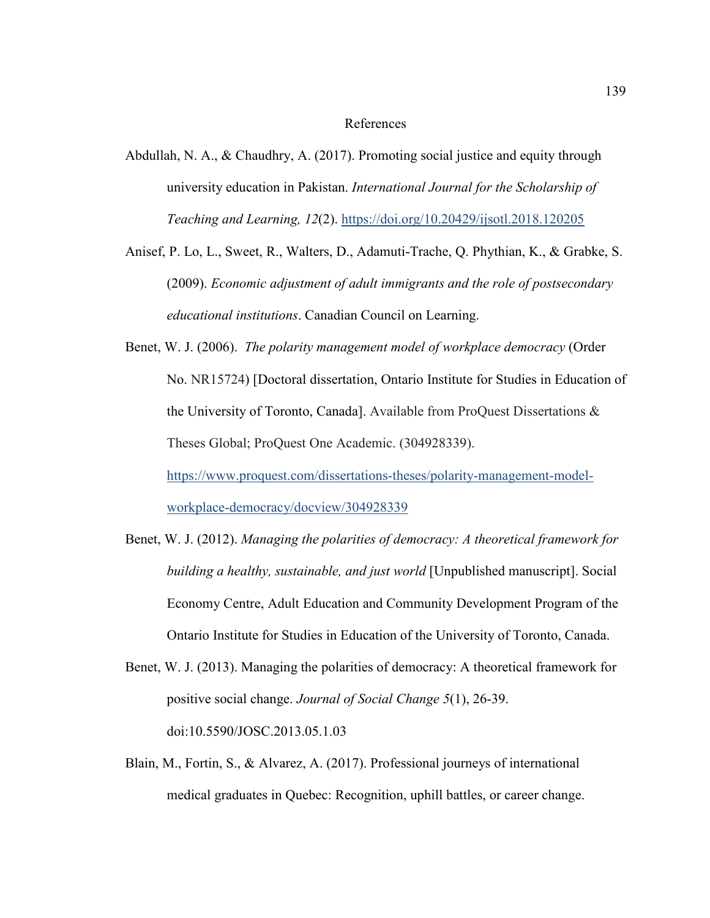# References

Abdullah, N. A., & Chaudhry, A. (2017). Promoting social justice and equity through university education in Pakistan. *International Journal for the Scholarship of Teaching and Learning, 12*(2). https://doi.org/10.20429/ijsotl.2018.120205

Anisef, P. Lo, L., Sweet, R., Walters, D., Adamuti-Trache, Q. Phythian, K., & Grabke, S. (2009). *Economic adjustment of adult immigrants and the role of postsecondary educational institutions*. Canadian Council on Learning.

Benet, W. J. (2006). *The polarity management model of workplace democracy* (Order No. NR15724) [Doctoral dissertation, Ontario Institute for Studies in Education of the University of Toronto, Canada]. Available from ProQuest Dissertations & Theses Global; ProQuest One Academic. (304928339). https://www.proquest.com/dissertations-theses/polarity-management-model-workplace-democracy/docview/304928339

Benet, W. J. (2012). *Managing the polarities of democracy: A theoretical framework for building a healthy, sustainable, and just world* [Unpublished manuscript]. Social Economy Centre, Adult Education and Community Development Program of the Ontario Institute for Studies in Education of the University of Toronto, Canada.

Benet, W. J. (2013). Managing the polarities of democracy: A theoretical framework for positive social change. *Journal of Social Change 5*(1), 26-39. doi:10.5590/JOSC.2013.05.1.03

Blain, M., Fortin, S., & Alvarez, A. (2017). Professional journeys of international medical graduates in Quebec: Recognition, uphill battles, or career change.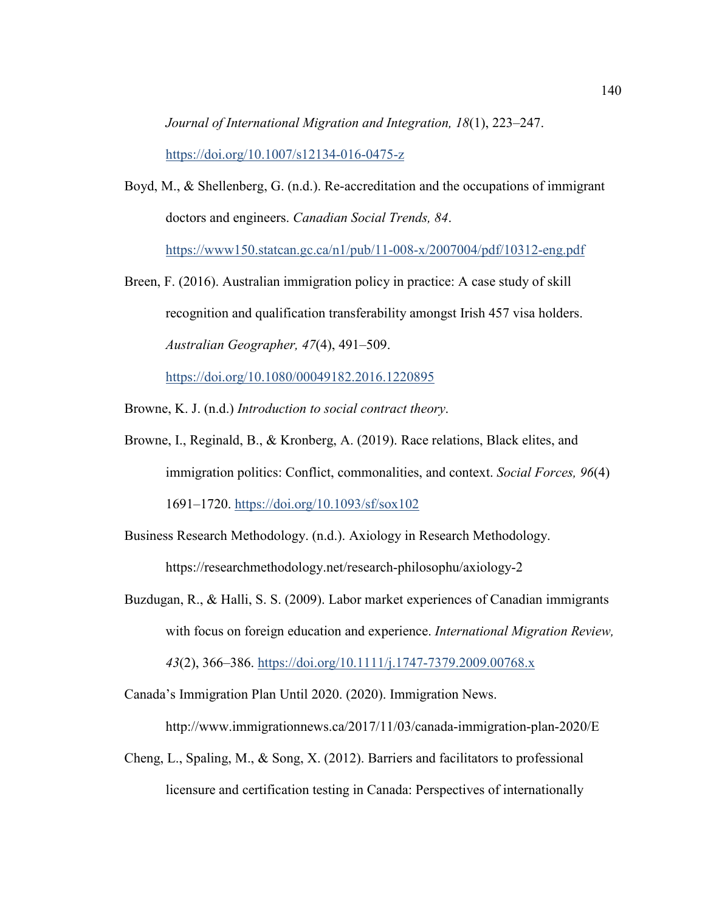*Journal of International Migration and Integration, 18*(1), 223–247. https://doi.org/10.1007/s12134-016-0475-z

Boyd, M., & Shellenberg, G. (n.d.). Re-accreditation and the occupations of immigrant doctors and engineers. *Canadian Social Trends, 84*. https://www150.statcan.gc.ca/n1/pub/11-008-x/2007004/pdf/10312-eng.pdf

Breen, F. (2016). Australian immigration policy in practice: A case study of skill recognition and qualification transferability amongst Irish 457 visa holders. *Australian Geographer, 47*(4), 491–509. https://doi.org/10.1080/00049182.2016.1220895

Browne, K. J. (n.d.) *Introduction to social contract theory*.

Browne, I., Reginald, B., & Kronberg, A. (2019). Race relations, Black elites, and immigration politics: Conflict, commonalities, and context. *Social Forces, 96*(4) 1691–1720. https://doi.org/10.1093/sf/sox102

Business Research Methodology. (n.d.). Axiology in Research Methodology. https://researchmethodology.net/research-philosophu/axiology-2

Buzdugan, R., & Halli, S. S. (2009). Labor market experiences of Canadian immigrants with focus on foreign education and experience. *International Migration Review, 43*(2), 366–386. https://doi.org/10.1111/j.1747-7379.2009.00768.x

Canada's Immigration Plan Until 2020. (2020). Immigration News. http://www.immigrationnews.ca/2017/11/03/canada-immigration-plan-2020/E

Cheng, L., Spaling, M., & Song, X. (2012). Barriers and facilitators to professional licensure and certification testing in Canada: Perspectives of internationally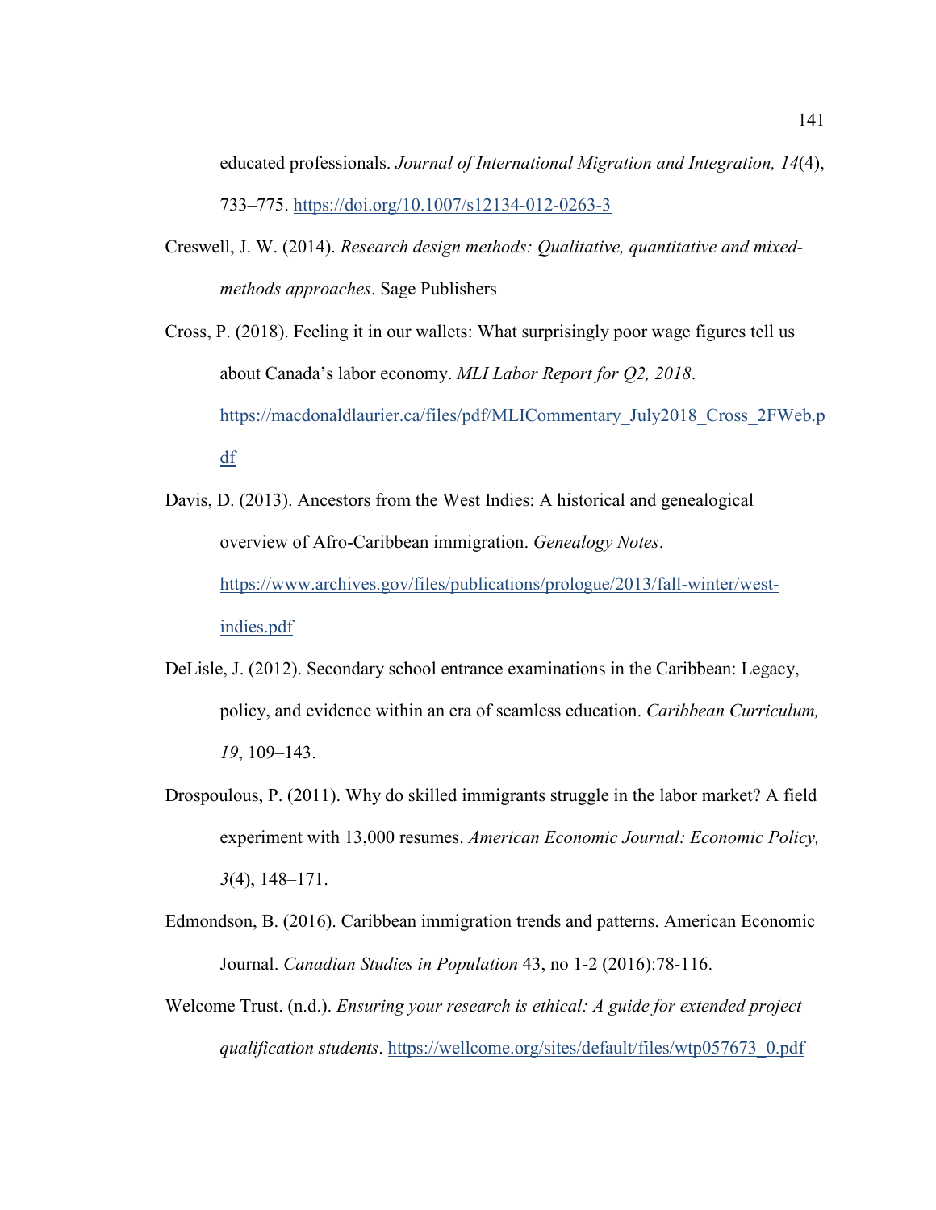educated professionals. *Journal of International Migration and Integration, 14*(4), 733–775. https://doi.org/10.1007/s12134-012-0263-3

Creswell, J. W. (2014). *Research design methods: Qualitative, quantitative and mixed-methods approaches*. Sage Publishers

Cross, P. (2018). Feeling it in our wallets: What surprisingly poor wage figures tell us about Canada's labor economy. *MLI Labor Report for Q2, 2018*. https://macdonaldlaurier.ca/files/pdf/MLICommentary_July2018_Cross_2FWeb.pdf

Davis, D. (2013). Ancestors from the West Indies: A historical and genealogical overview of Afro-Caribbean immigration. *Genealogy Notes*. https://www.archives.gov/files/publications/prologue/2013/fall-winter/west-indies.pdf

DeLisle, J. (2012). Secondary school entrance examinations in the Caribbean: Legacy, policy, and evidence within an era of seamless education. *Caribbean Curriculum, 19*, 109–143.

Drospoulous, P. (2011). Why do skilled immigrants struggle in the labor market? A field experiment with 13,000 resumes. *American Economic Journal: Economic Policy, 3*(4), 148–171.

Edmondson, B. (2016). Caribbean immigration trends and patterns. American Economic Journal. *Canadian Studies in Population* 43, no 1-2 (2016):78-116.

Welcome Trust. (n.d.). *Ensuring your research is ethical: A guide for extended project qualification students*. https://wellcome.org/sites/default/files/wtp057673_0.pdf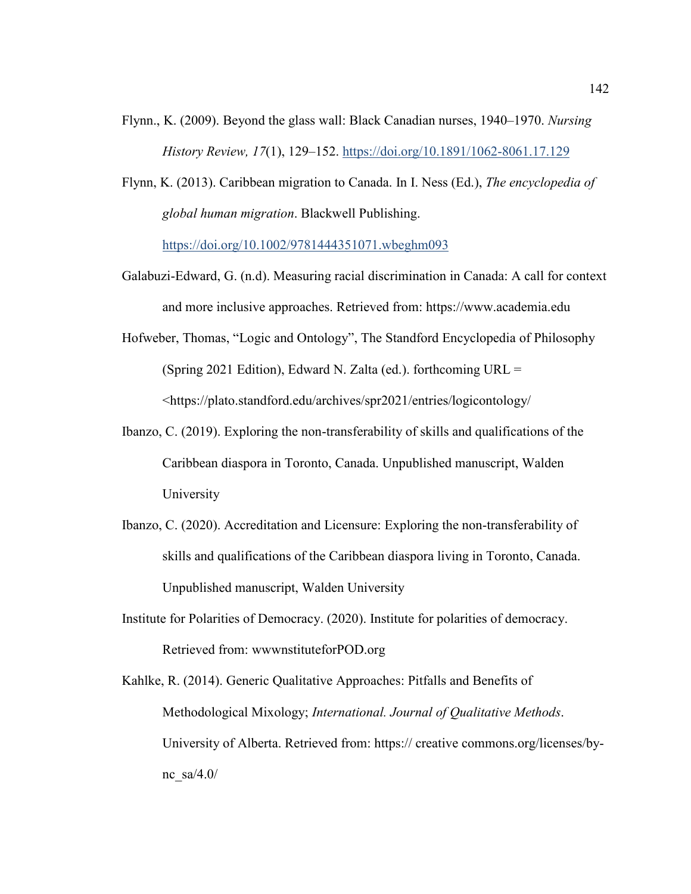Flynn., K. (2009). Beyond the glass wall: Black Canadian nurses, 1940–1970. *Nursing History Review, 17*(1), 129–152. https://doi.org/10.1891/1062-8061.17.129

Flynn, K. (2013). Caribbean migration to Canada. In I. Ness (Ed.), *The encyclopedia of global human migration*. Blackwell Publishing. https://doi.org/10.1002/9781444351071.wbeghm093

Galabuzi-Edward, G. (n.d). Measuring racial discrimination in Canada: A call for context and more inclusive approaches. Retrieved from: https://www.academia.edu

Hofweber, Thomas, "Logic and Ontology", The Standford Encyclopedia of Philosophy (Spring 2021 Edition), Edward N. Zalta (ed.). forthcoming URL = <https://plato.standford.edu/archives/spr2021/entries/logicontology/

Ibanzo, C. (2019). Exploring the non-transferability of skills and qualifications of the Caribbean diaspora in Toronto, Canada. Unpublished manuscript, Walden University

Ibanzo, C. (2020). Accreditation and Licensure: Exploring the non-transferability of skills and qualifications of the Caribbean diaspora living in Toronto, Canada. Unpublished manuscript, Walden University

Institute for Polarities of Democracy. (2020). Institute for polarities of democracy. Retrieved from: wwwnstituteforPOD.org

Kahlke, R. (2014). Generic Qualitative Approaches: Pitfalls and Benefits of Methodological Mixology; *International. Journal of Qualitative Methods*. University of Alberta. Retrieved from: https:// creative commons.org/licenses/by-nc_sa/4.0/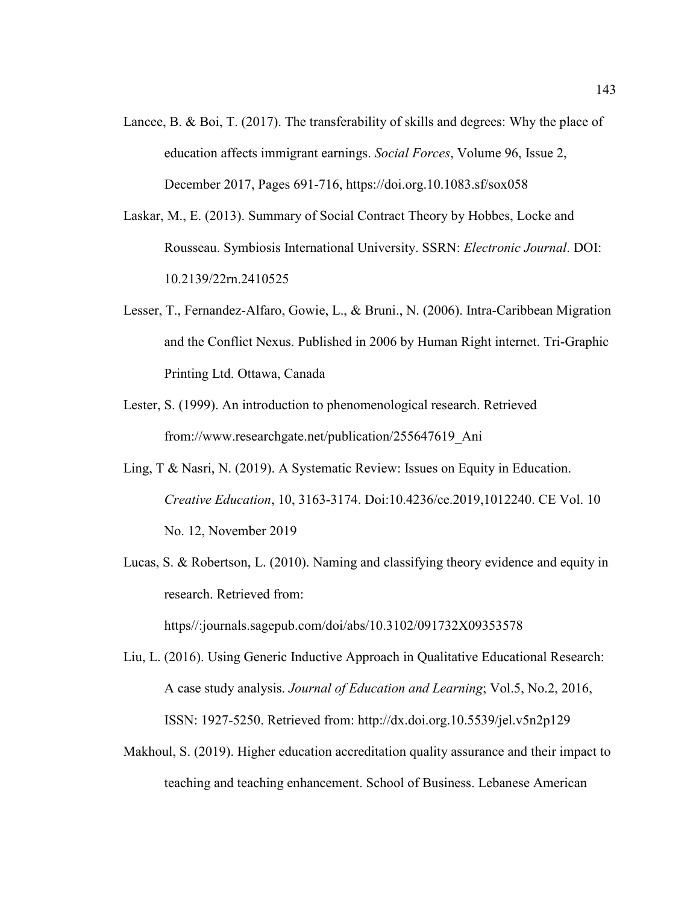Lancee, B. & Boi, T. (2017). The transferability of skills and degrees: Why the place of education affects immigrant earnings. *Social Forces*, Volume 96, Issue 2, December 2017, Pages 691-716, https://doi.org.10.1083.sf/sox058

Laskar, M., E. (2013). Summary of Social Contract Theory by Hobbes, Locke and Rousseau. Symbiosis International University. SSRN: *Electronic Journal*. DOI: 10.2139/22rn.2410525

Lesser, T., Fernandez-Alfaro, Gowie, L., & Bruni., N. (2006). Intra-Caribbean Migration and the Conflict Nexus. Published in 2006 by Human Right internet. Tri-Graphic Printing Ltd. Ottawa, Canada

Lester, S. (1999). An introduction to phenomenological research. Retrieved from://www.researchgate.net/publication/255647619_Ani

Ling, T & Nasri, N. (2019). A Systematic Review: Issues on Equity in Education. *Creative Education*, 10, 3163-3174. Doi:10.4236/ce.2019,1012240. CE Vol. 10 No. 12, November 2019

Lucas, S. & Robertson, L. (2010). Naming and classifying theory evidence and equity in research. Retrieved from: https//:journals.sagepub.com/doi/abs/10.3102/091732X09353578

Liu, L. (2016). Using Generic Inductive Approach in Qualitative Educational Research: A case study analysis. *Journal of Education and Learning*; Vol.5, No.2, 2016, ISSN: 1927-5250. Retrieved from: http://dx.doi.org.10.5539/jel.v5n2p129

Makhoul, S. (2019). Higher education accreditation quality assurance and their impact to teaching and teaching enhancement. School of Business. Lebanese American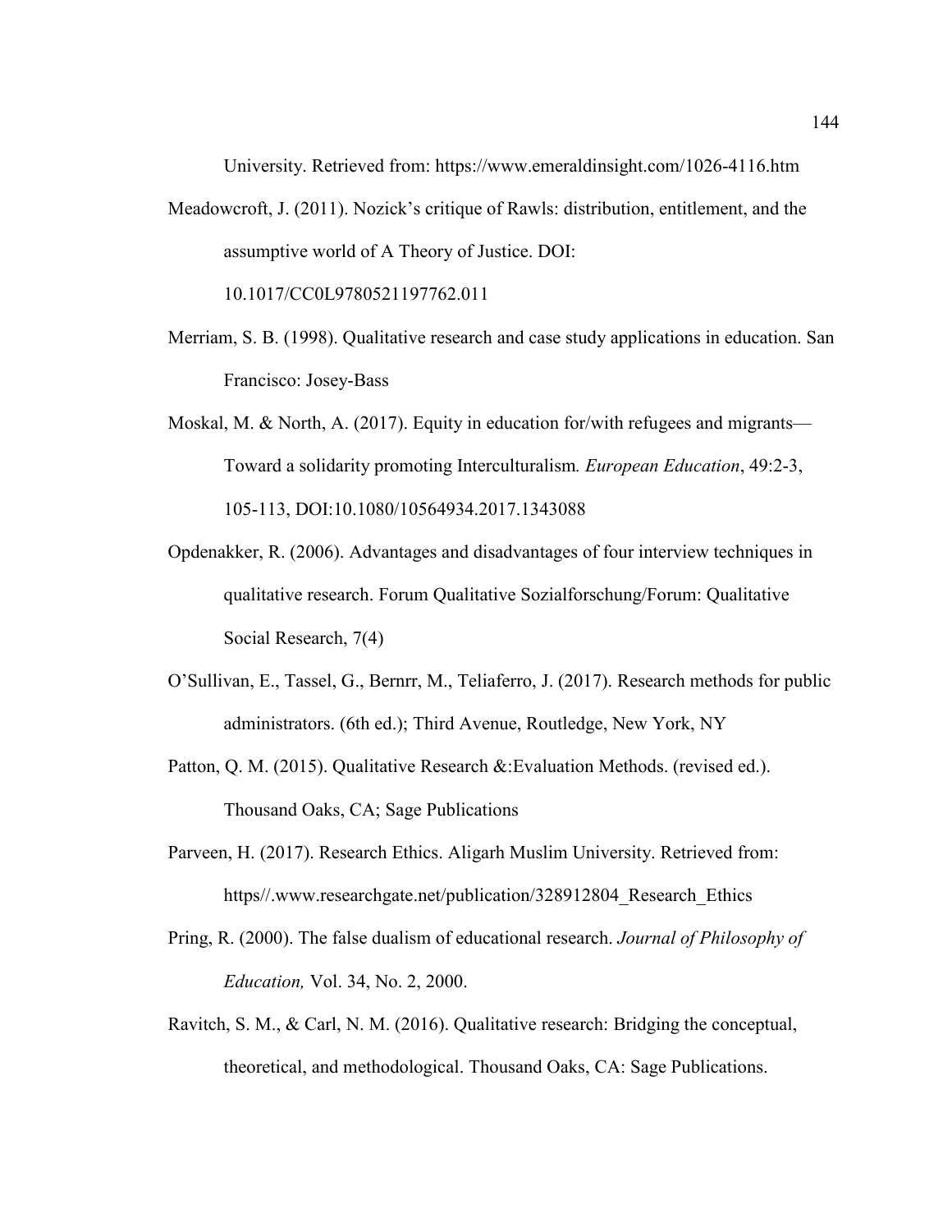University. Retrieved from: https://www.emeraldinsight.com/1026-4116.htm

Meadowcroft, J. (2011). Nozick's critique of Rawls: distribution, entitlement, and the assumptive world of A Theory of Justice. DOI: 10.1017/CC0L9780521197762.011

Merriam, S. B. (1998). Qualitative research and case study applications in education. San Francisco: Josey-Bass

Moskal, M. & North, A. (2017). Equity in education for/with refugees and migrants—Toward a solidarity promoting Interculturalism. *European Education*, 49:2-3, 105-113, DOI:10.1080/10564934.2017.1343088

Opdenakker, R. (2006). Advantages and disadvantages of four interview techniques in qualitative research. Forum Qualitative Sozialforschung/Forum: Qualitative Social Research, 7(4)

O'Sullivan, E., Tassel, G., Bernrr, M., Teliaferro, J. (2017). Research methods for public administrators. (6th ed.); Third Avenue, Routledge, New York, NY

Patton, Q. M. (2015). Qualitative Research &:Evaluation Methods. (revised ed.). Thousand Oaks, CA; Sage Publications

Parveen, H. (2017). Research Ethics. Aligarh Muslim University. Retrieved from: https//.www.researchgate.net/publication/328912804_Research_Ethics

Pring, R. (2000). The false dualism of educational research. *Journal of Philosophy of Education,* Vol. 34, No. 2, 2000.

Ravitch, S. M., & Carl, N. M. (2016). Qualitative research: Bridging the conceptual, theoretical, and methodological. Thousand Oaks, CA: Sage Publications.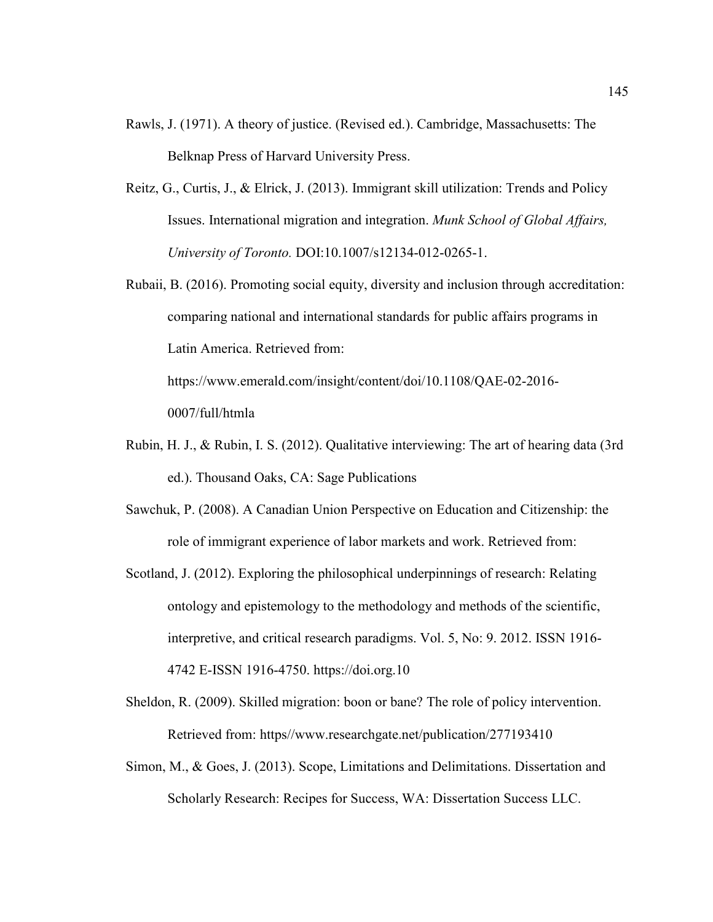Rawls, J. (1971). A theory of justice. (Revised ed.). Cambridge, Massachusetts: The Belknap Press of Harvard University Press.

Reitz, G., Curtis, J., & Elrick, J. (2013). Immigrant skill utilization: Trends and Policy Issues. International migration and integration. *Munk School of Global Affairs, University of Toronto.* DOI:10.1007/s12134-012-0265-1.

Rubaii, B. (2016). Promoting social equity, diversity and inclusion through accreditation: comparing national and international standards for public affairs programs in Latin America. Retrieved from: https://www.emerald.com/insight/content/doi/10.1108/QAE-02-2016-0007/full/htmla

Rubin, H. J., & Rubin, I. S. (2012). Qualitative interviewing: The art of hearing data (3rd ed.). Thousand Oaks, CA: Sage Publications

Sawchuk, P. (2008). A Canadian Union Perspective on Education and Citizenship: the role of immigrant experience of labor markets and work. Retrieved from:

Scotland, J. (2012). Exploring the philosophical underpinnings of research: Relating ontology and epistemology to the methodology and methods of the scientific, interpretive, and critical research paradigms. Vol. 5, No: 9. 2012. ISSN 1916-4742 E-ISSN 1916-4750. https://doi.org.10

Sheldon, R. (2009). Skilled migration: boon or bane? The role of policy intervention. Retrieved from: https//www.researchgate.net/publication/277193410

Simon, M., & Goes, J. (2013). Scope, Limitations and Delimitations. Dissertation and Scholarly Research: Recipes for Success, WA: Dissertation Success LLC.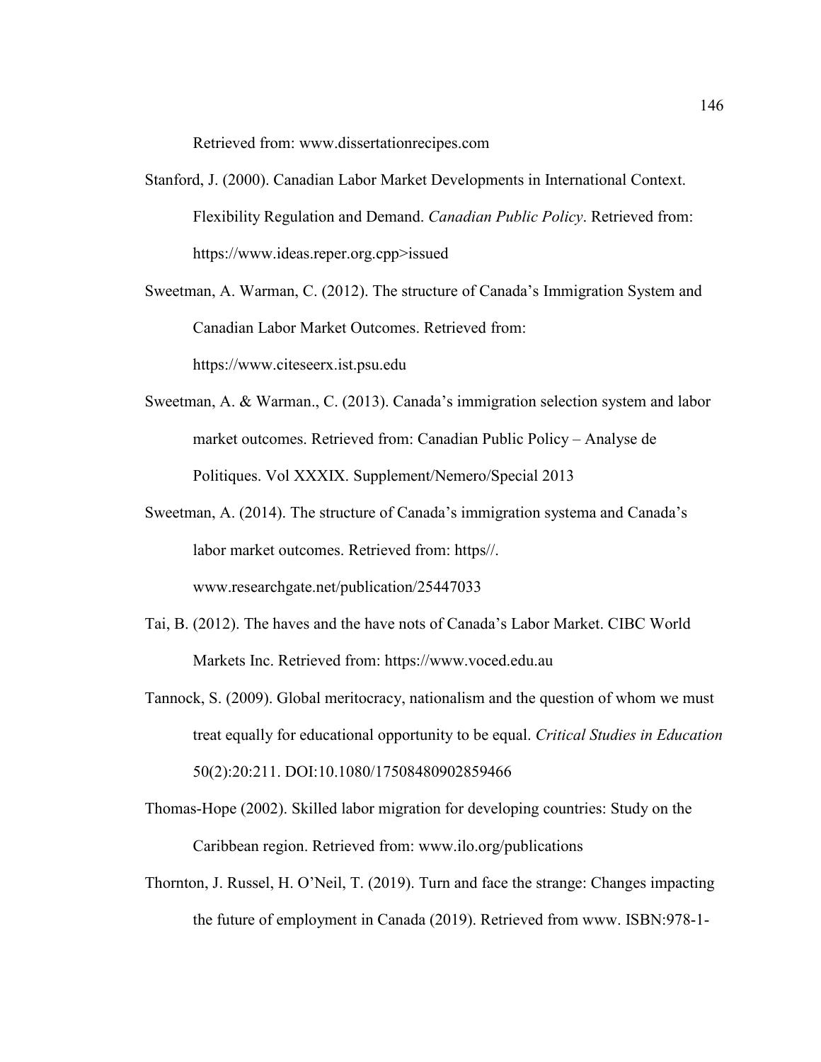Retrieved from: www.dissertationrecipes.com

Stanford, J. (2000). Canadian Labor Market Developments in International Context. Flexibility Regulation and Demand. *Canadian Public Policy*. Retrieved from: https://www.ideas.reper.org.cpp>issued

Sweetman, A. Warman, C. (2012). The structure of Canada's Immigration System and Canadian Labor Market Outcomes. Retrieved from: https://www.citeseerx.ist.psu.edu

Sweetman, A. & Warman., C. (2013). Canada's immigration selection system and labor market outcomes. Retrieved from: Canadian Public Policy – Analyse de Politiques. Vol XXXIX. Supplement/Nemero/Special 2013

Sweetman, A. (2014). The structure of Canada's immigration systema and Canada's labor market outcomes. Retrieved from: https//. www.researchgate.net/publication/25447033

Tai, B. (2012). The haves and the have nots of Canada's Labor Market. CIBC World Markets Inc. Retrieved from: https://www.voced.edu.au

Tannock, S. (2009). Global meritocracy, nationalism and the question of whom we must treat equally for educational opportunity to be equal. *Critical Studies in Education* 50(2):20:211. DOI:10.1080/17508480902859466

Thomas-Hope (2002). Skilled labor migration for developing countries: Study on the Caribbean region. Retrieved from: www.ilo.org/publications

Thornton, J. Russel, H. O'Neil, T. (2019). Turn and face the strange: Changes impacting the future of employment in Canada (2019). Retrieved from www. ISBN:978-1-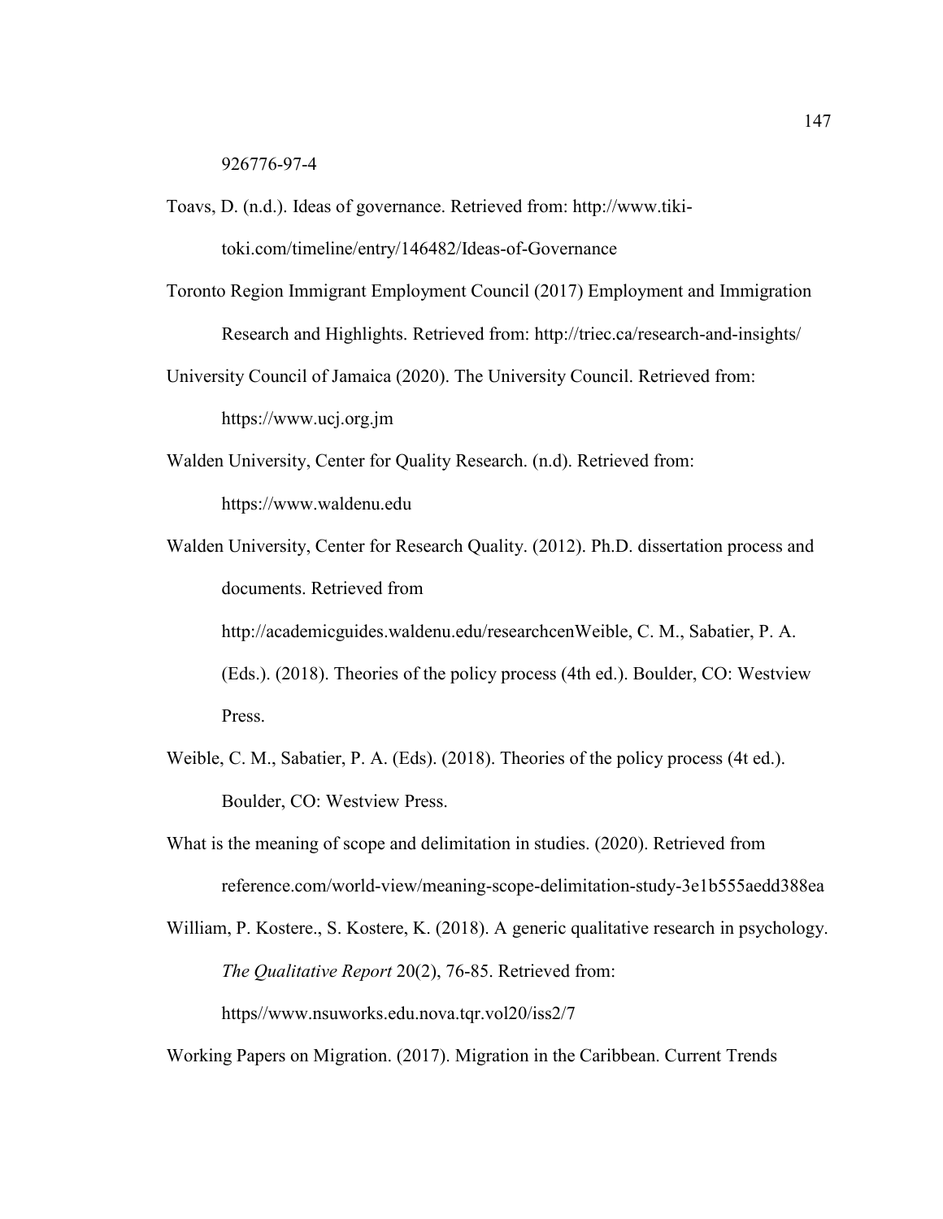926776-97-4

Toavs, D. (n.d.). Ideas of governance. Retrieved from: http://www.tiki-toki.com/timeline/entry/146482/Ideas-of-Governance

Toronto Region Immigrant Employment Council (2017) Employment and Immigration Research and Highlights. Retrieved from: http://triec.ca/research-and-insights/

University Council of Jamaica (2020). The University Council. Retrieved from: https://www.ucj.org.jm

Walden University, Center for Quality Research. (n.d). Retrieved from: https://www.waldenu.edu

Walden University, Center for Research Quality. (2012). Ph.D. dissertation process and documents. Retrieved from http://academicguides.waldenu.edu/researchcenWeible, C. M., Sabatier, P. A. (Eds.). (2018). Theories of the policy process (4th ed.). Boulder, CO: Westview Press.

Weible, C. M., Sabatier, P. A. (Eds). (2018). Theories of the policy process (4t ed.). Boulder, CO: Westview Press.

What is the meaning of scope and delimitation in studies. (2020). Retrieved from reference.com/world-view/meaning-scope-delimitation-study-3e1b555aedd388ea

William, P. Kostere., S. Kostere, K. (2018). A generic qualitative research in psychology. *The Qualitative Report* 20(2), 76-85. Retrieved from: https//www.nsuworks.edu.nova.tqr.vol20/iss2/7

Working Papers on Migration. (2017). Migration in the Caribbean. Current Trends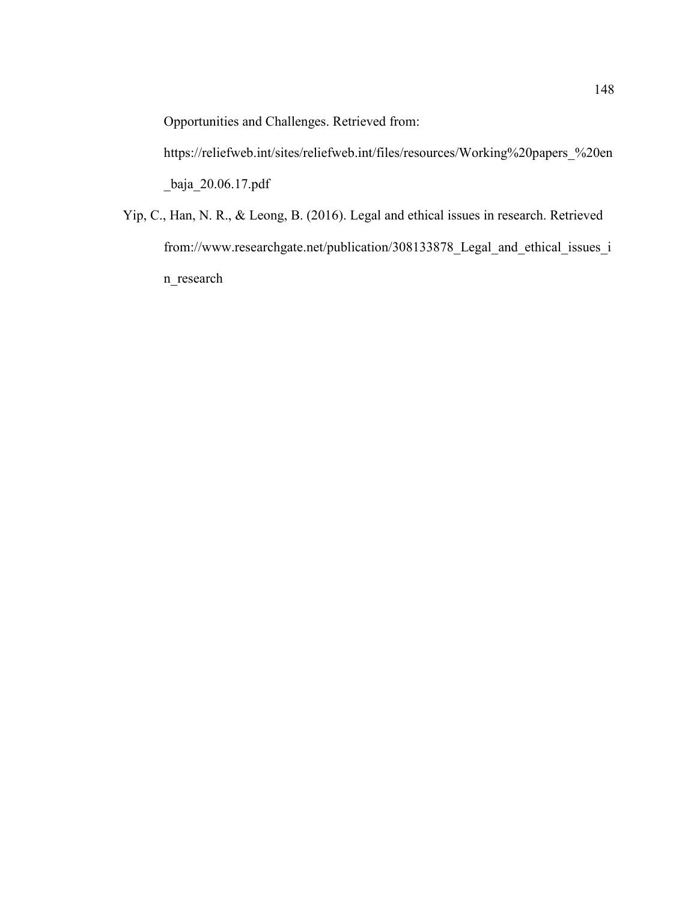Opportunities and Challenges. Retrieved from: https://reliefweb.int/sites/reliefweb.int/files/resources/Working%20papers_%20en_baja_20.06.17.pdf

Yip, C., Han, N. R., & Leong, B. (2016). Legal and ethical issues in research. Retrieved from://www.researchgate.net/publication/308133878_Legal_and_ethical_issues_in_research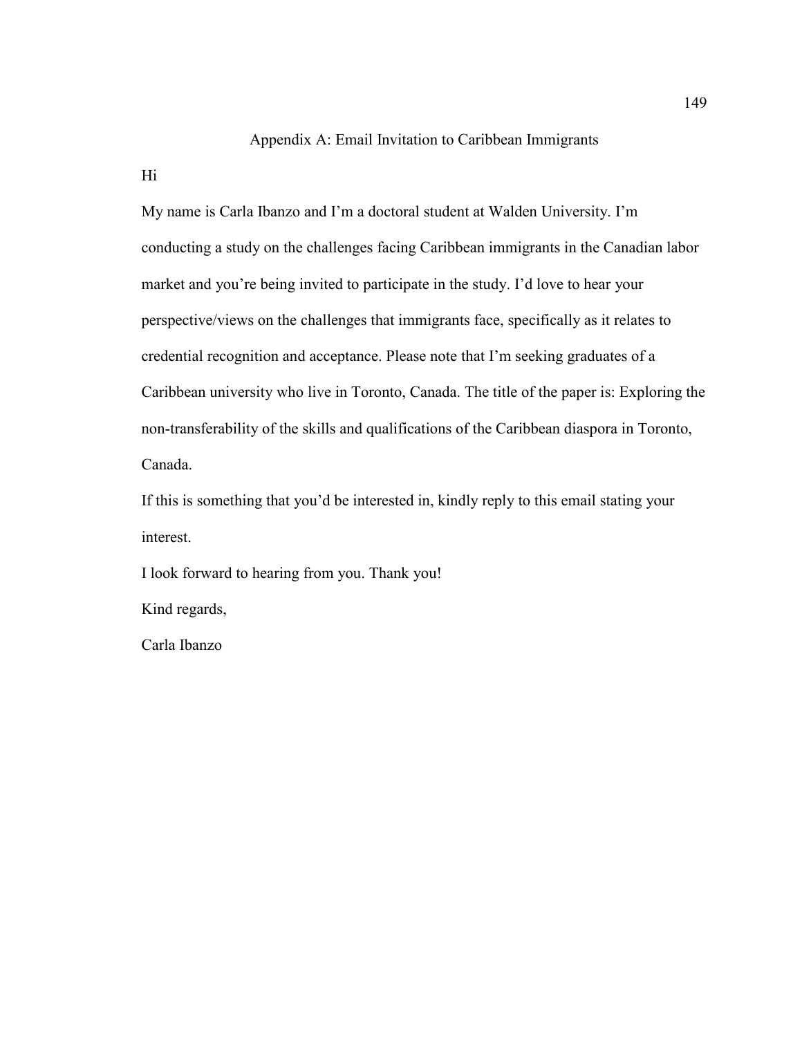# Appendix A: Email Invitation to Caribbean Immigrants

Hi

My name is Carla Ibanzo and I'm a doctoral student at Walden University. I'm conducting a study on the challenges facing Caribbean immigrants in the Canadian labor market and you're being invited to participate in the study. I'd love to hear your perspective/views on the challenges that immigrants face, specifically as it relates to credential recognition and acceptance. Please note that I'm seeking graduates of a Caribbean university who live in Toronto, Canada. The title of the paper is: Exploring the non-transferability of the skills and qualifications of the Caribbean diaspora in Toronto, Canada.

If this is something that you'd be interested in, kindly reply to this email stating your interest.

I look forward to hearing from you. Thank you!

Kind regards,

Carla Ibanzo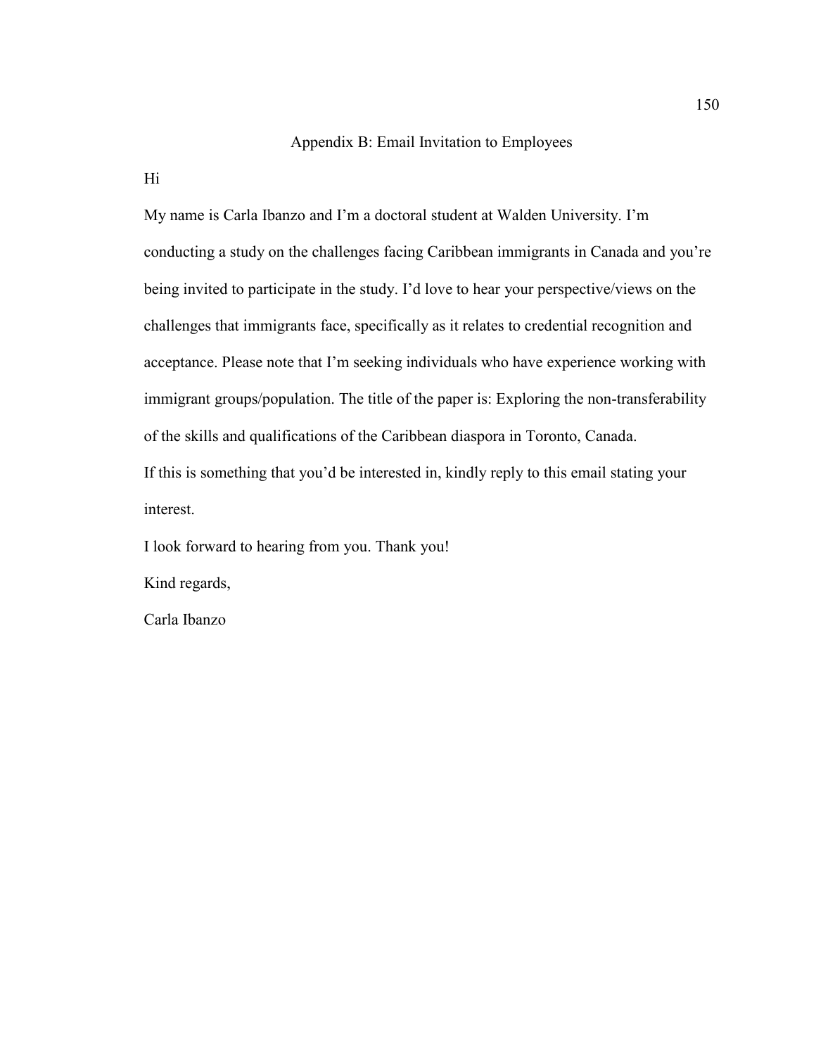# Appendix B: Email Invitation to Employees

Hi

My name is Carla Ibanzo and I'm a doctoral student at Walden University. I'm conducting a study on the challenges facing Caribbean immigrants in Canada and you're being invited to participate in the study. I'd love to hear your perspective/views on the challenges that immigrants face, specifically as it relates to credential recognition and acceptance. Please note that I'm seeking individuals who have experience working with immigrant groups/population. The title of the paper is: Exploring the non-transferability of the skills and qualifications of the Caribbean diaspora in Toronto, Canada.

If this is something that you'd be interested in, kindly reply to this email stating your interest.

I look forward to hearing from you. Thank you!

Kind regards,

Carla Ibanzo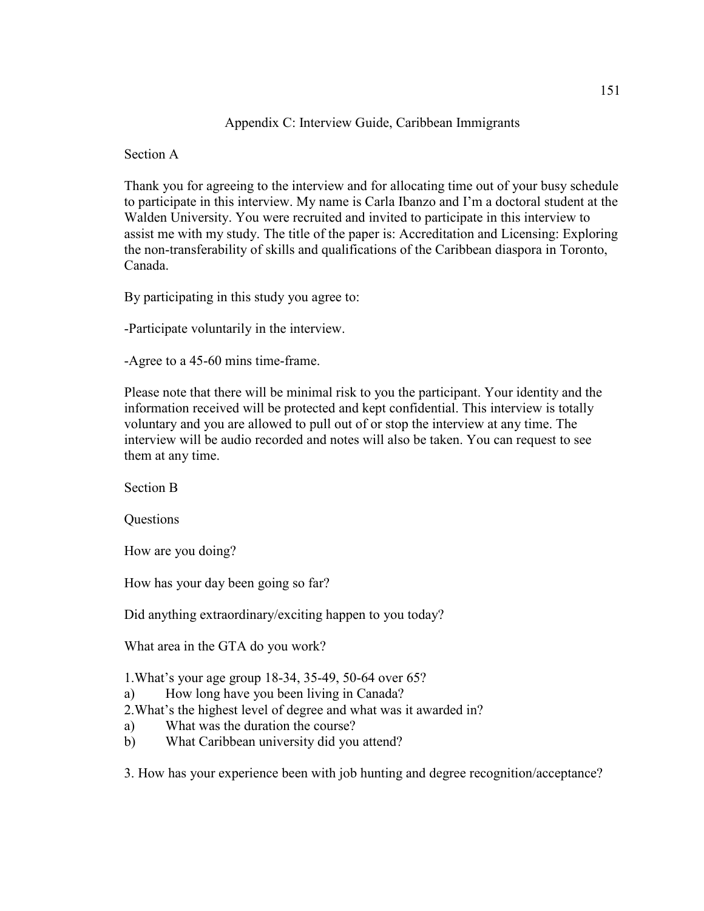# Appendix C: Interview Guide, Caribbean Immigrants

Section A

Thank you for agreeing to the interview and for allocating time out of your busy schedule to participate in this interview. My name is Carla Ibanzo and I'm a doctoral student at the Walden University. You were recruited and invited to participate in this interview to assist me with my study. The title of the paper is: Accreditation and Licensing: Exploring the non-transferability of skills and qualifications of the Caribbean diaspora in Toronto, Canada.

By participating in this study you agree to:

-Participate voluntarily in the interview.

-Agree to a 45-60 mins time-frame.

Please note that there will be minimal risk to you the participant. Your identity and the information received will be protected and kept confidential. This interview is totally voluntary and you are allowed to pull out of or stop the interview at any time. The interview will be audio recorded and notes will also be taken. You can request to see them at any time.

Section B

Questions

How are you doing?

How has your day been going so far?

Did anything extraordinary/exciting happen to you today?

What area in the GTA do you work?

1.What's your age group 18-34, 35-49, 50-64 over 65?

a) How long have you been living in Canada?

2.What's the highest level of degree and what was it awarded in?

a) What was the duration the course?

b) What Caribbean university did you attend?

3. How has your experience been with job hunting and degree recognition/acceptance?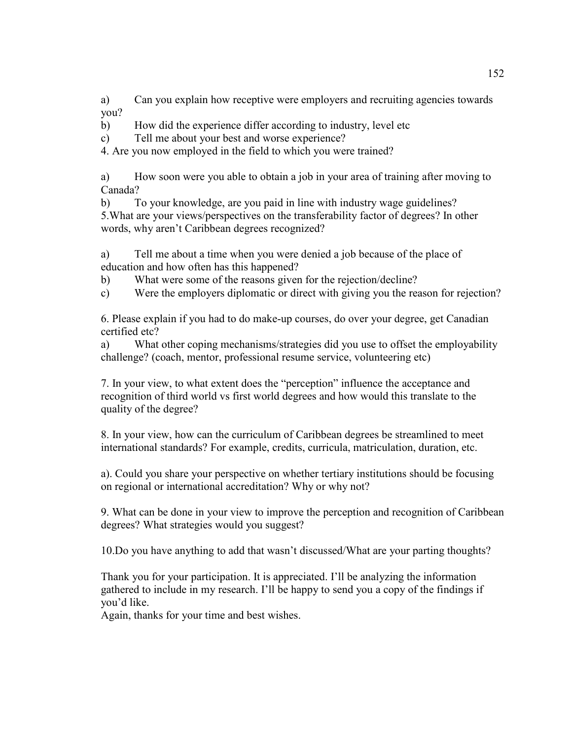a) Can you explain how receptive were employers and recruiting agencies towards you?

b) How did the experience differ according to industry, level etc

c) Tell me about your best and worse experience?

4. Are you now employed in the field to which you were trained?

a) How soon were you able to obtain a job in your area of training after moving to Canada?

b) To your knowledge, are you paid in line with industry wage guidelines?

5.What are your views/perspectives on the transferability factor of degrees? In other words, why aren't Caribbean degrees recognized?

a) Tell me about a time when you were denied a job because of the place of education and how often has this happened?

b) What were some of the reasons given for the rejection/decline?

c) Were the employers diplomatic or direct with giving you the reason for rejection?

6. Please explain if you had to do make-up courses, do over your degree, get Canadian certified etc?

a) What other coping mechanisms/strategies did you use to offset the employability challenge? (coach, mentor, professional resume service, volunteering etc)

7. In your view, to what extent does the "perception" influence the acceptance and recognition of third world vs first world degrees and how would this translate to the quality of the degree?

8. In your view, how can the curriculum of Caribbean degrees be streamlined to meet international standards? For example, credits, curricula, matriculation, duration, etc.

a). Could you share your perspective on whether tertiary institutions should be focusing on regional or international accreditation? Why or why not?

9. What can be done in your view to improve the perception and recognition of Caribbean degrees? What strategies would you suggest?

10.Do you have anything to add that wasn't discussed/What are your parting thoughts?

Thank you for your participation. It is appreciated. I'll be analyzing the information gathered to include in my research. I'll be happy to send you a copy of the findings if you'd like.

Again, thanks for your time and best wishes.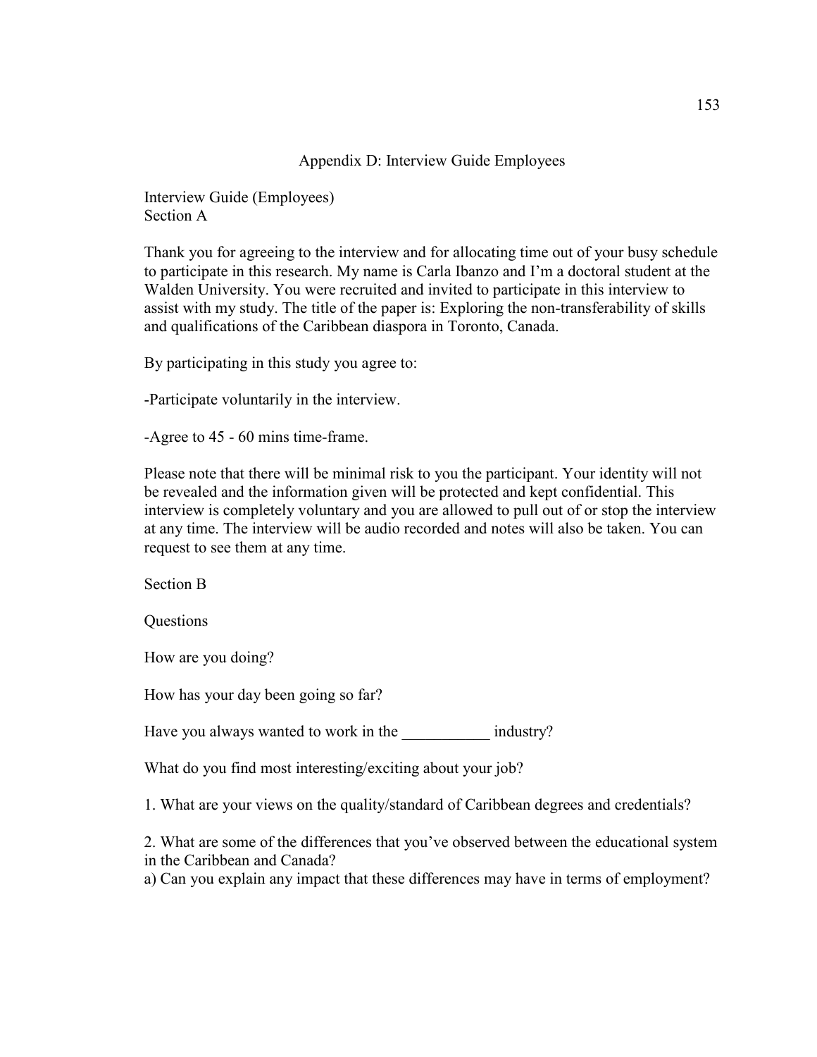# Appendix D: Interview Guide Employees

Interview Guide (Employees)
Section A

Thank you for agreeing to the interview and for allocating time out of your busy schedule to participate in this research. My name is Carla Ibanzo and I'm a doctoral student at the Walden University. You were recruited and invited to participate in this interview to assist with my study. The title of the paper is: Exploring the non-transferability of skills and qualifications of the Caribbean diaspora in Toronto, Canada.

By participating in this study you agree to:

-Participate voluntarily in the interview.

-Agree to 45 - 60 mins time-frame.

Please note that there will be minimal risk to you the participant. Your identity will not be revealed and the information given will be protected and kept confidential. This interview is completely voluntary and you are allowed to pull out of or stop the interview at any time. The interview will be audio recorded and notes will also be taken. You can request to see them at any time.

Section B

Questions

How are you doing?

How has your day been going so far?

Have you always wanted to work in the ___________ industry?

What do you find most interesting/exciting about your job?

1. What are your views on the quality/standard of Caribbean degrees and credentials?

2. What are some of the differences that you've observed between the educational system in the Caribbean and Canada?
a) Can you explain any impact that these differences may have in terms of employment?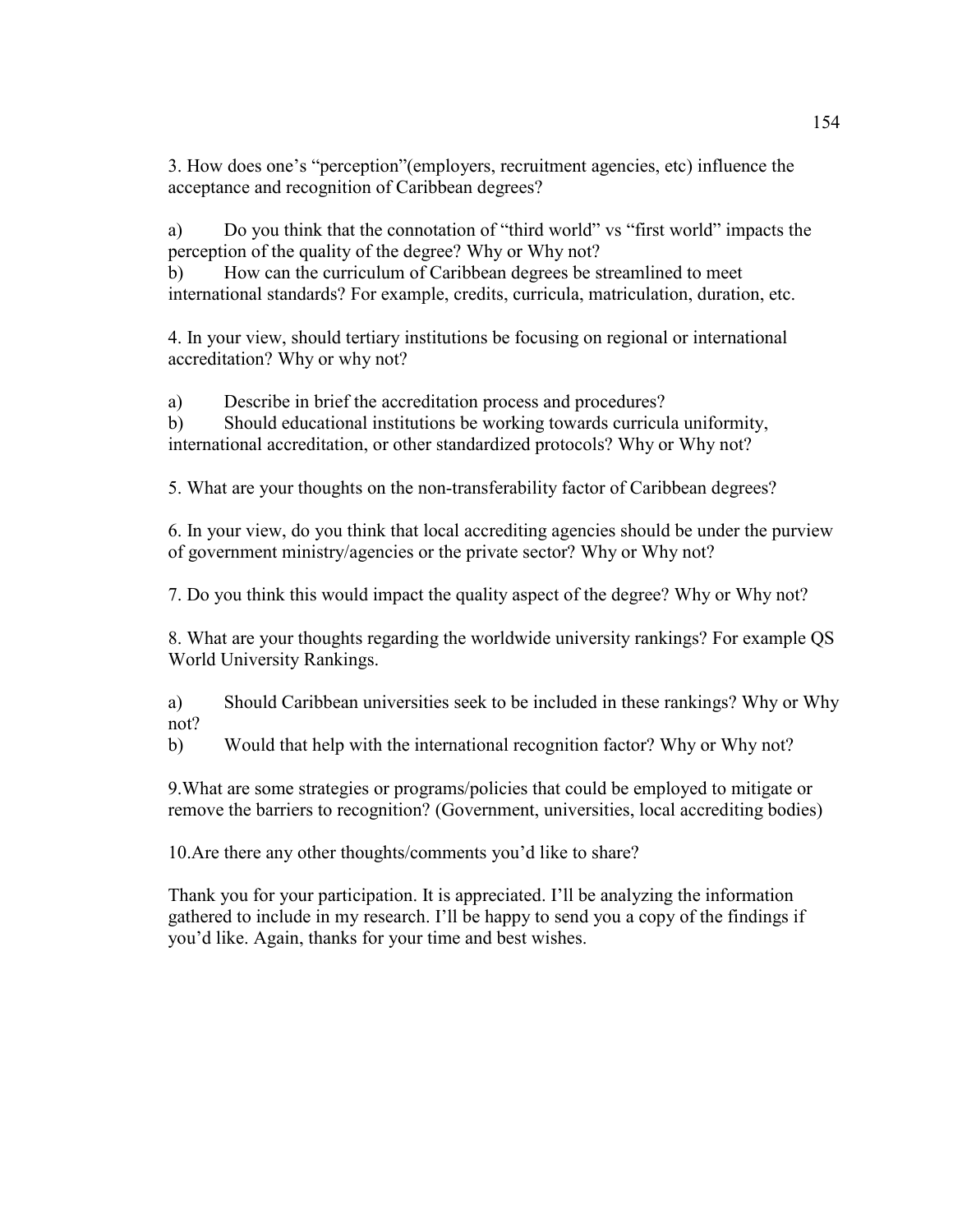3. How does one's "perception"(employers, recruitment agencies, etc) influence the acceptance and recognition of Caribbean degrees?

a) Do you think that the connotation of "third world" vs "first world" impacts the perception of the quality of the degree? Why or Why not?

b) How can the curriculum of Caribbean degrees be streamlined to meet international standards? For example, credits, curricula, matriculation, duration, etc.

4. In your view, should tertiary institutions be focusing on regional or international accreditation? Why or why not?

a) Describe in brief the accreditation process and procedures?

b) Should educational institutions be working towards curricula uniformity, international accreditation, or other standardized protocols? Why or Why not?

5. What are your thoughts on the non-transferability factor of Caribbean degrees?

6. In your view, do you think that local accrediting agencies should be under the purview of government ministry/agencies or the private sector? Why or Why not?

7. Do you think this would impact the quality aspect of the degree? Why or Why not?

8. What are your thoughts regarding the worldwide university rankings? For example QS World University Rankings.

a) Should Caribbean universities seek to be included in these rankings? Why or Why not?

b) Would that help with the international recognition factor? Why or Why not?

9.What are some strategies or programs/policies that could be employed to mitigate or remove the barriers to recognition? (Government, universities, local accrediting bodies)

10.Are there any other thoughts/comments you'd like to share?

Thank you for your participation. It is appreciated. I'll be analyzing the information gathered to include in my research. I'll be happy to send you a copy of the findings if you'd like. Again, thanks for your time and best wishes.